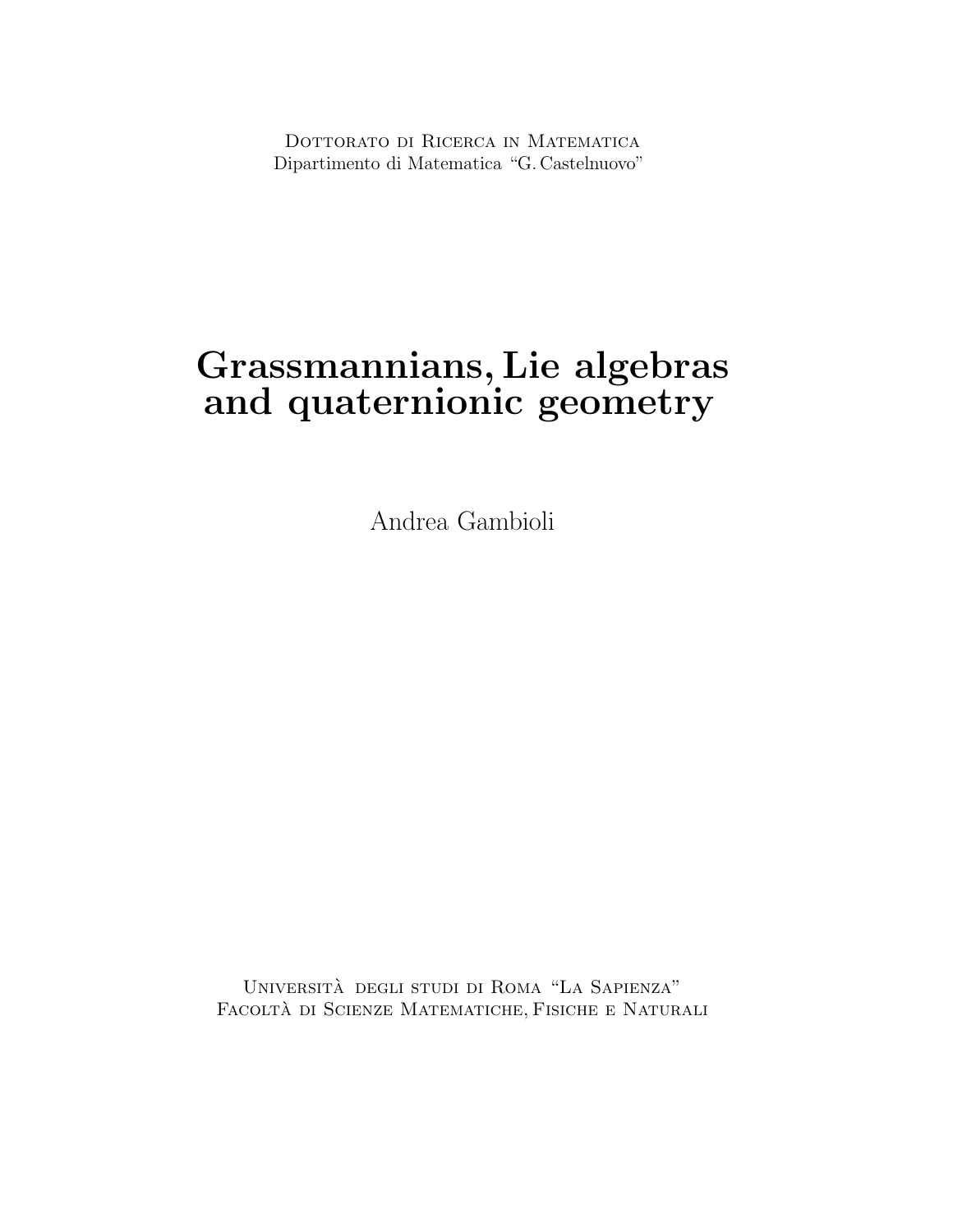Dottorato di Ricerca in Matematica
Dipartimento di Matematica "G. Castelnuovo"

# Grassmannians, Lie algebras and quaternionic geometry

Andrea Gambioli

Università degli studi di Roma "La Sapienza"
Facoltà di Scienze Matematiche, Fisiche e Naturali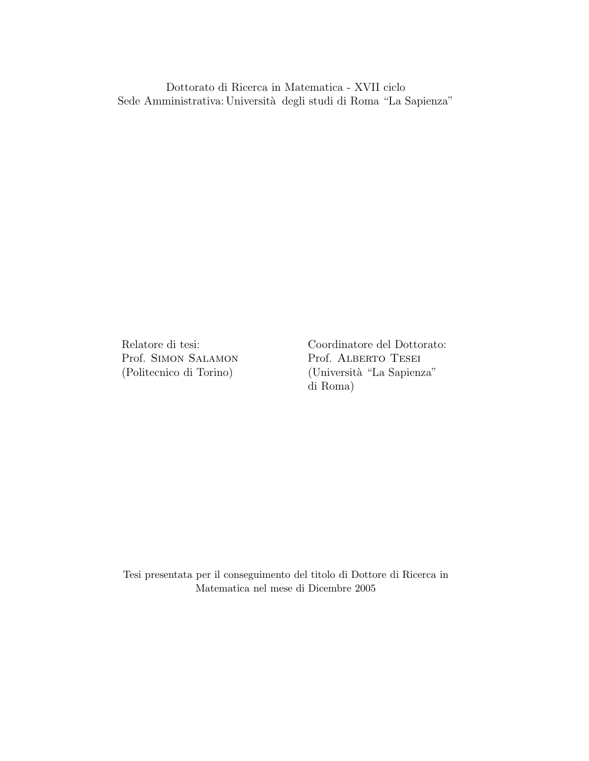Dottorato di Ricerca in Matematica - XVII ciclo
Sede Amministrativa: Università degli studi di Roma "La Sapienza"

Relatore di tesi:
Prof. Simon Salamon
(Politecnico di Torino)

Coordinatore del Dottorato:
Prof. Alberto Tesei
(Università "La Sapienza"
di Roma)

Tesi presentata per il conseguimento del titolo di Dottore di Ricerca in Matematica nel mese di Dicembre 2005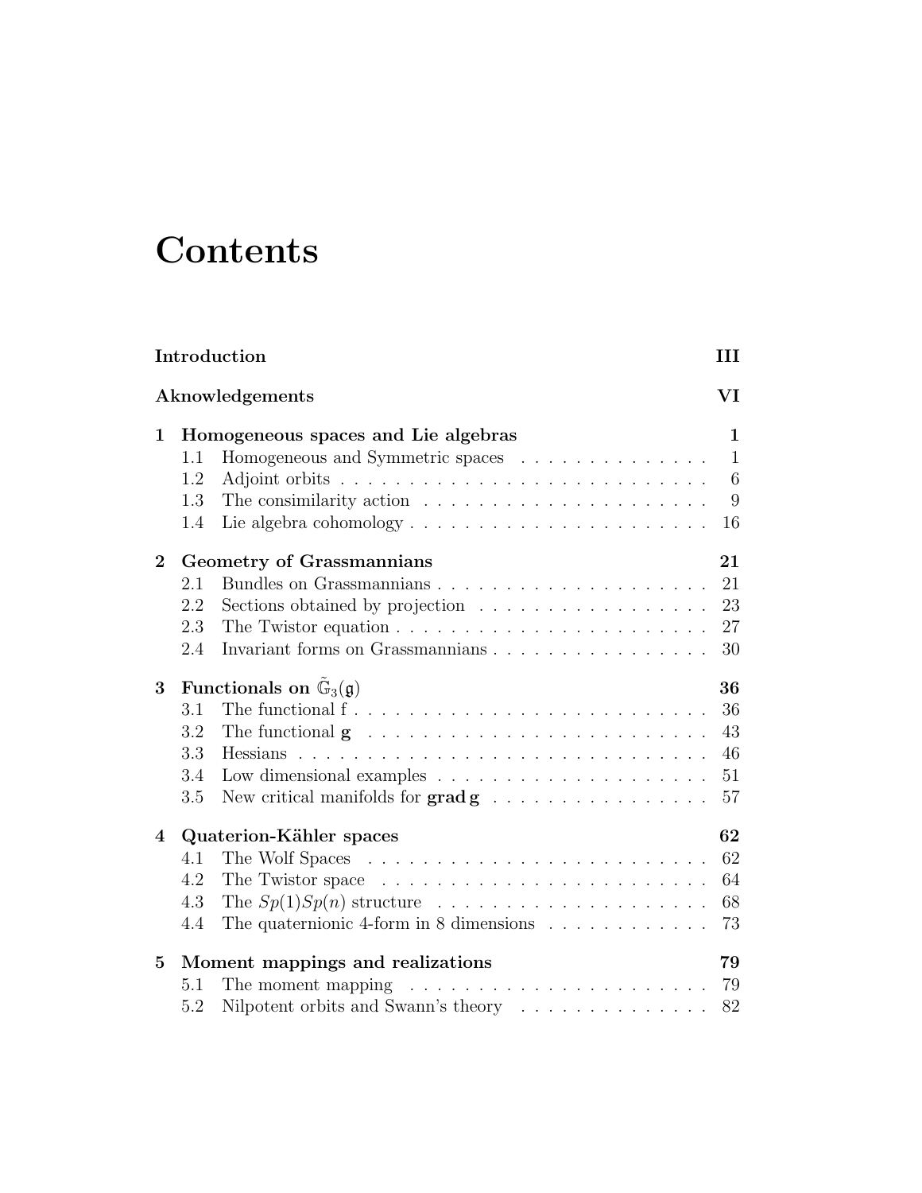# Contents

**Introduction** **III**

**Aknowledgements** **VI**

**1 Homogeneous spaces and Lie algebras** **1**

- 1.1 Homogeneous and Symmetric spaces . . . . . . . . . . . . . . 1
- 1.2 Adjoint orbits . . . . . . . . . . . . . . . . . . . . . . . . . . . . 6
- 1.3 The consimilarity action . . . . . . . . . . . . . . . . . . . . . 9
- 1.4 Lie algebra cohomology . . . . . . . . . . . . . . . . . . . . . . 16

**2 Geometry of Grassmannians** **21**

- 2.1 Bundles on Grassmannians . . . . . . . . . . . . . . . . . . . . 21
- 2.2 Sections obtained by projection . . . . . . . . . . . . . . . . . 23
- 2.3 The Twistor equation . . . . . . . . . . . . . . . . . . . . . . . 27
- 2.4 Invariant forms on Grassmannians . . . . . . . . . . . . . . . . 30

**3 Functionals on $\tilde{\mathbb{G}}_3(\mathfrak{g})$** **36**

- 3.1 The functional f . . . . . . . . . . . . . . . . . . . . . . . . . . . 36
- 3.2 The functional **g** . . . . . . . . . . . . . . . . . . . . . . . . . . 43
- 3.3 Hessians . . . . . . . . . . . . . . . . . . . . . . . . . . . . . . . 46
- 3.4 Low dimensional examples . . . . . . . . . . . . . . . . . . . . 51
- 3.5 New critical manifolds for **grad g** . . . . . . . . . . . . . . . . 57

**4 Quaterion-Kähler spaces** **62**

- 4.1 The Wolf Spaces . . . . . . . . . . . . . . . . . . . . . . . . . . 62
- 4.2 The Twistor space . . . . . . . . . . . . . . . . . . . . . . . . . 64
- 4.3 The $Sp(1)Sp(n)$ structure . . . . . . . . . . . . . . . . . . . . 68
- 4.4 The quaternionic 4-form in 8 dimensions . . . . . . . . . . . . 73

**5 Moment mappings and realizations** **79**

- 5.1 The moment mapping . . . . . . . . . . . . . . . . . . . . . . . 79
- 5.2 Nilpotent orbits and Swann's theory . . . . . . . . . . . . . . 82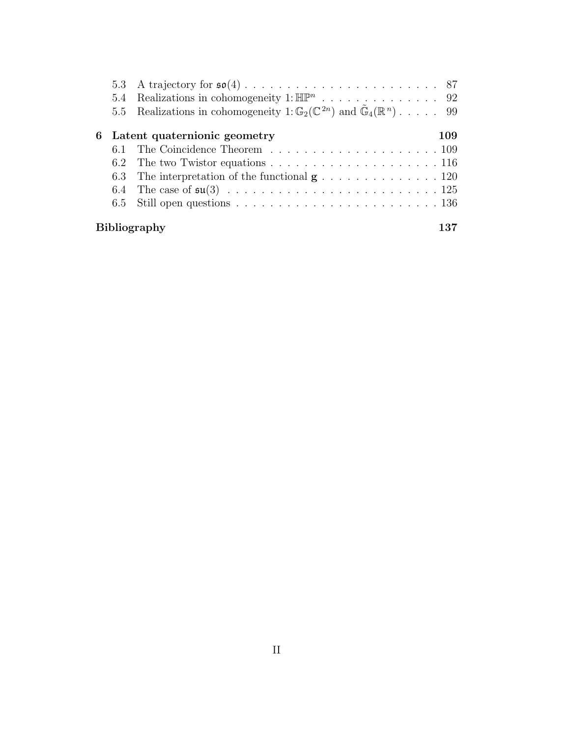- 5.3 A trajectory for $\mathfrak{so}(4)$ . . . . . . . . . . . . . . . . . . . . . . . . 87
- 5.4 Realizations in cohomogeneity 1: $\mathbb{HP}^n$ . . . . . . . . . . . . . . . 92
- 5.5 Realizations in cohomogeneity 1: $\mathbb{G}_2(\mathbb{C}^{2n})$ and $\tilde{\mathbb{G}}_4(\mathbb{R}^n)$ . . . . . 99

**6 Latent quaternionic geometry** **109**

- 6.1 The Coincidence Theorem . . . . . . . . . . . . . . . . . . . . . 109
- 6.2 The two Twistor equations . . . . . . . . . . . . . . . . . . . . . 116
- 6.3 The interpretation of the functional $\mathbf{g}$ . . . . . . . . . . . . . . . 120
- 6.4 The case of $\mathfrak{su}(3)$ . . . . . . . . . . . . . . . . . . . . . . . . . . 125
- 6.5 Still open questions . . . . . . . . . . . . . . . . . . . . . . . . . 136

**Bibliography** **137**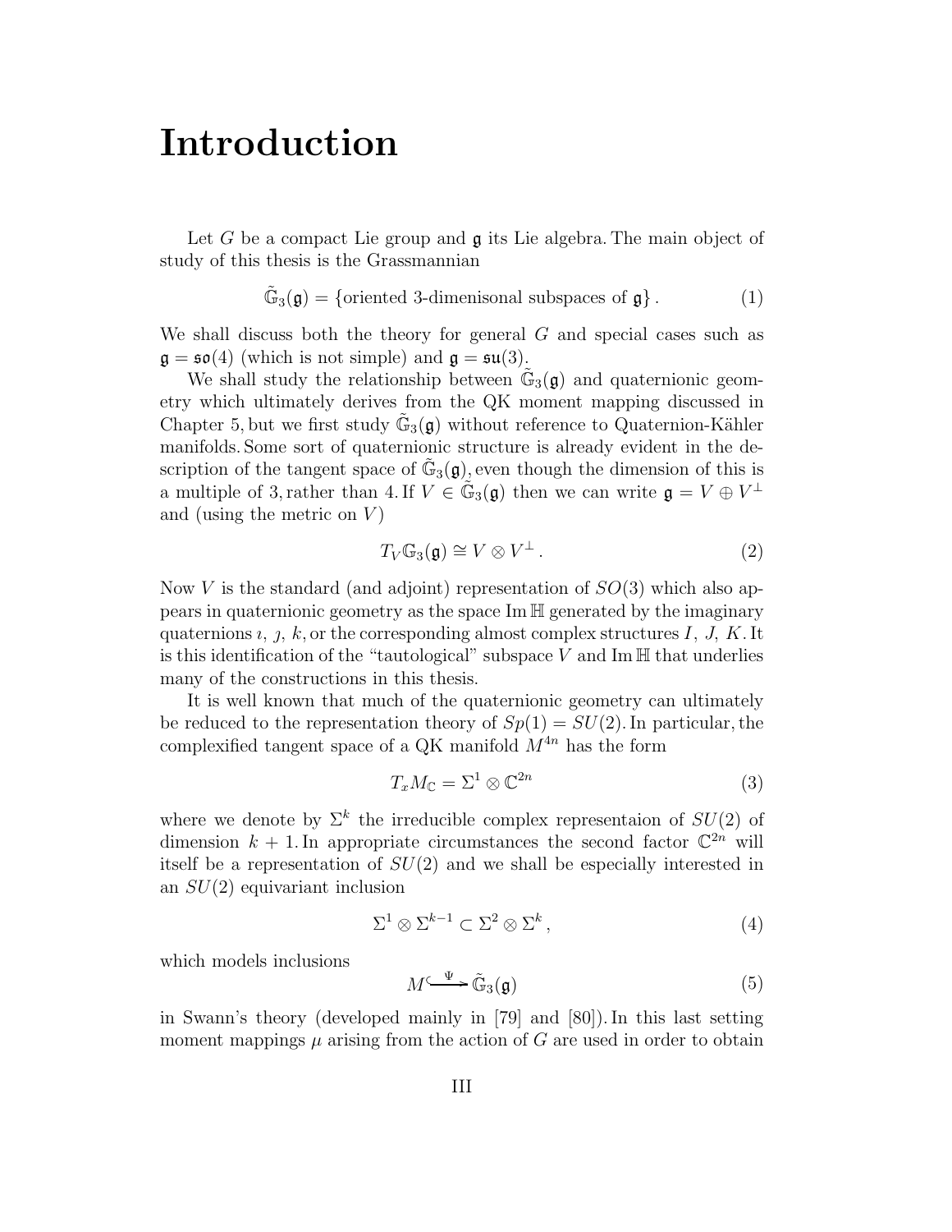# Introduction

Let $G$ be a compact Lie group and $\mathfrak{g}$ its Lie algebra. The main object of study of this thesis is the Grassmannian

$$\tilde{\mathbb{G}}_3(\mathfrak{g}) = \{\text{oriented 3-dimenisonal subspaces of } \mathfrak{g}\}\,. \tag{1}$$

We shall discuss both the theory for general $G$ and special cases such as $\mathfrak{g} = \mathfrak{so}(4)$ (which is not simple) and $\mathfrak{g} = \mathfrak{su}(3)$.

We shall study the relationship between $\tilde{\mathbb{G}}_3(\mathfrak{g})$ and quaternionic geometry which ultimately derives from the QK moment mapping discussed in Chapter 5, but we first study $\tilde{\mathbb{G}}_3(\mathfrak{g})$ without reference to Quaternion-Kähler manifolds. Some sort of quaternionic structure is already evident in the description of the tangent space of $\tilde{\mathbb{G}}_3(\mathfrak{g})$, even though the dimension of this is a multiple of 3, rather than 4. If $V \in \tilde{\mathbb{G}}_3(\mathfrak{g})$ then we can write $\mathfrak{g} = V \oplus V^\perp$ and (using the metric on $V$)

$$T_V\mathbb{G}_3(\mathfrak{g}) \cong V \otimes V^\perp\,. \tag{2}$$

Now $V$ is the standard (and adjoint) representation of $SO(3)$ which also appears in quaternionic geometry as the space $\operatorname{Im}\mathbb{H}$ generated by the imaginary quaternions $\imath$, $\jmath$, $k$, or the corresponding almost complex structures $I$, $J$, $K$. It is this identification of the "tautological" subspace $V$ and $\operatorname{Im}\mathbb{H}$ that underlies many of the constructions in this thesis.

It is well known that much of the quaternionic geometry can ultimately be reduced to the representation theory of $Sp(1) = SU(2)$. In particular, the complexified tangent space of a QK manifold $M^{4n}$ has the form

$$T_xM_{\mathbb{C}} = \Sigma^1 \otimes \mathbb{C}^{2n} \tag{3}$$

where we denote by $\Sigma^k$ the irreducible complex representaion of $SU(2)$ of dimension $k+1$. In appropriate circumstances the second factor $\mathbb{C}^{2n}$ will itself be a representation of $SU(2)$ and we shall be especially interested in an $SU(2)$ equivariant inclusion

$$\Sigma^1 \otimes \Sigma^{k-1} \subset \Sigma^2 \otimes \Sigma^k\,, \tag{4}$$

which models inclusions

$$M \overset{\Psi}{\hookrightarrow} \tilde{\mathbb{G}}_3(\mathfrak{g}) \tag{5}$$

in Swann's theory (developed mainly in [79] and [80]). In this last setting moment mappings $\mu$ arising from the action of $G$ are used in order to obtain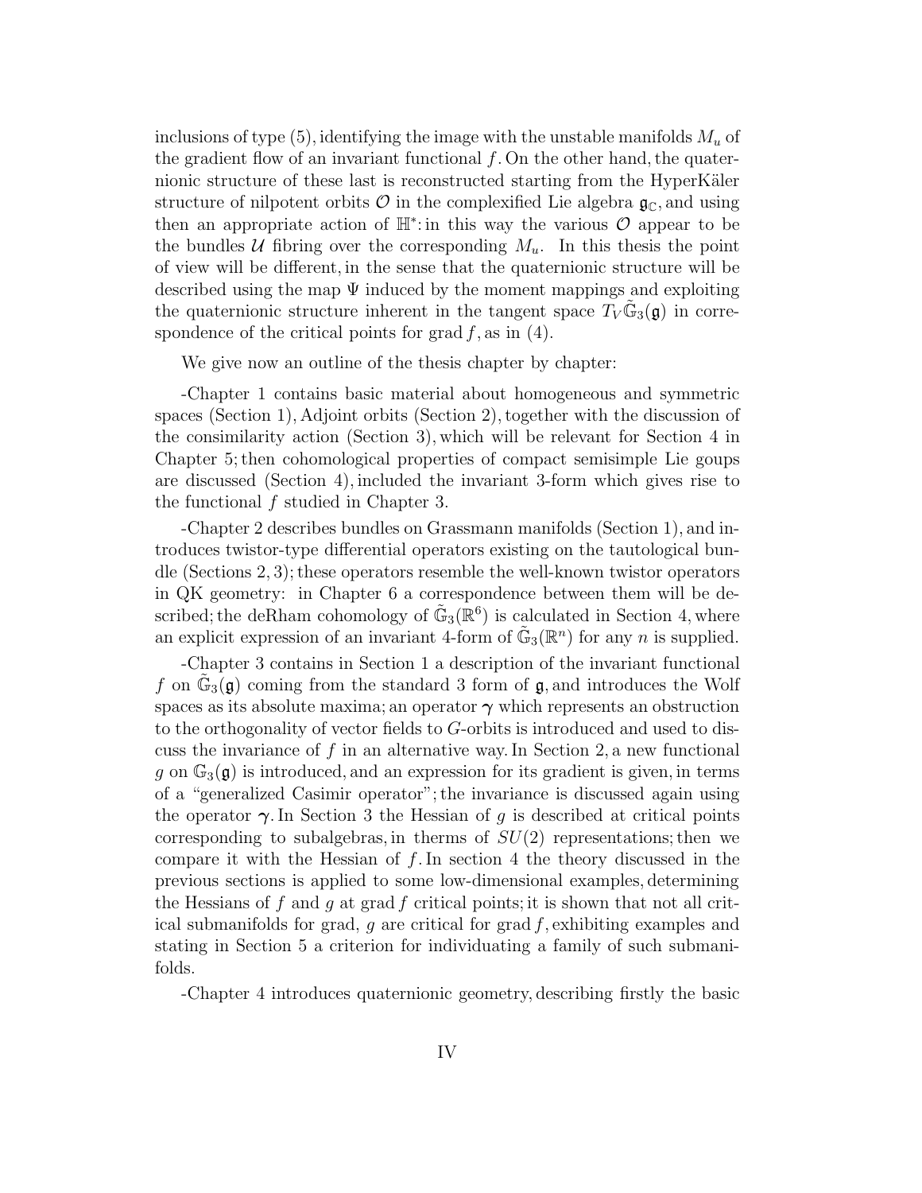inclusions of type (5), identifying the image with the unstable manifolds $M_u$ of the gradient flow of an invariant functional $f$. On the other hand, the quaternionic structure of these last is reconstructed starting from the HyperKäler structure of nilpotent orbits $\mathcal{O}$ in the complexified Lie algebra $\mathfrak{g}_{\mathbb{C}}$, and using then an appropriate action of $\mathbb{H}^*$: in this way the various $\mathcal{O}$ appear to be the bundles $\mathcal{U}$ fibring over the corresponding $M_u$. In this thesis the point of view will be different, in the sense that the quaternionic structure will be described using the map $\Psi$ induced by the moment mappings and exploiting the quaternionic structure inherent in the tangent space $T_V\tilde{\mathbb{G}}_3(\mathfrak{g})$ in correspondence of the critical points for grad $f$, as in (4).

We give now an outline of the thesis chapter by chapter:

-Chapter 1 contains basic material about homogeneous and symmetric spaces (Section 1), Adjoint orbits (Section 2), together with the discussion of the consimilarity action (Section 3), which will be relevant for Section 4 in Chapter 5; then cohomological properties of compact semisimple Lie goups are discussed (Section 4), included the invariant 3-form which gives rise to the functional $f$ studied in Chapter 3.

-Chapter 2 describes bundles on Grassmann manifolds (Section 1), and introduces twistor-type differential operators existing on the tautological bundle (Sections 2, 3); these operators resemble the well-known twistor operators in QK geometry: in Chapter 6 a correspondence between them will be described; the deRham cohomology of $\tilde{\mathbb{G}}_3(\mathbb{R}^6)$ is calculated in Section 4, where an explicit expression of an invariant 4-form of $\tilde{\mathbb{G}}_3(\mathbb{R}^n)$ for any $n$ is supplied.

-Chapter 3 contains in Section 1 a description of the invariant functional $f$ on $\tilde{\mathbb{G}}_3(\mathfrak{g})$ coming from the standard 3 form of $\mathfrak{g}$, and introduces the Wolf spaces as its absolute maxima; an operator $\boldsymbol{\gamma}$ which represents an obstruction to the orthogonality of vector fields to $G$-orbits is introduced and used to discuss the invariance of $f$ in an alternative way. In Section 2, a new functional $g$ on $\mathbb{G}_3(\mathfrak{g})$ is introduced, and an expression for its gradient is given, in terms of a "generalized Casimir operator"; the invariance is discussed again using the operator $\boldsymbol{\gamma}$. In Section 3 the Hessian of $g$ is described at critical points corresponding to subalgebras, in therms of $SU(2)$ representations; then we compare it with the Hessian of $f$. In section 4 the theory discussed in the previous sections is applied to some low-dimensional examples, determining the Hessians of $f$ and $g$ at grad $f$ critical points; it is shown that not all critical submanifolds for grad, $g$ are critical for grad $f$, exhibiting examples and stating in Section 5 a criterion for individuating a family of such submanifolds.

-Chapter 4 introduces quaternionic geometry, describing firstly the basic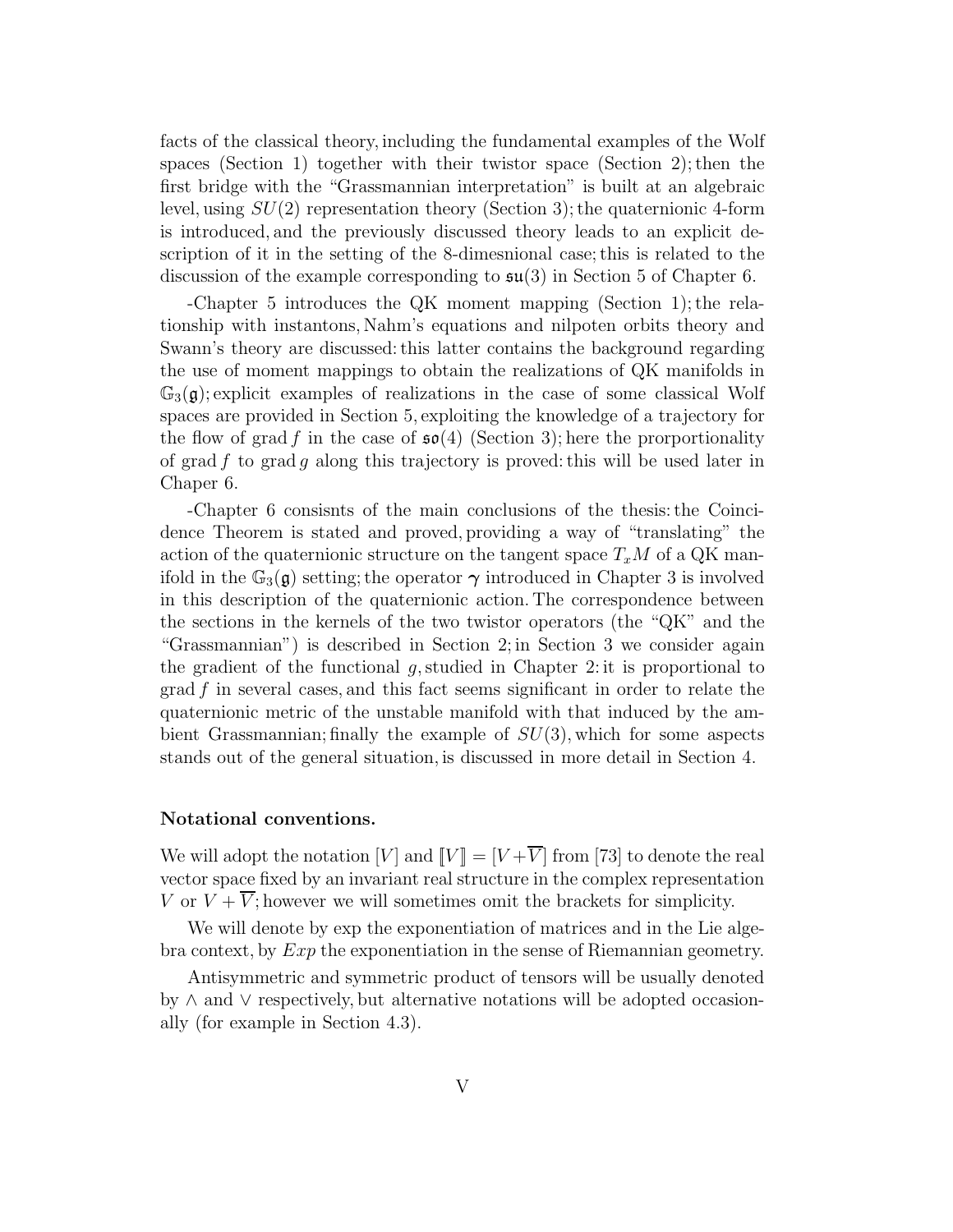facts of the classical theory, including the fundamental examples of the Wolf spaces (Section 1) together with their twistor space (Section 2); then the first bridge with the "Grassmannian interpretation" is built at an algebraic level, using $SU(2)$ representation theory (Section 3); the quaternionic 4-form is introduced, and the previously discussed theory leads to an explicit description of it in the setting of the 8-dimesnional case; this is related to the discussion of the example corresponding to $\mathfrak{su}(3)$ in Section 5 of Chapter 6.

-Chapter 5 introduces the QK moment mapping (Section 1); the relationship with instantons, Nahm's equations and nilpoten orbits theory and Swann's theory are discussed: this latter contains the background regarding the use of moment mappings to obtain the realizations of QK manifolds in $\mathbb{G}_3(\mathfrak{g})$; explicit examples of realizations in the case of some classical Wolf spaces are provided in Section 5, exploiting the knowledge of a trajectory for the flow of $\operatorname{grad} f$ in the case of $\mathfrak{so}(4)$ (Section 3); here the prorportionality of $\operatorname{grad} f$ to $\operatorname{grad} g$ along this trajectory is proved: this will be used later in Chaper 6.

-Chapter 6 consisnts of the main conclusions of the thesis: the Coincidence Theorem is stated and proved, providing a way of "translating" the action of the quaternionic structure on the tangent space $T_xM$ of a QK manifold in the $\mathbb{G}_3(\mathfrak{g})$ setting; the operator $\boldsymbol{\gamma}$ introduced in Chapter 3 is involved in this description of the quaternionic action. The correspondence between the sections in the kernels of the two twistor operators (the "QK" and the "Grassmannian") is described in Section 2; in Section 3 we consider again the gradient of the functional $g$, studied in Chapter 2: it is proportional to $\operatorname{grad} f$ in several cases, and this fact seems significant in order to relate the quaternionic metric of the unstable manifold with that induced by the ambient Grassmannian; finally the example of $SU(3)$, which for some aspects stands out of the general situation, is discussed in more detail in Section 4.

**Notational conventions.**

We will adopt the notation $[V]$ and $[\![V]\!] = [V + \overline{V}]$ from [73] to denote the real vector space fixed by an invariant real structure in the complex representation $V$ or $V + \overline{V}$; however we will sometimes omit the brackets for simplicity.

We will denote by exp the exponentiation of matrices and in the Lie algebra context, by $Exp$ the exponentiation in the sense of Riemannian geometry.

Antisymmetric and symmetric product of tensors will be usually denoted by $\wedge$ and $\vee$ respectively, but alternative notations will be adopted occasionally (for example in Section 4.3).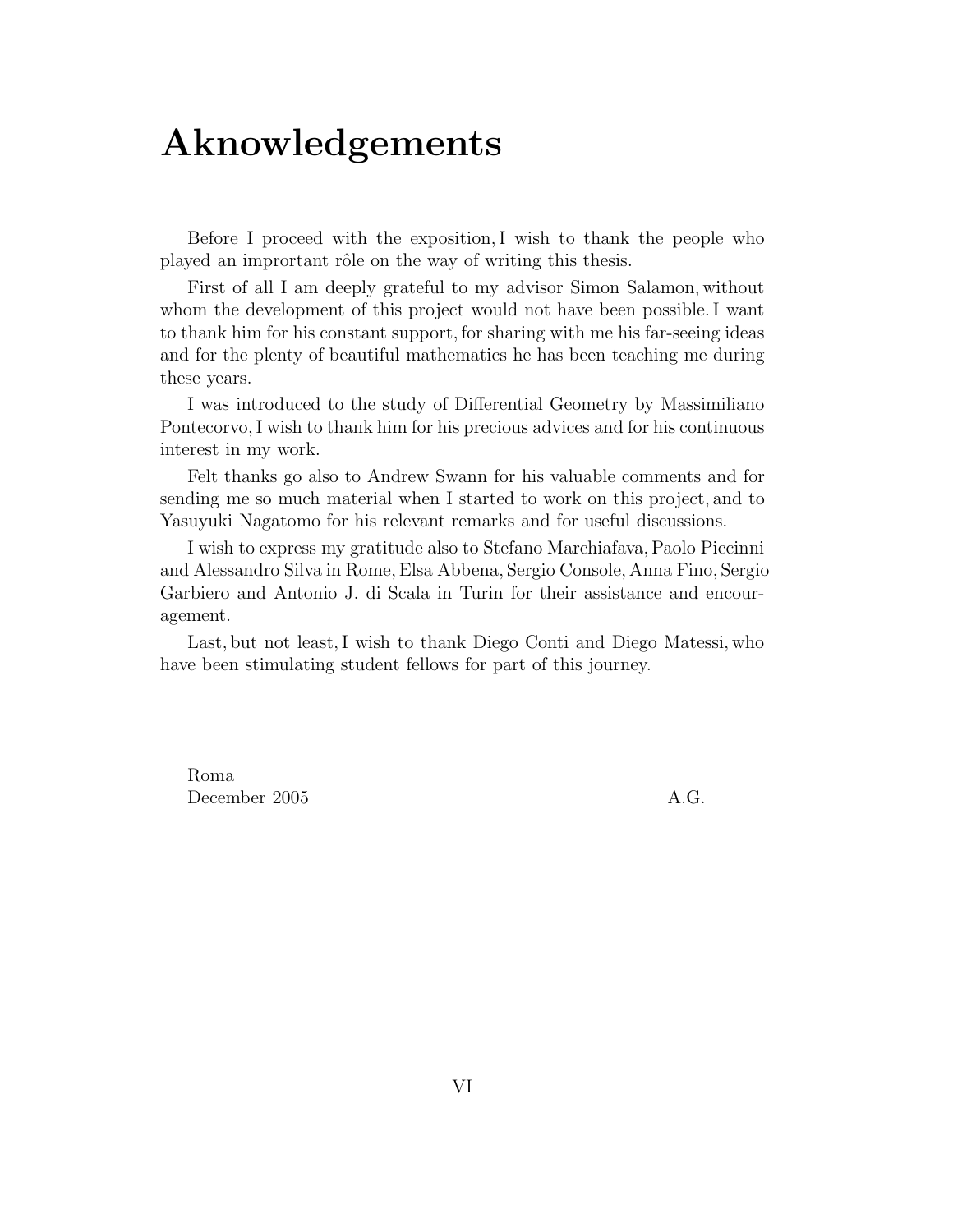# Aknowledgements

Before I proceed with the exposition, I wish to thank the people who played an imprortant rôle on the way of writing this thesis.

First of all I am deeply grateful to my advisor Simon Salamon, without whom the development of this project would not have been possible. I want to thank him for his constant support, for sharing with me his far-seeing ideas and for the plenty of beautiful mathematics he has been teaching me during these years.

I was introduced to the study of Differential Geometry by Massimiliano Pontecorvo, I wish to thank him for his precious advices and for his continuous interest in my work.

Felt thanks go also to Andrew Swann for his valuable comments and for sending me so much material when I started to work on this project, and to Yasuyuki Nagatomo for his relevant remarks and for useful discussions.

I wish to express my gratitude also to Stefano Marchiafava, Paolo Piccinni and Alessandro Silva in Rome, Elsa Abbena, Sergio Console, Anna Fino, Sergio Garbiero and Antonio J. di Scala in Turin for their assistance and encouragement.

Last, but not least, I wish to thank Diego Conti and Diego Matessi, who have been stimulating student fellows for part of this journey.

Roma
December 2005

A.G.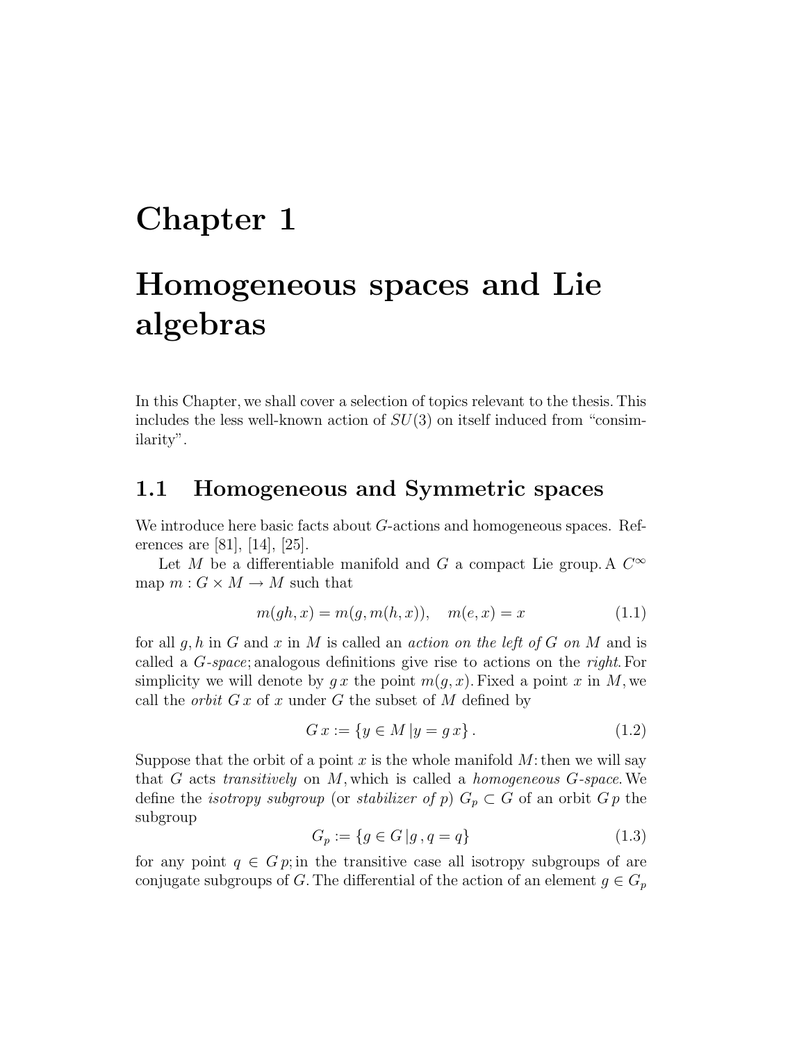# Chapter 1

# Homogeneous spaces and Lie algebras

In this Chapter, we shall cover a selection of topics relevant to the thesis. This includes the less well-known action of $SU(3)$ on itself induced from "consimilarity".

## 1.1 Homogeneous and Symmetric spaces

We introduce here basic facts about $G$-actions and homogeneous spaces. References are [81], [14], [25].

Let $M$ be a differentiable manifold and $G$ a compact Lie group. A $C^\infty$ map $m : G \times M \to M$ such that

$$m(gh, x) = m(g, m(h, x)), \quad m(e, x) = x \tag{1.1}$$

for all $g, h$ in $G$ and $x$ in $M$ is called an *action on the left of* $G$ *on* $M$ and is called a *$G$-space*; analogous definitions give rise to actions on the *right*. For simplicity we will denote by $g\,x$ the point $m(g, x)$. Fixed a point $x$ in $M$, we call the *orbit* $G\,x$ of $x$ under $G$ the subset of $M$ defined by

$$G\,x := \{y \in M \,|\, y = g\,x\}\,. \tag{1.2}$$

Suppose that the orbit of a point $x$ is the whole manifold $M$: then we will say that $G$ acts *transitively* on $M$, which is called a *homogeneous $G$-space*. We define the *isotropy subgroup* (or *stabilizer of* $p$) $G_p \subset G$ of an orbit $G\,p$ the subgroup

$$G_p := \{g \in G \,|\, g\,, q = q\} \tag{1.3}$$

for any point $q \in G\,p$; in the transitive case all isotropy subgroups of are conjugate subgroups of $G$. The differential of the action of an element $g \in G_p$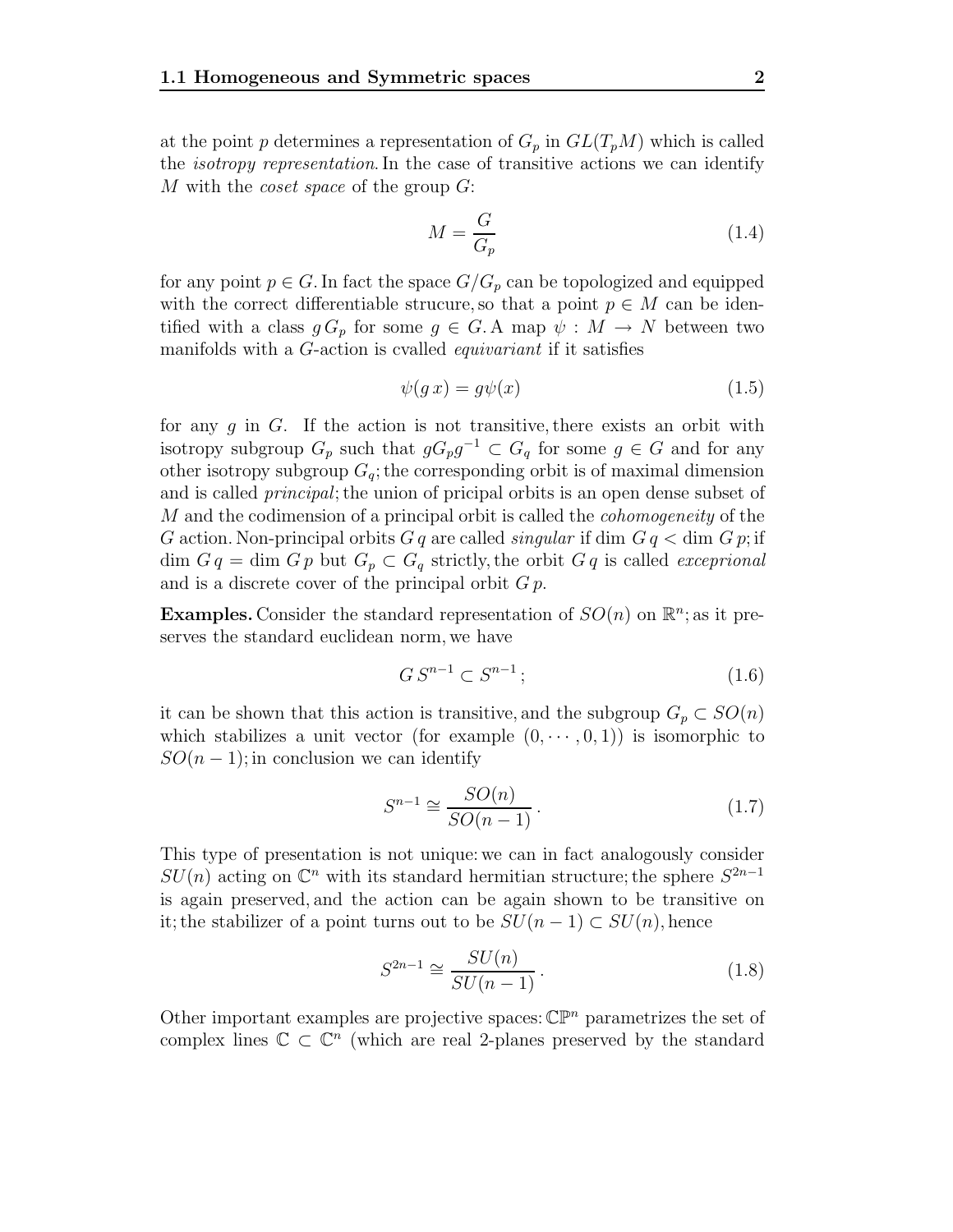at the point $p$ determines a representation of $G_p$ in $GL(T_pM)$ which is called the *isotropy representation*. In the case of transitive actions we can identify $M$ with the *coset space* of the group $G$:

$$M = \frac{G}{G_p} \tag{1.4}$$

for any point $p \in G$. In fact the space $G/G_p$ can be topologized and equipped with the correct differentiable strucure, so that a point $p \in M$ can be identified with a class $g\,G_p$ for some $g \in G$. A map $\psi : M \to N$ between two manifolds with a $G$-action is cvalled *equivariant* if it satisfies

$$\psi(g\,x) = g\psi(x) \tag{1.5}$$

for any $g$ in $G$. If the action is not transitive, there exists an orbit with isotropy subgroup $G_p$ such that $gG_pg^{-1} \subset G_q$ for some $g \in G$ and for any other isotropy subgroup $G_q$; the corresponding orbit is of maximal dimension and is called *principal*; the union of pricipal orbits is an open dense subset of $M$ and the codimension of a principal orbit is called the *cohomogeneity* of the $G$ action. Non-principal orbits $G\,q$ are called *singular* if $\dim\, G\,q < \dim\, G\,p$; if $\dim\, G\,q = \dim\, G\,p$ but $G_p \subset G_q$ strictly, the orbit $G\,q$ is called *exceprional* and is a discrete cover of the principal orbit $G\,p$.

**Examples.** Consider the standard representation of $SO(n)$ on $\mathbb{R}^n$; as it preserves the standard euclidean norm, we have

$$G\,S^{n-1} \subset S^{n-1}\,; \tag{1.6}$$

it can be shown that this action is transitive, and the subgroup $G_p \subset SO(n)$ which stabilizes a unit vector (for example $(0, \cdots, 0, 1)$) is isomorphic to $SO(n-1)$; in conclusion we can identify

$$S^{n-1} \cong \frac{SO(n)}{SO(n-1)}\,. \tag{1.7}$$

This type of presentation is not unique: we can in fact analogously consider $SU(n)$ acting on $\mathbb{C}^n$ with its standard hermitian structure; the sphere $S^{2n-1}$ is again preserved, and the action can be again shown to be transitive on it; the stabilizer of a point turns out to be $SU(n-1) \subset SU(n)$, hence

$$S^{2n-1} \cong \frac{SU(n)}{SU(n-1)}\,. \tag{1.8}$$

Other important examples are projective spaces: $\mathbb{CP}^n$ parametrizes the set of complex lines $\mathbb{C} \subset \mathbb{C}^n$ (which are real 2-planes preserved by the standard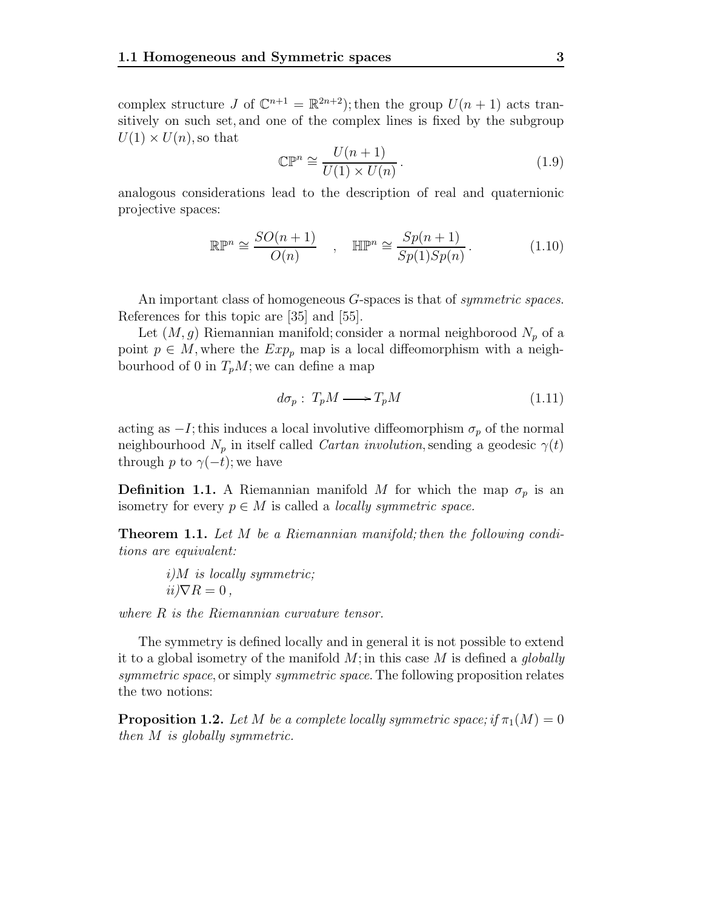complex structure $J$ of $\mathbb{C}^{n+1} = \mathbb{R}^{2n+2}$); then the group $U(n+1)$ acts transitively on such set, and one of the complex lines is fixed by the subgroup $U(1) \times U(n)$, so that

$$\mathbb{CP}^n \cong \frac{U(n+1)}{U(1) \times U(n)} \,. \tag{1.9}$$

analogous considerations lead to the description of real and quaternionic projective spaces:

$$\mathbb{RP}^n \cong \frac{SO(n+1)}{O(n)} \quad , \quad \mathbb{HP}^n \cong \frac{Sp(n+1)}{Sp(1)Sp(n)} \,. \tag{1.10}$$

An important class of homogeneous $G$-spaces is that of *symmetric spaces*. References for this topic are [35] and [55].

Let $(M, g)$ Riemannian manifold; consider a normal neighborood $N_p$ of a point $p \in M$, where the $Exp_p$ map is a local diffeomorphism with a neighbourhood of 0 in $T_pM$; we can define a map

$$d\sigma_p : \; T_pM \longrightarrow T_pM \tag{1.11}$$

acting as $-I$; this induces a local involutive diffeomorphism $\sigma_p$ of the normal neighbourhood $N_p$ in itself called *Cartan involution*, sending a geodesic $\gamma(t)$ through $p$ to $\gamma(-t)$; we have

**Definition 1.1.** A Riemannian manifold $M$ for which the map $\sigma_p$ is an isometry for every $p \in M$ is called a *locally symmetric space.*

**Theorem 1.1.** *Let $M$ be a Riemannian manifold; then the following conditions are equivalent:*

*i) $M$ is locally symmetric;*
*ii) $\nabla R = 0$,*

*where $R$ is the Riemannian curvature tensor.*

The symmetry is defined locally and in general it is not possible to extend it to a global isometry of the manifold $M$; in this case $M$ is defined a *globally symmetric space*, or simply *symmetric space*. The following proposition relates the two notions:

**Proposition 1.2.** *Let $M$ be a complete locally symmetric space; if $\pi_1(M) = 0$ then $M$ is globally symmetric.*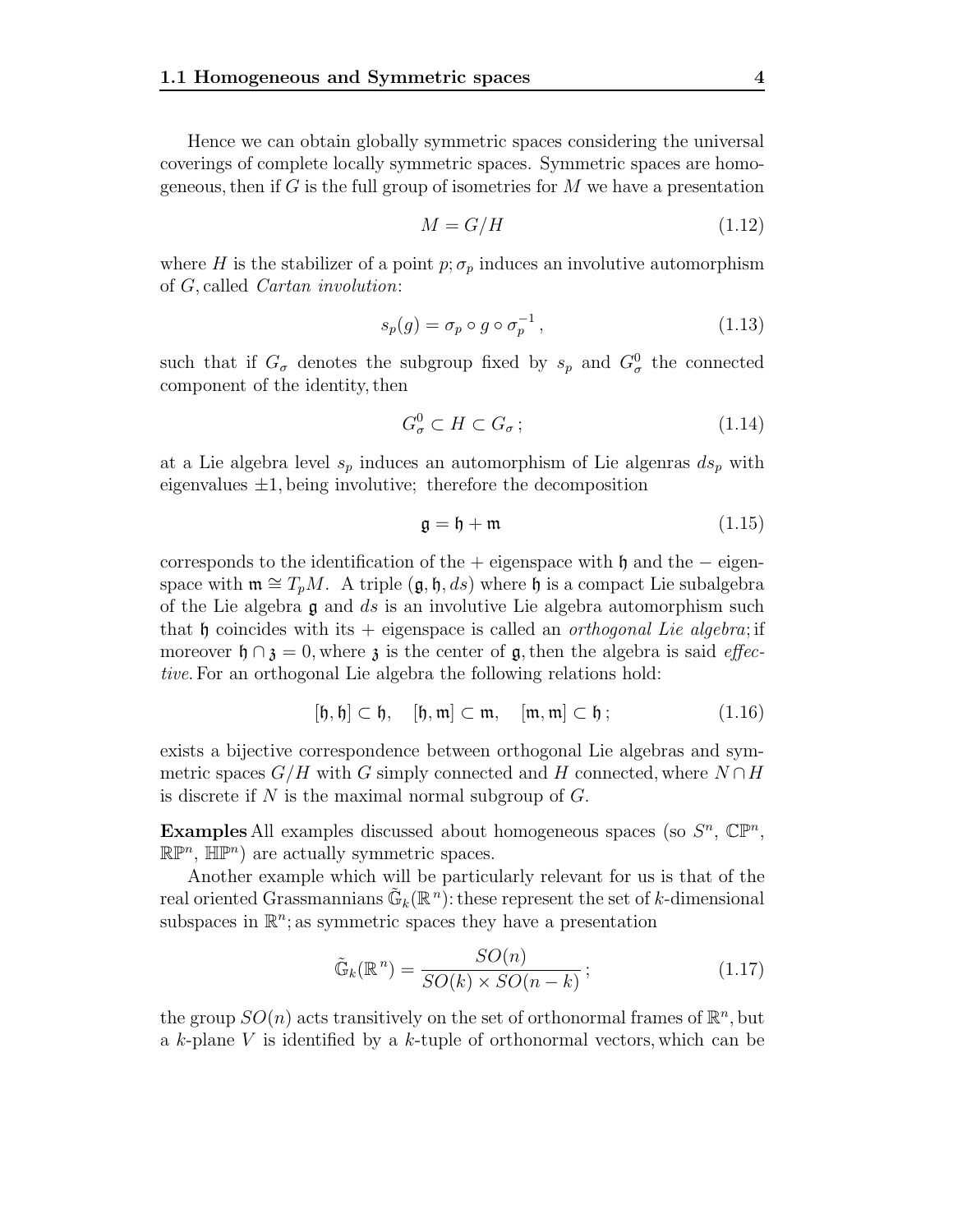Hence we can obtain globally symmetric spaces considering the universal coverings of complete locally symmetric spaces. Symmetric spaces are homogeneous, then if $G$ is the full group of isometries for $M$ we have a presentation

$$M = G/H \tag{1.12}$$

where $H$ is the stabilizer of a point $p$; $\sigma_p$ induces an involutive automorphism of $G$, called *Cartan involution*:

$$s_p(g) = \sigma_p \circ g \circ \sigma_p^{-1}\,, \tag{1.13}$$

such that if $G_\sigma$ denotes the subgroup fixed by $s_p$ and $G_\sigma^0$ the connected component of the identity, then

$$G_\sigma^0 \subset H \subset G_\sigma\,; \tag{1.14}$$

at a Lie algebra level $s_p$ induces an automorphism of Lie algenras $ds_p$ with eigenvalues $\pm 1$, being involutive; therefore the decomposition

$$\mathfrak{g} = \mathfrak{h} + \mathfrak{m} \tag{1.15}$$

corresponds to the identification of the $+$ eigenspace with $\mathfrak{h}$ and the $-$ eigenspace with $\mathfrak{m} \cong T_pM$. A triple $(\mathfrak{g}, \mathfrak{h}, ds)$ where $\mathfrak{h}$ is a compact Lie subalgebra of the Lie algebra $\mathfrak{g}$ and $ds$ is an involutive Lie algebra automorphism such that $\mathfrak{h}$ coincides with its $+$ eigenspace is called an *orthogonal Lie algebra*; if moreover $\mathfrak{h} \cap \mathfrak{z} = 0$, where $\mathfrak{z}$ is the center of $\mathfrak{g}$, then the algebra is said *effective*. For an orthogonal Lie algebra the following relations hold:

$$[\mathfrak{h}, \mathfrak{h}] \subset \mathfrak{h}, \quad [\mathfrak{h}, \mathfrak{m}] \subset \mathfrak{m}, \quad [\mathfrak{m}, \mathfrak{m}] \subset \mathfrak{h}\,; \tag{1.16}$$

exists a bijective correspondence between orthogonal Lie algebras and symmetric spaces $G/H$ with $G$ simply connected and $H$ connected, where $N \cap H$ is discrete if $N$ is the maximal normal subgroup of $G$.

**Examples** All examples discussed about homogeneous spaces (so $S^n$, $\mathbb{CP}^n$, $\mathbb{RP}^n$, $\mathbb{HP}^n$) are actually symmetric spaces.

Another example which will be particularly relevant for us is that of the real oriented Grassmannians $\tilde{\mathbb{G}}_k(\mathbb{R}^n)$: these represent the set of $k$-dimensional subspaces in $\mathbb{R}^n$; as symmetric spaces they have a presentation

$$\tilde{\mathbb{G}}_k(\mathbb{R}^n) = \frac{SO(n)}{SO(k) \times SO(n-k)}\,; \tag{1.17}$$

the group $SO(n)$ acts transitively on the set of orthonormal frames of $\mathbb{R}^n$, but a $k$-plane $V$ is identified by a $k$-tuple of orthonormal vectors, which can be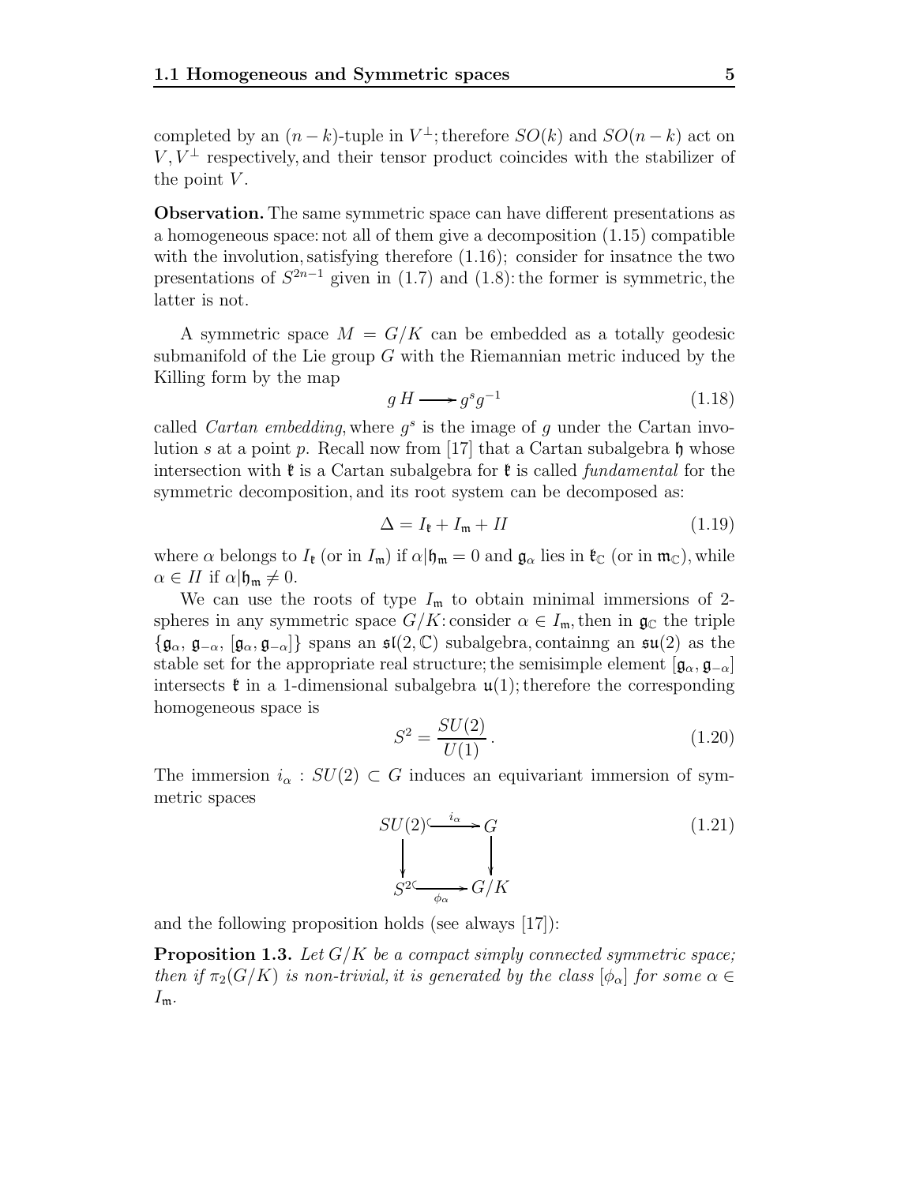completed by an $(n-k)$-tuple in $V^\perp$; therefore $SO(k)$ and $SO(n-k)$ act on $V, V^\perp$ respectively, and their tensor product coincides with the stabilizer of the point $V$.

**Observation.** The same symmetric space can have different presentations as a homogeneous space: not all of them give a decomposition (1.15) compatible with the involution, satisfying therefore (1.16); consider for insatnce the two presentations of $S^{2n-1}$ given in (1.7) and (1.8): the former is symmetric, the latter is not.

A symmetric space $M = G/K$ can be embedded as a totally geodesic submanifold of the Lie group $G$ with the Riemannian metric induced by the Killing form by the map

$$g\,H \longrightarrow g^s g^{-1} \tag{1.18}$$

called *Cartan embedding*, where $g^s$ is the image of $g$ under the Cartan involution $s$ at a point $p$. Recall now from [17] that a Cartan subalgebra $\mathfrak{h}$ whose intersection with $\mathfrak{k}$ is a Cartan subalgebra for $\mathfrak{k}$ is called *fundamental* for the symmetric decomposition, and its root system can be decomposed as:

$$\Delta = I_{\mathfrak{k}} + I_{\mathfrak{m}} + II \tag{1.19}$$

where $\alpha$ belongs to $I_{\mathfrak{k}}$ (or in $I_{\mathfrak{m}}$) if $\alpha|\mathfrak{h}_{\mathfrak{m}} = 0$ and $\mathfrak{g}_\alpha$ lies in $\mathfrak{k}_{\mathbb{C}}$ (or in $\mathfrak{m}_{\mathbb{C}}$), while $\alpha \in II$ if $\alpha|\mathfrak{h}_{\mathfrak{m}} \neq 0$.

We can use the roots of type $I_{\mathfrak{m}}$ to obtain minimal immersions of 2-spheres in any symmetric space $G/K$: consider $\alpha \in I_{\mathfrak{m}}$, then in $\mathfrak{g}_{\mathbb{C}}$ the triple $\{\mathfrak{g}_\alpha,\, \mathfrak{g}_{-\alpha},\, [\mathfrak{g}_\alpha, \mathfrak{g}_{-\alpha}]\}$ spans an $\mathfrak{sl}(2,\mathbb{C})$ subalgebra, containng an $\mathfrak{su}(2)$ as the stable set for the appropriate real structure; the semisimple element $[\mathfrak{g}_\alpha, \mathfrak{g}_{-\alpha}]$ intersects $\mathfrak{k}$ in a 1-dimensional subalgebra $\mathfrak{u}(1)$; therefore the corresponding homogeneous space is

$$S^2 = \frac{SU(2)}{U(1)}\,. \tag{1.20}$$

The immersion $i_\alpha : SU(2) \subset G$ induces an equivariant immersion of symmetric spaces

$$\begin{array}{ccc} SU(2) & \xhookrightarrow{\;i_\alpha\;} & G \\ \big\downarrow & & \big\downarrow \\ S^2 & \xhookrightarrow[\;\phi_\alpha\;]{} & G/K \end{array} \tag{1.21}$$

and the following proposition holds (see always [17]):

**Proposition 1.3.** *Let $G/K$ be a compact simply connected symmetric space; then if $\pi_2(G/K)$ is non-trivial, it is generated by the class $[\phi_\alpha]$ for some $\alpha \in I_{\mathfrak{m}}$.*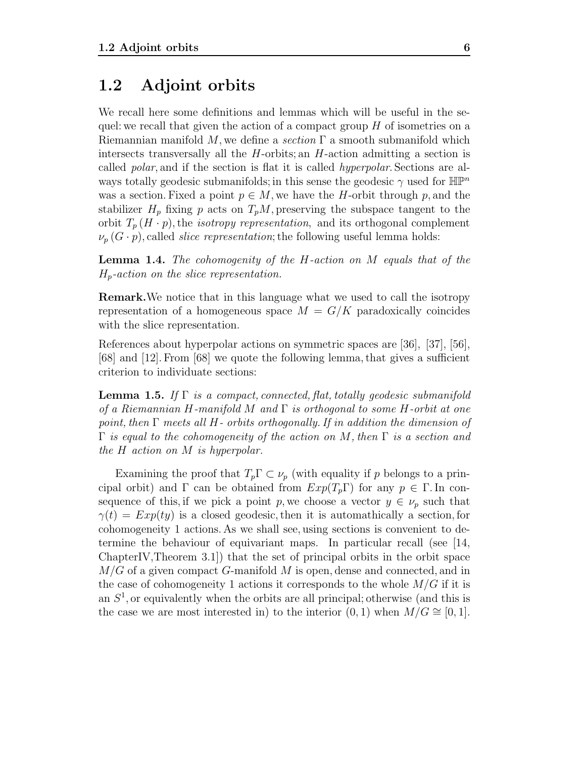## 1.2 Adjoint orbits

We recall here some definitions and lemmas which will be useful in the sequel: we recall that given the action of a compact group $H$ of isometries on a Riemannian manifold $M$, we define a *section* $\Gamma$ a smooth submanifold which intersects transversally all the $H$-orbits; an $H$-action admitting a section is called *polar*, and if the section is flat it is called *hyperpolar*. Sections are always totally geodesic submanifolds; in this sense the geodesic $\gamma$ used for $\mathbb{HP}^n$ was a section. Fixed a point $p \in M$, we have the $H$-orbit through $p$, and the stabilizer $H_p$ fixing $p$ acts on $T_pM$, preserving the subspace tangent to the orbit $T_p(H \cdot p)$, the *isotropy representation*, and its orthogonal complement $\nu_p(G \cdot p)$, called *slice representation*; the following useful lemma holds:

**Lemma 1.4.** *The cohomogenity of the $H$-action on $M$ equals that of the $H_p$-action on the slice representation.*

**Remark.** We notice that in this language what we used to call the isotropy representation of a homogeneous space $M = G/K$ paradoxically coincides with the slice representation.

References about hyperpolar actions on symmetric spaces are [36], [37], [56], [68] and [12]. From [68] we quote the following lemma, that gives a sufficient criterion to individuate sections:

**Lemma 1.5.** *If $\Gamma$ is a compact, connected, flat, totally geodesic submanifold of a Riemannian $H$-manifold $M$ and $\Gamma$ is orthogonal to some $H$-orbit at one point, then $\Gamma$ meets all $H$- orbits orthogonally. If in addition the dimension of $\Gamma$ is equal to the cohomogeneity of the action on $M$, then $\Gamma$ is a section and the $H$ action on $M$ is hyperpolar.*

Examining the proof that $T_p\Gamma \subset \nu_p$ (with equality if $p$ belongs to a principal orbit) and $\Gamma$ can be obtained from $Exp(T_p\Gamma)$ for any $p \in \Gamma$. In consequence of this, if we pick a point $p$, we choose a vector $y \in \nu_p$ such that $\gamma(t) = Exp(ty)$ is a closed geodesic, then it is automathically a section, for cohomogeneity 1 actions. As we shall see, using sections is convenient to determine the behaviour of equivariant maps. In particular recall (see [14, ChapterIV,Theorem 3.1]) that the set of principal orbits in the orbit space $M/G$ of a given compact $G$-manifold $M$ is open, dense and connected, and in the case of cohomogeneity 1 actions it corresponds to the whole $M/G$ if it is an $S^1$, or equivalently when the orbits are all principal; otherwise (and this is the case we are most interested in) to the interior $(0, 1)$ when $M/G \cong [0, 1]$.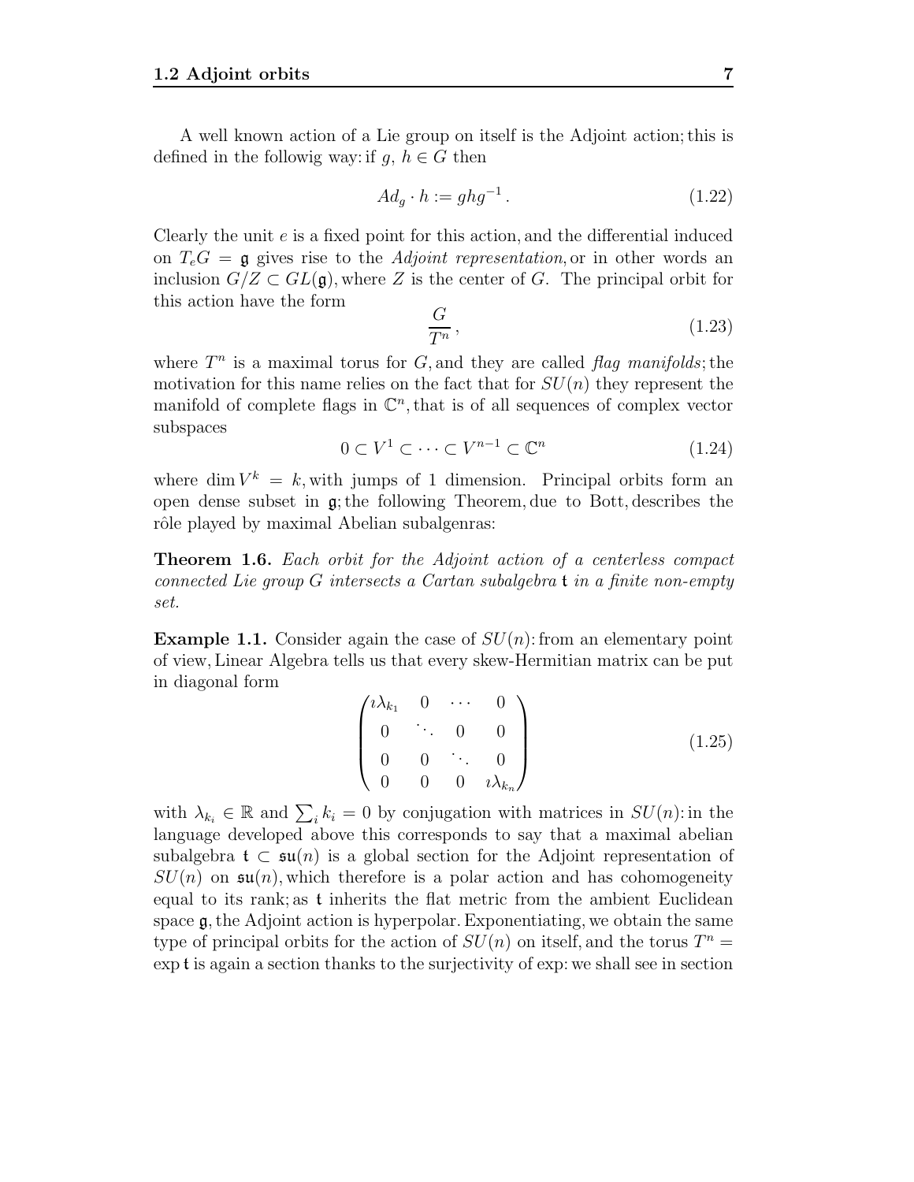A well known action of a Lie group on itself is the Adjoint action; this is defined in the followig way: if $g,\, h \in G$ then

$$
Ad_g \cdot h := ghg^{-1} \,. \tag{1.22}
$$

Clearly the unit $e$ is a fixed point for this action, and the differential induced on $T_eG = \mathfrak{g}$ gives rise to the *Adjoint representation*, or in other words an inclusion $G/Z \subset GL(\mathfrak{g})$, where $Z$ is the center of $G$. The principal orbit for this action have the form

$$
\frac{G}{T^n}\,, \tag{1.23}
$$

where $T^n$ is a maximal torus for $G$, and they are called *flag manifolds*; the motivation for this name relies on the fact that for $SU(n)$ they represent the manifold of complete flags in $\mathbb{C}^n$, that is of all sequences of complex vector subspaces

$$
0 \subset V^1 \subset \cdots \subset V^{n-1} \subset \mathbb{C}^n \tag{1.24}
$$

where $\dim V^k = k$, with jumps of 1 dimension. Principal orbits form an open dense subset in $\mathfrak{g}$; the following Theorem, due to Bott, describes the rôle played by maximal Abelian subalgenras:

**Theorem 1.6.** *Each orbit for the Adjoint action of a centerless compact connected Lie group $G$ intersects a Cartan subalgebra $\mathfrak{t}$ in a finite non-empty set.*

**Example 1.1.** Consider again the case of $SU(n)$: from an elementary point of view, Linear Algebra tells us that every skew-Hermitian matrix can be put in diagonal form

$$
\begin{pmatrix}
\imath\lambda_{k_1} & 0 & \cdots & 0 \\
0 & \ddots & 0 & 0 \\
0 & 0 & \ddots & 0 \\
0 & 0 & 0 & \imath\lambda_{k_n}
\end{pmatrix} \tag{1.25}
$$

with $\lambda_{k_i} \in \mathbb{R}$ and $\sum_i k_i = 0$ by conjugation with matrices in $SU(n)$: in the language developed above this corresponds to say that a maximal abelian subalgebra $\mathfrak{t} \subset \mathfrak{su}(n)$ is a global section for the Adjoint representation of $SU(n)$ on $\mathfrak{su}(n)$, which therefore is a polar action and has cohomogeneity equal to its rank; as $\mathfrak{t}$ inherits the flat metric from the ambient Euclidean space $\mathfrak{g}$, the Adjoint action is hyperpolar. Exponentiating, we obtain the same type of principal orbits for the action of $SU(n)$ on itself, and the torus $T^n = \exp \mathfrak{t}$ is again a section thanks to the surjectivity of exp: we shall see in section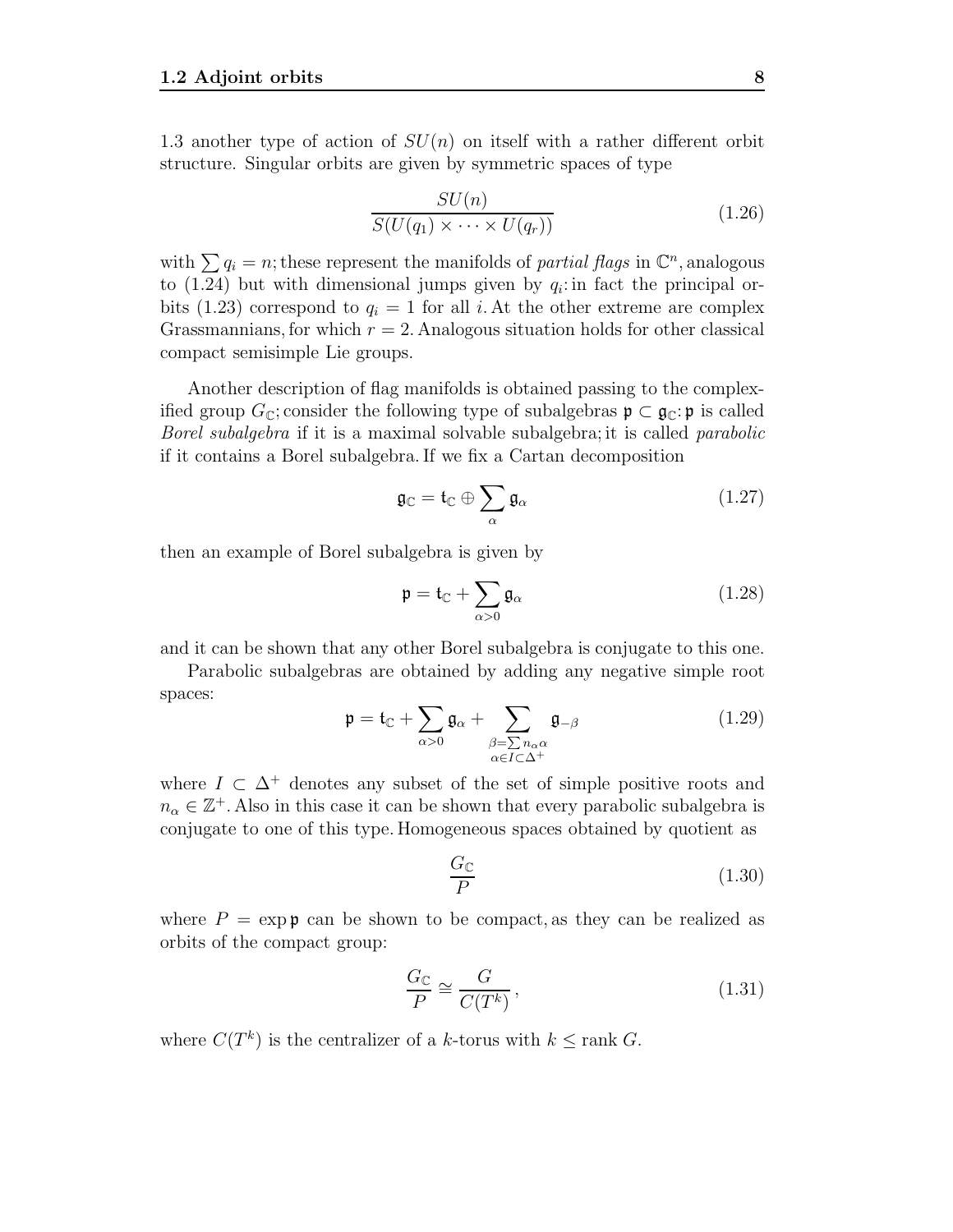1.3 another type of action of $SU(n)$ on itself with a rather different orbit structure. Singular orbits are given by symmetric spaces of type

$$\frac{SU(n)}{S(U(q_1) \times \cdots \times U(q_r))} \tag{1.26}$$

with $\sum q_i = n$; these represent the manifolds of *partial flags* in $\mathbb{C}^n$, analogous to (1.24) but with dimensional jumps given by $q_i$: in fact the principal orbits (1.23) correspond to $q_i = 1$ for all $i$. At the other extreme are complex Grassmannians, for which $r = 2$. Analogous situation holds for other classical compact semisimple Lie groups.

Another description of flag manifolds is obtained passing to the complexified group $G_{\mathbb{C}}$; consider the following type of subalgebras $\mathfrak{p} \subset \mathfrak{g}_{\mathbb{C}}$: $\mathfrak{p}$ is called *Borel subalgebra* if it is a maximal solvable subalgebra; it is called *parabolic* if it contains a Borel subalgebra. If we fix a Cartan decomposition

$$\mathfrak{g}_{\mathbb{C}} = \mathfrak{t}_{\mathbb{C}} \oplus \sum_{\alpha} \mathfrak{g}_{\alpha} \tag{1.27}$$

then an example of Borel subalgebra is given by

$$\mathfrak{p} = \mathfrak{t}_{\mathbb{C}} + \sum_{\alpha > 0} \mathfrak{g}_{\alpha} \tag{1.28}$$

and it can be shown that any other Borel subalgebra is conjugate to this one.

Parabolic subalgebras are obtained by adding any negative simple root spaces:

$$\mathfrak{p} = \mathfrak{t}_{\mathbb{C}} + \sum_{\alpha > 0} \mathfrak{g}_{\alpha} + \sum_{\substack{\beta = \sum n_\alpha \alpha \\ \alpha \in I \subset \Delta^+}} \mathfrak{g}_{-\beta} \tag{1.29}$$

where $I \subset \Delta^+$ denotes any subset of the set of simple positive roots and $n_\alpha \in \mathbb{Z}^+$. Also in this case it can be shown that every parabolic subalgebra is conjugate to one of this type. Homogeneous spaces obtained by quotient as

$$\frac{G_{\mathbb{C}}}{P} \tag{1.30}$$

where $P = \exp \mathfrak{p}$ can be shown to be compact, as they can be realized as orbits of the compact group:

$$\frac{G_{\mathbb{C}}}{P} \cong \frac{G}{C(T^k)}, \tag{1.31}$$

where $C(T^k)$ is the centralizer of a $k$-torus with $k \leq \text{rank } G$.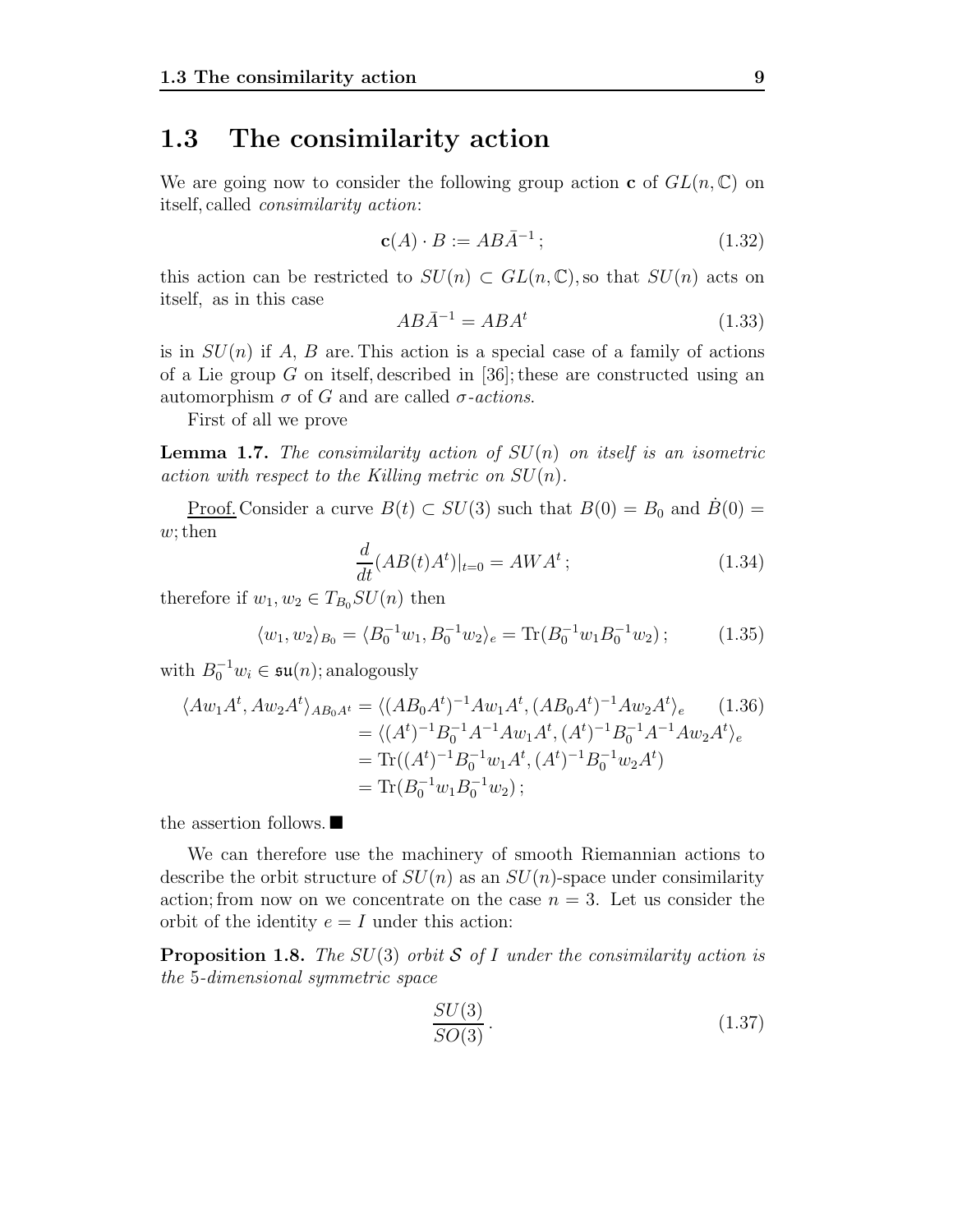## 1.3 The consimilarity action

We are going now to consider the following group action $\mathbf{c}$ of $GL(n,\mathbb{C})$ on itself, called *consimilarity action*:

$$\mathbf{c}(A)\cdot B := AB\bar{A}^{-1}\,; \tag{1.32}$$

this action can be restricted to $SU(n)\subset GL(n,\mathbb{C})$, so that $SU(n)$ acts on itself, as in this case

$$AB\bar{A}^{-1} = ABA^t \tag{1.33}$$

is in $SU(n)$ if $A$, $B$ are. This action is a special case of a family of actions of a Lie group $G$ on itself, described in [36]; these are constructed using an automorphism $\sigma$ of $G$ and are called *$\sigma$-actions*.

First of all we prove

**Lemma 1.7.** *The consimilarity action of $SU(n)$ on itself is an isometric action with respect to the Killing metric on $SU(n)$.*

Proof. Consider a curve $B(t)\subset SU(3)$ such that $B(0)=B_0$ and $\dot{B}(0)=w$; then

$$\frac{d}{dt}(AB(t)A^t)|_{t=0} = AWA^t\,; \tag{1.34}$$

therefore if $w_1, w_2 \in T_{B_0}SU(n)$ then

$$\langle w_1, w_2\rangle_{B_0} = \langle B_0^{-1}w_1, B_0^{-1}w_2\rangle_e = \mathrm{Tr}(B_0^{-1}w_1 B_0^{-1}w_2)\,; \tag{1.35}$$

with $B_0^{-1}w_i \in \mathfrak{su}(n)$; analogously

$$\begin{aligned}\langle Aw_1A^t, Aw_2A^t\rangle_{AB_0A^t} &= \langle (AB_0A^t)^{-1}Aw_1A^t, (AB_0A^t)^{-1}Aw_2A^t\rangle_e \\ &= \langle (A^t)^{-1}B_0^{-1}A^{-1}Aw_1A^t, (A^t)^{-1}B_0^{-1}A^{-1}Aw_2A^t\rangle_e \\ &= \mathrm{Tr}((A^t)^{-1}B_0^{-1}w_1A^t, (A^t)^{-1}B_0^{-1}w_2A^t) \\ &= \mathrm{Tr}(B_0^{-1}w_1B_0^{-1}w_2)\,;\end{aligned} \tag{1.36}$$

the assertion follows. ■

We can therefore use the machinery of smooth Riemannian actions to describe the orbit structure of $SU(n)$ as an $SU(n)$-space under consimilarity action; from now on we concentrate on the case $n=3$. Let us consider the orbit of the identity $e=I$ under this action:

**Proposition 1.8.** *The $SU(3)$ orbit $\mathcal{S}$ of $I$ under the consimilarity action is the 5-dimensional symmetric space*

$$\frac{SU(3)}{SO(3)}\,. \tag{1.37}$$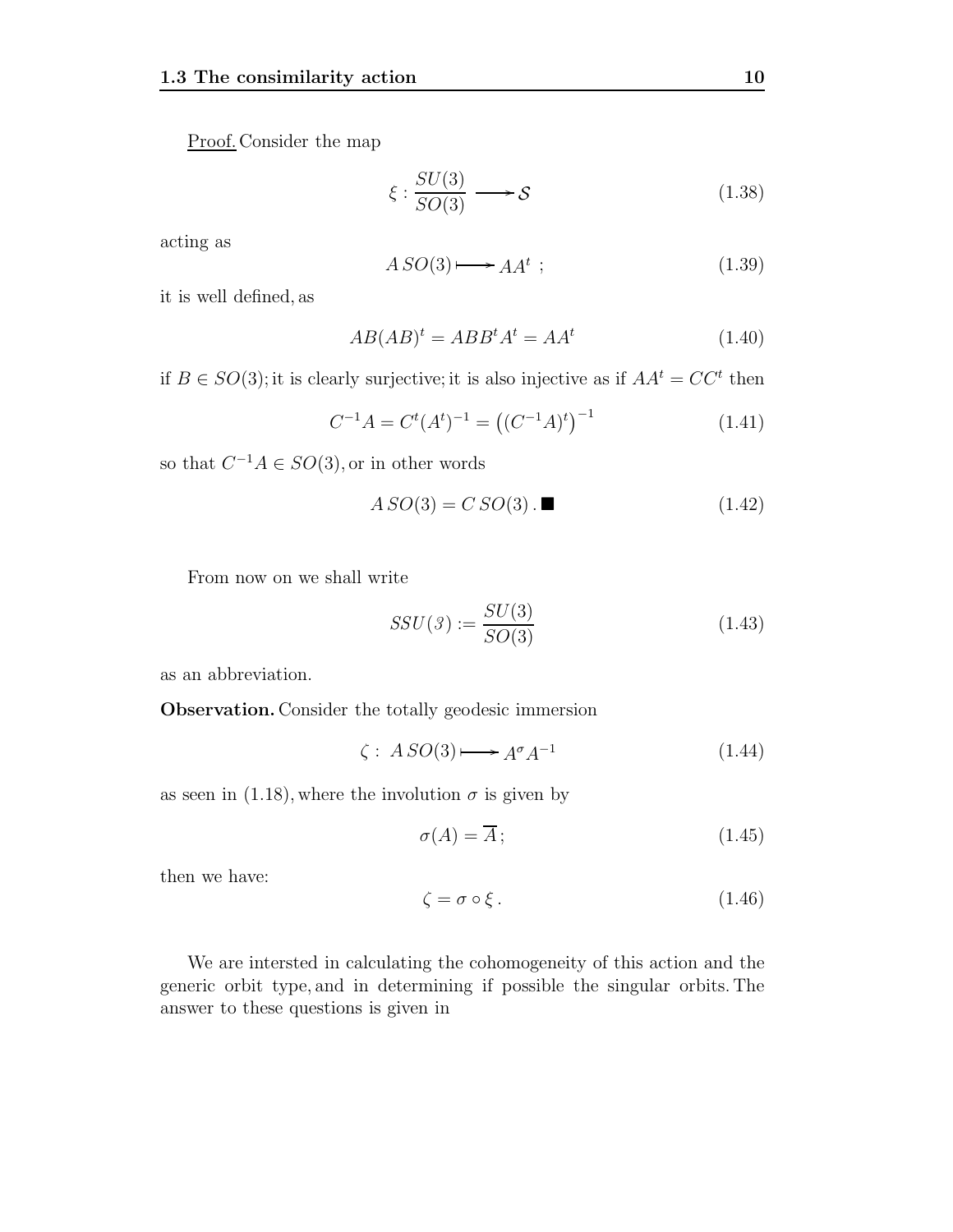Proof. Consider the map

$$\xi : \frac{SU(3)}{SO(3)} \longrightarrow \mathcal{S} \tag{1.38}$$

acting as

$$A\,SO(3) \longmapsto AA^t \; ; \tag{1.39}$$

it is well defined, as

$$AB(AB)^t = ABB^tA^t = AA^t \tag{1.40}$$

if $B \in SO(3)$; it is clearly surjective; it is also injective as if $AA^t = CC^t$ then

$$C^{-1}A = C^t(A^t)^{-1} = \left((C^{-1}A)^t\right)^{-1} \tag{1.41}$$

so that $C^{-1}A \in SO(3)$, or in other words

$$A\,SO(3) = C\,SO(3)\,. \blacksquare \tag{1.42}$$

From now on we shall write

$$SSU(3) := \frac{SU(3)}{SO(3)} \tag{1.43}$$

as an abbreviation.

**Observation.** Consider the totally geodesic immersion

$$\zeta : \; A\,SO(3) \longmapsto A^\sigma A^{-1} \tag{1.44}$$

as seen in (1.18), where the involution $\sigma$ is given by

$$\sigma(A) = \overline{A}\,; \tag{1.45}$$

then we have:

$$\zeta = \sigma \circ \xi\,. \tag{1.46}$$

We are intersted in calculating the cohomogeneity of this action and the generic orbit type, and in determining if possible the singular orbits. The answer to these questions is given in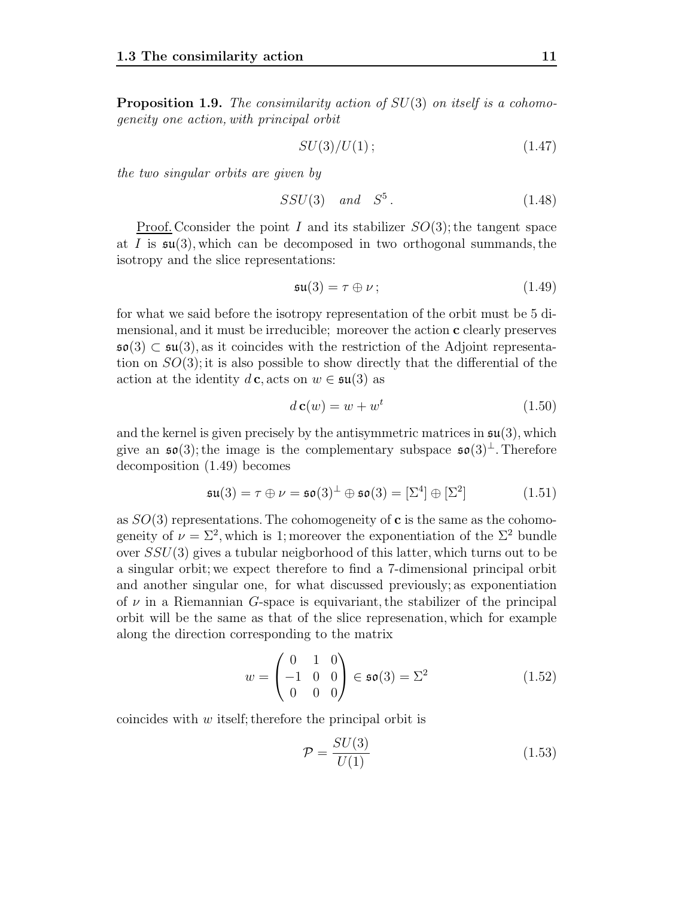**Proposition 1.9.** *The consimilarity action of $SU(3)$ on itself is a cohomogeneity one action, with principal orbit*

$$SU(3)/U(1)\,; \tag{1.47}$$

*the two singular orbits are given by*

$$SSU(3) \quad and \quad S^5\,. \tag{1.48}$$

Proof. Cconsider the point $I$ and its stabilizer $SO(3)$; the tangent space at $I$ is $\mathfrak{su}(3)$, which can be decomposed in two orthogonal summands, the isotropy and the slice representations:

$$\mathfrak{su}(3) = \tau \oplus \nu\,; \tag{1.49}$$

for what we said before the isotropy representation of the orbit must be 5 dimensional, and it must be irreducible; moreover the action $\mathbf{c}$ clearly preserves $\mathfrak{so}(3) \subset \mathfrak{su}(3)$, as it coincides with the restriction of the Adjoint representation on $SO(3)$; it is also possible to show directly that the differential of the action at the identity $d\,\mathbf{c}$, acts on $w \in \mathfrak{su}(3)$ as

$$d\,\mathbf{c}(w) = w + w^t \tag{1.50}$$

and the kernel is given precisely by the antisymmetric matrices in $\mathfrak{su}(3)$, which give an $\mathfrak{so}(3)$; the image is the complementary subspace $\mathfrak{so}(3)^\perp$. Therefore decomposition (1.49) becomes

$$\mathfrak{su}(3) = \tau \oplus \nu = \mathfrak{so}(3)^\perp \oplus \mathfrak{so}(3) = [\Sigma^4] \oplus [\Sigma^2] \tag{1.51}$$

as $SO(3)$ representations. The cohomogeneity of $\mathbf{c}$ is the same as the cohomogeneity of $\nu = \Sigma^2$, which is 1; moreover the exponentiation of the $\Sigma^2$ bundle over $SSU(3)$ gives a tubular neigborhood of this latter, which turns out to be a singular orbit; we expect therefore to find a 7-dimensional principal orbit and another singular one, for what discussed previously; as exponentiation of $\nu$ in a Riemannian $G$-space is equivariant, the stabilizer of the principal orbit will be the same as that of the slice represenation, which for example along the direction corresponding to the matrix

$$w = \begin{pmatrix} 0 & 1 & 0 \\ -1 & 0 & 0 \\ 0 & 0 & 0 \end{pmatrix} \in \mathfrak{so}(3) = \Sigma^2 \tag{1.52}$$

coincides with $w$ itself; therefore the principal orbit is

$$\mathcal{P} = \frac{SU(3)}{U(1)} \tag{1.53}$$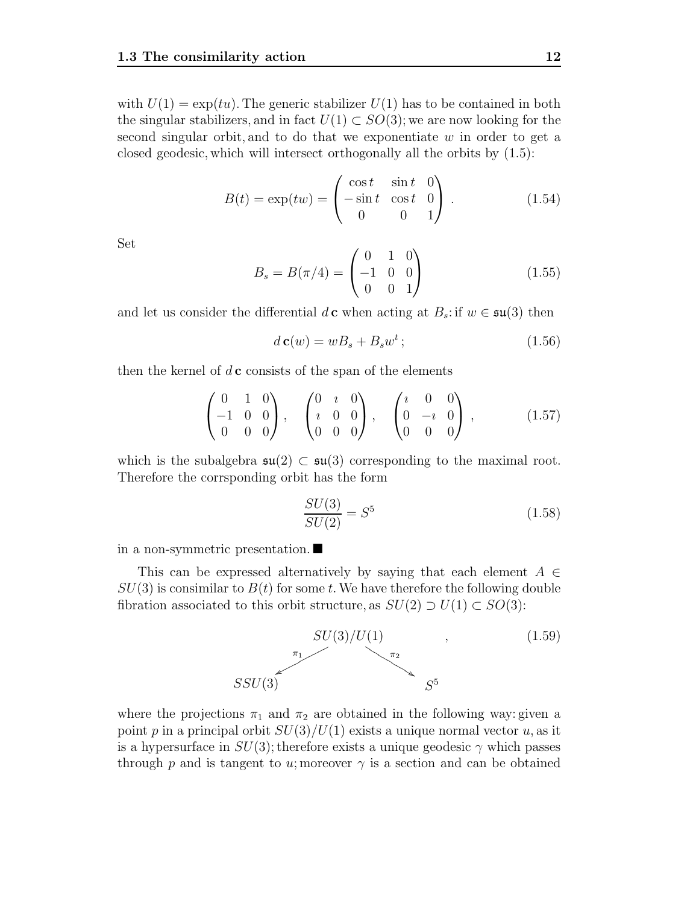with $U(1) = \exp(tu)$. The generic stabilizer $U(1)$ has to be contained in both the singular stabilizers, and in fact $U(1) \subset SO(3)$; we are now looking for the second singular orbit, and to do that we exponentiate $w$ in order to get a closed geodesic, which will intersect orthogonally all the orbits by (1.5):

$$B(t) = \exp(tw) = \begin{pmatrix} \cos t & \sin t & 0 \\ -\sin t & \cos t & 0 \\ 0 & 0 & 1 \end{pmatrix} . \tag{1.54}$$

Set

$$B_s = B(\pi/4) = \begin{pmatrix} 0 & 1 & 0 \\ -1 & 0 & 0 \\ 0 & 0 & 1 \end{pmatrix} \tag{1.55}$$

and let us consider the differential $d\,\mathbf{c}$ when acting at $B_s$: if $w \in \mathfrak{su}(3)$ then

$$d\,\mathbf{c}(w) = wB_s + B_s w^t ; \tag{1.56}$$

then the kernel of $d\,\mathbf{c}$ consists of the span of the elements

$$\begin{pmatrix} 0 & 1 & 0 \\ -1 & 0 & 0 \\ 0 & 0 & 0 \end{pmatrix}, \quad \begin{pmatrix} 0 & \imath & 0 \\ \imath & 0 & 0 \\ 0 & 0 & 0 \end{pmatrix}, \quad \begin{pmatrix} \imath & 0 & 0 \\ 0 & -\imath & 0 \\ 0 & 0 & 0 \end{pmatrix}, \tag{1.57}$$

which is the subalgebra $\mathfrak{su}(2) \subset \mathfrak{su}(3)$ corresponding to the maximal root. Therefore the corrsponding orbit has the form

$$\frac{SU(3)}{SU(2)} = S^5 \tag{1.58}$$

in a non-symmetric presentation. ■

This can be expressed alternatively by saying that each element $A \in SU(3)$ is consimilar to $B(t)$ for some $t$. We have therefore the following double fibration associated to this orbit structure, as $SU(2) \supset U(1) \subset SO(3)$:

$$\begin{array}{ccc} & SU(3)/U(1) & \\ {}^{\pi_1}\swarrow & & \searrow^{\pi_2} \\ SSU(3) & & S^5 \end{array} , \tag{1.59}$$

where the projections $\pi_1$ and $\pi_2$ are obtained in the following way: given a point $p$ in a principal orbit $SU(3)/U(1)$ exists a unique normal vector $u$, as it is a hypersurface in $SU(3)$; therefore exists a unique geodesic $\gamma$ which passes through $p$ and is tangent to $u$; moreover $\gamma$ is a section and can be obtained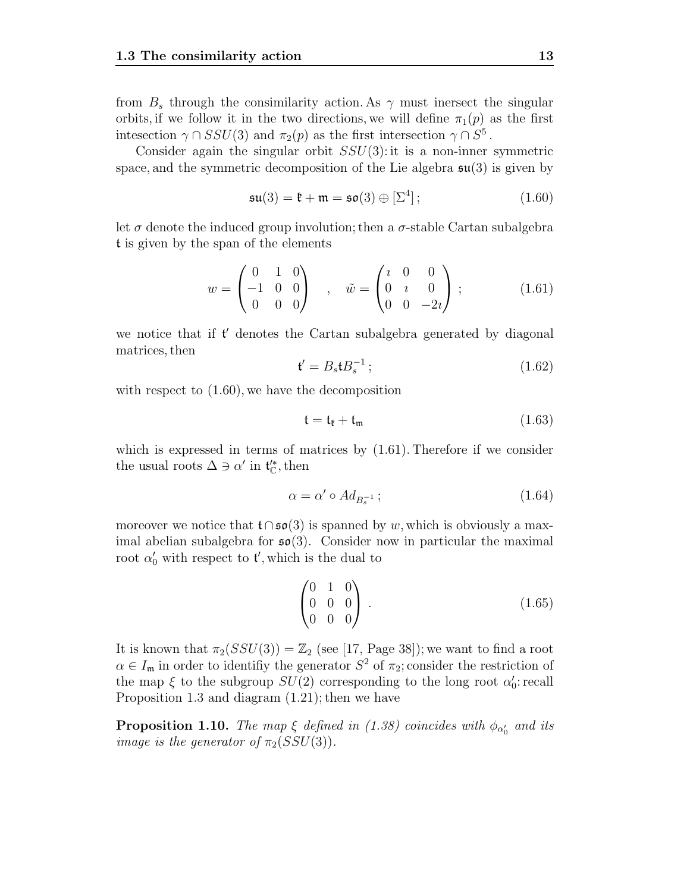from $B_s$ through the consimilarity action. As $\gamma$ must inersect the singular orbits, if we follow it in the two directions, we will define $\pi_1(p)$ as the first intesection $\gamma \cap SSU(3)$ and $\pi_2(p)$ as the first intersection $\gamma \cap S^5$.

Consider again the singular orbit $SSU(3)$: it is a non-inner symmetric space, and the symmetric decomposition of the Lie algebra $\mathfrak{su}(3)$ is given by

$$\mathfrak{su}(3) = \mathfrak{k} + \mathfrak{m} = \mathfrak{so}(3) \oplus [\Sigma^4]\,; \tag{1.60}$$

let $\sigma$ denote the induced group involution; then a $\sigma$-stable Cartan subalgebra $\mathfrak{t}$ is given by the span of the elements

$$w = \begin{pmatrix} 0 & 1 & 0 \\ -1 & 0 & 0 \\ 0 & 0 & 0 \end{pmatrix} \quad , \quad \tilde{w} = \begin{pmatrix} \imath & 0 & 0 \\ 0 & \imath & 0 \\ 0 & 0 & -2\imath \end{pmatrix}\,; \tag{1.61}$$

we notice that if $\mathfrak{t}'$ denotes the Cartan subalgebra generated by diagonal matrices, then

$$\mathfrak{t}' = B_s \mathfrak{t} B_s^{-1}\,; \tag{1.62}$$

with respect to (1.60), we have the decomposition

$$\mathfrak{t} = \mathfrak{t}_{\mathfrak{k}} + \mathfrak{t}_{\mathfrak{m}} \tag{1.63}$$

which is expressed in terms of matrices by (1.61). Therefore if we consider the usual roots $\Delta \ni \alpha'$ in $\mathfrak{t}'^*_{\mathbb{C}}$, then

$$\alpha = \alpha' \circ Ad_{B_s^{-1}}\,; \tag{1.64}$$

moreover we notice that $\mathfrak{t} \cap \mathfrak{so}(3)$ is spanned by $w$, which is obviously a maximal abelian subalgebra for $\mathfrak{so}(3)$. Consider now in particular the maximal root $\alpha'_0$ with respect to $\mathfrak{t}'$, which is the dual to

$$\begin{pmatrix} 0 & 1 & 0 \\ 0 & 0 & 0 \\ 0 & 0 & 0 \end{pmatrix}\,. \tag{1.65}$$

It is known that $\pi_2(SSU(3)) = \mathbb{Z}_2$ (see [17, Page 38]); we want to find a root $\alpha \in I_{\mathfrak{m}}$ in order to identifiy the generator $S^2$ of $\pi_2$; consider the restriction of the map $\xi$ to the subgroup $SU(2)$ corresponding to the long root $\alpha'_0$: recall Proposition 1.3 and diagram (1.21); then we have

**Proposition 1.10.** *The map $\xi$ defined in (1.38) coincides with $\phi_{\alpha'_0}$ and its image is the generator of $\pi_2(SSU(3))$.*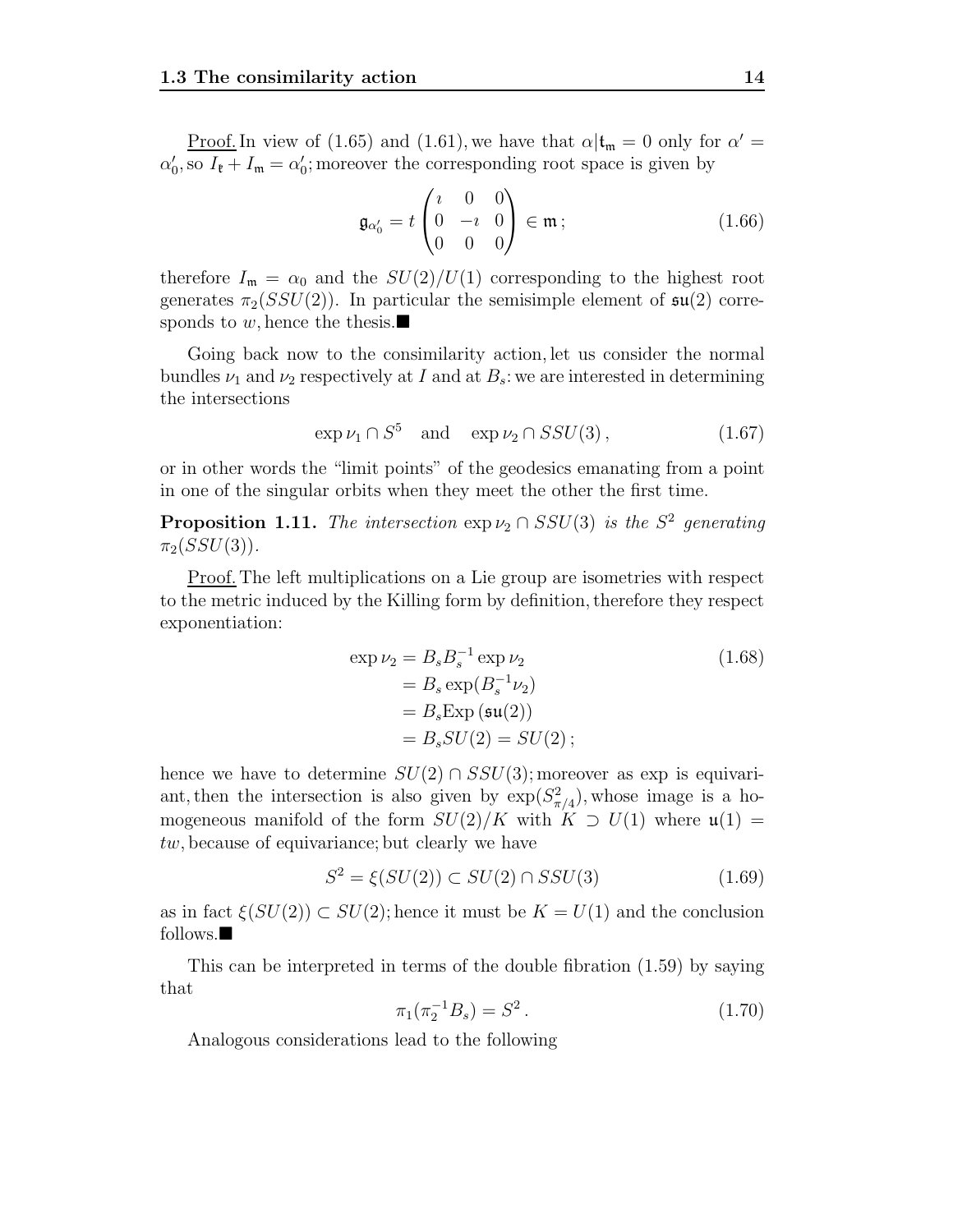Proof. In view of (1.65) and (1.61), we have that $\alpha|\mathfrak{t}_\mathfrak{m} = 0$ only for $\alpha' = \alpha'_0$, so $I_\mathfrak{k} + I_\mathfrak{m} = \alpha'_0$; moreover the corresponding root space is given by

$$\mathfrak{g}_{\alpha'_0} = t \begin{pmatrix} \imath & 0 & 0 \\ 0 & -\imath & 0 \\ 0 & 0 & 0 \end{pmatrix} \in \mathfrak{m}\,; \tag{1.66}$$

therefore $I_\mathfrak{m} = \alpha_0$ and the $SU(2)/U(1)$ corresponding to the highest root generates $\pi_2(SSU(2))$. In particular the semisimple element of $\mathfrak{su}(2)$ corresponds to $w$, hence the thesis.■

Going back now to the consimilarity action, let us consider the normal bundles $\nu_1$ and $\nu_2$ respectively at $I$ and at $B_s$: we are interested in determining the intersections

$$\exp \nu_1 \cap S^5 \quad \text{and} \quad \exp \nu_2 \cap SSU(3)\,, \tag{1.67}$$

or in other words the "limit points" of the geodesics emanating from a point in one of the singular orbits when they meet the other the first time.

**Proposition 1.11.** *The intersection* $\exp \nu_2 \cap SSU(3)$ *is the* $S^2$ *generating* $\pi_2(SSU(3))$.

Proof. The left multiplications on a Lie group are isometries with respect to the metric induced by the Killing form by definition, therefore they respect exponentiation:

$$\begin{aligned} \exp \nu_2 &= B_s B_s^{-1} \exp \nu_2 \\ &= B_s \exp(B_s^{-1} \nu_2) \\ &= B_s \mathrm{Exp}\,(\mathfrak{su}(2)) \\ &= B_s SU(2) = SU(2)\,; \end{aligned} \tag{1.68}$$

hence we have to determine $SU(2) \cap SSU(3)$; moreover as exp is equivariant, then the intersection is also given by $\exp(S^2_{\pi/4})$, whose image is a homogeneous manifold of the form $SU(2)/K$ with $K \supset U(1)$ where $\mathfrak{u}(1) = tw$, because of equivariance; but clearly we have

$$S^2 = \xi(SU(2)) \subset SU(2) \cap SSU(3) \tag{1.69}$$

as in fact $\xi(SU(2)) \subset SU(2)$; hence it must be $K = U(1)$ and the conclusion follows.■

This can be interpreted in terms of the double fibration (1.59) by saying that

$$\pi_1(\pi_2^{-1} B_s) = S^2\,. \tag{1.70}$$

Analogous considerations lead to the following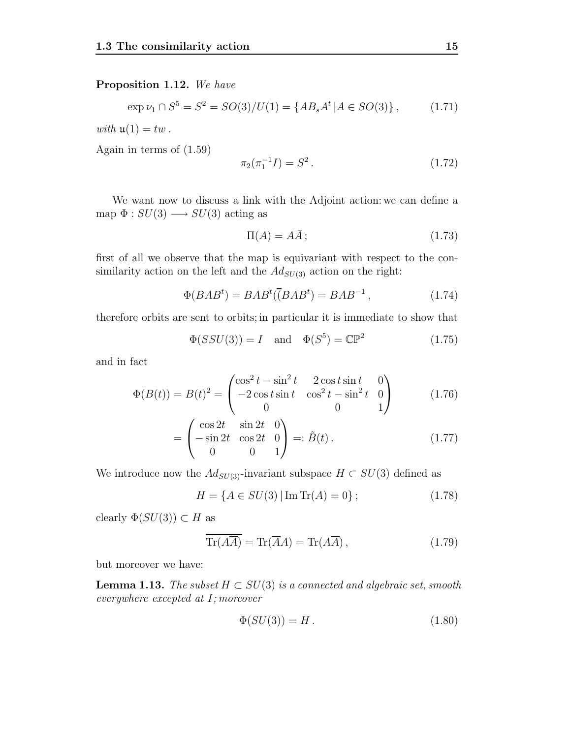**Proposition 1.12.** *We have*

$$\exp \nu_1 \cap S^5 = S^2 = SO(3)/U(1) = \{AB_s A^t \,|A \in SO(3)\}\,, \tag{1.71}$$

*with* $\mathfrak{u}(1) = tw$ .

Again in terms of (1.59)

$$\pi_2(\pi_1^{-1} I) = S^2\,. \tag{1.72}$$

We want now to discuss a link with the Adjoint action: we can define a map $\Phi : SU(3) \longrightarrow SU(3)$ acting as

$$\Pi(A) = A\bar{A}\,; \tag{1.73}$$

first of all we observe that the map is equivariant with respect to the consimilarity action on the left and the $Ad_{SU(3)}$ action on the right:

$$\Phi(BAB^t) = BAB^t(\overline{(}BAB^t) = BAB^{-1}\,, \tag{1.74}$$

therefore orbits are sent to orbits; in particular it is immediate to show that

$$\Phi(SSU(3)) = I \quad \text{and} \quad \Phi(S^5) = \mathbb{CP}^2 \tag{1.75}$$

and in fact

$$\Phi(B(t)) = B(t)^2 = \begin{pmatrix} \cos^2 t - \sin^2 t & 2\cos t \sin t & 0 \\ -2\cos t \sin t & \cos^2 t - \sin^2 t & 0 \\ 0 & 0 & 1 \end{pmatrix} \tag{1.76}$$

$$= \begin{pmatrix} \cos 2t & \sin 2t & 0 \\ -\sin 2t & \cos 2t & 0 \\ 0 & 0 & 1 \end{pmatrix} =: \tilde{B}(t)\,. \tag{1.77}$$

We introduce now the $Ad_{SU(3)}$-invariant subspace $H \subset SU(3)$ defined as

$$H = \{A \in SU(3) \,|\, \operatorname{Im} \operatorname{Tr}(A) = 0\}\,; \tag{1.78}$$

clearly $\Phi(SU(3)) \subset H$ as

$$\overline{\operatorname{Tr}(A\overline{A})} = \operatorname{Tr}(\overline{A}A) = \operatorname{Tr}(A\overline{A})\,, \tag{1.79}$$

but moreover we have:

**Lemma 1.13.** *The subset $H \subset SU(3)$ is a connected and algebraic set, smooth everywhere excepted at $I$; moreover*

$$\Phi(SU(3)) = H\,. \tag{1.80}$$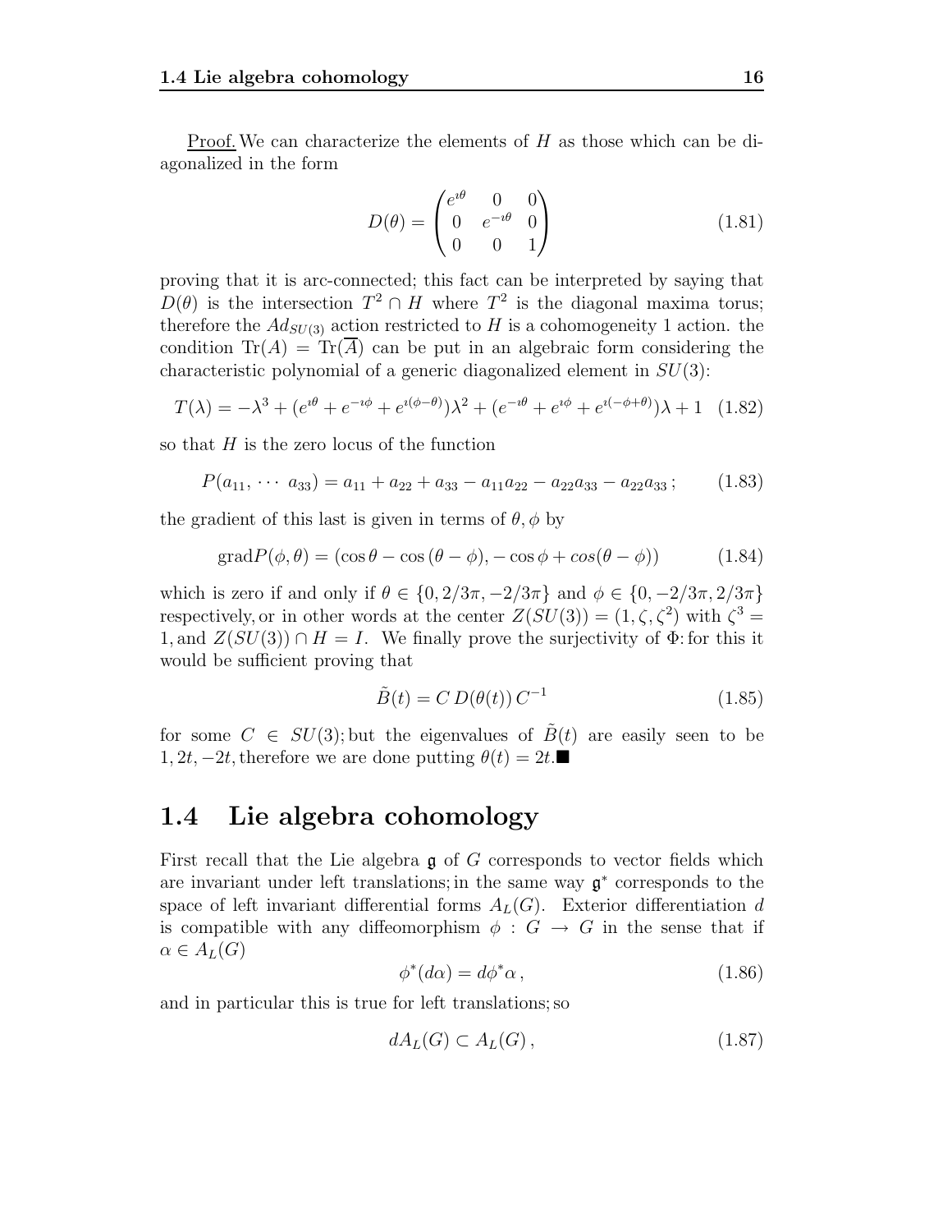<u>Proof.</u> We can characterize the elements of $H$ as those which can be diagonalized in the form

$$D(\theta) = \begin{pmatrix} e^{\imath\theta} & 0 & 0 \\ 0 & e^{-\imath\theta} & 0 \\ 0 & 0 & 1 \end{pmatrix} \tag{1.81}$$

proving that it is arc-connected; this fact can be interpreted by saying that $D(\theta)$ is the intersection $T^2 \cap H$ where $T^2$ is the diagonal maxima torus; therefore the $Ad_{SU(3)}$ action restricted to $H$ is a cohomogeneity 1 action. the condition $\mathrm{Tr}(A) = \mathrm{Tr}(\overline{A})$ can be put in an algebraic form considering the characteristic polynomial of a generic diagonalized element in $SU(3)$:

$$T(\lambda) = -\lambda^3 + (e^{\imath\theta} + e^{-\imath\phi} + e^{\imath(\phi-\theta)})\lambda^2 + (e^{-\imath\theta} + e^{\imath\phi} + e^{\imath(-\phi+\theta)})\lambda + 1 \tag{1.82}$$

so that $H$ is the zero locus of the function

$$P(a_{11}, \cdots\ a_{33}) = a_{11} + a_{22} + a_{33} - a_{11}a_{22} - a_{22}a_{33} - a_{22}a_{33}\,; \tag{1.83}$$

the gradient of this last is given in terms of $\theta, \phi$ by

$$\mathrm{grad}P(\phi, \theta) = (\cos\theta - \cos{(\theta - \phi)}, -\cos\phi + cos(\theta - \phi)) \tag{1.84}$$

which is zero if and only if $\theta \in \{0, 2/3\pi, -2/3\pi\}$ and $\phi \in \{0, -2/3\pi, 2/3\pi\}$ respectively, or in other words at the center $Z(SU(3)) = (1, \zeta, \zeta^2)$ with $\zeta^3 = 1$, and $Z(SU(3)) \cap H = I$. We finally prove the surjectivity of $\Phi$: for this it would be sufficient proving that

$$\tilde{B}(t) = C\, D(\theta(t))\, C^{-1} \tag{1.85}$$

for some $C \in SU(3)$; but the eigenvalues of $\tilde{B}(t)$ are easily seen to be $1, 2t, -2t$, therefore we are done putting $\theta(t) = 2t$.■

## 1.4 Lie algebra cohomology

First recall that the Lie algebra $\mathfrak{g}$ of $G$ corresponds to vector fields which are invariant under left translations; in the same way $\mathfrak{g}^*$ corresponds to the space of left invariant differential forms $A_L(G)$. Exterior differentiation $d$ is compatible with any diffeomorphism $\phi : G \to G$ in the sense that if $\alpha \in A_L(G)$

$$\phi^*(d\alpha) = d\phi^*\alpha\,, \tag{1.86}$$

and in particular this is true for left translations; so

$$dA_L(G) \subset A_L(G)\,, \tag{1.87}$$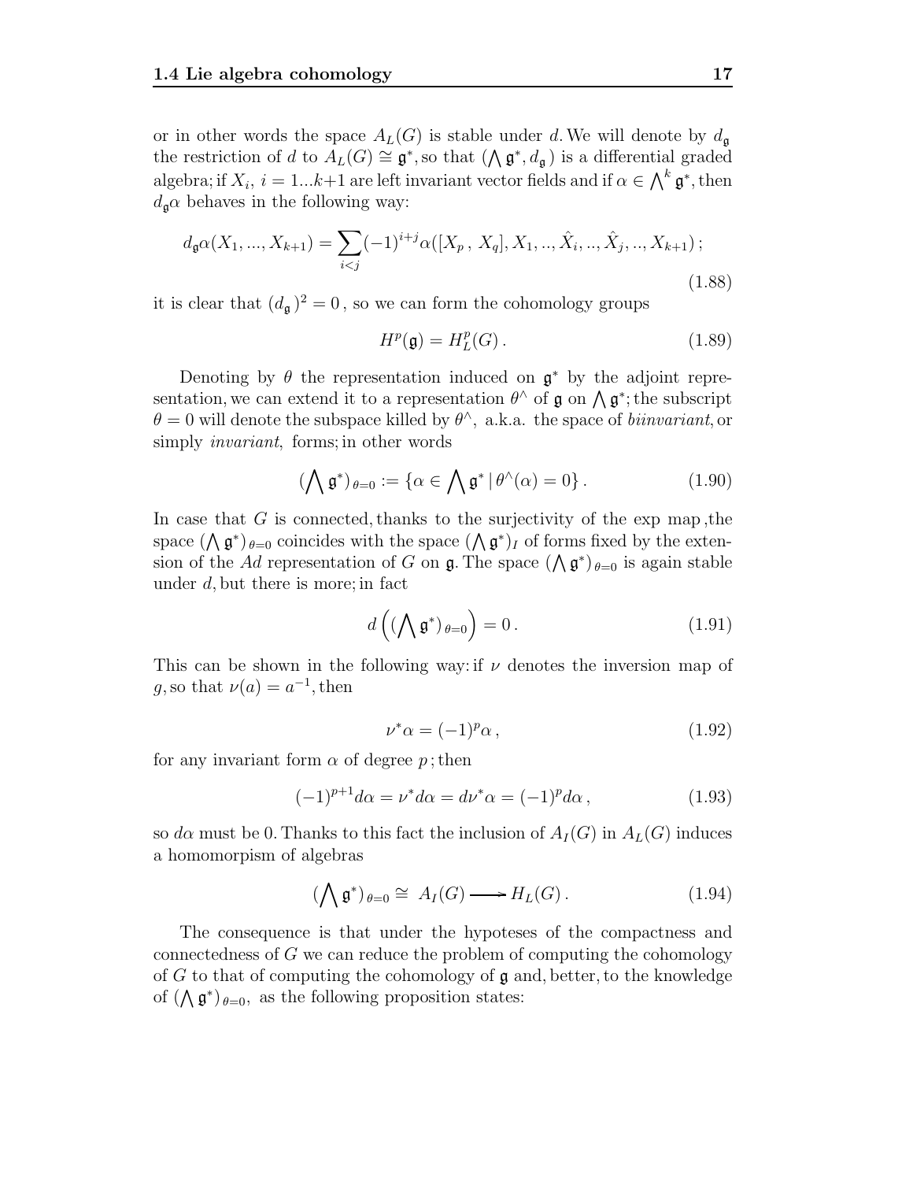or in other words the space $A_L(G)$ is stable under $d$. We will denote by $d_{\mathfrak{g}}$ the restriction of $d$ to $A_L(G) \cong \mathfrak{g}^*$, so that $(\bigwedge \mathfrak{g}^*, d_{\mathfrak{g}})$ is a differential graded algebra; if $X_i$, $i = 1...k+1$ are left invariant vector fields and if $\alpha \in \bigwedge^k \mathfrak{g}^*$, then $d_{\mathfrak{g}}\alpha$ behaves in the following way:

$$d_{\mathfrak{g}}\alpha(X_1, ..., X_{k+1}) = \sum_{i<j} (-1)^{i+j} \alpha([X_p\,, X_q], X_1, .., \hat{X}_i, .., \hat{X}_j, .., X_{k+1})\,; \tag{1.88}$$

it is clear that $(d_{\mathfrak{g}})^2 = 0$, so we can form the cohomology groups

$$H^p(\mathfrak{g}) = H^p_L(G)\,. \tag{1.89}$$

Denoting by $\theta$ the representation induced on $\mathfrak{g}^*$ by the adjoint representation, we can extend it to a representation $\theta^\wedge$ of $\mathfrak{g}$ on $\bigwedge \mathfrak{g}^*$; the subscript $\theta = 0$ will denote the subspace killed by $\theta^\wedge$, a.k.a. the space of *biinvariant*, or simply *invariant*, forms; in other words

$$(\bigwedge \mathfrak{g}^*)_{\theta=0} := \{\alpha \in \bigwedge \mathfrak{g}^* \,|\, \theta^\wedge(\alpha) = 0\}\,. \tag{1.90}$$

In case that $G$ is connected, thanks to the surjectivity of the exp map ,the space $(\bigwedge \mathfrak{g}^*)_{\theta=0}$ coincides with the space $(\bigwedge \mathfrak{g}^*)_I$ of forms fixed by the extension of the $Ad$ representation of $G$ on $\mathfrak{g}$. The space $(\bigwedge \mathfrak{g}^*)_{\theta=0}$ is again stable under $d$, but there is more; in fact

$$d\left((\bigwedge \mathfrak{g}^*)_{\theta=0}\right) = 0\,. \tag{1.91}$$

This can be shown in the following way: if $\nu$ denotes the inversion map of $g$, so that $\nu(a) = a^{-1}$, then

$$\nu^*\alpha = (-1)^p \alpha\,, \tag{1.92}$$

for any invariant form $\alpha$ of degree $p$; then

$$(-1)^{p+1} d\alpha = \nu^* d\alpha = d\nu^*\alpha = (-1)^p d\alpha\,, \tag{1.93}$$

so $d\alpha$ must be 0. Thanks to this fact the inclusion of $A_I(G)$ in $A_L(G)$ induces a homomorpism of algebras

$$(\bigwedge \mathfrak{g}^*)_{\theta=0} \cong\, A_I(G) \longrightarrow H_L(G)\,. \tag{1.94}$$

The consequence is that under the hypoteses of the compactness and connectedness of $G$ we can reduce the problem of computing the cohomology of $G$ to that of computing the cohomology of $\mathfrak{g}$ and, better, to the knowledge of $(\bigwedge \mathfrak{g}^*)_{\theta=0}$, as the following proposition states: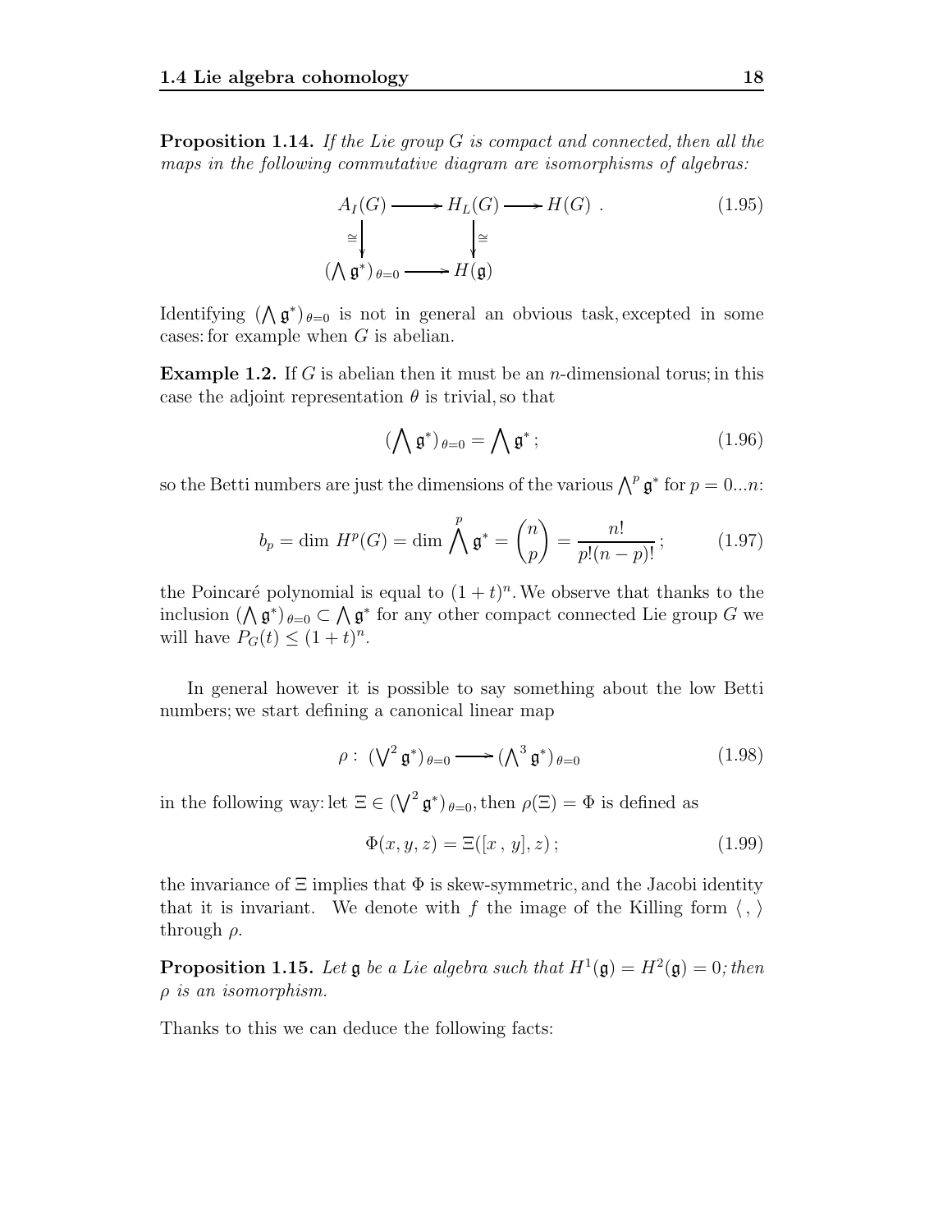**Proposition 1.14.** *If the Lie group $G$ is compact and connected, then all the maps in the following commutative diagram are isomorphisms of algebras:*

$$\begin{array}{ccccc} A_I(G) & \longrightarrow & H_L(G) & \longrightarrow & H(G) \\ \cong\downarrow & & \downarrow\cong & & \\ (\bigwedge \mathfrak{g}^*)_{\theta=0} & \longrightarrow & H(\mathfrak{g}) & & \end{array} \tag{1.95}$$

Identifying $(\bigwedge \mathfrak{g}^*)_{\theta=0}$ is not in general an obvious task, excepted in some cases: for example when $G$ is abelian.

**Example 1.2.** If $G$ is abelian then it must be an $n$-dimensional torus; in this case the adjoint representation $\theta$ is trivial, so that

$$(\bigwedge \mathfrak{g}^*)_{\theta=0} = \bigwedge \mathfrak{g}^* ; \tag{1.96}$$

so the Betti numbers are just the dimensions of the various $\bigwedge^p \mathfrak{g}^*$ for $p = 0...n$:

$$b_p = \dim\, H^p(G) = \dim \bigwedge^p \mathfrak{g}^* = \binom{n}{p} = \frac{n!}{p!(n-p)!} ; \tag{1.97}$$

the Poincaré polynomial is equal to $(1+t)^n$. We observe that thanks to the inclusion $(\bigwedge \mathfrak{g}^*)_{\theta=0} \subset \bigwedge \mathfrak{g}^*$ for any other compact connected Lie group $G$ we will have $P_G(t) \leq (1+t)^n$.

In general however it is possible to say something about the low Betti numbers; we start defining a canonical linear map

$$\rho : \; (\bigvee^2 \mathfrak{g}^*)_{\theta=0} \longrightarrow (\bigwedge^3 \mathfrak{g}^*)_{\theta=0} \tag{1.98}$$

in the following way: let $\Xi \in (\bigvee^2 \mathfrak{g}^*)_{\theta=0}$, then $\rho(\Xi) = \Phi$ is defined as

$$\Phi(x, y, z) = \Xi([x\, ,\, y], z) ; \tag{1.99}$$

the invariance of $\Xi$ implies that $\Phi$ is skew-symmetric, and the Jacobi identity that it is invariant. We denote with $f$ the image of the Killing form $\langle\, ,\, \rangle$ through $\rho$.

**Proposition 1.15.** *Let $\mathfrak{g}$ be a Lie algebra such that $H^1(\mathfrak{g}) = H^2(\mathfrak{g}) = 0$; then $\rho$ is an isomorphism.*

Thanks to this we can deduce the following facts: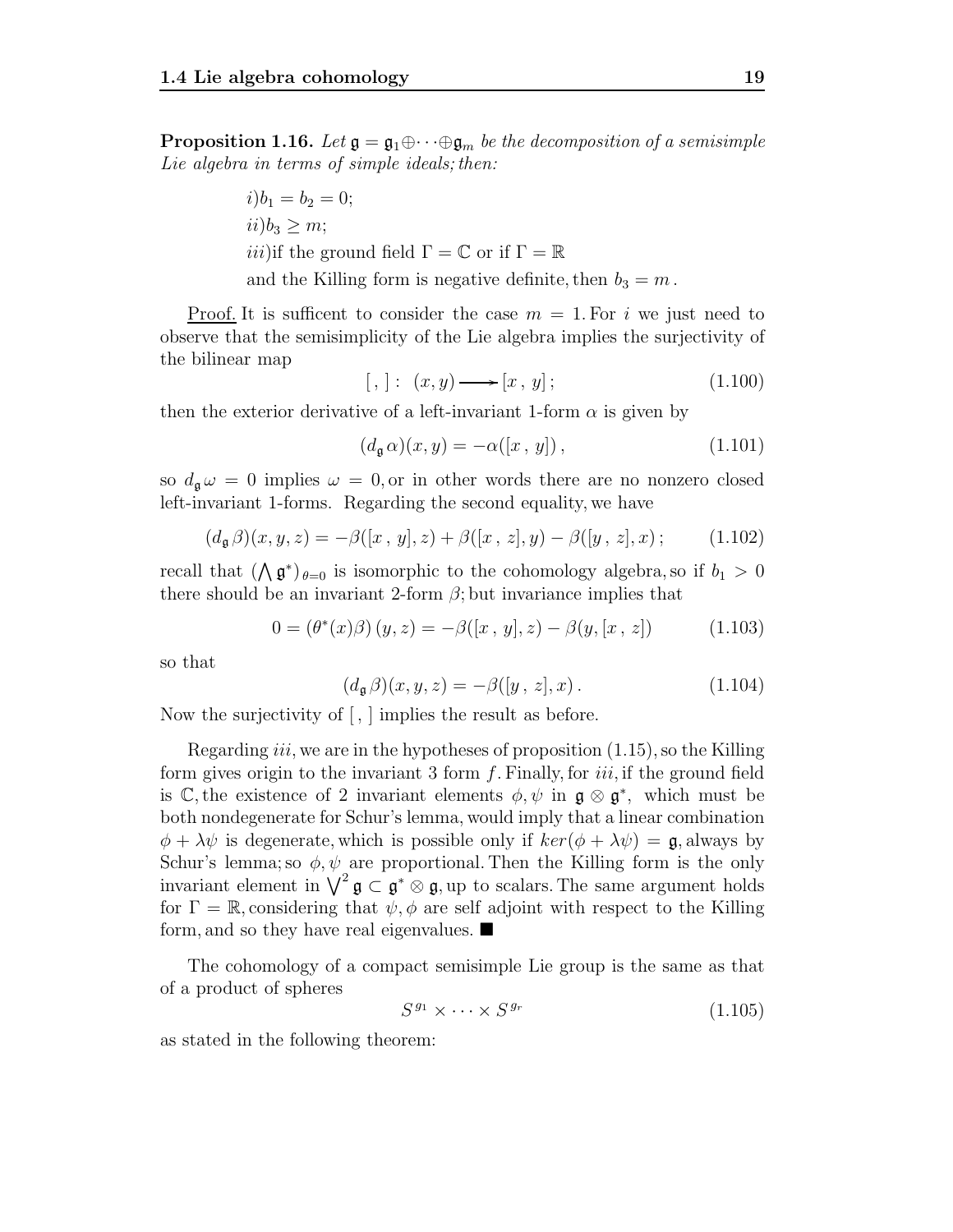**Proposition 1.16.** *Let $\mathfrak{g} = \mathfrak{g}_1 \oplus \cdots \oplus \mathfrak{g}_m$ be the decomposition of a semisimple Lie algebra in terms of simple ideals; then:*

$i) b_1 = b_2 = 0;$

$ii) b_3 \geq m;$

$iii)$ if the ground field $\Gamma = \mathbb{C}$ or if $\Gamma = \mathbb{R}$ and the Killing form is negative definite, then $b_3 = m$.

<u>Proof.</u> It is sufficent to consider the case $m = 1$. For $i$ we just need to observe that the semisimplicity of the Lie algebra implies the surjectivity of the bilinear map

$$[\,,\,] : \ (x, y) \longrightarrow [x\,,\, y]\,; \tag{1.100}$$

then the exterior derivative of a left-invariant 1-form $\alpha$ is given by

$$(d_{\mathfrak{g}}\, \alpha)(x, y) = -\alpha([x\,,\, y])\,, \tag{1.101}$$

so $d_{\mathfrak{g}}\, \omega = 0$ implies $\omega = 0$, or in other words there are no nonzero closed left-invariant 1-forms. Regarding the second equality, we have

$$(d_{\mathfrak{g}}\, \beta)(x, y, z) = -\beta([x\,,\, y], z) + \beta([x\,,\, z], y) - \beta([y\,,\, z], x)\,; \tag{1.102}$$

recall that $(\bigwedge \mathfrak{g}^*)_{\theta=0}$ is isomorphic to the cohomology algebra, so if $b_1 > 0$ there should be an invariant 2-form $\beta$; but invariance implies that

$$0 = (\theta^*(x)\beta)\,(y, z) = -\beta([x\,,\, y], z) - \beta(y, [x\,,\, z]) \tag{1.103}$$

so that

$$(d_{\mathfrak{g}}\, \beta)(x, y, z) = -\beta([y\,,\, z], x)\,. \tag{1.104}$$

Now the surjectivity of $[\,,\,]$ implies the result as before.

Regarding $iii$, we are in the hypotheses of proposition (1.15), so the Killing form gives origin to the invariant 3 form $f$. Finally, for $iii$, if the ground field is $\mathbb{C}$, the existence of 2 invariant elements $\phi, \psi$ in $\mathfrak{g} \otimes \mathfrak{g}^*$, which must be both nondegenerate for Schur's lemma, would imply that a linear combination $\phi + \lambda\psi$ is degenerate, which is possible only if $ker(\phi + \lambda\psi) = \mathfrak{g}$, always by Schur's lemma; so $\phi, \psi$ are proportional. Then the Killing form is the only invariant element in $\bigvee^2 \mathfrak{g} \subset \mathfrak{g}^* \otimes \mathfrak{g}$, up to scalars. The same argument holds for $\Gamma = \mathbb{R}$, considering that $\psi, \phi$ are self adjoint with respect to the Killing form, and so they have real eigenvalues. ■

The cohomology of a compact semisimple Lie group is the same as that of a product of spheres

$$S^{g_1} \times \cdots \times S^{g_r} \tag{1.105}$$

as stated in the following theorem: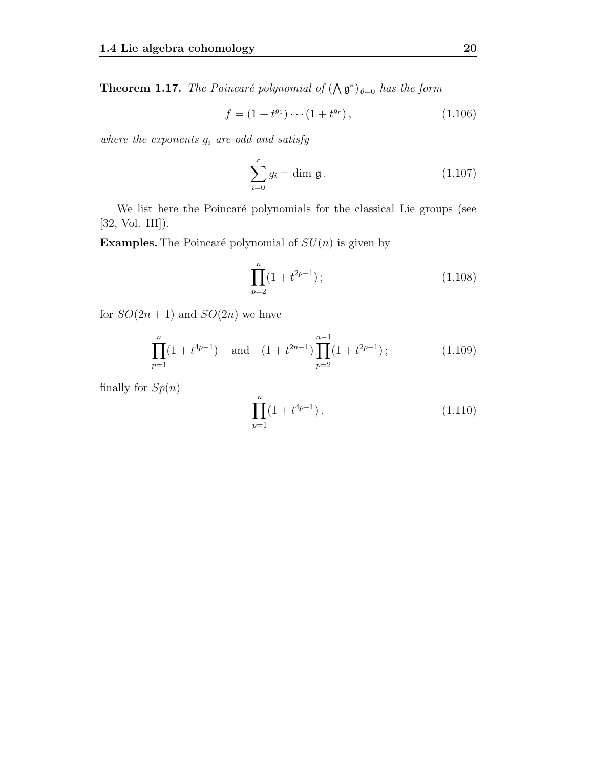**Theorem 1.17.** *The Poincaré polynomial of* $(\bigwedge \mathfrak{g}^*)_{\theta=0}$ *has the form*

$$f = (1 + t^{g_1}) \cdots (1 + t^{g_r}), \tag{1.106}$$

*where the exponents* $g_i$ *are odd and satisfy*

$$\sum_{i=0}^{r} g_i = \dim\, \mathfrak{g}. \tag{1.107}$$

We list here the Poincaré polynomials for the classical Lie groups (see [32, Vol. III]).

**Examples.** The Poincaré polynomial of $SU(n)$ is given by

$$\prod_{p=2}^{n} (1 + t^{2p-1}); \tag{1.108}$$

for $SO(2n+1)$ and $SO(2n)$ we have

$$\prod_{p=1}^{n} (1 + t^{4p-1}) \quad \text{and} \quad (1 + t^{2n-1}) \prod_{p=2}^{n-1} (1 + t^{2p-1}); \tag{1.109}$$

finally for $Sp(n)$

$$\prod_{p=1}^{n} (1 + t^{4p-1}). \tag{1.110}$$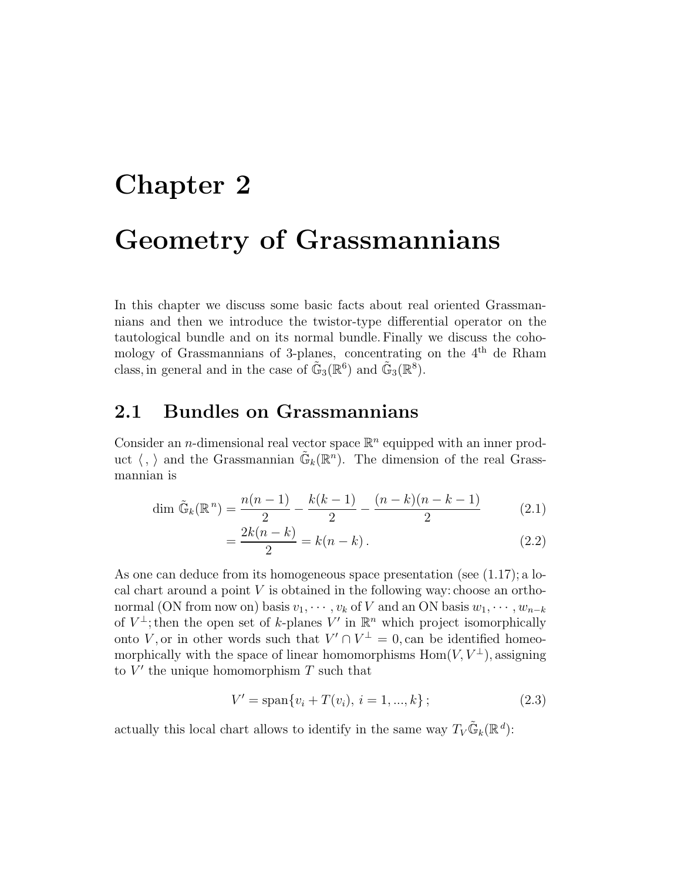# Chapter 2

# Geometry of Grassmannians

In this chapter we discuss some basic facts about real oriented Grassmannians and then we introduce the twistor-type differential operator on the tautological bundle and on its normal bundle. Finally we discuss the cohomology of Grassmannians of 3-planes, concentrating on the 4[th] de Rham class, in general and in the case of $\tilde{\mathbb{G}}_3(\mathbb{R}^6)$ and $\tilde{\mathbb{G}}_3(\mathbb{R}^8)$.

## 2.1 Bundles on Grassmannians

Consider an $n$-dimensional real vector space $\mathbb{R}^n$ equipped with an inner product $\langle , \rangle$ and the Grassmannian $\tilde{\mathbb{G}}_k(\mathbb{R}^n)$. The dimension of the real Grassmannian is

$$
\begin{aligned}
\dim \tilde{\mathbb{G}}_k(\mathbb{R}^n) &= \frac{n(n-1)}{2} - \frac{k(k-1)}{2} - \frac{(n-k)(n-k-1)}{2} && (2.1)\\
&= \frac{2k(n-k)}{2} = k(n-k)\,. && (2.2)
\end{aligned}
$$

As one can deduce from its homogeneous space presentation (see (1.17); a local chart around a point $V$ is obtained in the following way: choose an orthonormal (ON from now on) basis $v_1, \cdots, v_k$ of $V$ and an ON basis $w_1, \cdots, w_{n-k}$ of $V^{\perp}$; then the open set of $k$-planes $V'$ in $\mathbb{R}^n$ which project isomorphically onto $V$, or in other words such that $V' \cap V^{\perp} = 0$, can be identified homeomorphically with the space of linear homomorphisms $\mathrm{Hom}(V, V^{\perp})$, assigning to $V'$ the unique homomorphism $T$ such that

$$
V' = \mathrm{span}\{v_i + T(v_i),\ i = 1, ..., k\}\,; \tag{2.3}
$$

actually this local chart allows to identify in the same way $T_V\tilde{\mathbb{G}}_k(\mathbb{R}^d)$: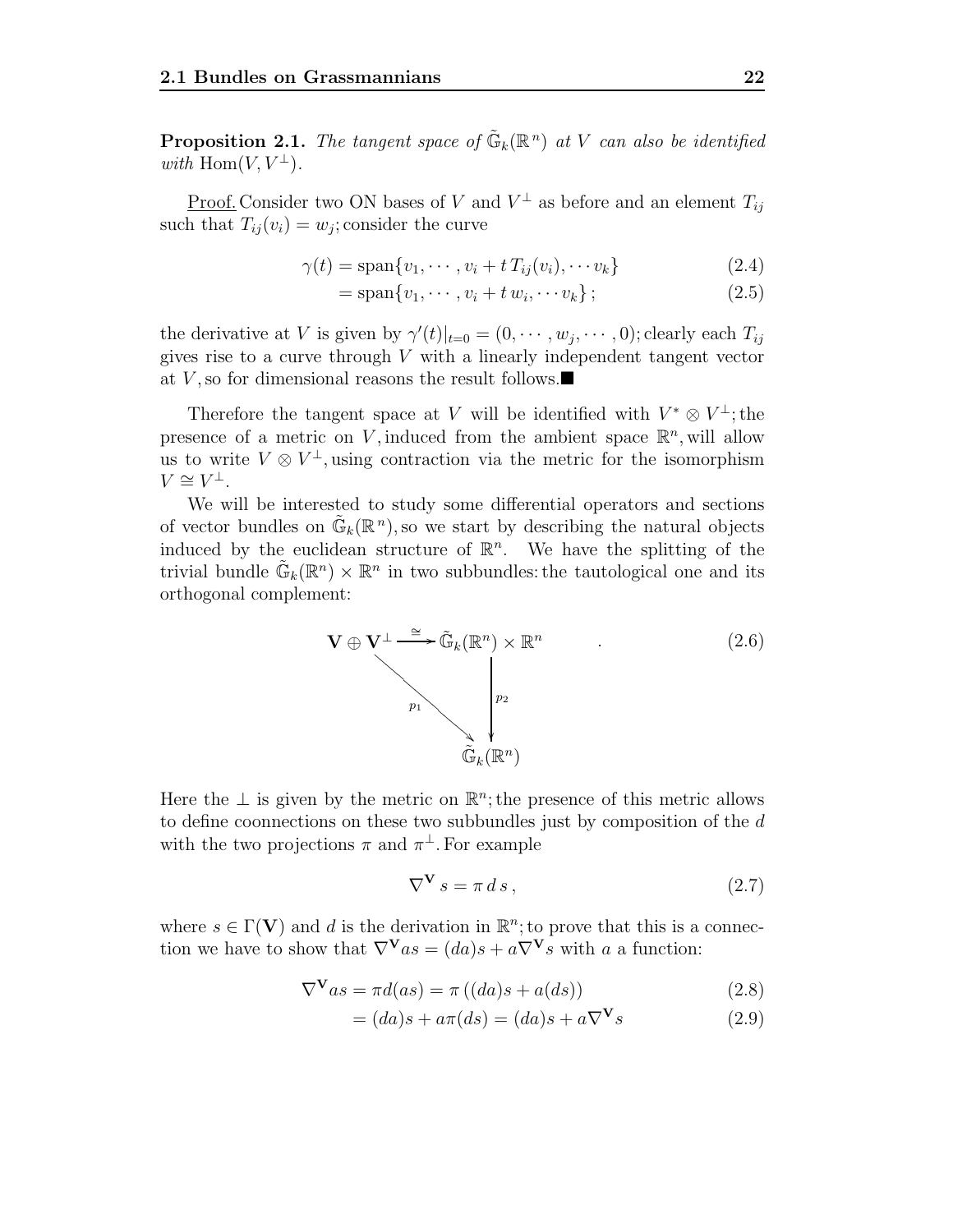**Proposition 2.1.** *The tangent space of $\tilde{\mathbb{G}}_k(\mathbb{R}^n)$ at $V$ can also be identified with* $\mathrm{Hom}(V, V^\perp)$.

Proof. Consider two ON bases of $V$ and $V^\perp$ as before and an element $T_{ij}$ such that $T_{ij}(v_i) = w_j$; consider the curve

$$\gamma(t) = \mathrm{span}\{v_1, \cdots, v_i + t\, T_{ij}(v_i), \cdots v_k\} \tag{2.4}$$

$$= \mathrm{span}\{v_1, \cdots, v_i + t\, w_i, \cdots v_k\}\,; \tag{2.5}$$

the derivative at $V$ is given by $\gamma'(t)|_{t=0} = (0, \cdots, w_j, \cdots, 0)$; clearly each $T_{ij}$ gives rise to a curve through $V$ with a linearly independent tangent vector at $V$, so for dimensional reasons the result follows.■

Therefore the tangent space at $V$ will be identified with $V^* \otimes V^\perp$; the presence of a metric on $V$, induced from the ambient space $\mathbb{R}^n$, will allow us to write $V \otimes V^\perp$, using contraction via the metric for the isomorphism $V \cong V^\perp$.

We will be interested to study some differential operators and sections of vector bundles on $\tilde{\mathbb{G}}_k(\mathbb{R}^n)$, so we start by describing the natural objects induced by the euclidean structure of $\mathbb{R}^n$. We have the splitting of the trivial bundle $\tilde{\mathbb{G}}_k(\mathbb{R}^n) \times \mathbb{R}^n$ in two subbundles: the tautological one and its orthogonal complement:

$$\begin{array}{ccc} \mathbf{V} \oplus \mathbf{V}^\perp & \xrightarrow{\cong} & \tilde{\mathbb{G}}_k(\mathbb{R}^n) \times \mathbb{R}^n \\ & \searrow^{p_1} & \downarrow^{p_2} \\ & & \tilde{\mathbb{G}}_k(\mathbb{R}^n) \end{array} \tag{2.6}$$

Here the $\perp$ is given by the metric on $\mathbb{R}^n$; the presence of this metric allows to define coonnections on these two subbundles just by composition of the $d$ with the two projections $\pi$ and $\pi^\perp$. For example

$$\nabla^{\mathbf{V}} s = \pi\, d\, s\,, \tag{2.7}$$

where $s \in \Gamma(\mathbf{V})$ and $d$ is the derivation in $\mathbb{R}^n$; to prove that this is a connection we have to show that $\nabla^{\mathbf{V}} as = (da)s + a\nabla^{\mathbf{V}} s$ with $a$ a function:

$$\nabla^{\mathbf{V}} as = \pi d(as) = \pi\left((da)s + a(ds)\right) \tag{2.8}$$

$$= (da)s + a\pi(ds) = (da)s + a\nabla^{\mathbf{V}} s \tag{2.9}$$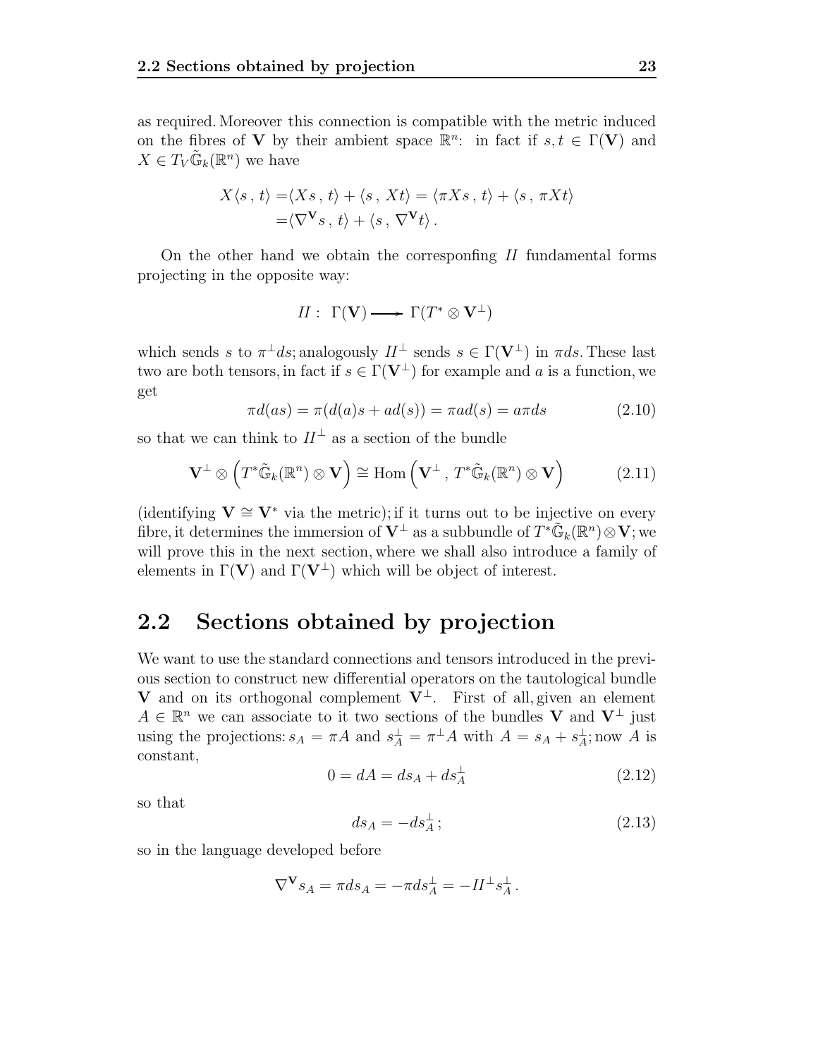as required. Moreover this connection is compatible with the metric induced on the fibres of $\mathbf{V}$ by their ambient space $\mathbb{R}^n$: in fact if $s, t \in \Gamma(\mathbf{V})$ and $X \in T_V\tilde{\mathbb{G}}_k(\mathbb{R}^n)$ we have

$$
\begin{aligned}
X\langle s\,,\, t\rangle =& \langle Xs\,,\, t\rangle + \langle s\,,\, Xt\rangle = \langle \pi Xs\,,\, t\rangle + \langle s\,,\, \pi Xt\rangle \\
=& \langle \nabla^{\mathbf{V}} s\,,\, t\rangle + \langle s\,,\, \nabla^{\mathbf{V}} t\rangle\,.
\end{aligned}
$$

On the other hand we obtain the corresponfing $II$ fundamental forms projecting in the opposite way:

$$
II:\ \Gamma(\mathbf{V}) \longrightarrow \Gamma(T^* \otimes \mathbf{V}^\perp)
$$

which sends $s$ to $\pi^\perp ds$; analogously $II^\perp$ sends $s \in \Gamma(\mathbf{V}^\perp)$ in $\pi ds$. These last two are both tensors, in fact if $s \in \Gamma(\mathbf{V}^\perp)$ for example and $a$ is a function, we get

$$
\pi d(as) = \pi(d(a)s + ad(s)) = \pi a d(s) = a\pi ds \tag{2.10}
$$

so that we can think to $II^\perp$ as a section of the bundle

$$
\mathbf{V}^\perp \otimes \left(T^*\tilde{\mathbb{G}}_k(\mathbb{R}^n) \otimes \mathbf{V}\right) \cong \mathrm{Hom}\left(\mathbf{V}^\perp\,,\, T^*\tilde{\mathbb{G}}_k(\mathbb{R}^n) \otimes \mathbf{V}\right) \tag{2.11}
$$

(identifying $\mathbf{V} \cong \mathbf{V}^*$ via the metric); if it turns out to be injective on every fibre, it determines the immersion of $\mathbf{V}^\perp$ as a subbundle of $T^*\tilde{\mathbb{G}}_k(\mathbb{R}^n) \otimes \mathbf{V}$; we will prove this in the next section, where we shall also introduce a family of elements in $\Gamma(\mathbf{V})$ and $\Gamma(\mathbf{V}^\perp)$ which will be object of interest.

## 2.2 Sections obtained by projection

We want to use the standard connections and tensors introduced in the previous section to construct new differential operators on the tautological bundle $\mathbf{V}$ and on its orthogonal complement $\mathbf{V}^\perp$. First of all, given an element $A \in \mathbb{R}^n$ we can associate to it two sections of the bundles $\mathbf{V}$ and $\mathbf{V}^\perp$ just using the projections: $s_A = \pi A$ and $s_A^\perp = \pi^\perp A$ with $A = s_A + s_A^\perp$; now $A$ is constant,

$$
0 = dA = ds_A + ds_A^\perp \tag{2.12}
$$

so that

$$
ds_A = -ds_A^\perp\,; \tag{2.13}
$$

so in the language developed before

$$
\nabla^{\mathbf{V}} s_A = \pi ds_A = -\pi ds_A^\perp = -II^\perp s_A^\perp\,.
$$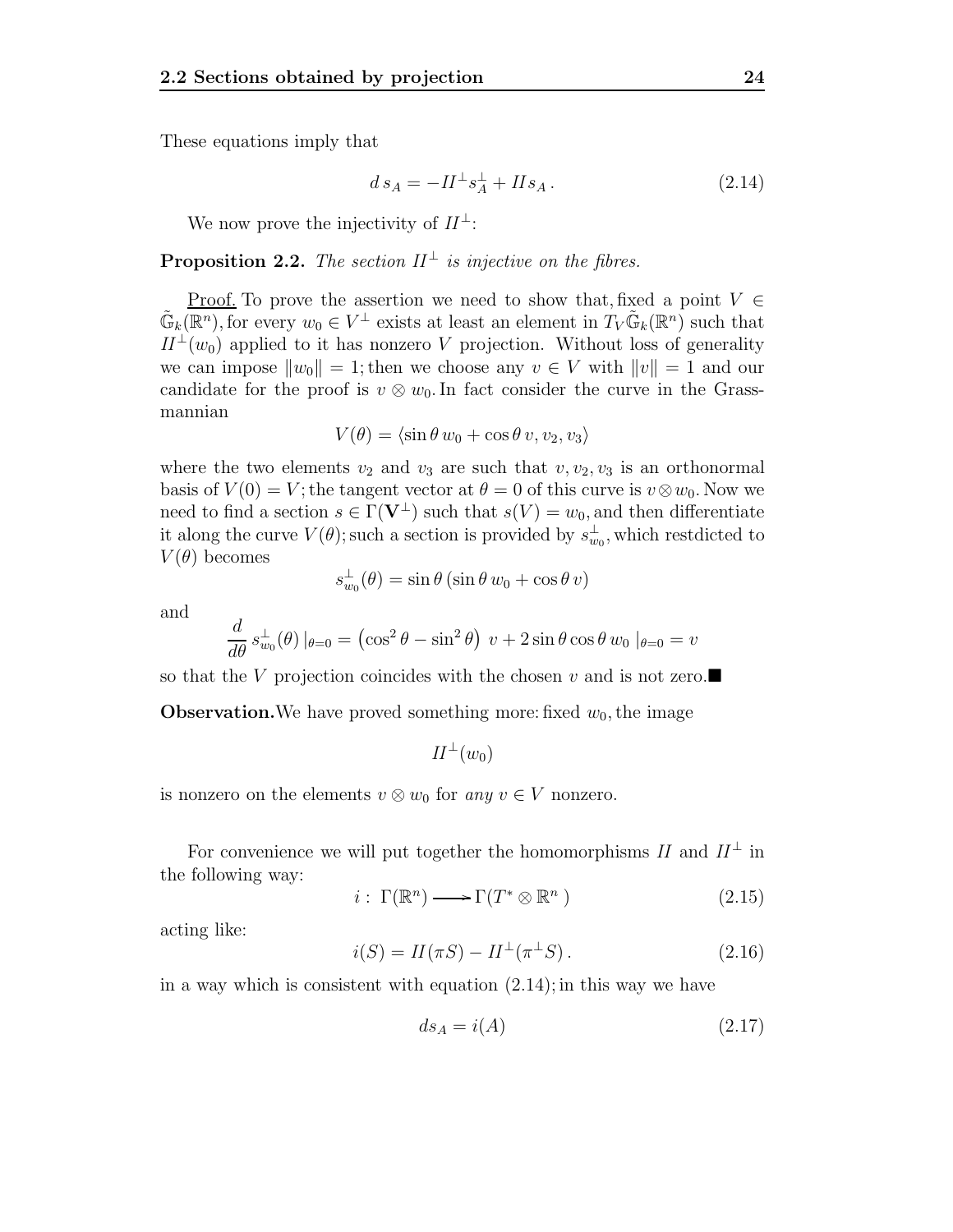These equations imply that

$$d\, s_A = -II^{\perp} s_A^{\perp} + II s_A\,. \tag{2.14}$$

We now prove the injectivity of $II^{\perp}$:

**Proposition 2.2.** *The section $II^{\perp}$ is injective on the fibres.*

Proof. To prove the assertion we need to show that, fixed a point $V \in \tilde{\mathbb{G}}_k(\mathbb{R}^n)$, for every $w_0 \in V^{\perp}$ exists at least an element in $T_V \tilde{\mathbb{G}}_k(\mathbb{R}^n)$ such that $II^{\perp}(w_0)$ applied to it has nonzero $V$ projection. Without loss of generality we can impose $\|w_0\| = 1$; then we choose any $v \in V$ with $\|v\| = 1$ and our candidate for the proof is $v \otimes w_0$. In fact consider the curve in the Grassmannian

$$V(\theta) = \langle \sin\theta\, w_0 + \cos\theta\, v, v_2, v_3 \rangle$$

where the two elements $v_2$ and $v_3$ are such that $v, v_2, v_3$ is an orthonormal basis of $V(0) = V$; the tangent vector at $\theta = 0$ of this curve is $v \otimes w_0$. Now we need to find a section $s \in \Gamma(\mathbf{V}^{\perp})$ such that $s(V) = w_0$, and then differentiate it along the curve $V(\theta)$; such a section is provided by $s_{w_0}^{\perp}$, which restdicted to $V(\theta)$ becomes

$$s_{w_0}^{\perp}(\theta) = \sin\theta\,(\sin\theta\, w_0 + \cos\theta\, v)$$

and

$$\frac{d}{d\theta}\, s_{w_0}^{\perp}(\theta)\,|_{\theta=0} = \left(\cos^2\theta - \sin^2\theta\right)\, v + 2\sin\theta\cos\theta\, w_0\,|_{\theta=0} = v$$

so that the $V$ projection coincides with the chosen $v$ and is not zero.■

**Observation.** We have proved something more: fixed $w_0$, the image

$$II^{\perp}(w_0)$$

is nonzero on the elements $v \otimes w_0$ for *any* $v \in V$ nonzero.

For convenience we will put together the homomorphisms $II$ and $II^{\perp}$ in the following way:

$$i:\ \Gamma(\mathbb{R}^n) \longrightarrow \Gamma(T^* \otimes \mathbb{R}^n) \tag{2.15}$$

acting like:

$$i(S) = II(\pi S) - II^{\perp}(\pi^{\perp} S)\,. \tag{2.16}$$

in a way which is consistent with equation (2.14); in this way we have

$$ds_A = i(A) \tag{2.17}$$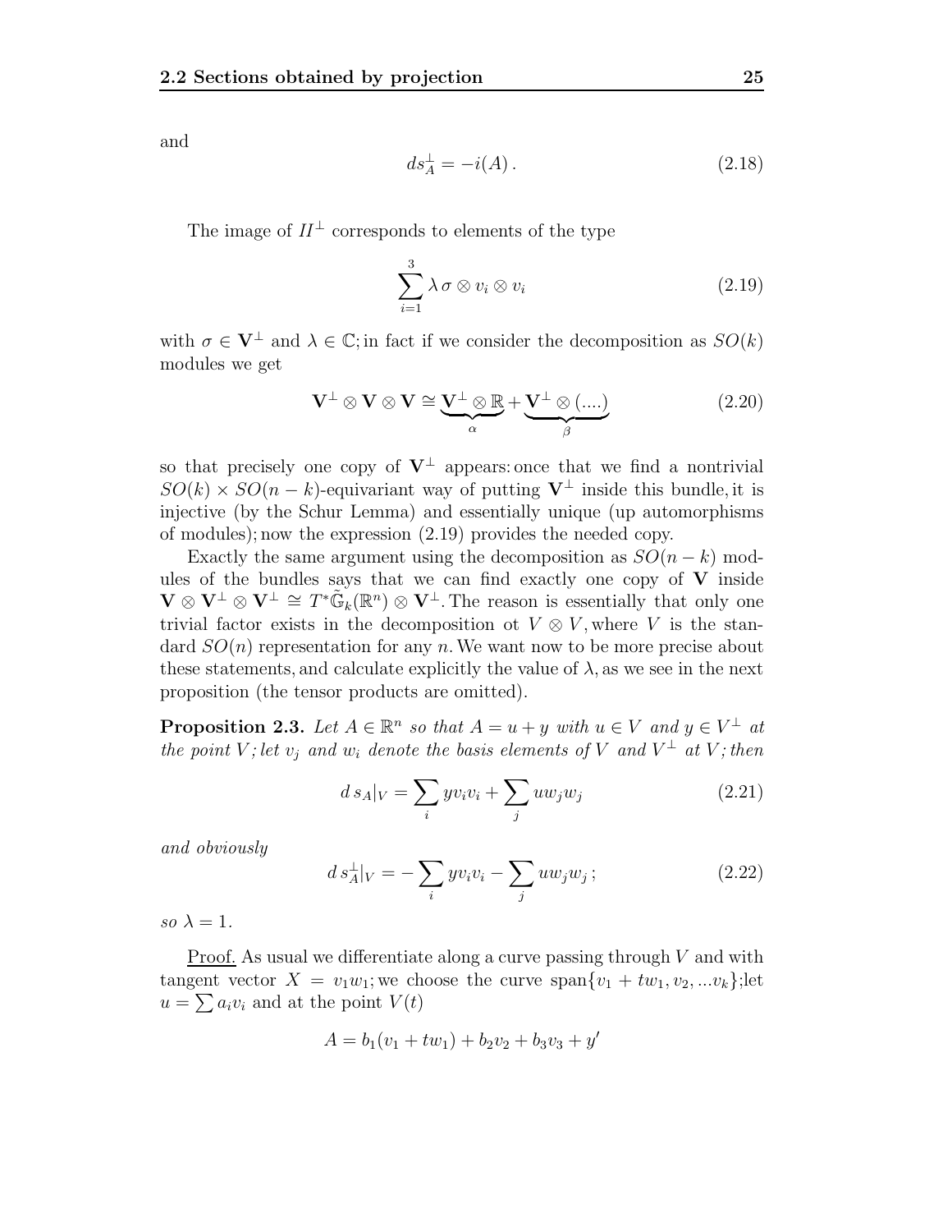and

$$ds_A^{\perp} = -i(A)\,. \tag{2.18}$$

The image of $II^{\perp}$ corresponds to elements of the type

$$\sum_{i=1}^{3} \lambda\, \sigma \otimes v_i \otimes v_i \tag{2.19}$$

with $\sigma \in \mathbf{V}^{\perp}$ and $\lambda \in \mathbb{C}$; in fact if we consider the decomposition as $SO(k)$ modules we get

$$\mathbf{V}^{\perp} \otimes \mathbf{V} \otimes \mathbf{V} \cong \underbrace{\mathbf{V}^{\perp} \otimes \mathbb{R}}_{\alpha} + \underbrace{\mathbf{V}^{\perp} \otimes (....)}_{\beta} \tag{2.20}$$

so that precisely one copy of $\mathbf{V}^{\perp}$ appears: once that we find a nontrivial $SO(k) \times SO(n-k)$-equivariant way of putting $\mathbf{V}^{\perp}$ inside this bundle, it is injective (by the Schur Lemma) and essentially unique (up automorphisms of modules); now the expression (2.19) provides the needed copy.

Exactly the same argument using the decomposition as $SO(n-k)$ modules of the bundles says that we can find exactly one copy of $\mathbf{V}$ inside $\mathbf{V} \otimes \mathbf{V}^{\perp} \otimes \mathbf{V}^{\perp} \cong T^*\tilde{\mathbb{G}}_k(\mathbb{R}^n) \otimes \mathbf{V}^{\perp}$. The reason is essentially that only one trivial factor exists in the decomposition ot $V \otimes V$, where $V$ is the standard $SO(n)$ representation for any $n$. We want now to be more precise about these statements, and calculate explicitly the value of $\lambda$, as we see in the next proposition (the tensor products are omitted).

**Proposition 2.3.** *Let $A \in \mathbb{R}^n$ so that $A = u + y$ with $u \in V$ and $y \in V^{\perp}$ at the point $V$; let $v_j$ and $w_i$ denote the basis elements of $V$ and $V^{\perp}$ at $V$; then*

$$d\, s_A|_V = \sum_i y v_i v_i + \sum_j u w_j w_j \tag{2.21}$$

*and obviously*

$$d\, s_A^{\perp}|_V = -\sum_i y v_i v_i - \sum_j u w_j w_j\,; \tag{2.22}$$

*so $\lambda = 1$.*

<u>Proof.</u> As usual we differentiate along a curve passing through $V$ and with tangent vector $X = v_1 w_1$; we choose the curve $\text{span}\{v_1 + t w_1, v_2, ... v_k\}$; let $u = \sum a_i v_i$ and at the point $V(t)$

$$A = b_1(v_1 + t w_1) + b_2 v_2 + b_3 v_3 + y'$$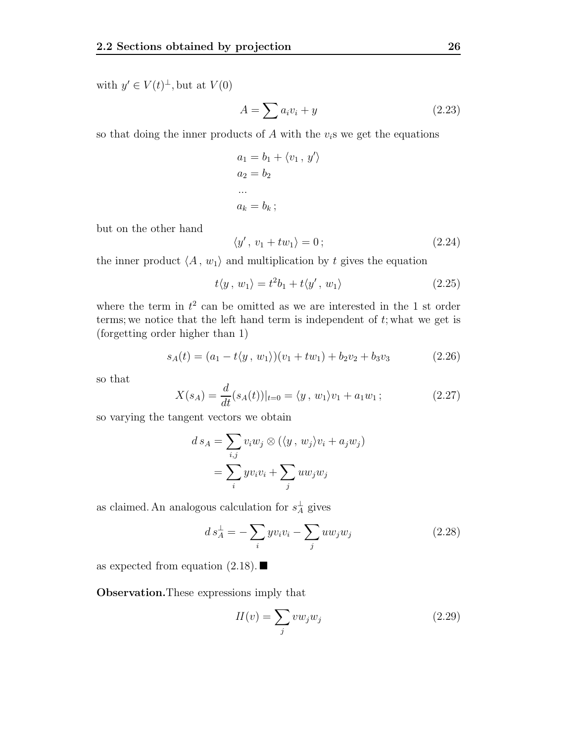with $y' \in V(t)^{\perp}$, but at $V(0)$

$$A = \sum a_i v_i + y \tag{2.23}$$

so that doing the inner products of $A$ with the $v_i$s we get the equations

$$\begin{aligned}
a_1 &= b_1 + \langle v_1 \, , \, y' \rangle \\
a_2 &= b_2 \\
&... \\
a_k &= b_k \, ;
\end{aligned}$$

but on the other hand

$$\langle y' \, , \, v_1 + t w_1 \rangle = 0 \, ; \tag{2.24}$$

the inner product $\langle A \, , \, w_1 \rangle$ and multiplication by $t$ gives the equation

$$t \langle y \, , \, w_1 \rangle = t^2 b_1 + t \langle y' \, , \, w_1 \rangle \tag{2.25}$$

where the term in $t^2$ can be omitted as we are interested in the 1 st order terms; we notice that the left hand term is independent of $t$; what we get is (forgetting order higher than 1)

$$s_A(t) = (a_1 - t\langle y \, , \, w_1 \rangle)(v_1 + t w_1) + b_2 v_2 + b_3 v_3 \tag{2.26}$$

so that

$$X(s_A) = \frac{d}{dt}(s_A(t))|_{t=0} = \langle y \, , \, w_1 \rangle v_1 + a_1 w_1 \, ; \tag{2.27}$$

so varying the tangent vectors we obtain

$$\begin{aligned}
d \, s_A &= \sum_{i,j} v_i w_j \otimes (\langle y \, , \, w_j \rangle v_i + a_j w_j) \\
&= \sum_i y v_i v_i + \sum_j u w_j w_j
\end{aligned}$$

as claimed. An analogous calculation for $s_A^{\perp}$ gives

$$d \, s_A^{\perp} = - \sum_i y v_i v_i - \sum_j u w_j w_j \tag{2.28}$$

as expected from equation (2.18). ∎

**Observation.** These expressions imply that

$$II(v) = \sum_j v w_j w_j \tag{2.29}$$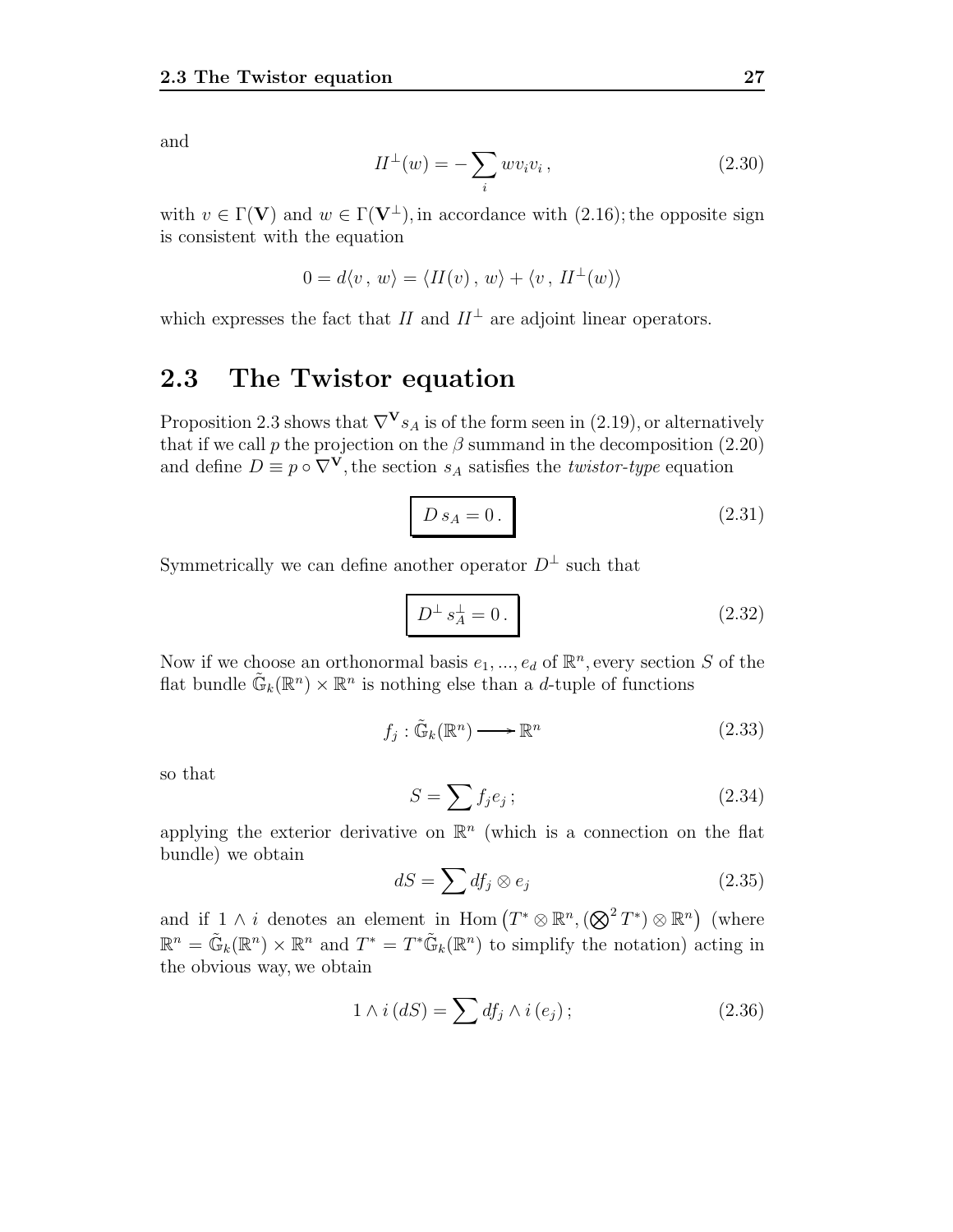and

$$II^{\perp}(w) = -\sum_i w v_i v_i \,, \tag{2.30}$$

with $v \in \Gamma(\mathbf{V})$ and $w \in \Gamma(\mathbf{V}^{\perp})$, in accordance with (2.16); the opposite sign is consistent with the equation

$$0 = d\langle v \,,\, w\rangle = \langle II(v) \,,\, w\rangle + \langle v \,,\, II^{\perp}(w)\rangle$$

which expresses the fact that $II$ and $II^{\perp}$ are adjoint linear operators.

## 2.3 The Twistor equation

Proposition 2.3 shows that $\nabla^{\mathbf{V}} s_A$ is of the form seen in (2.19), or alternatively that if we call $p$ the projection on the $\beta$ summand in the decomposition (2.20) and define $D \equiv p \circ \nabla^{\mathbf{V}}$, the section $s_A$ satisfies the *twistor-type* equation

$$\boxed{D\, s_A = 0 \,.} \tag{2.31}$$

Symmetrically we can define another operator $D^{\perp}$ such that

$$\boxed{D^{\perp}\, s_A^{\perp} = 0 \,.} \tag{2.32}$$

Now if we choose an orthonormal basis $e_1, ..., e_d$ of $\mathbb{R}^n$, every section $S$ of the flat bundle $\tilde{\mathbb{G}}_k(\mathbb{R}^n) \times \mathbb{R}^n$ is nothing else than a $d$-tuple of functions

$$f_j : \tilde{\mathbb{G}}_k(\mathbb{R}^n) \longrightarrow \mathbb{R}^n \tag{2.33}$$

so that

$$S = \sum f_j e_j \,; \tag{2.34}$$

applying the exterior derivative on $\mathbb{R}^n$ (which is a connection on the flat bundle) we obtain

$$dS = \sum df_j \otimes e_j \tag{2.35}$$

and if $1 \wedge i$ denotes an element in $\mathrm{Hom}\left(T^* \otimes \mathbb{R}^n, (\bigotimes^2 T^*) \otimes \mathbb{R}^n\right)$ (where $\mathbb{R}^n = \tilde{\mathbb{G}}_k(\mathbb{R}^n) \times \mathbb{R}^n$ and $T^* = T^*\tilde{\mathbb{G}}_k(\mathbb{R}^n)$ to simplify the notation) acting in the obvious way, we obtain

$$1 \wedge i\,(dS) = \sum df_j \wedge i\,(e_j) \,; \tag{2.36}$$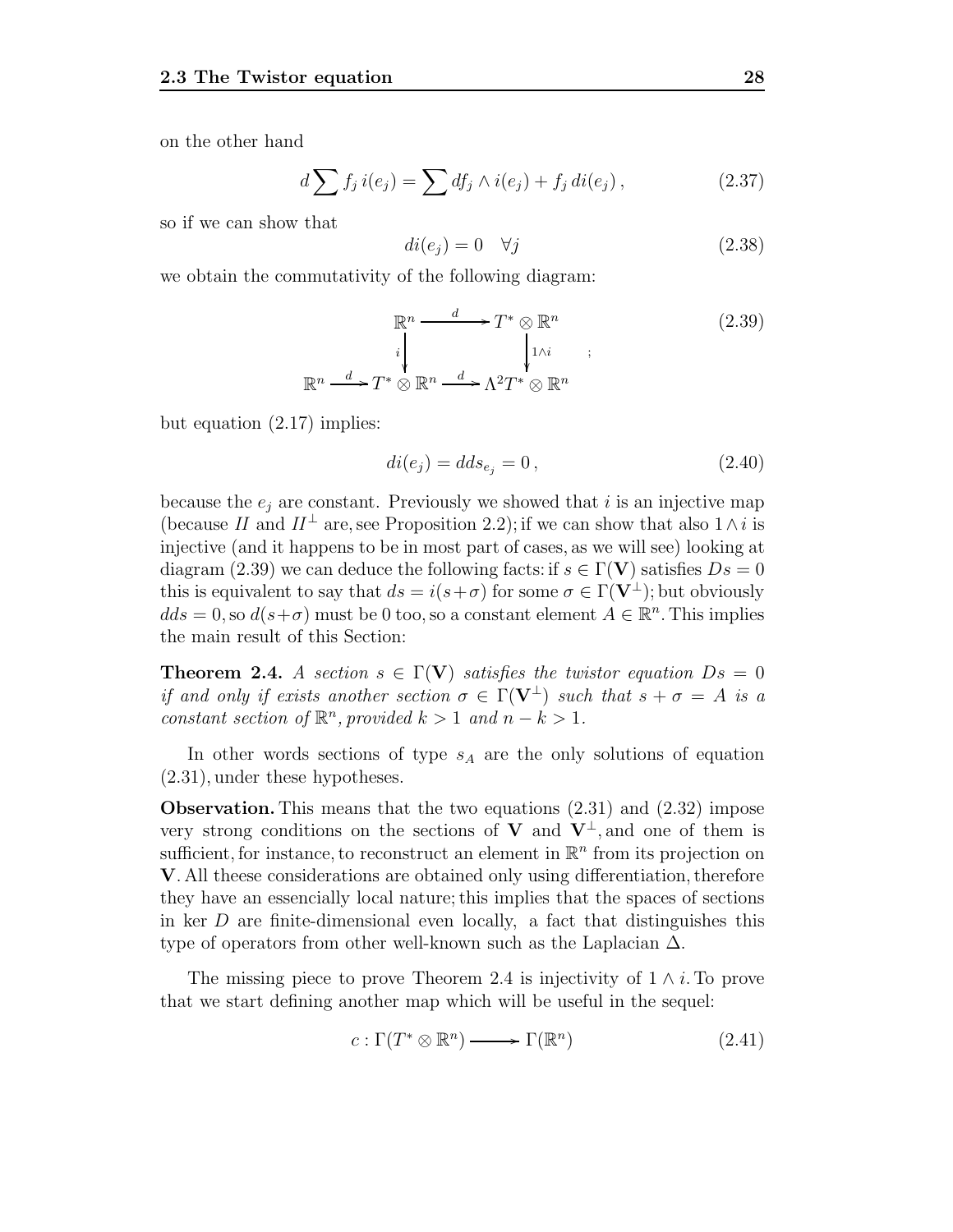on the other hand

$$d\sum f_j\, i(e_j) = \sum df_j \wedge i(e_j) + f_j\, di(e_j)\,, \tag{2.37}$$

so if we can show that

$$di(e_j) = 0 \quad \forall j \tag{2.38}$$

we obtain the commutativity of the following diagram:

$$\begin{array}{ccccc} & & \mathbb{R}^n & \xrightarrow{\ d\ } & T^* \otimes \mathbb{R}^n \\ & & \Big\downarrow{\scriptstyle i} & & \Big\downarrow{\scriptstyle 1\wedge i} \\ \mathbb{R}^n & \xrightarrow{\ d\ } & T^* \otimes \mathbb{R}^n & \xrightarrow{\ d\ } & \Lambda^2 T^* \otimes \mathbb{R}^n \end{array} \quad ; \tag{2.39}$$

but equation (2.17) implies:

$$di(e_j) = dds_{e_j} = 0\,, \tag{2.40}$$

because the $e_j$ are constant. Previously we showed that $i$ is an injective map (because $II$ and $II^\perp$ are, see Proposition 2.2); if we can show that also $1 \wedge i$ is injective (and it happens to be in most part of cases, as we will see) looking at diagram (2.39) we can deduce the following facts: if $s \in \Gamma(\mathbf{V})$ satisfies $Ds = 0$ this is equivalent to say that $ds = i(s+\sigma)$ for some $\sigma \in \Gamma(\mathbf{V}^\perp)$; but obviously $dds = 0$, so $d(s+\sigma)$ must be 0 too, so a constant element $A \in \mathbb{R}^n$. This implies the main result of this Section:

**Theorem 2.4.** *A section $s \in \Gamma(\mathbf{V})$ satisfies the twistor equation $Ds = 0$ if and only if exists another section $\sigma \in \Gamma(\mathbf{V}^\perp)$ such that $s + \sigma = A$ is a constant section of $\mathbb{R}^n$, provided $k > 1$ and $n - k > 1$.*

In other words sections of type $s_A$ are the only solutions of equation (2.31), under these hypotheses.

**Observation.** This means that the two equations (2.31) and (2.32) impose very strong conditions on the sections of $\mathbf{V}$ and $\mathbf{V}^\perp$, and one of them is sufficient, for instance, to reconstruct an element in $\mathbb{R}^n$ from its projection on $\mathbf{V}$. All theese considerations are obtained only using differentiation, therefore they have an essencially local nature; this implies that the spaces of sections in ker $D$ are finite-dimensional even locally, a fact that distinguishes this type of operators from other well-known such as the Laplacian $\Delta$.

The missing piece to prove Theorem 2.4 is injectivity of $1 \wedge i$. To prove that we start defining another map which will be useful in the sequel:

$$c : \Gamma(T^* \otimes \mathbb{R}^n) \longrightarrow \Gamma(\mathbb{R}^n) \tag{2.41}$$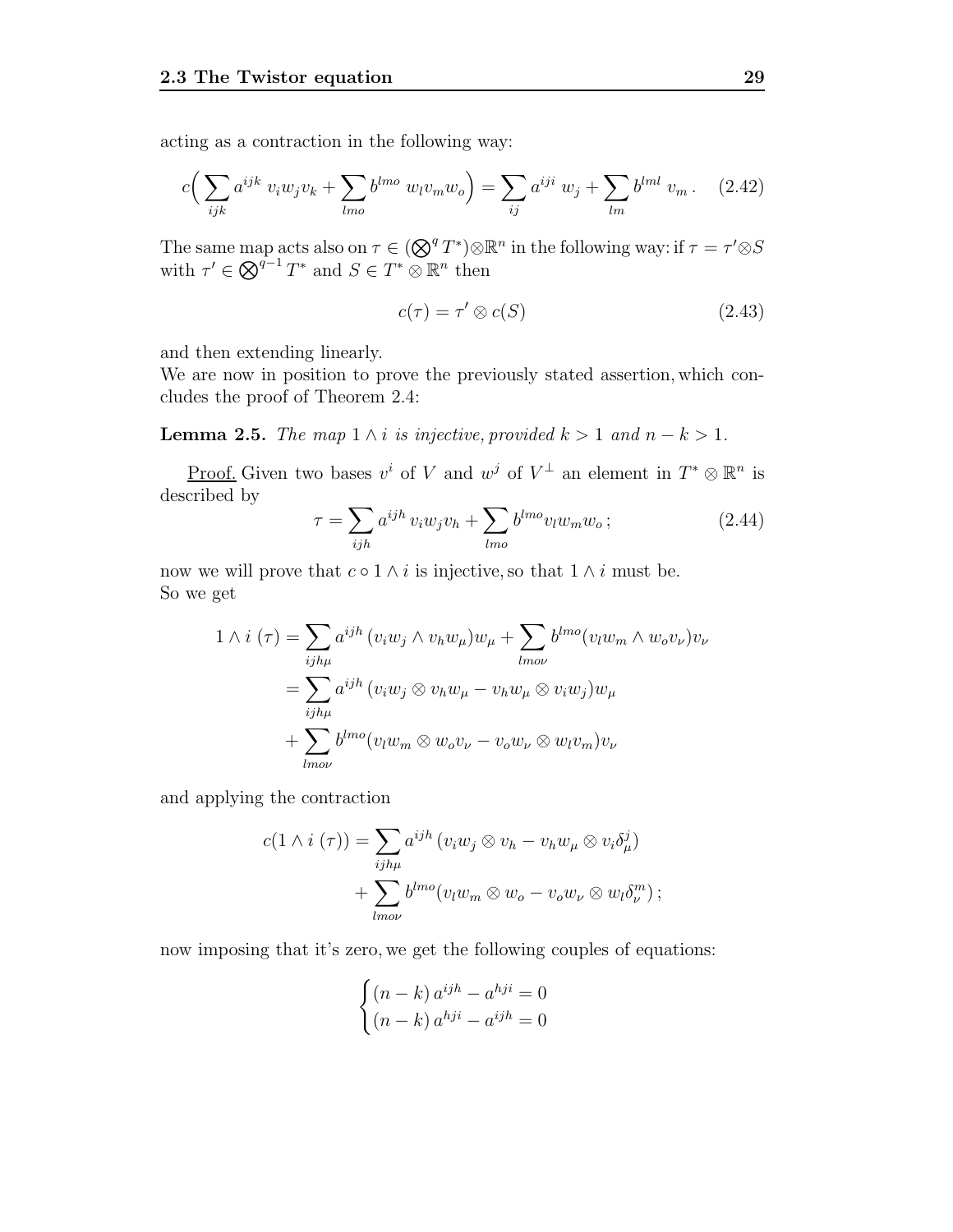acting as a contraction in the following way:

$$c\Big(\sum_{ijk} a^{ijk}\; v_i w_j v_k + \sum_{lmo} b^{lmo}\; w_l v_m w_o\Big) = \sum_{ij} a^{iji}\; w_j + \sum_{lm} b^{lml}\; v_m\,. \quad (2.42)$$

The same map acts also on $\tau \in (\bigotimes^q T^*)\otimes\mathbb{R}^n$ in the following way: if $\tau = \tau'\otimes S$ with $\tau' \in \bigotimes^{q-1} T^*$ and $S \in T^* \otimes \mathbb{R}^n$ then

$$c(\tau) = \tau' \otimes c(S) \quad (2.43)$$

and then extending linearly.
We are now in position to prove the previously stated assertion, which concludes the proof of Theorem 2.4:

**Lemma 2.5.** *The map $1 \wedge i$ is injective, provided $k > 1$ and $n - k > 1$.*

Proof. Given two bases $v^i$ of $V$ and $w^j$ of $V^\perp$ an element in $T^* \otimes \mathbb{R}^n$ is described by

$$\tau = \sum_{ijh} a^{ijh}\, v_i w_j v_h + \sum_{lmo} b^{lmo} v_l w_m w_o\,; \quad (2.44)$$

now we will prove that $c \circ 1 \wedge i$ is injective, so that $1 \wedge i$ must be.
So we get

$$\begin{aligned} 1 \wedge i\;(\tau) &= \sum_{ijh\mu} a^{ijh}\,(v_i w_j \wedge v_h w_\mu) w_\mu + \sum_{lmo\nu} b^{lmo}(v_l w_m \wedge w_o v_\nu) v_\nu \\ &= \sum_{ijh\mu} a^{ijh}\,(v_i w_j \otimes v_h w_\mu - v_h w_\mu \otimes v_i w_j) w_\mu \\ &\quad + \sum_{lmo\nu} b^{lmo}(v_l w_m \otimes w_o v_\nu - v_o w_\nu \otimes w_l v_m) v_\nu \end{aligned}$$

and applying the contraction

$$\begin{aligned} c(1 \wedge i\;(\tau)) = \sum_{ijh\mu} & a^{ijh}\,(v_i w_j \otimes v_h - v_h w_\mu \otimes v_i \delta^j_\mu) \\ &+ \sum_{lmo\nu} b^{lmo}(v_l w_m \otimes w_o - v_o w_\nu \otimes w_l \delta^m_\nu)\,; \end{aligned}$$

now imposing that it's zero, we get the following couples of equations:

$$\begin{cases} (n-k)\, a^{ijh} - a^{hji} = 0 \\ (n-k)\, a^{hji} - a^{ijh} = 0 \end{cases}$$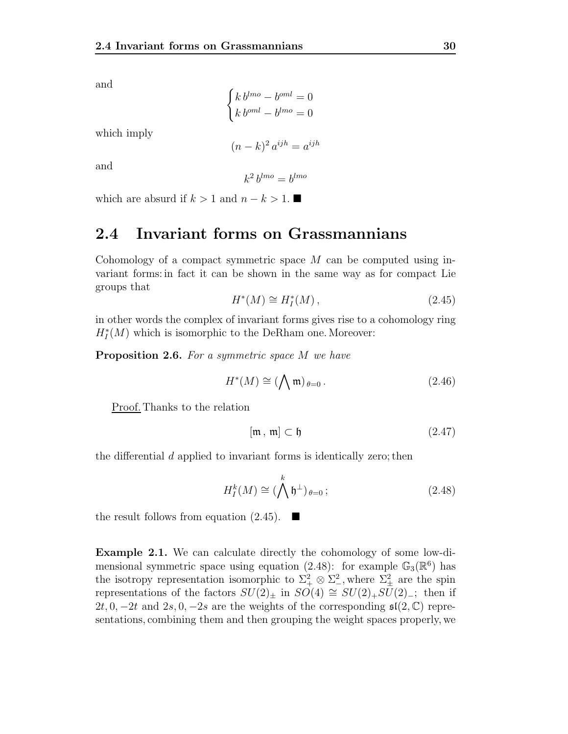and

$$\begin{cases} k\, b^{lmo} - b^{oml} = 0 \\ k\, b^{oml} - b^{lmo} = 0 \end{cases}$$

which imply

$$(n-k)^2\, a^{ijh} = a^{ijh}$$

and

$$k^2\, b^{lmo} = b^{lmo}$$

which are absurd if $k > 1$ and $n - k > 1$. ■

## 2.4 Invariant forms on Grassmannians

Cohomology of a compact symmetric space $M$ can be computed using invariant forms: in fact it can be shown in the same way as for compact Lie groups that

$$H^*(M) \cong H^*_I(M)\,, \tag{2.45}$$

in other words the complex of invariant forms gives rise to a cohomology ring $H^*_I(M)$ which is isomorphic to the DeRham one. Moreover:

**Proposition 2.6.** *For a symmetric space $M$ we have*

$$H^*(M) \cong (\bigwedge \mathfrak{m})_{\theta=0}\,. \tag{2.46}$$

Proof. Thanks to the relation

$$[\mathfrak{m}\,,\, \mathfrak{m}] \subset \mathfrak{h} \tag{2.47}$$

the differential $d$ applied to invariant forms is identically zero; then

$$H^k_I(M) \cong (\bigwedge^k \mathfrak{h}^\perp)_{\theta=0}\,; \tag{2.48}$$

the result follows from equation (2.45). ■

**Example 2.1.** We can calculate directly the cohomology of some low-dimensional symmetric space using equation (2.48): for example $\mathbb{G}_3(\mathbb{R}^6)$ has the isotropy representation isomorphic to $\Sigma^2_+ \otimes \Sigma^2_-$, where $\Sigma^2_\pm$ are the spin representations of the factors $SU(2)_\pm$ in $SO(4) \cong SU(2)_+SU(2)_-$; then if $2t, 0, -2t$ and $2s, 0, -2s$ are the weights of the corresponding $\mathfrak{sl}(2,\mathbb{C})$ representations, combining them and then grouping the weight spaces properly, we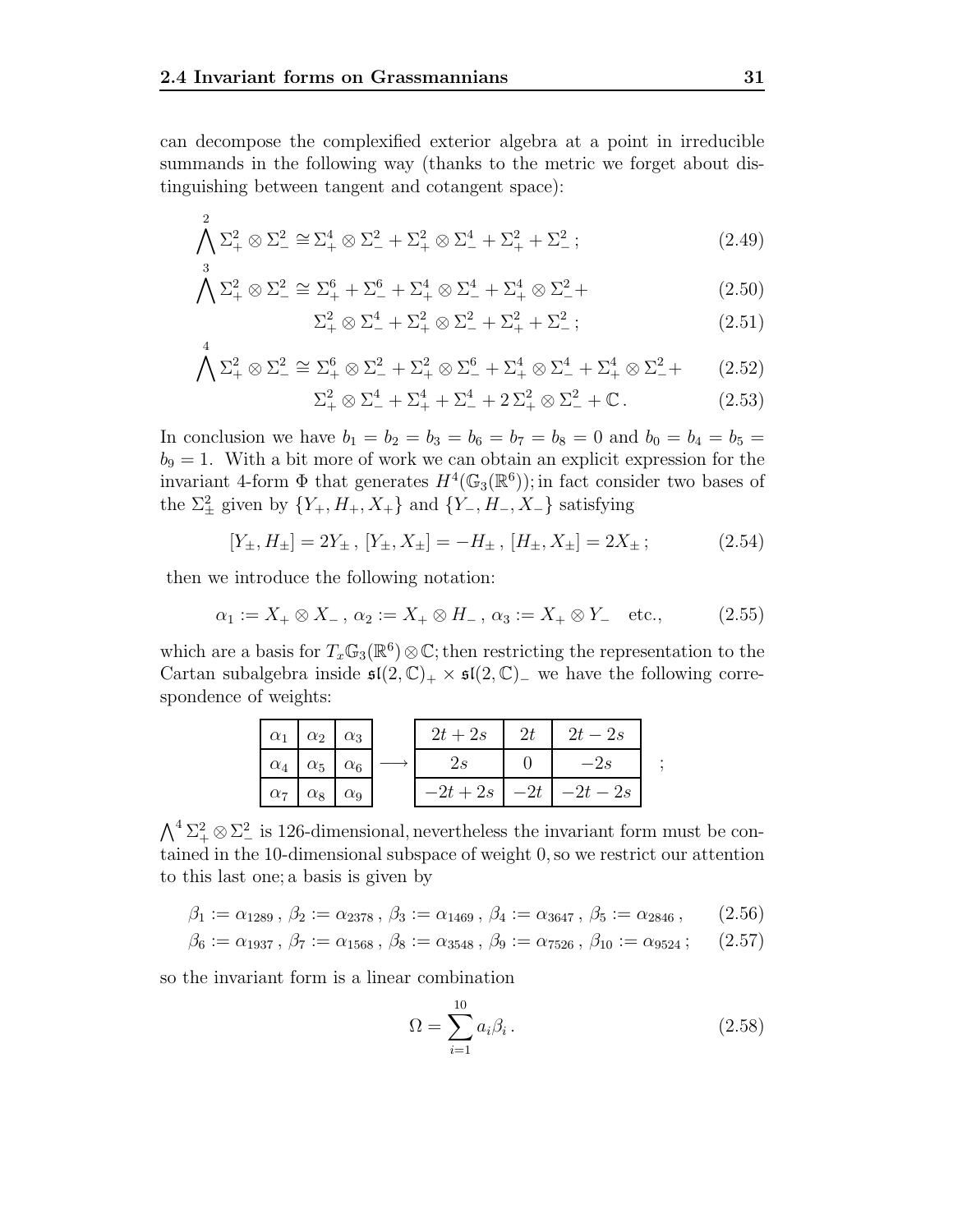can decompose the complexified exterior algebra at a point in irreducible summands in the following way (thanks to the metric we forget about distinguishing between tangent and cotangent space):

$$\bigwedge^2 \Sigma_+^2 \otimes \Sigma_-^2 \cong \Sigma_+^4 \otimes \Sigma_-^2 + \Sigma_+^2 \otimes \Sigma_-^4 + \Sigma_+^2 + \Sigma_-^2 \,; \tag{2.49}$$

$$\bigwedge^3 \Sigma_+^2 \otimes \Sigma_-^2 \cong \Sigma_+^6 + \Sigma_-^6 + \Sigma_+^4 \otimes \Sigma_-^4 + \Sigma_+^4 \otimes \Sigma_-^2 + \tag{2.50}$$

$$\Sigma_+^2 \otimes \Sigma_-^4 + \Sigma_+^2 \otimes \Sigma_-^2 + \Sigma_+^2 + \Sigma_-^2 \,; \tag{2.51}$$

$$\bigwedge^4 \Sigma_+^2 \otimes \Sigma_-^2 \cong \Sigma_+^6 \otimes \Sigma_-^2 + \Sigma_+^2 \otimes \Sigma_-^6 + \Sigma_+^4 \otimes \Sigma_-^4 + \Sigma_+^4 \otimes \Sigma_-^2 + \tag{2.52}$$

$$\Sigma_+^2 \otimes \Sigma_-^4 + \Sigma_+^4 + \Sigma_-^4 + 2\,\Sigma_+^2 \otimes \Sigma_-^2 + \mathbb{C}\,. \tag{2.53}$$

In conclusion we have $b_1 = b_2 = b_3 = b_6 = b_7 = b_8 = 0$ and $b_0 = b_4 = b_5 = b_9 = 1$. With a bit more of work we can obtain an explicit expression for the invariant 4-form $\Phi$ that generates $H^4(\mathbb{G}_3(\mathbb{R}^6))$; in fact consider two bases of the $\Sigma^2_\pm$ given by $\{Y_+, H_+, X_+\}$ and $\{Y_-, H_-, X_-\}$ satisfying

$$[Y_\pm, H_\pm] = 2Y_\pm \,,\; [Y_\pm, X_\pm] = -H_\pm \,,\; [H_\pm, X_\pm] = 2X_\pm \,; \tag{2.54}$$

then we introduce the following notation:

$$\alpha_1 := X_+ \otimes X_- \,,\; \alpha_2 := X_+ \otimes H_- \,,\; \alpha_3 := X_+ \otimes Y_- \quad \text{etc.}, \tag{2.55}$$

which are a basis for $T_x\mathbb{G}_3(\mathbb{R}^6) \otimes \mathbb{C}$; then restricting the representation to the Cartan subalgebra inside $\mathfrak{sl}(2,\mathbb{C})_+ \times \mathfrak{sl}(2,\mathbb{C})_-$ we have the following correspondence of weights:

| $\alpha_1$ | $\alpha_2$ | $\alpha_3$ |
|---|---|---|
| $\alpha_4$ | $\alpha_5$ | $\alpha_6$ |
| $\alpha_7$ | $\alpha_8$ | $\alpha_9$ |

$\longrightarrow$

| $2t+2s$ | $2t$ | $2t-2s$ |
|---|---|---|
| $2s$ | $0$ | $-2s$ |
| $-2t+2s$ | $-2t$ | $-2t-2s$ |

;

$\bigwedge^4 \Sigma_+^2 \otimes \Sigma_-^2$ is 126-dimensional, nevertheless the invariant form must be contained in the 10-dimensional subspace of weight 0, so we restrict our attention to this last one; a basis is given by

$$\beta_1 := \alpha_{1289} \,,\; \beta_2 := \alpha_{2378} \,,\; \beta_3 := \alpha_{1469} \,,\; \beta_4 := \alpha_{3647} \,,\; \beta_5 := \alpha_{2846} \,, \tag{2.56}$$

$$\beta_6 := \alpha_{1937} \,,\; \beta_7 := \alpha_{1568} \,,\; \beta_8 := \alpha_{3548} \,,\; \beta_9 := \alpha_{7526} \,,\; \beta_{10} := \alpha_{9524} \,; \tag{2.57}$$

so the invariant form is a linear combination

$$\Omega = \sum_{i=1}^{10} a_i \beta_i \,. \tag{2.58}$$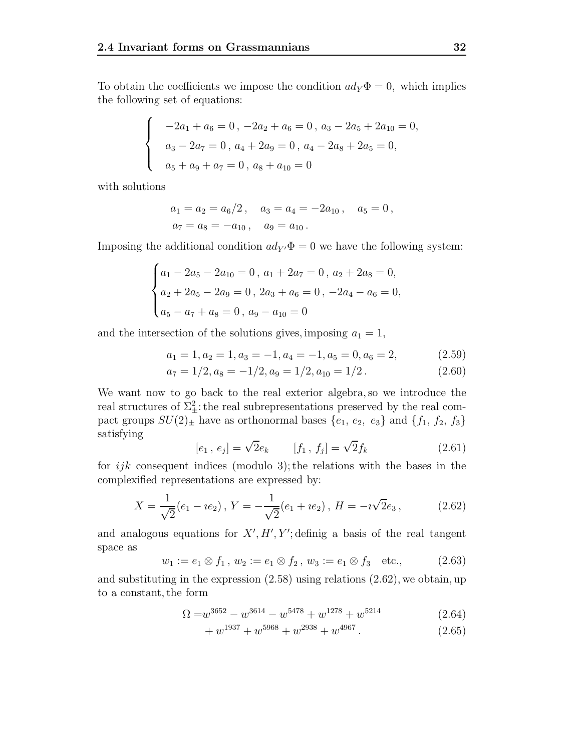To obtain the coefficients we impose the condition $ad_Y \Phi = 0$, which implies the following set of equations:

$$
\begin{cases}
-2a_1 + a_6 = 0\,,\ -2a_2 + a_6 = 0\,,\ a_3 - 2a_5 + 2a_{10} = 0, \\
a_3 - 2a_7 = 0\,,\ a_4 + 2a_9 = 0\,,\ a_4 - 2a_8 + 2a_5 = 0, \\
a_5 + a_9 + a_7 = 0\,,\ a_8 + a_{10} = 0
\end{cases}
$$

with solutions

$$
\begin{aligned}
&a_1 = a_2 = a_6/2\,, \quad a_3 = a_4 = -2a_{10}\,, \quad a_5 = 0\,, \\
&a_7 = a_8 = -a_{10}\,, \quad a_9 = a_{10}\,.
\end{aligned}
$$

Imposing the additional condition $ad_{Y'} \Phi = 0$ we have the following system:

$$
\begin{cases}
a_1 - 2a_5 - 2a_{10} = 0\,,\ a_1 + 2a_7 = 0\,,\ a_2 + 2a_8 = 0, \\
a_2 + 2a_5 - 2a_9 = 0\,,\ 2a_3 + a_6 = 0\,,\ -2a_4 - a_6 = 0, \\
a_5 - a_7 + a_8 = 0\,,\ a_9 - a_{10} = 0
\end{cases}
$$

and the intersection of the solutions gives, imposing $a_1 = 1$,

$$
a_1 = 1, a_2 = 1, a_3 = -1, a_4 = -1, a_5 = 0, a_6 = 2, \tag{2.59}
$$

$$
a_7 = 1/2, a_8 = -1/2, a_9 = 1/2, a_{10} = 1/2\,. \tag{2.60}
$$

We want now to go back to the real exterior algebra, so we introduce the real structures of $\Sigma^2_\pm$: the real subrepresentations preserved by the real compact groups $SU(2)_\pm$ have as orthonormal bases $\{e_1,\ e_2,\ e_3\}$ and $\{f_1,\ f_2,\ f_3\}$ satisfying

$$
[e_1\,,\, e_j] = \sqrt{2} e_k \qquad [f_1\,,\, f_j] = \sqrt{2} f_k \tag{2.61}
$$

for $ijk$ consequent indices (modulo 3); the relations with the bases in the complexified representations are expressed by:

$$
X = \frac{1}{\sqrt{2}}(e_1 - \imath e_2)\,,\ Y = -\frac{1}{\sqrt{2}}(e_1 + \imath e_2)\,,\ H = -\imath\sqrt{2} e_3\,, \tag{2.62}
$$

and analogous equations for $X', H', Y'$; definig a basis of the real tangent space as

$$
w_1 := e_1 \otimes f_1\,,\ w_2 := e_1 \otimes f_2\,,\ w_3 := e_1 \otimes f_3 \quad \text{etc.}, \tag{2.63}
$$

and substituting in the expression (2.58) using relations (2.62), we obtain, up to a constant, the form

$$
\Omega = w^{3652} - w^{3614} - w^{5478} + w^{1278} + w^{5214} \tag{2.64}
$$

$$
+ w^{1937} + w^{5968} + w^{2938} + w^{4967}\,. \tag{2.65}
$$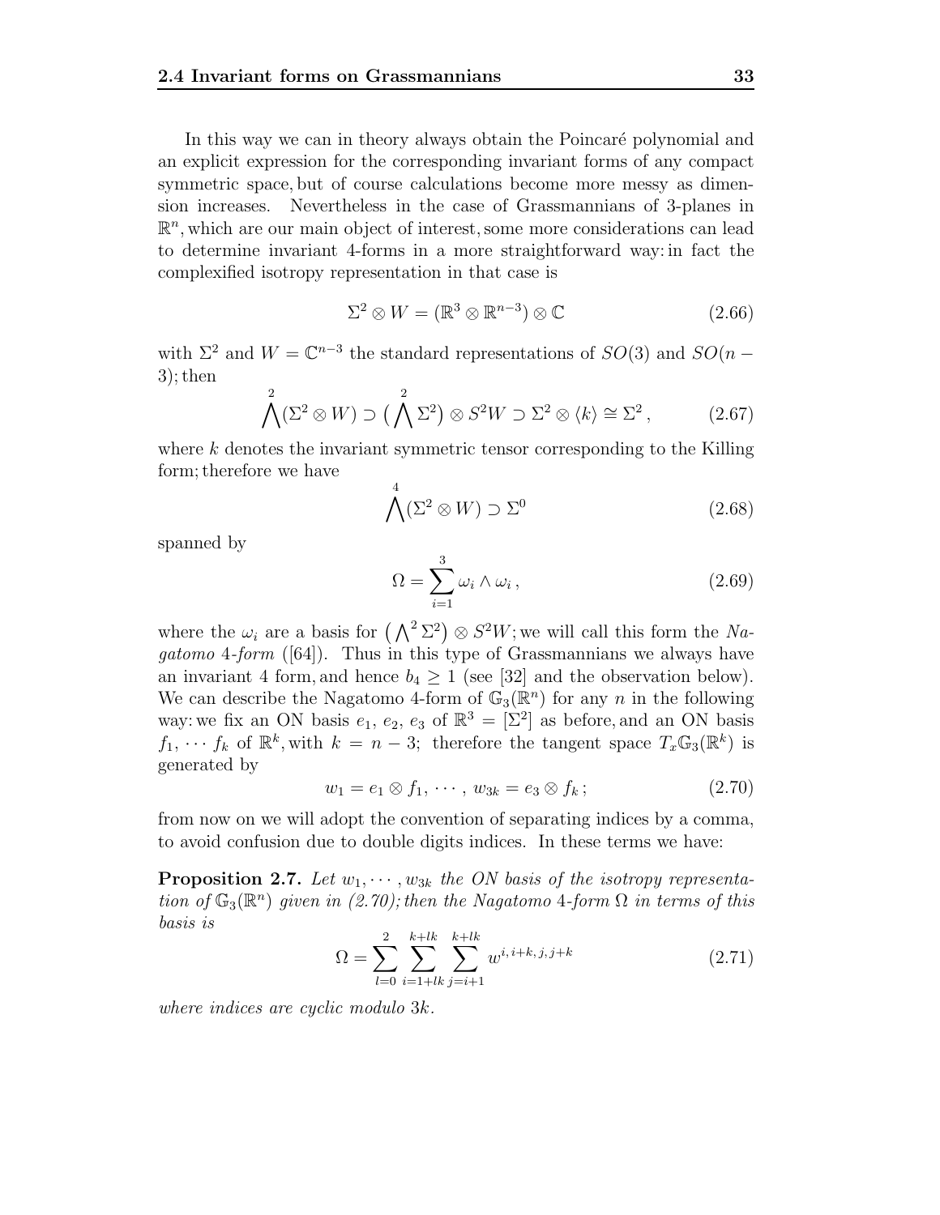In this way we can in theory always obtain the Poincaré polynomial and an explicit expression for the corresponding invariant forms of any compact symmetric space, but of course calculations become more messy as dimension increases. Nevertheless in the case of Grassmannians of 3-planes in $\mathbb{R}^n$, which are our main object of interest, some more considerations can lead to determine invariant 4-forms in a more straightforward way: in fact the complexified isotropy representation in that case is

$$\Sigma^2 \otimes W = (\mathbb{R}^3 \otimes \mathbb{R}^{n-3}) \otimes \mathbb{C} \tag{2.66}$$

with $\Sigma^2$ and $W = \mathbb{C}^{n-3}$ the standard representations of $SO(3)$ and $SO(n-3)$; then

$$\bigwedge^2 (\Sigma^2 \otimes W) \supset \big(\bigwedge^2 \Sigma^2\big) \otimes S^2 W \supset \Sigma^2 \otimes \langle k \rangle \cong \Sigma^2 \,, \tag{2.67}$$

where $k$ denotes the invariant symmetric tensor corresponding to the Killing form; therefore we have

$$\bigwedge^4 (\Sigma^2 \otimes W) \supset \Sigma^0 \tag{2.68}$$

spanned by

$$\Omega = \sum_{i=1}^{3} \omega_i \wedge \omega_i \,, \tag{2.69}$$

where the $\omega_i$ are a basis for $\big(\bigwedge^2 \Sigma^2\big) \otimes S^2 W$; we will call this form the *Nagatomo* 4*-form* ([64]). Thus in this type of Grassmannians we always have an invariant 4 form, and hence $b_4 \geq 1$ (see [32] and the observation below). We can describe the Nagatomo 4-form of $\mathbb{G}_3(\mathbb{R}^n)$ for any $n$ in the following way: we fix an ON basis $e_1$, $e_2$, $e_3$ of $\mathbb{R}^3 = [\Sigma^2]$ as before, and an ON basis $f_1, \cdots f_k$ of $\mathbb{R}^k$, with $k = n-3$; therefore the tangent space $T_x \mathbb{G}_3(\mathbb{R}^k)$ is generated by

$$w_1 = e_1 \otimes f_1 , \, \cdots \, , \, w_{3k} = e_3 \otimes f_k \, ; \tag{2.70}$$

from now on we will adopt the convention of separating indices by a comma, to avoid confusion due to double digits indices. In these terms we have:

**Proposition 2.7.** *Let $w_1, \cdots, w_{3k}$ the ON basis of the isotropy representation of $\mathbb{G}_3(\mathbb{R}^n)$ given in (2.70); then the Nagatomo 4-form $\Omega$ in terms of this basis is*

$$\Omega = \sum_{l=0}^{2} \sum_{i=1+lk}^{k+lk} \sum_{j=i+1}^{k+lk} w^{i,\, i+k,\, j,\, j+k} \tag{2.71}$$

*where indices are cyclic modulo $3k$.*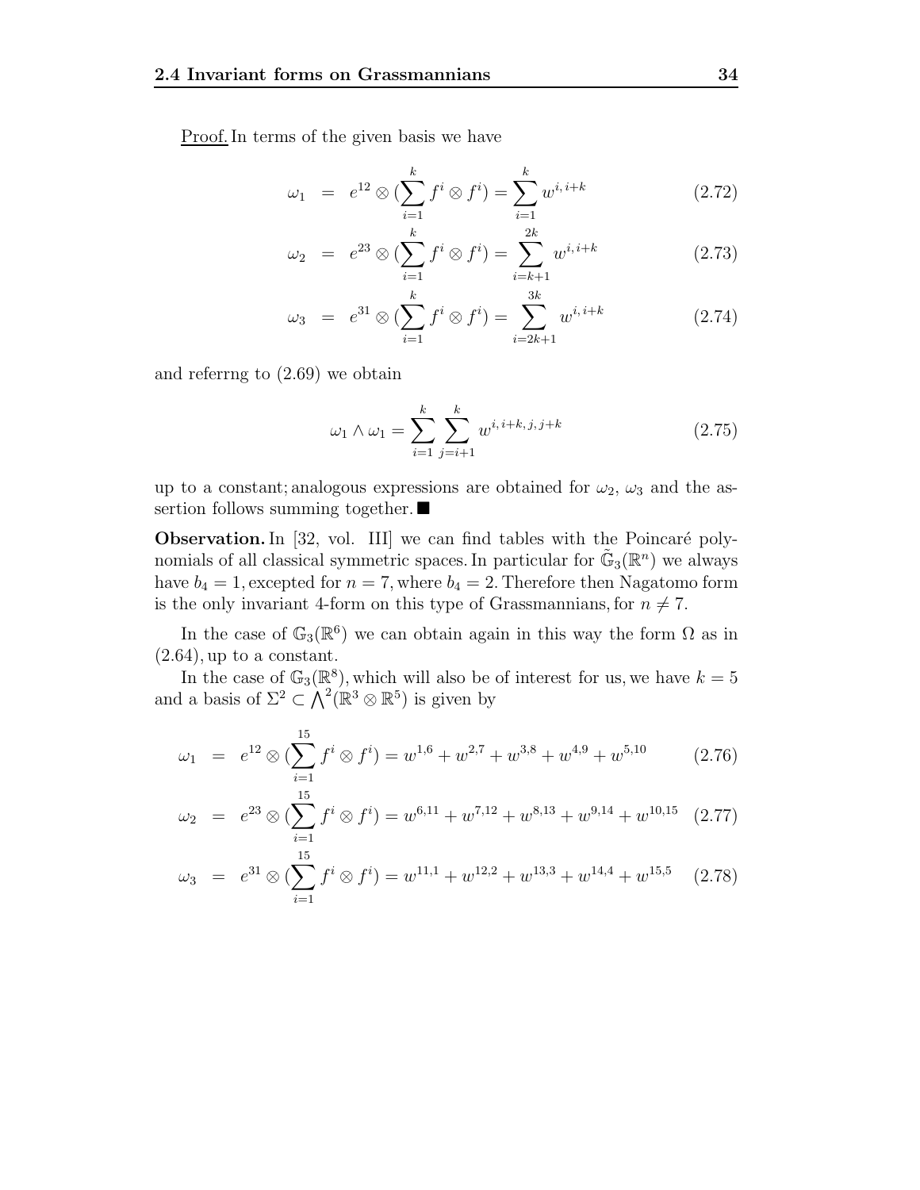Proof. In terms of the given basis we have

$$\omega_1 = e^{12} \otimes (\sum_{i=1}^{k} f^i \otimes f^i) = \sum_{i=1}^{k} w^{i,\, i+k} \tag{2.72}$$

$$\omega_2 = e^{23} \otimes (\sum_{i=1}^{k} f^i \otimes f^i) = \sum_{i=k+1}^{2k} w^{i,\, i+k} \tag{2.73}$$

$$\omega_3 = e^{31} \otimes (\sum_{i=1}^{k} f^i \otimes f^i) = \sum_{i=2k+1}^{3k} w^{i,\, i+k} \tag{2.74}$$

and referrng to (2.69) we obtain

$$\omega_1 \wedge \omega_1 = \sum_{i=1}^{k} \sum_{j=i+1}^{k} w^{i,\, i+k,\, j,\, j+k} \tag{2.75}$$

up to a constant; analogous expressions are obtained for $\omega_2$, $\omega_3$ and the assertion follows summing together. ■

**Observation.** In [32, vol. III] we can find tables with the Poincaré polynomials of all classical symmetric spaces. In particular for $\tilde{\mathbb{G}}_3(\mathbb{R}^n)$ we always have $b_4 = 1$, excepted for $n = 7$, where $b_4 = 2$. Therefore then Nagatomo form is the only invariant 4-form on this type of Grassmannians, for $n \neq 7$.

In the case of $\mathbb{G}_3(\mathbb{R}^6)$ we can obtain again in this way the form $\Omega$ as in (2.64), up to a constant.

In the case of $\mathbb{G}_3(\mathbb{R}^8)$, which will also be of interest for us, we have $k = 5$ and a basis of $\Sigma^2 \subset \bigwedge^2(\mathbb{R}^3 \otimes \mathbb{R}^5)$ is given by

$$\omega_1 = e^{12} \otimes (\sum_{i=1}^{15} f^i \otimes f^i) = w^{1,6} + w^{2,7} + w^{3,8} + w^{4,9} + w^{5,10} \tag{2.76}$$

$$\omega_2 = e^{23} \otimes (\sum_{i=1}^{15} f^i \otimes f^i) = w^{6,11} + w^{7,12} + w^{8,13} + w^{9,14} + w^{10,15} \tag{2.77}$$

$$\omega_3 = e^{31} \otimes (\sum_{i=1}^{15} f^i \otimes f^i) = w^{11,1} + w^{12,2} + w^{13,3} + w^{14,4} + w^{15,5} \tag{2.78}$$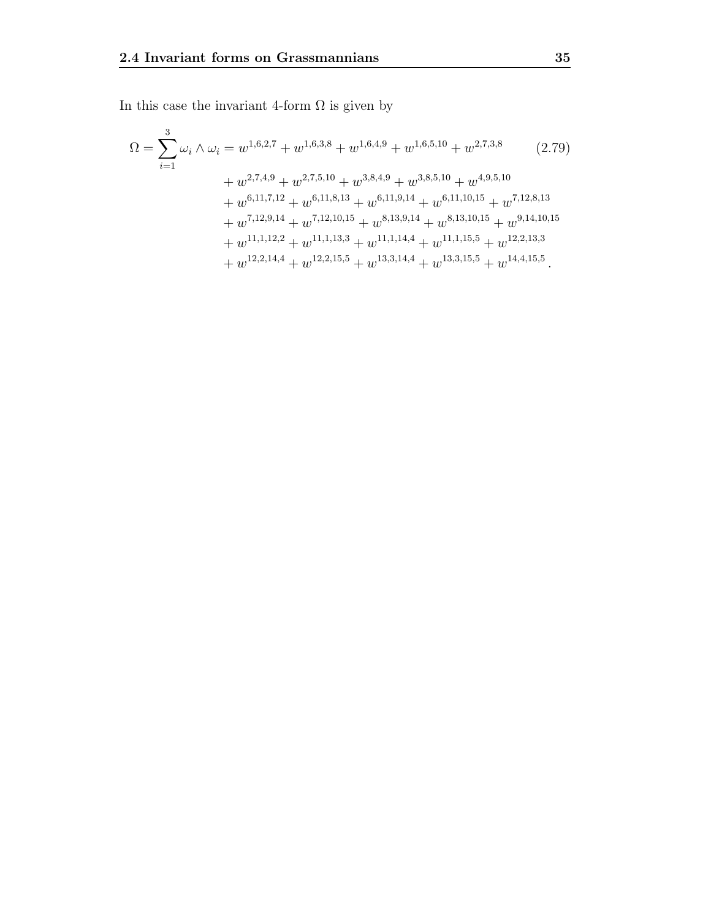In this case the invariant 4-form $\Omega$ is given by

$$
\begin{aligned}
\Omega = \sum_{i=1}^{3} \omega_i \wedge \omega_i = {} & w^{1,6,2,7} + w^{1,6,3,8} + w^{1,6,4,9} + w^{1,6,5,10} + w^{2,7,3,8} \\
& + w^{2,7,4,9} + w^{2,7,5,10} + w^{3,8,4,9} + w^{3,8,5,10} + w^{4,9,5,10} \\
& + w^{6,11,7,12} + w^{6,11,8,13} + w^{6,11,9,14} + w^{6,11,10,15} + w^{7,12,8,13} \\
& + w^{7,12,9,14} + w^{7,12,10,15} + w^{8,13,9,14} + w^{8,13,10,15} + w^{9,14,10,15} \\
& + w^{11,1,12,2} + w^{11,1,13,3} + w^{11,1,14,4} + w^{11,1,15,5} + w^{12,2,13,3} \\
& + w^{12,2,14,4} + w^{12,2,15,5} + w^{13,3,14,4} + w^{13,3,15,5} + w^{14,4,15,5} \, .
\end{aligned}
\tag{2.79}
$$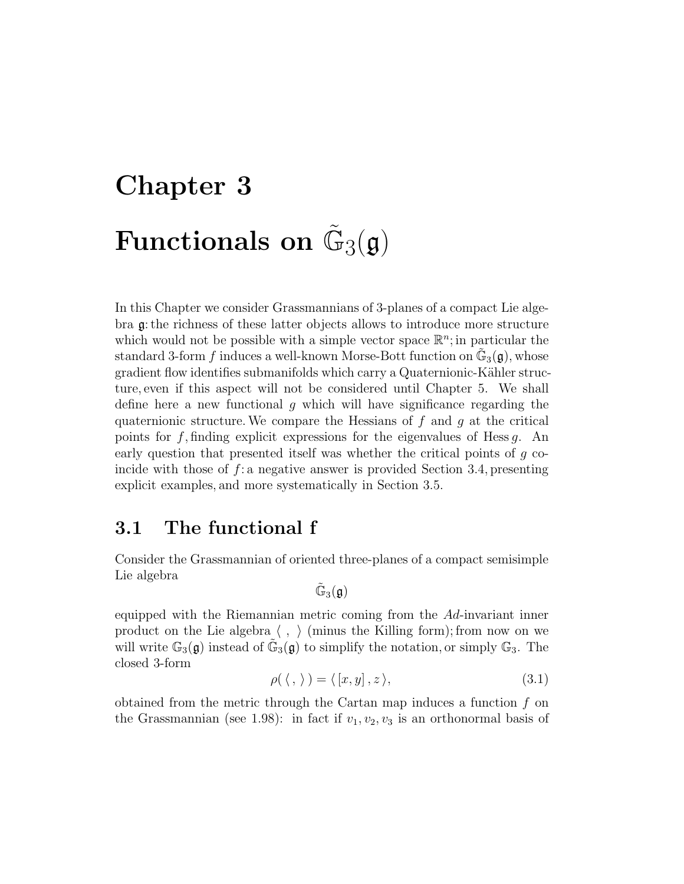# Chapter 3

# Functionals on $\tilde{\mathbb{G}}_3(\mathfrak{g})$

In this Chapter we consider Grassmannians of 3-planes of a compact Lie algebra $\mathfrak{g}$: the richness of these latter objects allows to introduce more structure which would not be possible with a simple vector space $\mathbb{R}^n$; in particular the standard 3-form $f$ induces a well-known Morse-Bott function on $\tilde{\mathbb{G}}_3(\mathfrak{g})$, whose gradient flow identifies submanifolds which carry a Quaternionic-Kähler structure, even if this aspect will not be considered until Chapter 5. We shall define here a new functional $g$ which will have significance regarding the quaternionic structure. We compare the Hessians of $f$ and $g$ at the critical points for $f$, finding explicit expressions for the eigenvalues of Hess $g$. An early question that presented itself was whether the critical points of $g$ coincide with those of $f$: a negative answer is provided Section 3.4, presenting explicit examples, and more systematically in Section 3.5.

## 3.1 The functional f

Consider the Grassmannian of oriented three-planes of a compact semisimple Lie algebra

$$\tilde{\mathbb{G}}_3(\mathfrak{g})$$

equipped with the Riemannian metric coming from the $Ad$-invariant inner product on the Lie algebra $\langle\ ,\ \rangle$ (minus the Killing form); from now on we will write $\mathbb{G}_3(\mathfrak{g})$ instead of $\tilde{\mathbb{G}}_3(\mathfrak{g})$ to simplify the notation, or simply $\mathbb{G}_3$. The closed 3-form

$$\rho(\langle\ ,\ \rangle) = \langle [x, y], z \rangle, \tag{3.1}$$

obtained from the metric through the Cartan map induces a function $f$ on the Grassmannian (see 1.98): in fact if $v_1, v_2, v_3$ is an orthonormal basis of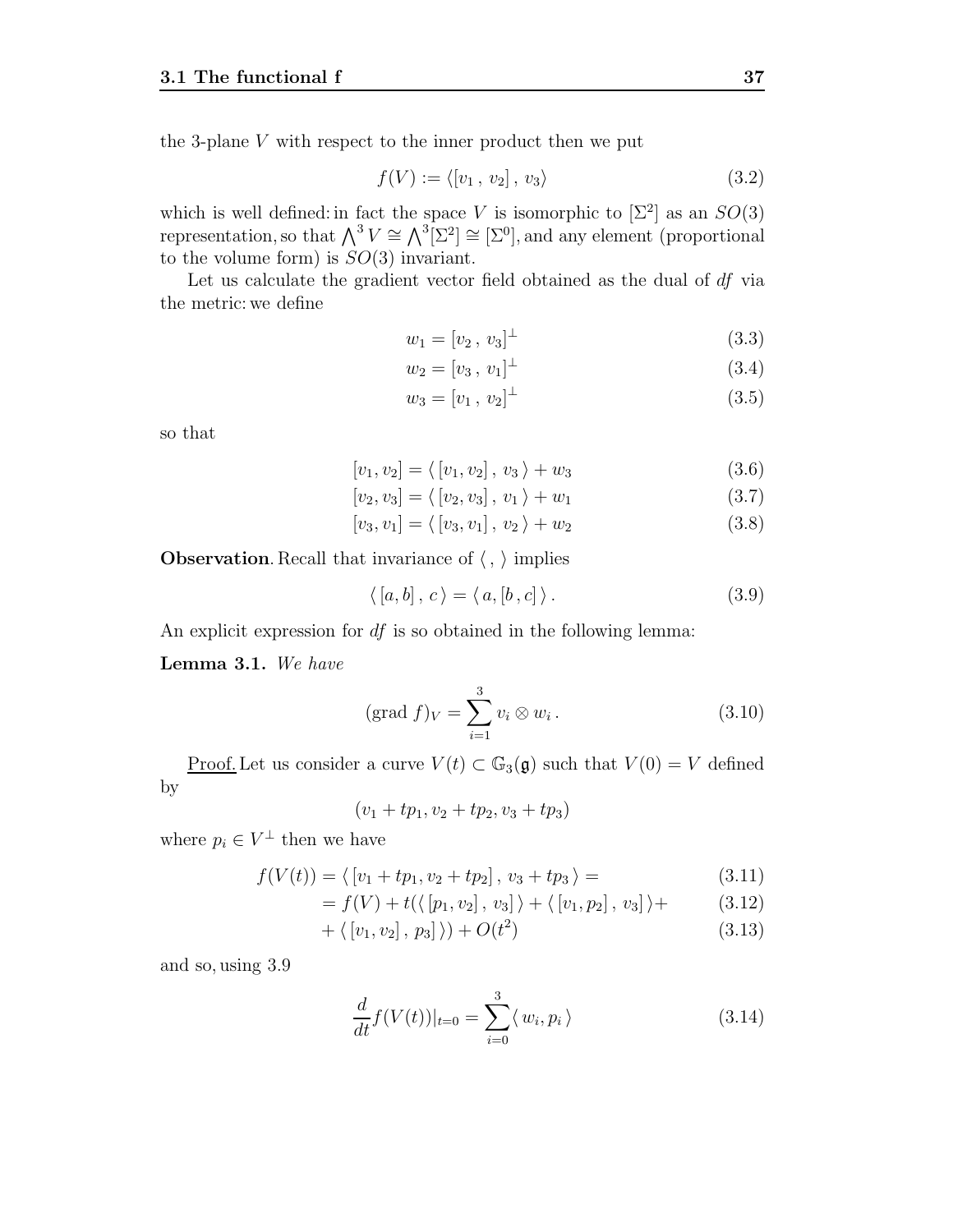the 3-plane $V$ with respect to the inner product then we put

$$f(V) := \langle [v_1\,,\, v_2]\,,\, v_3 \rangle \tag{3.2}$$

which is well defined: in fact the space $V$ is isomorphic to $[\Sigma^2]$ as an $SO(3)$ representation, so that $\bigwedge^3 V \cong \bigwedge^3 [\Sigma^2] \cong [\Sigma^0]$, and any element (proportional to the volume form) is $SO(3)$ invariant.

Let us calculate the gradient vector field obtained as the dual of $df$ via the metric: we define

$$w_1 = [v_2\,,\, v_3]^\perp \tag{3.3}$$

$$w_2 = [v_3\,,\, v_1]^\perp \tag{3.4}$$

$$w_3 = [v_1\,,\, v_2]^\perp \tag{3.5}$$

so that

$$[v_1, v_2] = \langle\, [v_1, v_2]\,,\, v_3 \,\rangle + w_3 \tag{3.6}$$

$$[v_2, v_3] = \langle\, [v_2, v_3]\,,\, v_1 \,\rangle + w_1 \tag{3.7}$$

$$[v_3, v_1] = \langle\, [v_3, v_1]\,,\, v_2 \,\rangle + w_2 \tag{3.8}$$

**Observation**. Recall that invariance of $\langle\, ,\, \rangle$ implies

$$\langle\, [a, b]\,,\, c \,\rangle = \langle\, a, [b\,, c] \,\rangle\,. \tag{3.9}$$

An explicit expression for $df$ is so obtained in the following lemma:

**Lemma 3.1.** *We have*

$$(\text{grad } f)_V = \sum_{i=1}^{3} v_i \otimes w_i\,. \tag{3.10}$$

Proof. Let us consider a curve $V(t) \subset \mathbb{G}_3(\mathfrak{g})$ such that $V(0) = V$ defined by

$$(v_1 + tp_1, v_2 + tp_2, v_3 + tp_3)$$

where $p_i \in V^\perp$ then we have

$$f(V(t)) = \langle\, [v_1 + tp_1, v_2 + tp_2]\,,\, v_3 + tp_3 \,\rangle = \tag{3.11}$$

$$= f(V) + t(\langle\, [p_1, v_2]\,,\, v_3] \,\rangle + \langle\, [v_1, p_2]\,,\, v_3] \,\rangle + \tag{3.12}$$

$$+ \langle\, [v_1, v_2]\,,\, p_3] \,\rangle) + O(t^2) \tag{3.13}$$

and so, using 3.9

$$\frac{d}{dt} f(V(t))|_{t=0} = \sum_{i=0}^{3} \langle\, w_i, p_i \,\rangle \tag{3.14}$$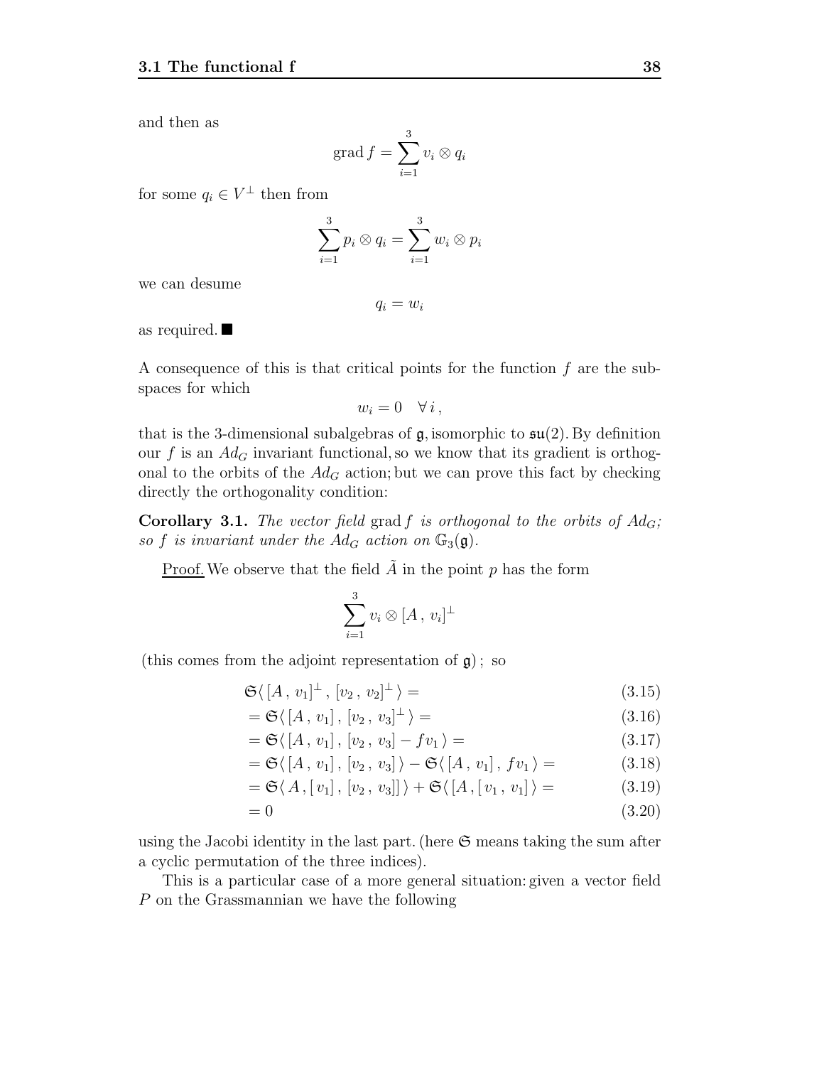and then as

$$\operatorname{grad} f = \sum_{i=1}^{3} v_i \otimes q_i$$

for some $q_i \in V^{\perp}$ then from

$$\sum_{i=1}^{3} p_i \otimes q_i = \sum_{i=1}^{3} w_i \otimes p_i$$

we can desume

$$q_i = w_i$$

as required. ■

A consequence of this is that critical points for the function $f$ are the subspaces for which

$$w_i = 0 \quad \forall\, i\,,$$

that is the 3-dimensional subalgebras of $\mathfrak{g}$, isomorphic to $\mathfrak{su}(2)$. By definition our $f$ is an $Ad_G$ invariant functional, so we know that its gradient is orthogonal to the orbits of the $Ad_G$ action; but we can prove this fact by checking directly the orthogonality condition:

**Corollary 3.1.** *The vector field* $\operatorname{grad} f$ *is orthogonal to the orbits of* $Ad_G$*; so* $f$ *is invariant under the* $Ad_G$ *action on* $\mathbb{G}_3(\mathfrak{g})$.

Proof. We observe that the field $\tilde{A}$ in the point $p$ has the form

$$\sum_{i=1}^{3} v_i \otimes [A\,,\,v_i]^{\perp}$$

(this comes from the adjoint representation of $\mathfrak{g}$); so

$$\mathfrak{S}\langle\, [A\,,\,v_1]^{\perp}\,,\,[v_2\,,\,v_2]^{\perp}\,\rangle = \tag{3.15}$$

$$= \mathfrak{S}\langle\, [A\,,\,v_1]\,,\,[v_2\,,\,v_3]^{\perp}\,\rangle = \tag{3.16}$$

$$= \mathfrak{S}\langle\, [A\,,\,v_1]\,,\,[v_2\,,\,v_3] - f v_1\,\rangle = \tag{3.17}$$

$$= \mathfrak{S}\langle\, [A\,,\,v_1]\,,\,[v_2\,,\,v_3]\,\rangle - \mathfrak{S}\langle\, [A\,,\,v_1]\,,\,f v_1\,\rangle = \tag{3.18}$$

$$= \mathfrak{S}\langle\, A\,,[\,v_1]\,,\,[v_2\,,\,v_3]]\,\rangle + \mathfrak{S}\langle\, [A\,,[\,v_1\,,\,v_1]\,\rangle = \tag{3.19}$$

$$= 0 \tag{3.20}$$

using the Jacobi identity in the last part. (here $\mathfrak{S}$ means taking the sum after a cyclic permutation of the three indices).

This is a particular case of a more general situation: given a vector field $P$ on the Grassmannian we have the following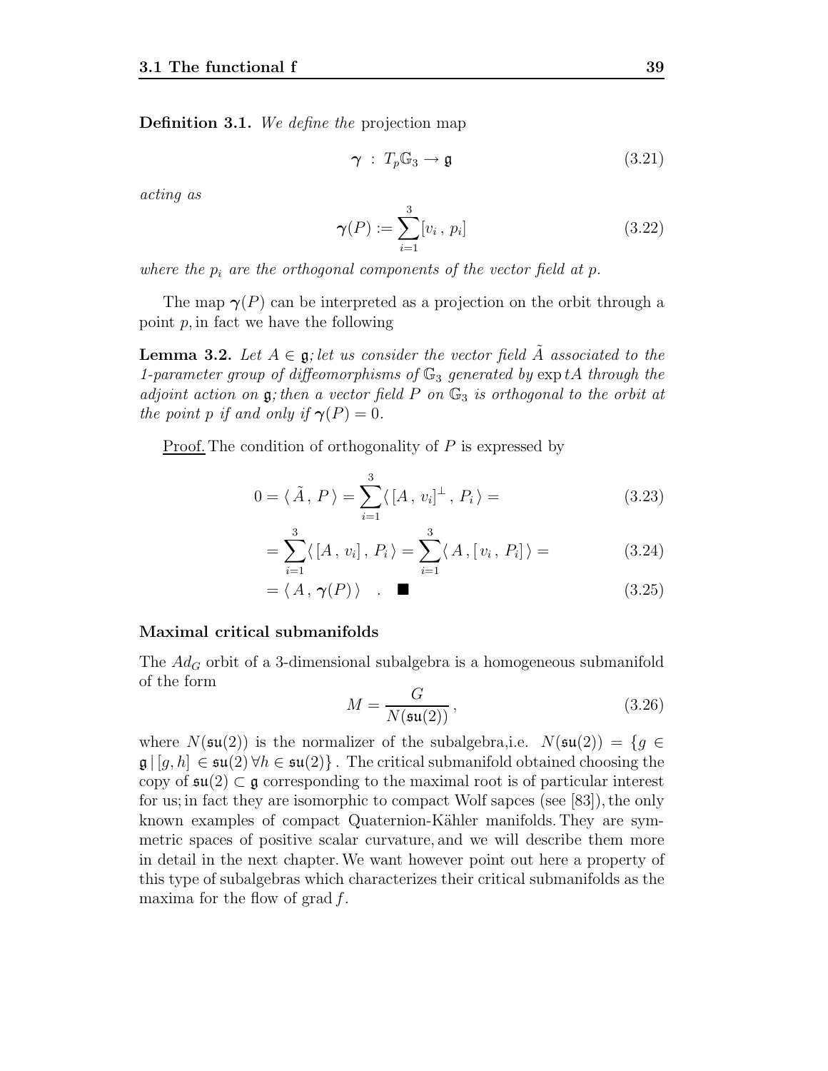**Definition 3.1.** *We define the* projection map

$$\boldsymbol{\gamma} \,:\, T_p\mathbb{G}_3 \to \mathfrak{g} \tag{3.21}$$

*acting as*

$$\boldsymbol{\gamma}(P) := \sum_{i=1}^{3} [v_i \,,\, p_i] \tag{3.22}$$

*where the $p_i$ are the orthogonal components of the vector field at $p$.*

The map $\boldsymbol{\gamma}(P)$ can be interpreted as a projection on the orbit through a point $p$, in fact we have the following

**Lemma 3.2.** *Let $A \in \mathfrak{g}$; let us consider the vector field $\tilde{A}$ associated to the 1-parameter group of diffeomorphisms of $\mathbb{G}_3$ generated by $\exp tA$ through the adjoint action on $\mathfrak{g}$; then a vector field $P$ on $\mathbb{G}_3$ is orthogonal to the orbit at the point $p$ if and only if $\boldsymbol{\gamma}(P) = 0$.*

Proof. The condition of orthogonality of $P$ is expressed by

$$0 = \langle\, \tilde{A} \,,\, P \,\rangle = \sum_{i=1}^{3} \langle\, [A \,,\, v_i]^{\perp} \,,\, P_i \,\rangle = \tag{3.23}$$

$$= \sum_{i=1}^{3} \langle\, [A \,,\, v_i] \,,\, P_i \,\rangle = \sum_{i=1}^{3} \langle\, A \,,\, [\, v_i \,,\, P_i] \,\rangle = \tag{3.24}$$

$$= \langle\, A \,,\, \boldsymbol{\gamma}(P) \,\rangle \quad . \quad \blacksquare \tag{3.25}$$

### Maximal critical submanifolds

The $Ad_G$ orbit of a 3-dimensional subalgebra is a homogeneous submanifold of the form

$$M = \frac{G}{N(\mathfrak{su}(2))}\,, \tag{3.26}$$

where $N(\mathfrak{su}(2))$ is the normalizer of the subalgebra,i.e. $N(\mathfrak{su}(2)) = \{g \in \mathfrak{g} \,|\, [g, h] \in \mathfrak{su}(2) \,\forall h \in \mathfrak{su}(2)\}$ . The critical submanifold obtained choosing the copy of $\mathfrak{su}(2) \subset \mathfrak{g}$ corresponding to the maximal root is of particular interest for us; in fact they are isomorphic to compact Wolf sapces (see [83]), the only known examples of compact Quaternion-Kähler manifolds. They are symmetric spaces of positive scalar curvature, and we will describe them more in detail in the next chapter. We want however point out here a property of this type of subalgebras which characterizes their critical submanifolds as the maxima for the flow of grad $f$.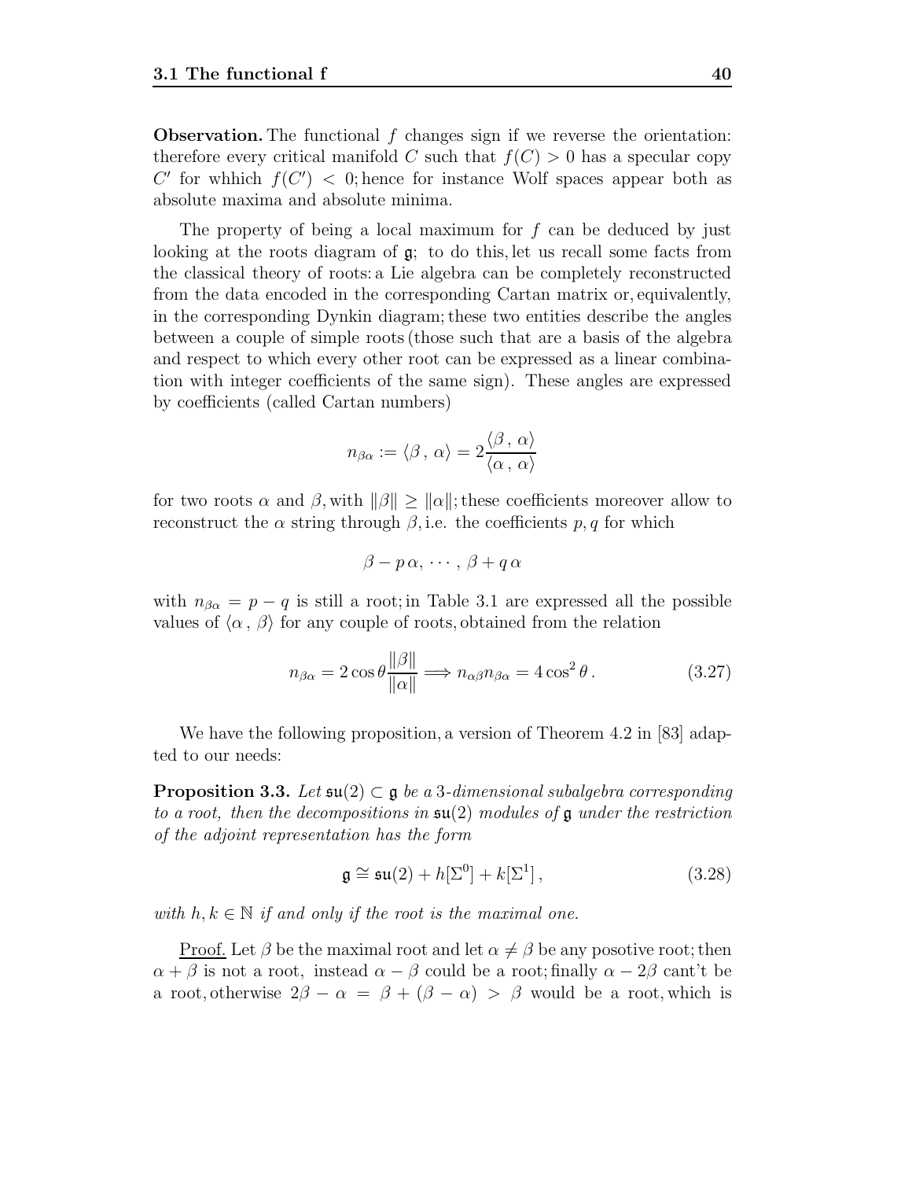**Observation.** The functional $f$ changes sign if we reverse the orientation: therefore every critical manifold $C$ such that $f(C) > 0$ has a specular copy $C'$ for whhich $f(C') < 0$; hence for instance Wolf spaces appear both as absolute maxima and absolute minima.

The property of being a local maximum for $f$ can be deduced by just looking at the roots diagram of $\mathfrak{g}$; to do this, let us recall some facts from the classical theory of roots: a Lie algebra can be completely reconstructed from the data encoded in the corresponding Cartan matrix or, equivalently, in the corresponding Dynkin diagram; these two entities describe the angles between a couple of simple roots (those such that are a basis of the algebra and respect to which every other root can be expressed as a linear combination with integer coefficients of the same sign). These angles are expressed by coefficients (called Cartan numbers)

$$n_{\beta\alpha} := \langle \beta \, , \, \alpha \rangle = 2 \frac{\langle \beta \, , \, \alpha \rangle}{\langle \alpha \, , \, \alpha \rangle}$$

for two roots $\alpha$ and $\beta$, with $\|\beta\| \geq \|\alpha\|$; these coefficients moreover allow to reconstruct the $\alpha$ string through $\beta$, i.e. the coefficients $p, q$ for which

$$\beta - p\,\alpha, \, \cdots \, , \, \beta + q\,\alpha$$

with $n_{\beta\alpha} = p - q$ is still a root; in Table 3.1 are expressed all the possible values of $\langle \alpha \, , \, \beta \rangle$ for any couple of roots, obtained from the relation

$$n_{\beta\alpha} = 2 \cos\theta \frac{\|\beta\|}{\|\alpha\|} \Longrightarrow n_{\alpha\beta} n_{\beta\alpha} = 4 \cos^2 \theta \, . \tag{3.27}$$

We have the following proposition, a version of Theorem 4.2 in [83] adapted to our needs:

**Proposition 3.3.** *Let $\mathfrak{su}(2) \subset \mathfrak{g}$ be a 3-dimensional subalgebra corresponding to a root, then the decompositions in $\mathfrak{su}(2)$ modules of $\mathfrak{g}$ under the restriction of the adjoint representation has the form*

$$\mathfrak{g} \cong \mathfrak{su}(2) + h[\Sigma^0] + k[\Sigma^1] \, , \tag{3.28}$$

*with $h, k \in \mathbb{N}$ if and only if the root is the maximal one.*

<u>Proof.</u> Let $\beta$ be the maximal root and let $\alpha \neq \beta$ be any posotive root; then $\alpha + \beta$ is not a root, instead $\alpha - \beta$ could be a root; finally $\alpha - 2\beta$ cant't be a root, otherwise $2\beta - \alpha = \beta + (\beta - \alpha) > \beta$ would be a root, which is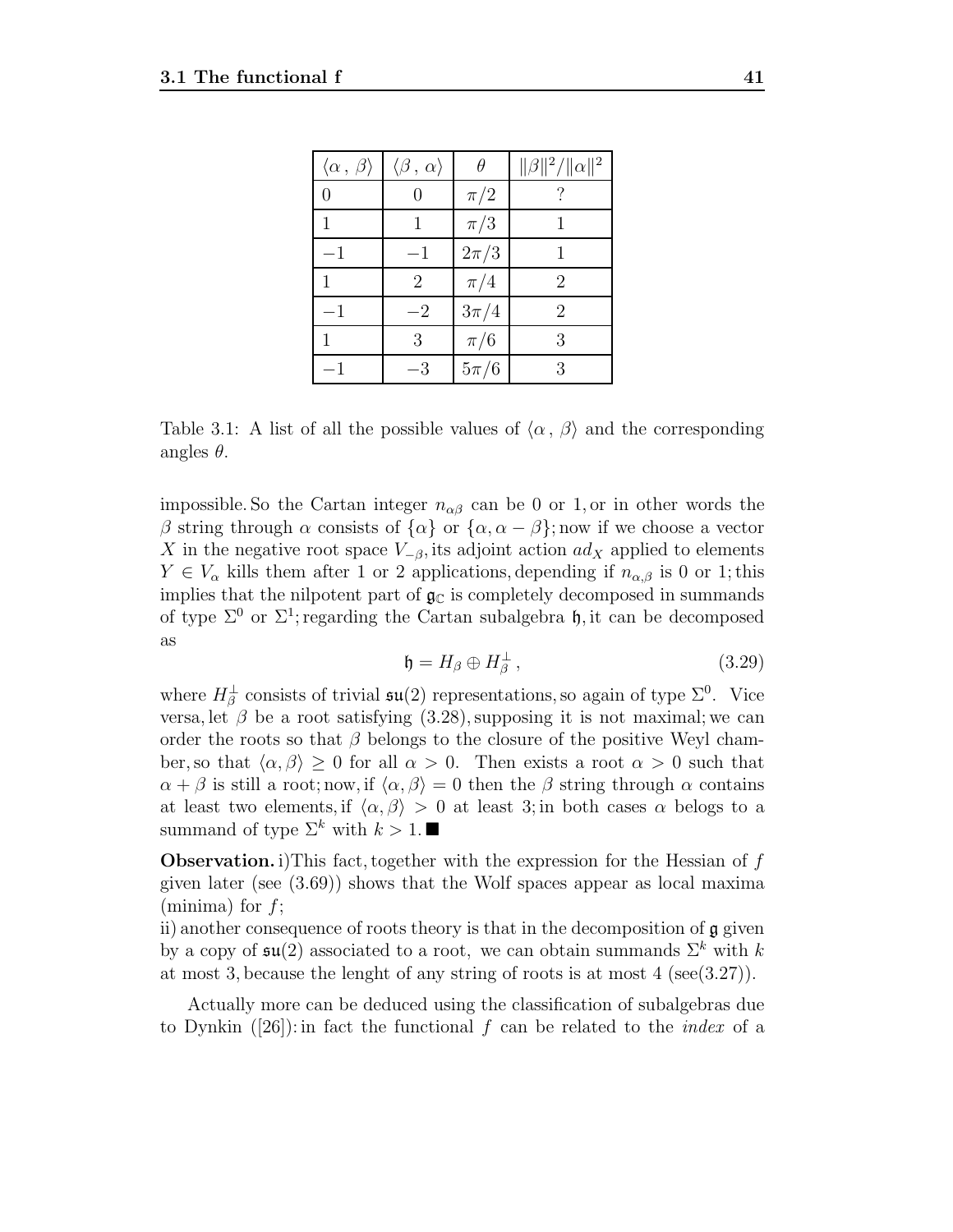| $\langle \alpha\,,\,\beta \rangle$ | $\langle \beta\,,\,\alpha \rangle$ | $\theta$ | $\|\beta\|^2/\|\alpha\|^2$ |
|---|---|---|---|
| 0 | 0 | $\pi/2$ | ? |
| 1 | 1 | $\pi/3$ | 1 |
| $-1$ | $-1$ | $2\pi/3$ | 1 |
| 1 | 2 | $\pi/4$ | 2 |
| $-1$ | $-2$ | $3\pi/4$ | 2 |
| 1 | 3 | $\pi/6$ | 3 |
| $-1$ | $-3$ | $5\pi/6$ | 3 |

Table 3.1: A list of all the possible values of $\langle \alpha\,,\,\beta \rangle$ and the corresponding angles $\theta$.

impossible. So the Cartan integer $n_{\alpha\beta}$ can be 0 or 1, or in other words the $\beta$ string through $\alpha$ consists of $\{\alpha\}$ or $\{\alpha, \alpha - \beta\}$; now if we choose a vector $X$ in the negative root space $V_{-\beta}$, its adjoint action $ad_X$ applied to elements $Y \in V_\alpha$ kills them after 1 or 2 applications, depending if $n_{\alpha,\beta}$ is 0 or 1; this implies that the nilpotent part of $\mathfrak{g}_\mathbb{C}$ is completely decomposed in summands of type $\Sigma^0$ or $\Sigma^1$; regarding the Cartan subalgebra $\mathfrak{h}$, it can be decomposed as

$$\mathfrak{h} = H_\beta \oplus H_\beta^\perp\,, \tag{3.29}$$

where $H_\beta^\perp$ consists of trivial $\mathfrak{su}(2)$ representations, so again of type $\Sigma^0$. Vice versa, let $\beta$ be a root satisfying (3.28), supposing it is not maximal; we can order the roots so that $\beta$ belongs to the closure of the positive Weyl chamber, so that $\langle \alpha, \beta \rangle \geq 0$ for all $\alpha > 0$. Then exists a root $\alpha > 0$ such that $\alpha + \beta$ is still a root; now, if $\langle \alpha, \beta \rangle = 0$ then the $\beta$ string through $\alpha$ contains at least two elements, if $\langle \alpha, \beta \rangle > 0$ at least 3; in both cases $\alpha$ belogs to a summand of type $\Sigma^k$ with $k > 1$. ■

**Observation.** i) This fact, together with the expression for the Hessian of $f$ given later (see (3.69)) shows that the Wolf spaces appear as local maxima (minima) for $f$;
ii) another consequence of roots theory is that in the decomposition of $\mathfrak{g}$ given by a copy of $\mathfrak{su}(2)$ associated to a root, we can obtain summands $\Sigma^k$ with $k$ at most 3, because the lenght of any string of roots is at most 4 (see(3.27)).

Actually more can be deduced using the classification of subalgebras due to Dynkin ([26]): in fact the functional $f$ can be related to the *index* of a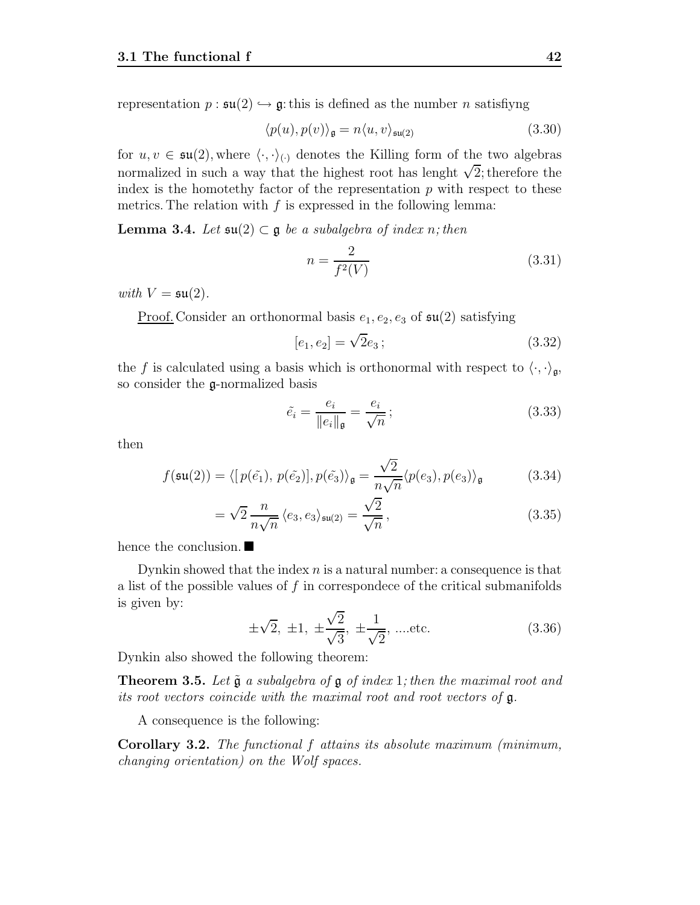representation $p : \mathfrak{su}(2) \hookrightarrow \mathfrak{g}$: this is defined as the number $n$ satisfiyng

$$\langle p(u), p(v) \rangle_{\mathfrak{g}} = n \langle u, v \rangle_{\mathfrak{su}(2)} \tag{3.30}$$

for $u, v \in \mathfrak{su}(2)$, where $\langle \cdot, \cdot \rangle_{(\cdot)}$ denotes the Killing form of the two algebras normalized in such a way that the highest root has lenght $\sqrt{2}$; therefore the index is the homotethy factor of the representation $p$ with respect to these metrics. The relation with $f$ is expressed in the following lemma:

**Lemma 3.4.** *Let $\mathfrak{su}(2) \subset \mathfrak{g}$ be a subalgebra of index $n$; then*

$$n = \frac{2}{f^2(V)} \tag{3.31}$$

*with $V = \mathfrak{su}(2)$.*

<u>Proof.</u> Consider an orthonormal basis $e_1, e_2, e_3$ of $\mathfrak{su}(2)$ satisfying

$$[e_1, e_2] = \sqrt{2} e_3 ; \tag{3.32}$$

the $f$ is calculated using a basis which is orthonormal with respect to $\langle \cdot, \cdot \rangle_{\mathfrak{g}}$, so consider the $\mathfrak{g}$-normalized basis

$$\tilde{e_i} = \frac{e_i}{\|e_i\|_{\mathfrak{g}}} = \frac{e_i}{\sqrt{n}} ; \tag{3.33}$$

then

$$f(\mathfrak{su}(2)) = \langle [\, p(\tilde{e_1}),\, p(\tilde{e_2})], p(\tilde{e_3}) \rangle_{\mathfrak{g}} = \frac{\sqrt{2}}{n\sqrt{n}} \langle p(e_3), p(e_3) \rangle_{\mathfrak{g}} \tag{3.34}$$

$$= \sqrt{2}\, \frac{n}{n\sqrt{n}} \, \langle e_3, e_3 \rangle_{\mathfrak{su}(2)} = \frac{\sqrt{2}}{\sqrt{n}} , \tag{3.35}$$

hence the conclusion. ■

Dynkin showed that the index $n$ is a natural number: a consequence is that a list of the possible values of $f$ in correspondece of the critical submanifolds is given by:

$$\pm\sqrt{2},\ \pm 1,\ \pm\frac{\sqrt{2}}{\sqrt{3}},\ \pm\frac{1}{\sqrt{2}},\ ....\text{etc.} \tag{3.36}$$

Dynkin also showed the following theorem:

**Theorem 3.5.** *Let $\tilde{\mathfrak{g}}$ a subalgebra of $\mathfrak{g}$ of index 1; then the maximal root and its root vectors coincide with the maximal root and root vectors of $\mathfrak{g}$.*

A consequence is the following:

**Corollary 3.2.** *The functional $f$ attains its absolute maximum (minimum, changing orientation) on the Wolf spaces.*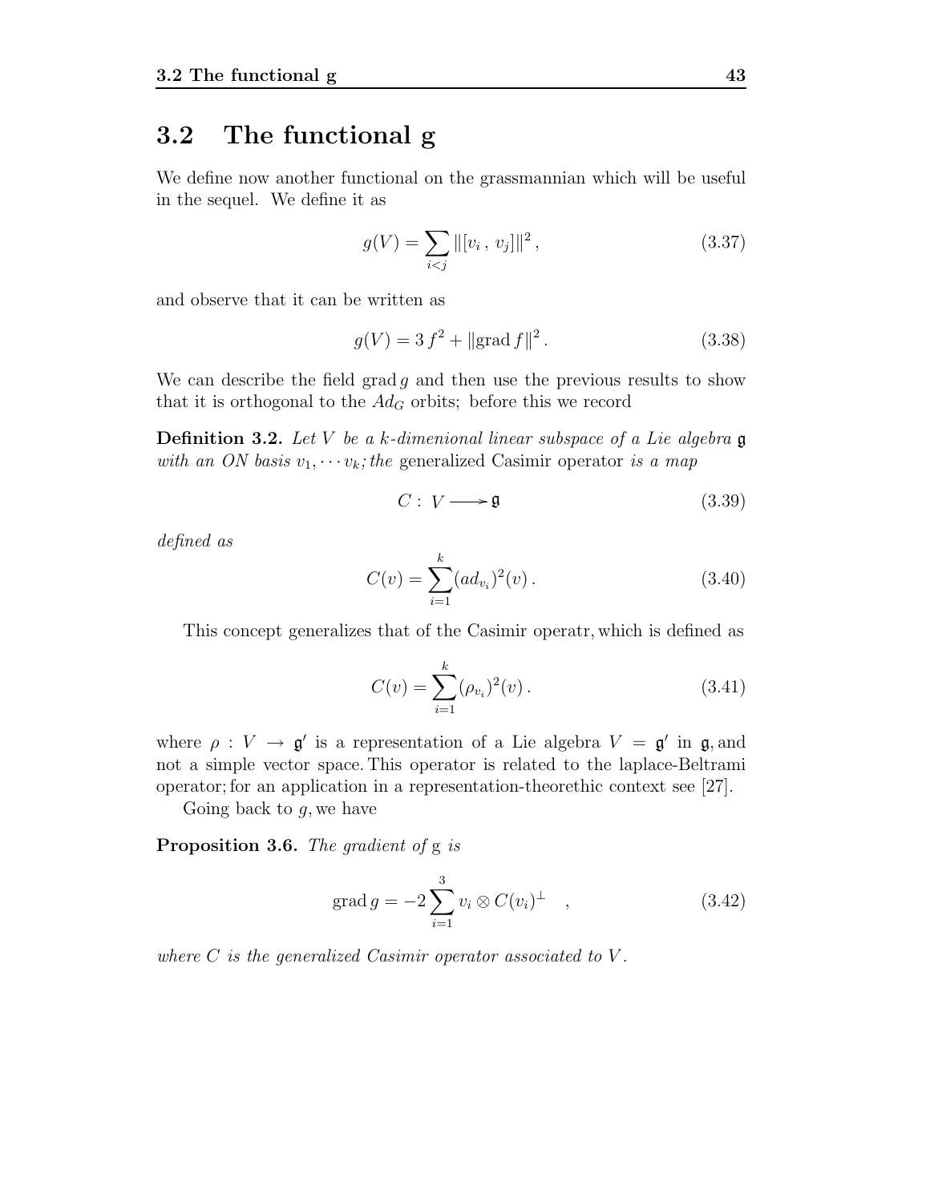## 3.2 The functional g

We define now another functional on the grassmannian which will be useful in the sequel. We define it as

$$g(V) = \sum_{i<j} \|[v_i\,,\,v_j]\|^2\,, \tag{3.37}$$

and observe that it can be written as

$$g(V) = 3\,f^2 + \|\text{grad}\,f\|^2\,. \tag{3.38}$$

We can describe the field grad $g$ and then use the previous results to show that it is orthogonal to the $Ad_G$ orbits; before this we record

**Definition 3.2.** *Let $V$ be a $k$-dimenional linear subspace of a Lie algebra $\mathfrak{g}$ with an ON basis $v_1, \cdots v_k$; the* generalized Casimir operator *is a map*

$$C:\ V \longrightarrow \mathfrak{g} \tag{3.39}$$

*defined as*

$$C(v) = \sum_{i=1}^{k} (ad_{v_i})^2(v)\,. \tag{3.40}$$

This concept generalizes that of the Casimir operatr, which is defined as

$$C(v) = \sum_{i=1}^{k} (\rho_{v_i})^2(v)\,. \tag{3.41}$$

where $\rho\,:\,V\,\rightarrow\,\mathfrak{g}'$ is a representation of a Lie algebra $V\,=\,\mathfrak{g}'$ in $\mathfrak{g}$, and not a simple vector space. This operator is related to the laplace-Beltrami operator; for an application in a representation-theorethic context see [27].

Going back to $g$, we have

**Proposition 3.6.** *The gradient of* g *is*

$$\text{grad}\,g = -2\sum_{i=1}^{3} v_i \otimes C(v_i)^{\perp} \quad , \tag{3.42}$$

*where $C$ is the generalized Casimir operator associated to $V$.*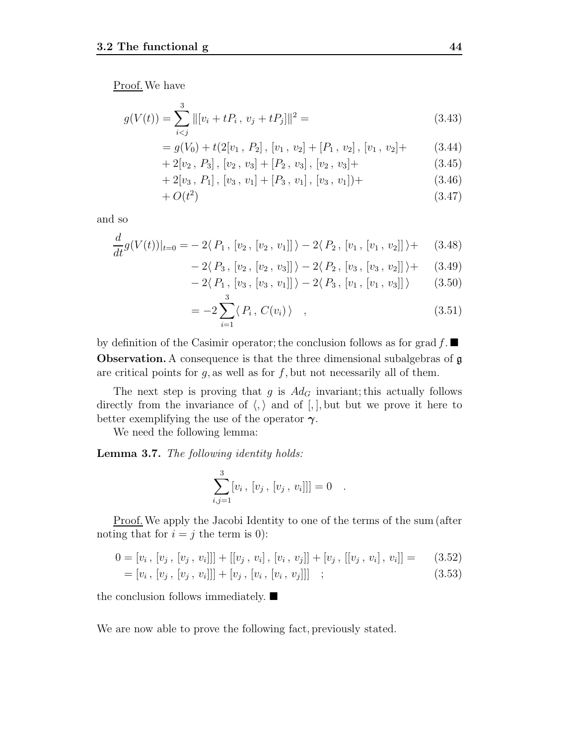Proof. We have

$$g(V(t)) = \sum_{i<j}^{3} \|[v_i + tP_i\,,\, v_j + tP_j]\|^2 = \tag{3.43}$$

$$= g(V_0) + t(2[v_1\,,\,P_2]\,,\,[v_1\,,\,v_2] + [P_1\,,\,v_2]\,,\,[v_1\,,\,v_2]+ \tag{3.44}$$

$$+ 2[v_2\,,\,P_3]\,,\,[v_2\,,\,v_3] + [P_2\,,\,v_3]\,,\,[v_2\,,\,v_3]+ \tag{3.45}$$

$$+ 2[v_3\,,\,P_1]\,,\,[v_3\,,\,v_1] + [P_3\,,\,v_1]\,,\,[v_3\,,\,v_1])+ \tag{3.46}$$

$$+ O(t^2) \tag{3.47}$$

and so

$$\frac{d}{dt}g(V(t))|_{t=0} = -2\langle\, P_1\,,\,[v_2\,,\,[v_2\,,\,v_1]]\,\rangle - 2\langle\, P_2\,,\,[v_1\,,\,[v_1\,,\,v_2]]\,\rangle + \tag{3.48}$$

$$-2\langle\, P_3\,,\,[v_2\,,\,[v_2\,,\,v_3]]\,\rangle - 2\langle\, P_2\,,\,[v_3\,,\,[v_3\,,\,v_2]]\,\rangle + \tag{3.49}$$

$$-2\langle\, P_1\,,\,[v_3\,,\,[v_3\,,\,v_1]]\,\rangle - 2\langle\, P_3\,,\,[v_1\,,\,[v_1\,,\,v_3]]\,\rangle \tag{3.50}$$

$$= -2\sum_{i=1}^{3}\langle\, P_i\,,\,C(v_i)\,\rangle \quad , \tag{3.51}$$

by definition of the Casimir operator; the conclusion follows as for grad $f$. ■

**Observation.** A consequence is that the three dimensional subalgebras of $\mathfrak{g}$ are critical points for $g$, as well as for $f$, but not necessarily all of them.

The next step is proving that $g$ is $Ad_G$ invariant; this actually follows directly from the invariance of $\langle , \rangle$ and of $[,]$, but but we prove it here to better exemplifying the use of the operator $\boldsymbol{\gamma}$.

We need the following lemma:

**Lemma 3.7.** *The following identity holds:*

$$\sum_{i,j=1}^{3}[v_i\,,\,[v_j\,,\,[v_j\,,\,v_i]]] = 0 \quad .$$

Proof. We apply the Jacobi Identity to one of the terms of the sum (after noting that for $i=j$ the term is 0):

$$0 = [v_i\,,\,[v_j\,,\,[v_j\,,\,v_i]]] + [[v_j\,,\,v_i]\,,\,[v_i\,,\,v_j]] + [v_j\,,\,[[v_j\,,\,v_i]\,,\,v_i]] = \tag{3.52}$$

$$= [v_i\,,\,[v_j\,,\,[v_j\,,\,v_i]]] + [v_j\,,\,[v_i\,,\,[v_i\,,\,v_j]]] \quad ; \tag{3.53}$$

the conclusion follows immediately. ■

We are now able to prove the following fact, previously stated.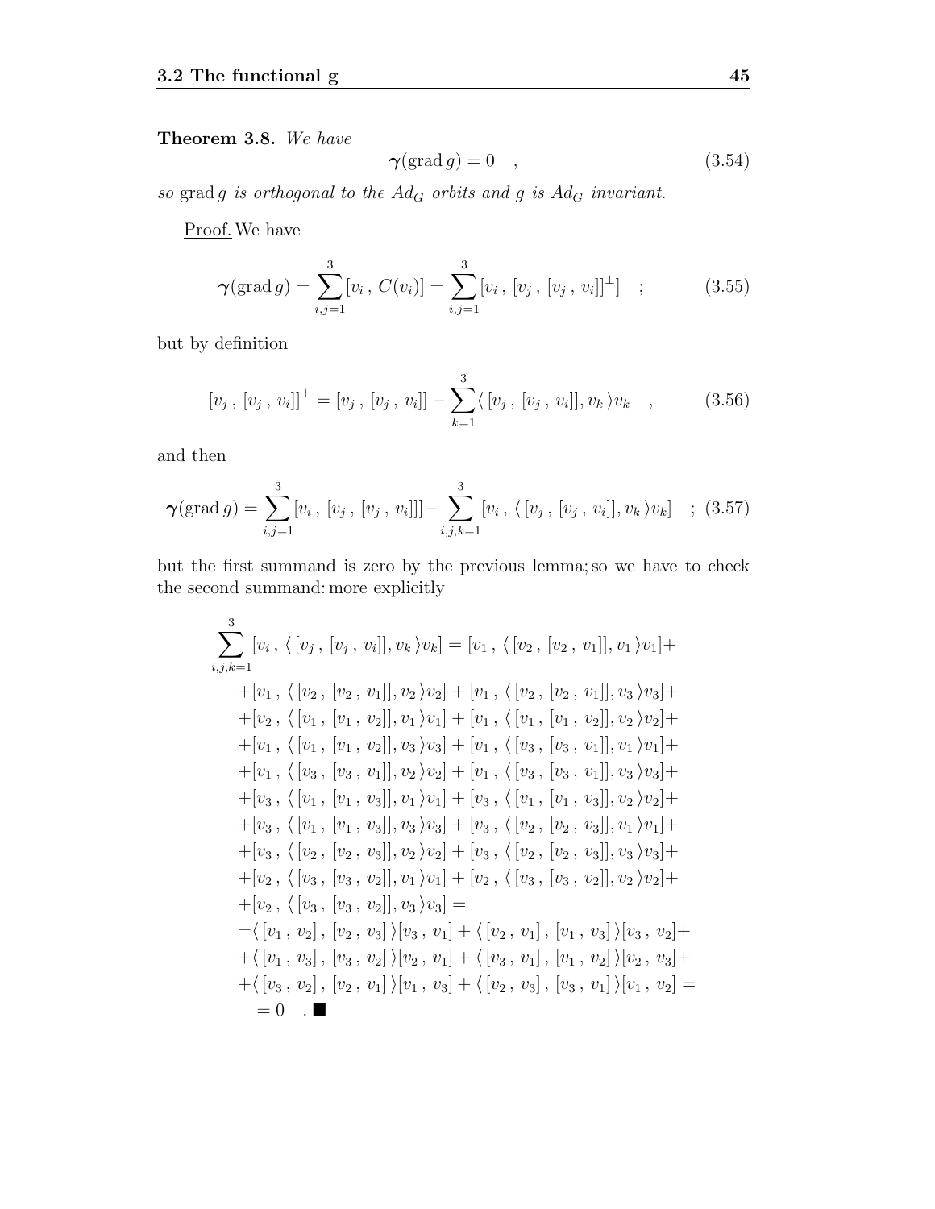**Theorem 3.8.** *We have*

$$\boldsymbol{\gamma}(\mathrm{grad}\, g) = 0 \quad , \tag{3.54}$$

*so* $\mathrm{grad}\, g$ *is orthogonal to the* $Ad_G$ *orbits and* $g$ *is* $Ad_G$ *invariant.*

<u>Proof.</u> We have

$$\boldsymbol{\gamma}(\mathrm{grad}\, g) = \sum_{i,j=1}^{3} [v_i\,,\, C(v_i)] = \sum_{i,j=1}^{3} [v_i\,,\, [v_j\,,\, [v_j\,,\, v_i]]^{\perp}] \quad ; \tag{3.55}$$

but by definition

$$[v_j\,,\, [v_j\,,\, v_i]]^{\perp} = [v_j\,,\, [v_j\,,\, v_i]] - \sum_{k=1}^{3} \langle\, [v_j\,,\, [v_j\,,\, v_i]], v_k\,\rangle v_k \quad , \tag{3.56}$$

and then

$$\boldsymbol{\gamma}(\mathrm{grad}\, g) = \sum_{i,j=1}^{3} [v_i\,,\, [v_j\,,\, [v_j\,,\, v_i]]] - \sum_{i,j,k=1}^{3} [v_i\,,\, \langle\, [v_j\,,\, [v_j\,,\, v_i]], v_k\,\rangle v_k] \quad ; \tag{3.57}$$

but the first summand is zero by the previous lemma; so we have to check the second summand: more explicitly

$$\begin{aligned}
\sum_{i,j,k=1}^{3} [v_i\,,\, \langle\, [v_j\,,\, [v_j\,,\, v_i]], v_k\,\rangle v_k] &= [v_1\,,\, \langle\, [v_2\,,\, [v_2\,,\, v_1]], v_1\,\rangle v_1] + \\
&+ [v_1\,,\, \langle\, [v_2\,,\, [v_2\,,\, v_1]], v_2\,\rangle v_2] + [v_1\,,\, \langle\, [v_2\,,\, [v_2\,,\, v_1]], v_3\,\rangle v_3] + \\
&+ [v_2\,,\, \langle\, [v_1\,,\, [v_1\,,\, v_2]], v_1\,\rangle v_1] + [v_1\,,\, \langle\, [v_1\,,\, [v_1\,,\, v_2]], v_2\,\rangle v_2] + \\
&+ [v_1\,,\, \langle\, [v_1\,,\, [v_1\,,\, v_2]], v_3\,\rangle v_3] + [v_1\,,\, \langle\, [v_3\,,\, [v_3\,,\, v_1]], v_1\,\rangle v_1] + \\
&+ [v_1\,,\, \langle\, [v_3\,,\, [v_3\,,\, v_1]], v_2\,\rangle v_2] + [v_1\,,\, \langle\, [v_3\,,\, [v_3\,,\, v_1]], v_3\,\rangle v_3] + \\
&+ [v_3\,,\, \langle\, [v_1\,,\, [v_1\,,\, v_3]], v_1\,\rangle v_1] + [v_3\,,\, \langle\, [v_1\,,\, [v_1\,,\, v_3]], v_2\,\rangle v_2] + \\
&+ [v_3\,,\, \langle\, [v_1\,,\, [v_1\,,\, v_3]], v_3\,\rangle v_3] + [v_3\,,\, \langle\, [v_2\,,\, [v_2\,,\, v_3]], v_1\,\rangle v_1] + \\
&+ [v_3\,,\, \langle\, [v_2\,,\, [v_2\,,\, v_3]], v_2\,\rangle v_2] + [v_3\,,\, \langle\, [v_2\,,\, [v_2\,,\, v_3]], v_3\,\rangle v_3] + \\
&+ [v_2\,,\, \langle\, [v_3\,,\, [v_3\,,\, v_2]], v_1\,\rangle v_1] + [v_2\,,\, \langle\, [v_3\,,\, [v_3\,,\, v_2]], v_2\,\rangle v_2] + \\
&+ [v_2\,,\, \langle\, [v_3\,,\, [v_3\,,\, v_2]], v_3\,\rangle v_3] = \\
&= \langle\, [v_1\,,\, v_2]\,,\, [v_2\,,\, v_3]\,\rangle [v_3\,,\, v_1] + \langle\, [v_2\,,\, v_1]\,,\, [v_1\,,\, v_3]\,\rangle [v_3\,,\, v_2] + \\
&+ \langle\, [v_1\,,\, v_3]\,,\, [v_3\,,\, v_2]\,\rangle [v_2\,,\, v_1] + \langle\, [v_3\,,\, v_1]\,,\, [v_1\,,\, v_2]\,\rangle [v_2\,,\, v_3] + \\
&+ \langle\, [v_3\,,\, v_2]\,,\, [v_2\,,\, v_1]\,\rangle [v_1\,,\, v_3] + \langle\, [v_2\,,\, v_3]\,,\, [v_3\,,\, v_1]\,\rangle [v_1\,,\, v_2] = \\
&= 0 \quad . \blacksquare
\end{aligned}$$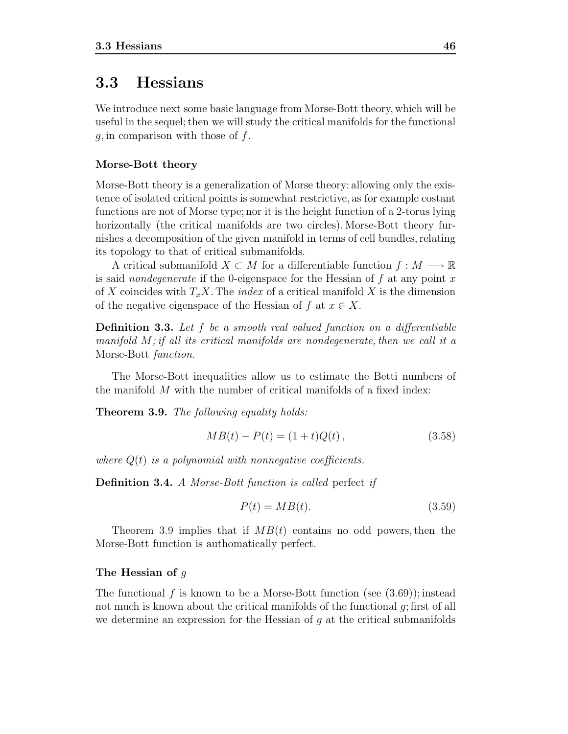## 3.3 Hessians

We introduce next some basic language from Morse-Bott theory, which will be useful in the sequel; then we will study the critical manifolds for the functional $g$, in comparison with those of $f$.

### Morse-Bott theory

Morse-Bott theory is a generalization of Morse theory: allowing only the existence of isolated critical points is somewhat restrictive, as for example costant functions are not of Morse type; nor it is the height function of a 2-torus lying horizontally (the critical manifolds are two circles). Morse-Bott theory furnishes a decomposition of the given manifold in terms of cell bundles, relating its topology to that of critical submanifolds.

A critical submanifold $X \subset M$ for a differentiable function $f : M \longrightarrow \mathbb{R}$ is said *nondegenerate* if the 0-eigenspace for the Hessian of $f$ at any point $x$ of $X$ coincides with $T_x X$. The *index* of a critical manifold $X$ is the dimension of the negative eigenspace of the Hessian of $f$ at $x \in X$.

**Definition 3.3.** *Let $f$ be a smooth real valued function on a differentiable manifold $M$; if all its critical manifolds are nondegenerate, then we call it a* Morse-Bott *function.*

The Morse-Bott inequalities allow us to estimate the Betti numbers of the manifold $M$ with the number of critical manifolds of a fixed index:

**Theorem 3.9.** *The following equality holds:*

$$MB(t) - P(t) = (1+t)Q(t)\,, \tag{3.58}$$

*where $Q(t)$ is a polynomial with nonnegative coefficients.*

**Definition 3.4.** *A Morse-Bott function is called* perfect *if*

$$P(t) = MB(t). \tag{3.59}$$

Theorem 3.9 implies that if $MB(t)$ contains no odd powers, then the Morse-Bott function is authomatically perfect.

### The Hessian of $g$

The functional $f$ is known to be a Morse-Bott function (see (3.69)); instead not much is known about the critical manifolds of the functional $g$; first of all we determine an expression for the Hessian of $g$ at the critical submanifolds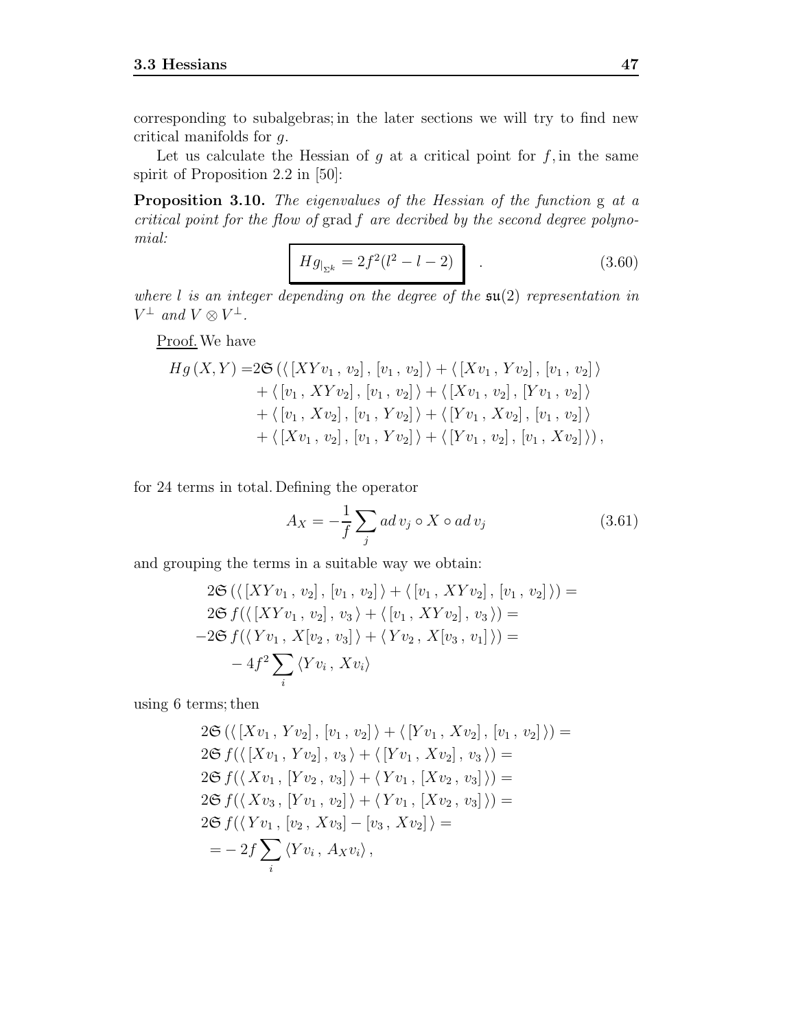corresponding to subalgebras; in the later sections we will try to find new critical manifolds for $g$.

Let us calculate the Hessian of $g$ at a critical point for $f$, in the same spirit of Proposition 2.2 in [50]:

**Proposition 3.10.** *The eigenvalues of the Hessian of the function* g *at a critical point for the flow of* grad $f$ *are decribed by the second degree polynomial:*

$$\boxed{Hg_{|_{\Sigma^k}} = 2f^2(l^2 - l - 2)} \quad . \tag{3.60}$$

*where $l$ is an integer depending on the degree of the $\mathfrak{su}(2)$ representation in $V^\perp$ and $V \otimes V^\perp$.*

<u>Proof.</u> We have

$$\begin{aligned}
Hg\,(X,Y) = 2\mathfrak{S}\,(&\langle\, [XYv_1\,,\, v_2]\,,\, [v_1\,,\, v_2]\,\rangle + \langle\, [Xv_1\,,\, Yv_2]\,,\, [v_1\,,\, v_2]\,\rangle \\
&+ \langle\, [v_1\,,\, XYv_2]\,,\, [v_1\,,\, v_2]\,\rangle + \langle\, [Xv_1\,,\, v_2]\,,\, [Yv_1\,,\, v_2]\,\rangle \\
&+ \langle\, [v_1\,,\, Xv_2]\,,\, [v_1\,,\, Yv_2]\,\rangle + \langle\, [Yv_1\,,\, Xv_2]\,,\, [v_1\,,\, v_2]\,\rangle \\
&+ \langle\, [Xv_1\,,\, v_2]\,,\, [v_1\,,\, Yv_2]\,\rangle + \langle\, [Yv_1\,,\, v_2]\,,\, [v_1\,,\, Xv_2]\,\rangle)\,,
\end{aligned}$$

for 24 terms in total. Defining the operator

$$A_X = -\frac{1}{f}\sum_j ad\, v_j \circ X \circ ad\, v_j \tag{3.61}$$

and grouping the terms in a suitable way we obtain:

$$\begin{aligned}
&2\mathfrak{S}\,(\langle\, [XYv_1\,,\, v_2]\,,\, [v_1\,,\, v_2]\,\rangle + \langle\, [v_1\,,\, XYv_2]\,,\, [v_1\,,\, v_2]\,\rangle) = \\
&2\mathfrak{S}\, f(\langle\, [XYv_1\,,\, v_2]\,,\, v_3\,\rangle + \langle\, [v_1\,,\, XYv_2]\,,\, v_3\,\rangle) = \\
-&2\mathfrak{S}\, f(\langle\, Yv_1\,,\, X[v_2\,,\, v_3]\,\rangle + \langle\, Yv_2\,,\, X[v_3\,,\, v_1]\,\rangle) = \\
&-4f^2\sum_i \langle Yv_i\,,\, Xv_i\rangle
\end{aligned}$$

using 6 terms; then

$$\begin{aligned}
&2\mathfrak{S}\,(\langle\, [Xv_1\,,\, Yv_2]\,,\, [v_1\,,\, v_2]\,\rangle + \langle\, [Yv_1\,,\, Xv_2]\,,\, [v_1\,,\, v_2]\,\rangle) = \\
&2\mathfrak{S}\, f(\langle\, [Xv_1\,,\, Yv_2]\,,\, v_3\,\rangle + \langle\, [Yv_1\,,\, Xv_2]\,,\, v_3\,\rangle) = \\
&2\mathfrak{S}\, f(\langle\, Xv_1\,,\, [Yv_2\,,\, v_3]\,\rangle + \langle\, Yv_1\,,\, [Xv_2\,,\, v_3]\,\rangle) = \\
&2\mathfrak{S}\, f(\langle\, Xv_3\,,\, [Yv_1\,,\, v_2]\,\rangle + \langle\, Yv_1\,,\, [Xv_2\,,\, v_3]\,\rangle) = \\
&2\mathfrak{S}\, f(\langle\, Yv_1\,,\, [v_2\,,\, Xv_3] - [v_3\,,\, Xv_2]\,\rangle = \\
&= -2f\sum_i \langle Yv_i\,,\, A_X v_i\rangle\,,
\end{aligned}$$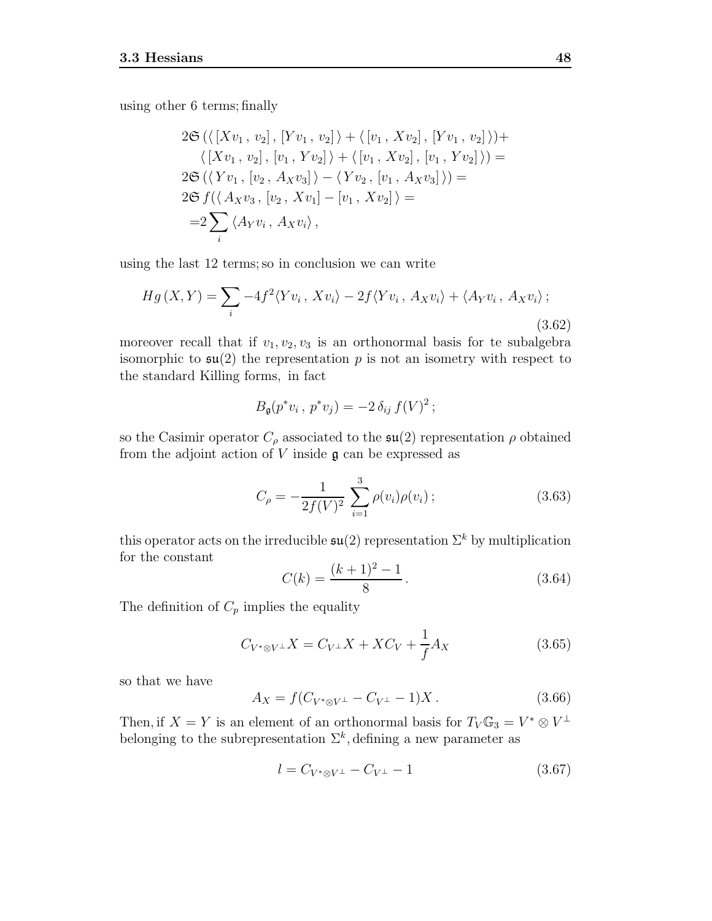using other 6 terms; finally

$$
\begin{aligned}
&2\mathfrak{S}\,(\langle\,[Xv_1\,,\,v_2]\,,\,[Yv_1\,,\,v_2]\,\rangle+\langle\,[v_1\,,\,Xv_2]\,,\,[Yv_1\,,\,v_2]\,\rangle)+\\
&\quad\langle\,[Xv_1\,,\,v_2]\,,\,[v_1\,,\,Yv_2]\,\rangle+\langle\,[v_1\,,\,Xv_2]\,,\,[v_1\,,\,Yv_2]\,\rangle)=\\
&2\mathfrak{S}\,(\langle\,Yv_1\,,\,[v_2\,,\,A_Xv_3]\,\rangle-\langle\,Yv_2\,,\,[v_1\,,\,A_Xv_3]\,\rangle)=\\
&2\mathfrak{S}\,f(\langle\,A_Xv_3\,,\,[v_2\,,\,Xv_1]-[v_1\,,\,Xv_2]\,\rangle=\\
&\;=2\sum_i\,\langle A_Yv_i\,,\,A_Xv_i\rangle\,,
\end{aligned}
$$

using the last 12 terms; so in conclusion we can write

$$
Hg\,(X,Y)=\sum_i -4f^2\langle Yv_i\,,\,Xv_i\rangle-2f\langle Yv_i\,,\,A_Xv_i\rangle+\langle A_Yv_i\,,\,A_Xv_i\rangle\,; \tag{3.62}
$$

moreover recall that if $v_1, v_2, v_3$ is an orthonormal basis for te subalgebra isomorphic to $\mathfrak{su}(2)$ the representation $p$ is not an isometry with respect to the standard Killing forms, in fact

$$
B_{\mathfrak{g}}(p^*v_i\,,\,p^*v_j)=-2\,\delta_{ij}\,f(V)^2\,;
$$

so the Casimir operator $C_\rho$ associated to the $\mathfrak{su}(2)$ representation $\rho$ obtained from the adjoint action of $V$ inside $\mathfrak{g}$ can be expressed as

$$
C_\rho=-\frac{1}{2f(V)^2}\,\sum_{i=1}^{3}\rho(v_i)\rho(v_i)\,; \tag{3.63}
$$

this operator acts on the irreducible $\mathfrak{su}(2)$ representation $\Sigma^k$ by multiplication for the constant

$$
C(k)=\frac{(k+1)^2-1}{8}\,. \tag{3.64}
$$

The definition of $C_p$ implies the equality

$$
C_{V^*\otimes V^\perp}X=C_{V^\perp}X+XC_V+\frac{1}{f}A_X \tag{3.65}
$$

so that we have

$$
A_X=f(C_{V^*\otimes V^\perp}-C_{V^\perp}-1)X\,. \tag{3.66}
$$

Then, if $X=Y$ is an element of an orthonormal basis for $T_V\mathbb{G}_3=V^*\otimes V^\perp$ belonging to the subrepresentation $\Sigma^k$, defining a new parameter as

$$
l=C_{V^*\otimes V^\perp}-C_{V^\perp}-1 \tag{3.67}
$$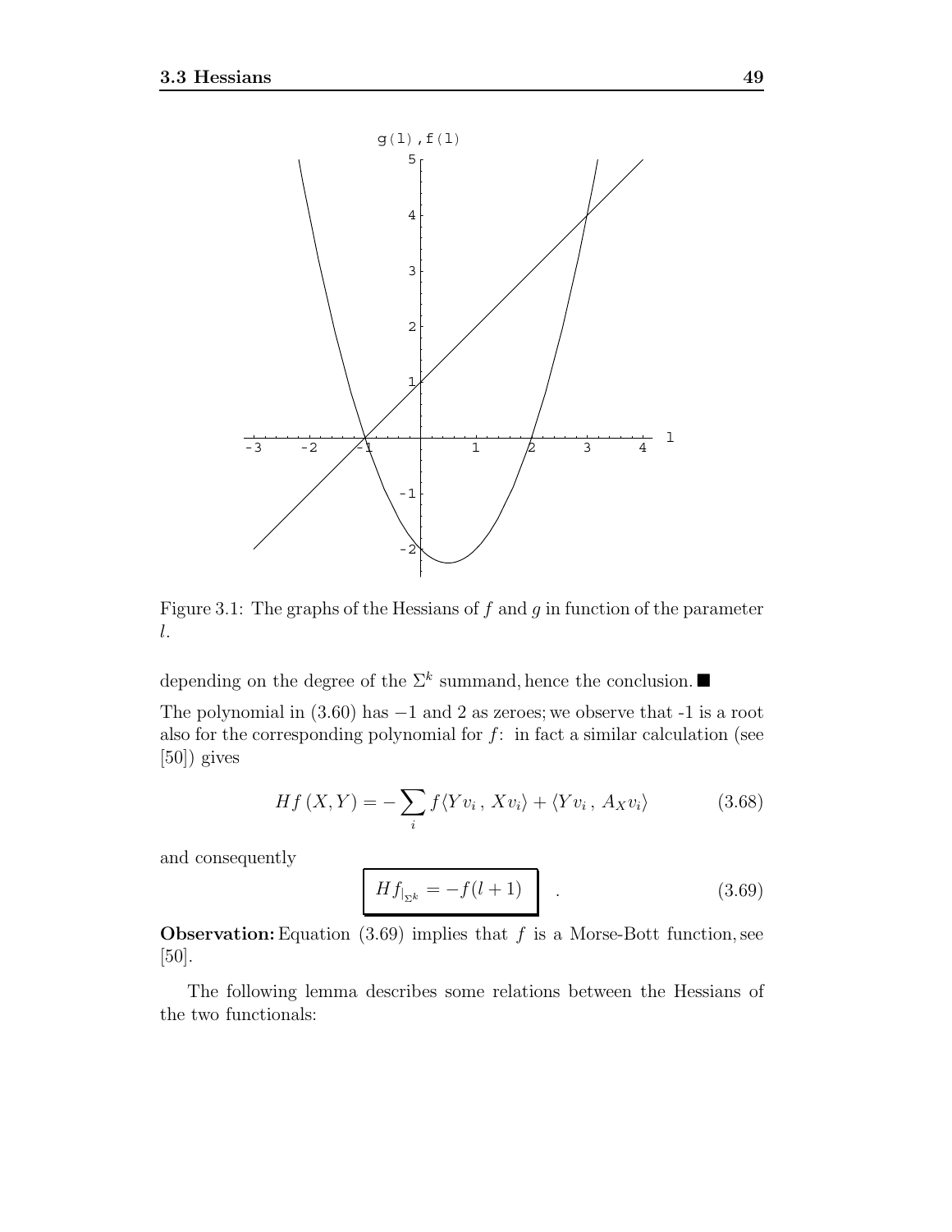Figure 3.1: The graphs of the Hessians of $f$ and $g$ in function of the parameter $l$.

depending on the degree of the $\Sigma^k$ summand, hence the conclusion. ■

The polynomial in (3.60) has $-1$ and 2 as zeroes; we observe that -1 is a root also for the corresponding polynomial for $f$: in fact a similar calculation (see [50]) gives

$$Hf\,(X,Y) = -\sum_i f\langle Yv_i\,,\,Xv_i\rangle + \langle Yv_i\,,\,A_X v_i\rangle \tag{3.68}$$

and consequently

$$\boxed{Hf_{|_{\Sigma^k}} = -f(l+1)} \quad . \tag{3.69}$$

**Observation:** Equation (3.69) implies that $f$ is a Morse-Bott function, see [50].

The following lemma describes some relations between the Hessians of the two functionals: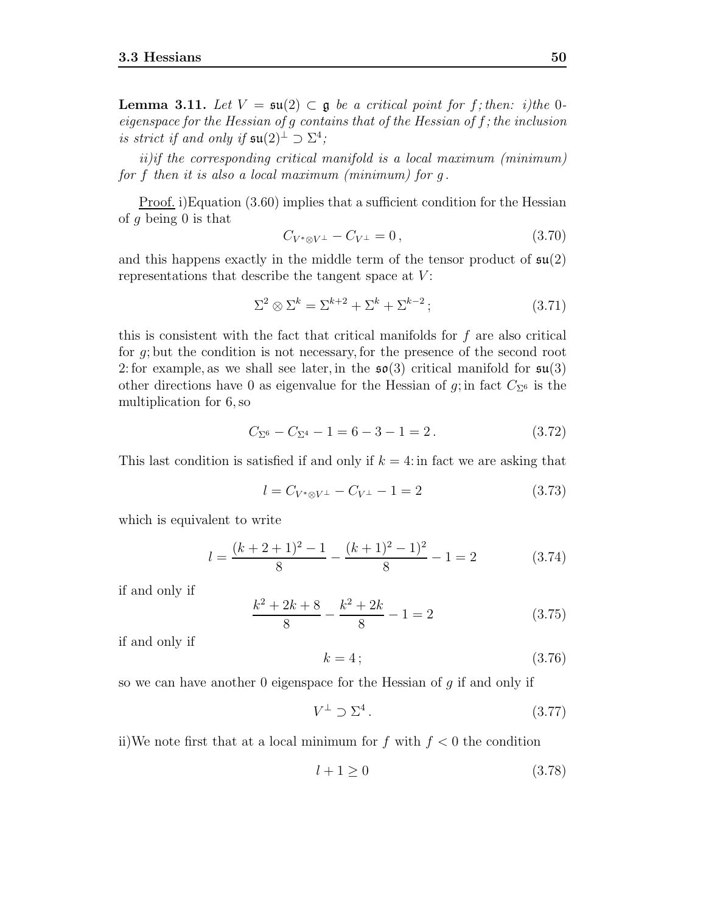**Lemma 3.11.** *Let $V = \mathfrak{su}(2) \subset \mathfrak{g}$ be a critical point for $f$; then: i)the 0-eigenspace for the Hessian of $g$ contains that of the Hessian of $f$; the inclusion is strict if and only if $\mathfrak{su}(2)^\perp \supset \Sigma^4$;*

*ii)if the corresponding critical manifold is a local maximum (minimum) for $f$ then it is also a local maximum (minimum) for $g$.*

Proof. i)Equation (3.60) implies that a sufficient condition for the Hessian of $g$ being 0 is that

$$C_{V^* \otimes V^\perp} - C_{V^\perp} = 0\,, \tag{3.70}$$

and this happens exactly in the middle term of the tensor product of $\mathfrak{su}(2)$ representations that describe the tangent space at $V$:

$$\Sigma^2 \otimes \Sigma^k = \Sigma^{k+2} + \Sigma^k + \Sigma^{k-2}\,; \tag{3.71}$$

this is consistent with the fact that critical manifolds for $f$ are also critical for $g$; but the condition is not necessary, for the presence of the second root 2: for example, as we shall see later, in the $\mathfrak{so}(3)$ critical manifold for $\mathfrak{su}(3)$ other directions have 0 as eigenvalue for the Hessian of $g$; in fact $C_{\Sigma^6}$ is the multiplication for 6, so

$$C_{\Sigma^6} - C_{\Sigma^4} - 1 = 6 - 3 - 1 = 2\,. \tag{3.72}$$

This last condition is satisfied if and only if $k = 4$: in fact we are asking that

$$l = C_{V^* \otimes V^\perp} - C_{V^\perp} - 1 = 2 \tag{3.73}$$

which is equivalent to write

$$l = \frac{(k+2+1)^2 - 1}{8} - \frac{(k+1)^2 - 1)^2}{8} - 1 = 2 \tag{3.74}$$

if and only if

$$\frac{k^2 + 2k + 8}{8} - \frac{k^2 + 2k}{8} - 1 = 2 \tag{3.75}$$

if and only if

$$k = 4\,; \tag{3.76}$$

so we can have another 0 eigenspace for the Hessian of $g$ if and only if

$$V^\perp \supset \Sigma^4\,. \tag{3.77}$$

ii)We note first that at a local minimum for $f$ with $f < 0$ the condition

$$l + 1 \geq 0 \tag{3.78}$$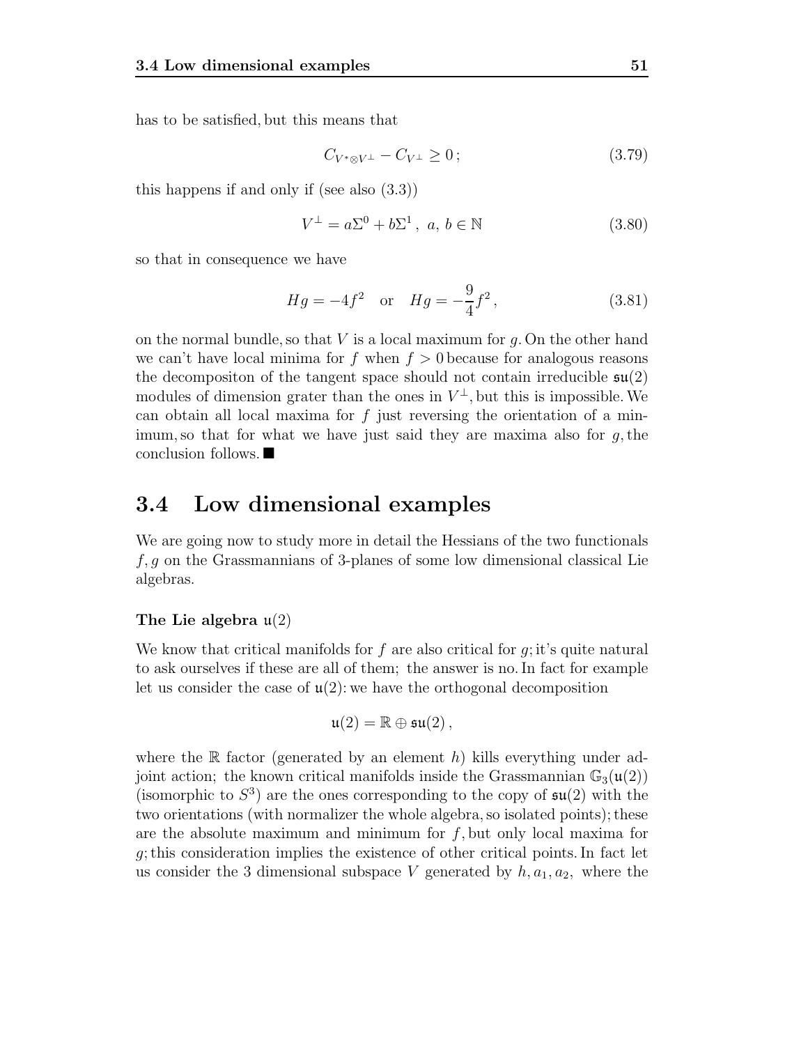has to be satisfied, but this means that

$$C_{V^* \otimes V^\perp} - C_{V^\perp} \geq 0\,; \tag{3.79}$$

this happens if and only if (see also (3.3))

$$V^\perp = a\Sigma^0 + b\Sigma^1\,,\ a,\, b \in \mathbb{N} \tag{3.80}$$

so that in consequence we have

$$Hg = -4f^2 \quad \text{or} \quad Hg = -\frac{9}{4}f^2\,, \tag{3.81}$$

on the normal bundle, so that $V$ is a local maximum for $g$. On the other hand we can't have local minima for $f$ when $f > 0$ because for analogous reasons the decompositon of the tangent space should not contain irreducible $\mathfrak{su}(2)$ modules of dimension grater than the ones in $V^\perp$, but this is impossible. We can obtain all local maxima for $f$ just reversing the orientation of a minimum, so that for what we have just said they are maxima also for $g$, the conclusion follows. ■

## 3.4 Low dimensional examples

We are going now to study more in detail the Hessians of the two functionals $f, g$ on the Grassmannians of 3-planes of some low dimensional classical Lie algebras.

**The Lie algebra $\mathfrak{u}(2)$**

We know that critical manifolds for $f$ are also critical for $g$; it's quite natural to ask ourselves if these are all of them; the answer is no. In fact for example let us consider the case of $\mathfrak{u}(2)$: we have the orthogonal decomposition

$$\mathfrak{u}(2) = \mathbb{R} \oplus \mathfrak{su}(2)\,,$$

where the $\mathbb{R}$ factor (generated by an element $h$) kills everything under adjoint action; the known critical manifolds inside the Grassmannian $\mathbb{G}_3(\mathfrak{u}(2))$ (isomorphic to $S^3$) are the ones corresponding to the copy of $\mathfrak{su}(2)$ with the two orientations (with normalizer the whole algebra, so isolated points); these are the absolute maximum and minimum for $f$, but only local maxima for $g$; this consideration implies the existence of other critical points. In fact let us consider the 3 dimensional subspace $V$ generated by $h, a_1, a_2$, where the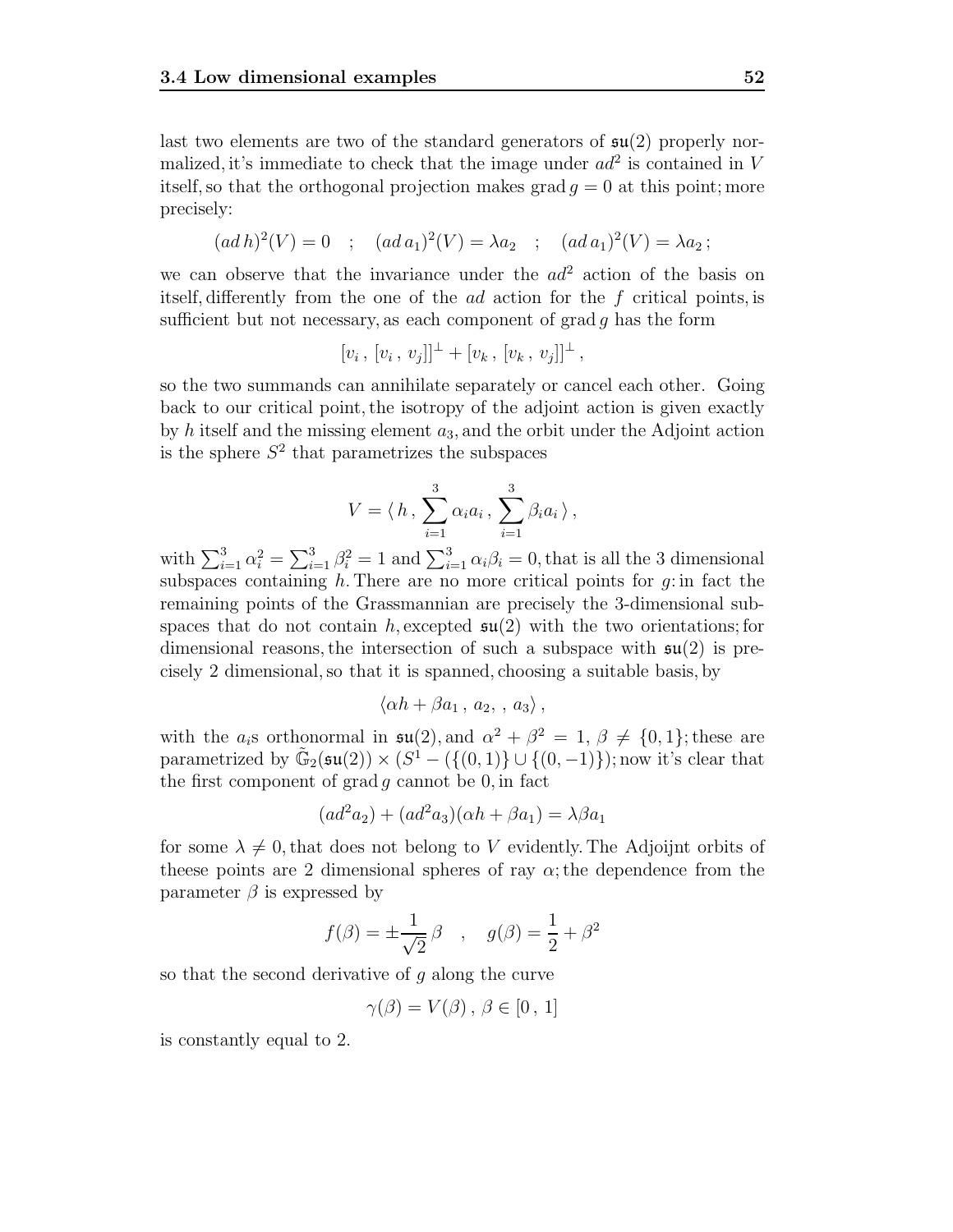last two elements are two of the standard generators of $\mathfrak{su}(2)$ properly normalized, it's immediate to check that the image under $ad^2$ is contained in $V$ itself, so that the orthogonal projection makes $\operatorname{grad} g = 0$ at this point; more precisely:

$$(ad\, h)^2(V) = 0 \quad ; \quad (ad\, a_1)^2(V) = \lambda a_2 \quad ; \quad (ad\, a_1)^2(V) = \lambda a_2\,;$$

we can observe that the invariance under the $ad^2$ action of the basis on itself, differently from the one of the $ad$ action for the $f$ critical points, is sufficient but not necessary, as each component of $\operatorname{grad} g$ has the form

$$[v_i\,,\,[v_i\,,\,v_j]]^\perp + [v_k\,,\,[v_k\,,\,v_j]]^\perp\,,$$

so the two summands can annihilate separately or cancel each other. Going back to our critical point, the isotropy of the adjoint action is given exactly by $h$ itself and the missing element $a_3$, and the orbit under the Adjoint action is the sphere $S^2$ that parametrizes the subspaces

$$V = \langle\, h\,,\, \sum_{i=1}^{3} \alpha_i a_i\,,\, \sum_{i=1}^{3} \beta_i a_i\,\rangle\,,$$

with $\sum_{i=1}^{3} \alpha_i^2 = \sum_{i=1}^{3} \beta_i^2 = 1$ and $\sum_{i=1}^{3} \alpha_i \beta_i = 0$, that is all the 3 dimensional subspaces containing $h$. There are no more critical points for $g$: in fact the remaining points of the Grassmannian are precisely the 3-dimensional subspaces that do not contain $h$, excepted $\mathfrak{su}(2)$ with the two orientations; for dimensional reasons, the intersection of such a subspace with $\mathfrak{su}(2)$ is precisely 2 dimensional, so that it is spanned, choosing a suitable basis, by

$$\langle \alpha h + \beta a_1\,,\, a_2,\,,\, a_3 \rangle\,,$$

with the $a_i$s orthonormal in $\mathfrak{su}(2)$, and $\alpha^2 + \beta^2 = 1$, $\beta \neq \{0, 1\}$; these are parametrized by $\tilde{\mathbb{G}}_2(\mathfrak{su}(2)) \times (S^1 - (\{(0,1)\} \cup \{(0,-1)\})$; now it's clear that the first component of $\operatorname{grad} g$ cannot be 0, in fact

$$(ad^2 a_2) + (ad^2 a_3)(\alpha h + \beta a_1) = \lambda \beta a_1$$

for some $\lambda \neq 0$, that does not belong to $V$ evidently. The Adjoijnt orbits of theese points are 2 dimensional spheres of ray $\alpha$; the dependence from the parameter $\beta$ is expressed by

$$f(\beta) = \pm \frac{1}{\sqrt{2}} \beta \quad , \quad g(\beta) = \frac{1}{2} + \beta^2$$

so that the second derivative of $g$ along the curve

$$\gamma(\beta) = V(\beta)\,,\, \beta \in [0\,,\,1]$$

is constantly equal to 2.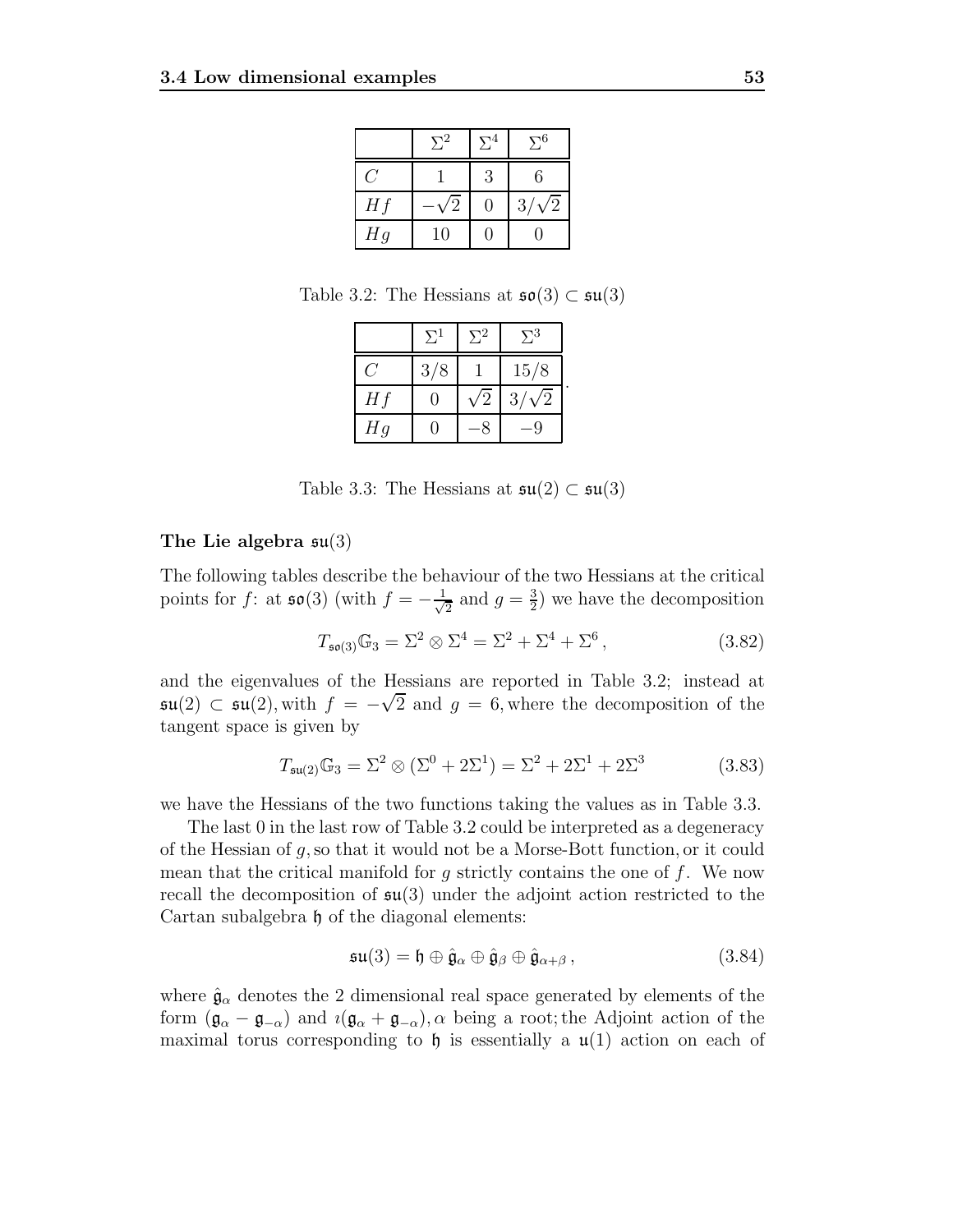|  | $\Sigma^2$ | $\Sigma^4$ | $\Sigma^6$ |
|---|---|---|---|
| $C$ | 1 | 3 | 6 |
| $Hf$ | $-\sqrt{2}$ | 0 | $3/\sqrt{2}$ |
| $Hg$ | 10 | 0 | 0 |

Table 3.2: The Hessians at $\mathfrak{so}(3) \subset \mathfrak{su}(3)$

|  | $\Sigma^1$ | $\Sigma^2$ | $\Sigma^3$ |
|---|---|---|---|
| $C$ | $3/8$ | 1 | $15/8$ |
| $Hf$ | 0 | $\sqrt{2}$ | $3/\sqrt{2}$ |
| $Hg$ | 0 | $-8$ | $-9$ |

Table 3.3: The Hessians at $\mathfrak{su}(2) \subset \mathfrak{su}(3)$

### The Lie algebra $\mathfrak{su}(3)$

The following tables describe the behaviour of the two Hessians at the critical points for $f$: at $\mathfrak{so}(3)$ (with $f = -\frac{1}{\sqrt{2}}$ and $g = \frac{3}{2}$) we have the decomposition

$$T_{\mathfrak{so}(3)}\mathbb{G}_3 = \Sigma^2 \otimes \Sigma^4 = \Sigma^2 + \Sigma^4 + \Sigma^6 \,, \tag{3.82}$$

and the eigenvalues of the Hessians are reported in Table 3.2; instead at $\mathfrak{su}(2) \subset \mathfrak{su}(2)$, with $f = -\sqrt{2}$ and $g = 6$, where the decomposition of the tangent space is given by

$$T_{\mathfrak{su}(2)}\mathbb{G}_3 = \Sigma^2 \otimes (\Sigma^0 + 2\Sigma^1) = \Sigma^2 + 2\Sigma^1 + 2\Sigma^3 \tag{3.83}$$

we have the Hessians of the two functions taking the values as in Table 3.3.

The last 0 in the last row of Table 3.2 could be interpreted as a degeneracy of the Hessian of $g$, so that it would not be a Morse-Bott function, or it could mean that the critical manifold for $g$ strictly contains the one of $f$. We now recall the decomposition of $\mathfrak{su}(3)$ under the adjoint action restricted to the Cartan subalgebra $\mathfrak{h}$ of the diagonal elements:

$$\mathfrak{su}(3) = \mathfrak{h} \oplus \hat{\mathfrak{g}}_\alpha \oplus \hat{\mathfrak{g}}_\beta \oplus \hat{\mathfrak{g}}_{\alpha+\beta} \,, \tag{3.84}$$

where $\hat{\mathfrak{g}}_\alpha$ denotes the 2 dimensional real space generated by elements of the form $(\mathfrak{g}_\alpha - \mathfrak{g}_{-\alpha})$ and $\imath(\mathfrak{g}_\alpha + \mathfrak{g}_{-\alpha})$, $\alpha$ being a root; the Adjoint action of the maximal torus corresponding to $\mathfrak{h}$ is essentially a $\mathfrak{u}(1)$ action on each of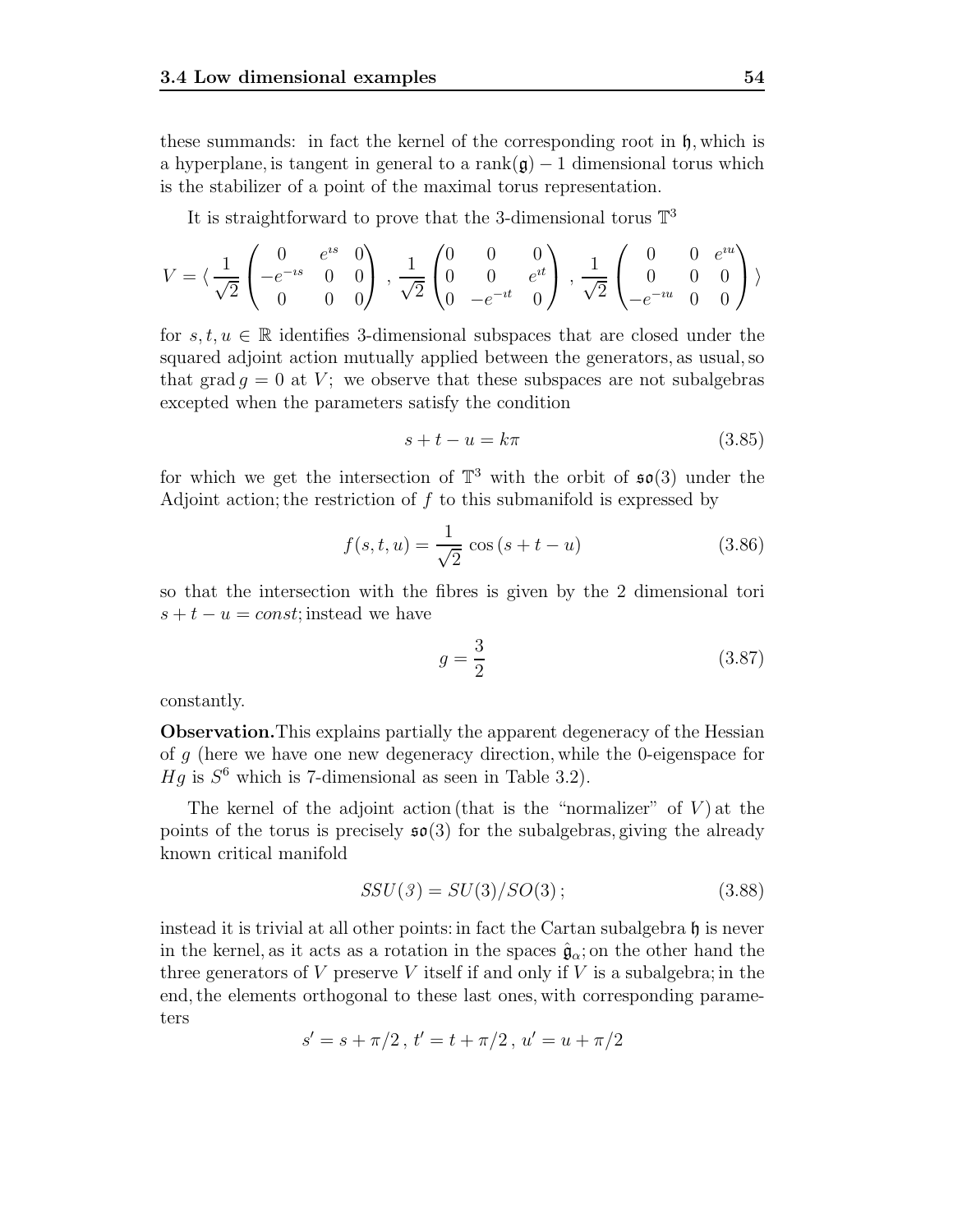these summands: in fact the kernel of the corresponding root in $\mathfrak{h}$, which is a hyperplane, is tangent in general to a $\text{rank}(\mathfrak{g}) - 1$ dimensional torus which is the stabilizer of a point of the maximal torus representation.

It is straightforward to prove that the 3-dimensional torus $\mathbb{T}^3$

$$V = \langle \frac{1}{\sqrt{2}} \begin{pmatrix} 0 & e^{\imath s} & 0 \\ -e^{-\imath s} & 0 & 0 \\ 0 & 0 & 0 \end{pmatrix} , \frac{1}{\sqrt{2}} \begin{pmatrix} 0 & 0 & 0 \\ 0 & 0 & e^{\imath t} \\ 0 & -e^{-\imath t} & 0 \end{pmatrix} , \frac{1}{\sqrt{2}} \begin{pmatrix} 0 & 0 & e^{\imath u} \\ 0 & 0 & 0 \\ -e^{-\imath u} & 0 & 0 \end{pmatrix} \rangle$$

for $s, t, u \in \mathbb{R}$ identifies 3-dimensional subspaces that are closed under the squared adjoint action mutually applied between the generators, as usual, so that $\text{grad}\, g = 0$ at $V$; we observe that these subspaces are not subalgebras excepted when the parameters satisfy the condition

$$s + t - u = k\pi \tag{3.85}$$

for which we get the intersection of $\mathbb{T}^3$ with the orbit of $\mathfrak{so}(3)$ under the Adjoint action; the restriction of $f$ to this submanifold is expressed by

$$f(s, t, u) = \frac{1}{\sqrt{2}} \cos(s + t - u) \tag{3.86}$$

so that the intersection with the fibres is given by the 2 dimensional tori $s + t - u = const$; instead we have

$$g = \frac{3}{2} \tag{3.87}$$

constantly.

**Observation.** This explains partially the apparent degeneracy of the Hessian of $g$ (here we have one new degeneracy direction, while the 0-eigenspace for $Hg$ is $S^6$ which is 7-dimensional as seen in Table 3.2).

The kernel of the adjoint action (that is the "normalizer" of $V$) at the points of the torus is precisely $\mathfrak{so}(3)$ for the subalgebras, giving the already known critical manifold

$$SSU(3) = SU(3)/SO(3)\,; \tag{3.88}$$

instead it is trivial at all other points: in fact the Cartan subalgebra $\mathfrak{h}$ is never in the kernel, as it acts as a rotation in the spaces $\hat{\mathfrak{g}}_\alpha$; on the other hand the three generators of $V$ preserve $V$ itself if and only if $V$ is a subalgebra; in the end, the elements orthogonal to these last ones, with corresponding parameters

$$s' = s + \pi/2\,,\; t' = t + \pi/2\,,\; u' = u + \pi/2$$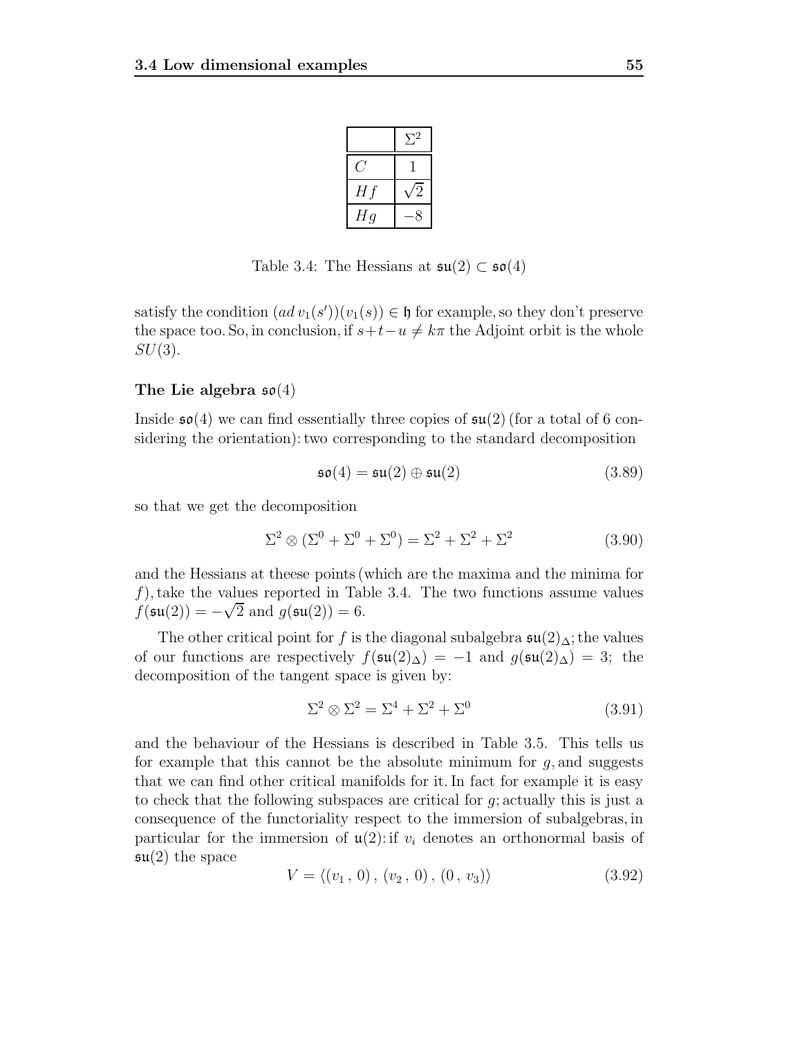|  | $\Sigma^2$ |
| --- | --- |
| $C$ | $1$ |
| $Hf$ | $\sqrt{2}$ |
| $Hg$ | $-8$ |

Table 3.4: The Hessians at $\mathfrak{su}(2) \subset \mathfrak{so}(4)$

satisfy the condition $(ad\, v_1(s'))(v_1(s)) \in \mathfrak{h}$ for example, so they don't preserve the space too. So, in conclusion, if $s+t-u \neq k\pi$ the Adjoint orbit is the whole $SU(3)$.

### The Lie algebra $\mathfrak{so}(4)$

Inside $\mathfrak{so}(4)$ we can find essentially three copies of $\mathfrak{su}(2)$ (for a total of 6 considering the orientation): two corresponding to the standard decomposition

$$\mathfrak{so}(4) = \mathfrak{su}(2) \oplus \mathfrak{su}(2) \tag{3.89}$$

so that we get the decomposition

$$\Sigma^2 \otimes (\Sigma^0 + \Sigma^0 + \Sigma^0) = \Sigma^2 + \Sigma^2 + \Sigma^2 \tag{3.90}$$

and the Hessians at theese points (which are the maxima and the minima for $f$), take the values reported in Table 3.4. The two functions assume values $f(\mathfrak{su}(2)) = -\sqrt{2}$ and $g(\mathfrak{su}(2)) = 6$.

The other critical point for $f$ is the diagonal subalgebra $\mathfrak{su}(2)_\Delta$; the values of our functions are respectively $f(\mathfrak{su}(2)_\Delta) = -1$ and $g(\mathfrak{su}(2)_\Delta) = 3$; the decomposition of the tangent space is given by:

$$\Sigma^2 \otimes \Sigma^2 = \Sigma^4 + \Sigma^2 + \Sigma^0 \tag{3.91}$$

and the behaviour of the Hessians is described in Table 3.5. This tells us for example that this cannot be the absolute minimum for $g$, and suggests that we can find other critical manifolds for it. In fact for example it is easy to check that the following subspaces are critical for $g$; actually this is just a consequence of the functoriality respect to the immersion of subalgebras, in particular for the immersion of $\mathfrak{u}(2)$: if $v_i$ denotes an orthonormal basis of $\mathfrak{su}(2)$ the space

$$V = \langle (v_1\,,\,0)\,,\,(v_2\,,\,0)\,,\,(0\,,\,v_3) \rangle \tag{3.92}$$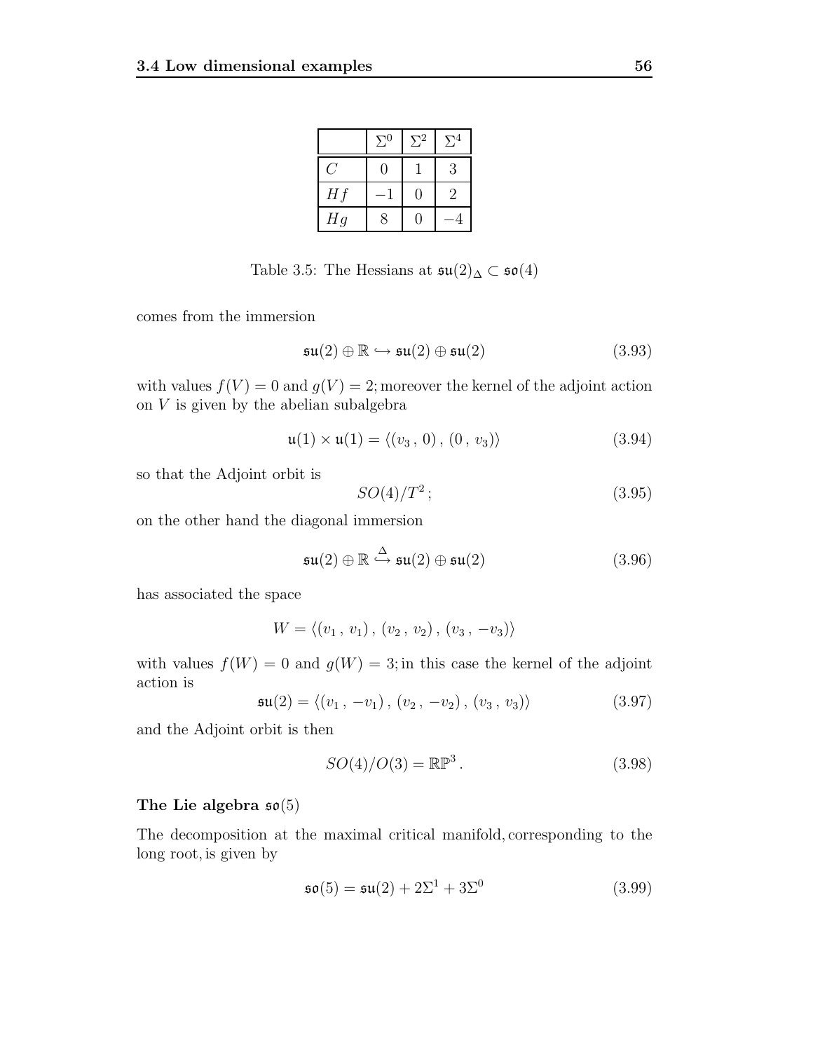|  | $\Sigma^0$ | $\Sigma^2$ | $\Sigma^4$ |
|---|---|---|---|
| $C$ | 0 | 1 | 3 |
| $Hf$ | $-1$ | 0 | 2 |
| $Hg$ | 8 | 0 | $-4$ |

Table 3.5: The Hessians at $\mathfrak{su}(2)_\Delta \subset \mathfrak{so}(4)$

comes from the immersion

$$\mathfrak{su}(2) \oplus \mathbb{R} \hookrightarrow \mathfrak{su}(2) \oplus \mathfrak{su}(2) \tag{3.93}$$

with values $f(V) = 0$ and $g(V) = 2$; moreover the kernel of the adjoint action on $V$ is given by the abelian subalgebra

$$\mathfrak{u}(1) \times \mathfrak{u}(1) = \langle (v_3\,,\, 0)\,,\, (0\,,\, v_3) \rangle \tag{3.94}$$

so that the Adjoint orbit is

$$SO(4)/T^2\,; \tag{3.95}$$

on the other hand the diagonal immersion

$$\mathfrak{su}(2) \oplus \mathbb{R} \overset{\Delta}{\hookrightarrow} \mathfrak{su}(2) \oplus \mathfrak{su}(2) \tag{3.96}$$

has associated the space

$$W = \langle (v_1\,,\, v_1)\,,\, (v_2\,,\, v_2)\,,\, (v_3\,,\, -v_3) \rangle$$

with values $f(W) = 0$ and $g(W) = 3$; in this case the kernel of the adjoint action is

$$\mathfrak{su}(2) = \langle (v_1\,,\, -v_1)\,,\, (v_2\,,\, -v_2)\,,\, (v_3\,,\, v_3) \rangle \tag{3.97}$$

and the Adjoint orbit is then

$$SO(4)/O(3) = \mathbb{RP}^3\,. \tag{3.98}$$

**The Lie algebra $\mathfrak{so}(5)$**

The decomposition at the maximal critical manifold, corresponding to the long root, is given by

$$\mathfrak{so}(5) = \mathfrak{su}(2) + 2\Sigma^1 + 3\Sigma^0 \tag{3.99}$$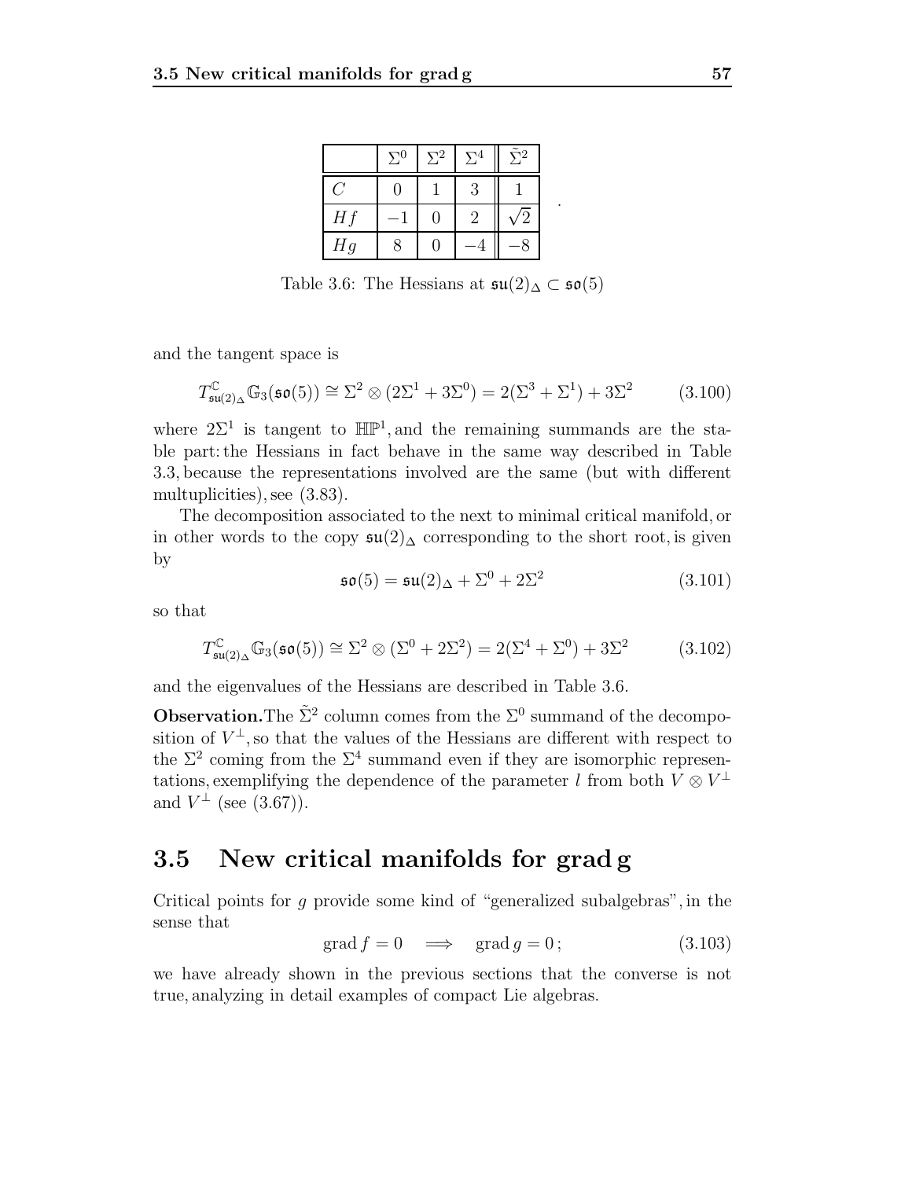|  | $\Sigma^0$ | $\Sigma^2$ | $\Sigma^4$ | $\tilde{\Sigma}^2$ |
| --- | --- | --- | --- | --- |
| $C$ | 0 | 1 | 3 | 1 |
| $Hf$ | $-1$ | 0 | 2 | $\sqrt{2}$ |
| $Hg$ | 8 | 0 | $-4$ | $-8$ |

Table 3.6: The Hessians at $\mathfrak{su}(2)_\Delta \subset \mathfrak{so}(5)$

and the tangent space is

$$T^{\mathbb{C}}_{\mathfrak{su}(2)_\Delta}\mathbb{G}_3(\mathfrak{so}(5)) \cong \Sigma^2 \otimes (2\Sigma^1 + 3\Sigma^0) = 2(\Sigma^3 + \Sigma^1) + 3\Sigma^2 \tag{3.100}$$

where $2\Sigma^1$ is tangent to $\mathbb{HP}^1$, and the remaining summands are the stable part: the Hessians in fact behave in the same way described in Table 3.3, because the representations involved are the same (but with different multuplicities), see (3.83).

The decomposition associated to the next to minimal critical manifold, or in other words to the copy $\mathfrak{su}(2)_\Delta$ corresponding to the short root, is given by

$$\mathfrak{so}(5) = \mathfrak{su}(2)_\Delta + \Sigma^0 + 2\Sigma^2 \tag{3.101}$$

so that

$$T^{\mathbb{C}}_{\mathfrak{su}(2)_\Delta}\mathbb{G}_3(\mathfrak{so}(5)) \cong \Sigma^2 \otimes (\Sigma^0 + 2\Sigma^2) = 2(\Sigma^4 + \Sigma^0) + 3\Sigma^2 \tag{3.102}$$

and the eigenvalues of the Hessians are described in Table 3.6.

**Observation.** The $\tilde{\Sigma}^2$ column comes from the $\Sigma^0$ summand of the decomposition of $V^\perp$, so that the values of the Hessians are different with respect to the $\Sigma^2$ coming from the $\Sigma^4$ summand even if they are isomorphic representations, exemplifying the dependence of the parameter $l$ from both $V \otimes V^\perp$ and $V^\perp$ (see (3.67)).

## 3.5 New critical manifolds for grad g

Critical points for $g$ provide some kind of "generalized subalgebras", in the sense that

$$\operatorname{grad} f = 0 \quad \Longrightarrow \quad \operatorname{grad} g = 0\,; \tag{3.103}$$

we have already shown in the previous sections that the converse is not true, analyzing in detail examples of compact Lie algebras.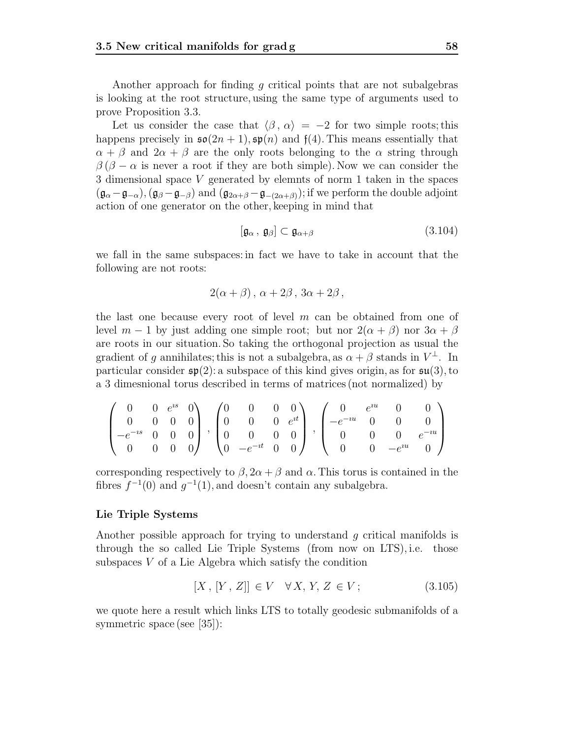Another approach for finding $g$ critical points that are not subalgebras is looking at the root structure, using the same type of arguments used to prove Proposition 3.3.

Let us consider the case that $\langle \beta \, , \, \alpha \rangle = -2$ for two simple roots; this happens precisely in $\mathfrak{so}(2n+1)$, $\mathfrak{sp}(n)$ and $\mathfrak{f}(4)$. This means essentially that $\alpha + \beta$ and $2\alpha + \beta$ are the only roots belonging to the $\alpha$ string through $\beta$ ($\beta - \alpha$ is never a root if they are both simple). Now we can consider the 3 dimensional space $V$ generated by elemnts of norm 1 taken in the spaces $(\mathfrak{g}_\alpha - \mathfrak{g}_{-\alpha})$, $(\mathfrak{g}_\beta - \mathfrak{g}_{-\beta})$ and $(\mathfrak{g}_{2\alpha+\beta} - \mathfrak{g}_{-(2\alpha+\beta)})$; if we perform the double adjoint action of one generator on the other, keeping in mind that

$$[\mathfrak{g}_\alpha \, , \, \mathfrak{g}_\beta] \subset \mathfrak{g}_{\alpha+\beta} \tag{3.104}$$

we fall in the same subspaces: in fact we have to take in account that the following are not roots:

$$2(\alpha + \beta) \, , \; \alpha + 2\beta \, , \; 3\alpha + 2\beta \, ,$$

the last one because every root of level $m$ can be obtained from one of level $m-1$ by just adding one simple root; but nor $2(\alpha+\beta)$ nor $3\alpha + \beta$ are roots in our situation. So taking the orthogonal projection as usual the gradient of $g$ annihilates; this is not a subalgebra, as $\alpha + \beta$ stands in $V^\perp$. In particular consider $\mathfrak{sp}(2)$: a subspace of this kind gives origin, as for $\mathfrak{su}(3)$, to a 3 dimesnional torus described in terms of matrices (not normalized) by

$$\begin{pmatrix} 0 & 0 & e^{\imath s} & 0 \\ 0 & 0 & 0 & 0 \\ -e^{-\imath s} & 0 & 0 & 0 \\ 0 & 0 & 0 & 0 \end{pmatrix} , \begin{pmatrix} 0 & 0 & 0 & 0 \\ 0 & 0 & 0 & e^{\imath t} \\ 0 & 0 & 0 & 0 \\ 0 & -e^{-\imath t} & 0 & 0 \end{pmatrix} , \begin{pmatrix} 0 & e^{\imath u} & 0 & 0 \\ -e^{-\imath u} & 0 & 0 & 0 \\ 0 & 0 & 0 & e^{-\imath u} \\ 0 & 0 & -e^{\imath u} & 0 \end{pmatrix}$$

corresponding respectively to $\beta, 2\alpha + \beta$ and $\alpha$. This torus is contained in the fibres $f^{-1}(0)$ and $g^{-1}(1)$, and doesn't contain any subalgebra.

**Lie Triple Systems**

Another possible approach for trying to understand $g$ critical manifolds is through the so called Lie Triple Systems (from now on LTS), i.e. those subspaces $V$ of a Lie Algebra which satisfy the condition

$$[X \, , \, [Y \, , \, Z]] \in V \quad \forall \, X, \, Y, \, Z \, \in V \, ; \tag{3.105}$$

we quote here a result which links LTS to totally geodesic submanifolds of a symmetric space (see [35]):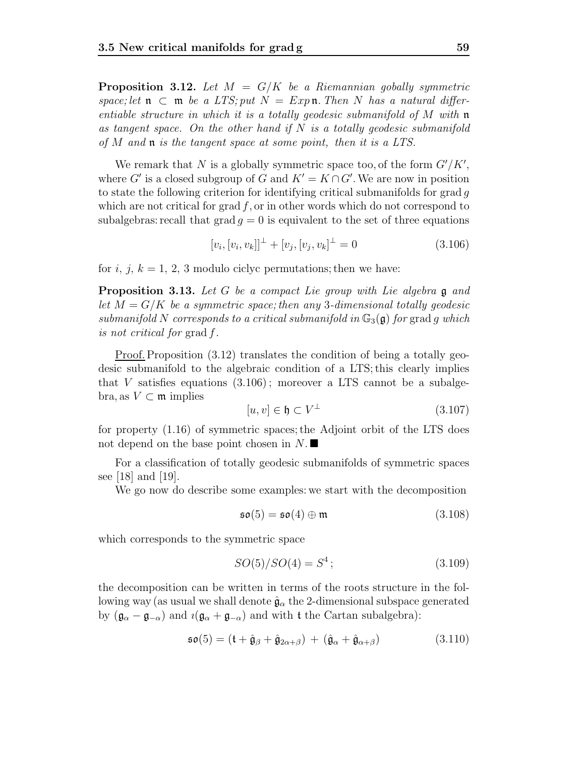**Proposition 3.12.** *Let $M = G/K$ be a Riemannian gobally symmetric space; let $\mathfrak{n} \subset \mathfrak{m}$ be a LTS; put $N = Exp\,\mathfrak{n}$. Then $N$ has a natural differentiable structure in which it is a totally geodesic submanifold of $M$ with $\mathfrak{n}$ as tangent space. On the other hand if $N$ is a totally geodesic submanifold of $M$ and $\mathfrak{n}$ is the tangent space at some point, then it is a LTS.*

We remark that $N$ is a globally symmetric space too, of the form $G'/K'$, where $G'$ is a closed subgroup of $G$ and $K' = K \cap G'$. We are now in position to state the following criterion for identifying critical submanifolds for grad $g$ which are not critical for grad $f$, or in other words which do not correspond to subalgebras: recall that grad $g = 0$ is equivalent to the set of three equations

$$[v_i, [v_i, v_k]]^\perp + [v_j, [v_j, v_k]^\perp = 0 \tag{3.106}$$

for $i$, $j$, $k = 1$, 2, 3 modulo ciclyc permutations; then we have:

**Proposition 3.13.** *Let $G$ be a compact Lie group with Lie algebra $\mathfrak{g}$ and let $M = G/K$ be a symmetric space; then any 3-dimensional totally geodesic submanifold $N$ corresponds to a critical submanifold in $\mathbb{G}_3(\mathfrak{g})$ for* grad $g$ *which is not critical for* grad $f$.

<u>Proof.</u> Proposition (3.12) translates the condition of being a totally geodesic submanifold to the algebraic condition of a LTS; this clearly implies that $V$ satisfies equations (3.106); moreover a LTS cannot be a subalgebra, as $V \subset \mathfrak{m}$ implies

$$[u, v] \in \mathfrak{h} \subset V^\perp \tag{3.107}$$

for property (1.16) of symmetric spaces; the Adjoint orbit of the LTS does not depend on the base point chosen in $N$. ■

For a classification of totally geodesic submanifolds of symmetric spaces see [18] and [19].

We go now do describe some examples: we start with the decomposition

$$\mathfrak{so}(5) = \mathfrak{so}(4) \oplus \mathfrak{m} \tag{3.108}$$

which corresponds to the symmetric space

$$SO(5)/SO(4) = S^4\,; \tag{3.109}$$

the decomposition can be written in terms of the roots structure in the following way (as usual we shall denote $\hat{\mathfrak{g}}_\alpha$ the 2-dimensional subspace generated by $(\mathfrak{g}_\alpha - \mathfrak{g}_{-\alpha})$ and $\imath(\mathfrak{g}_\alpha + \mathfrak{g}_{-\alpha})$ and with $\mathfrak{t}$ the Cartan subalgebra):

$$\mathfrak{so}(5) = (\mathfrak{t} + \hat{\mathfrak{g}}_\beta + \hat{\mathfrak{g}}_{2\alpha+\beta}) \,+\, (\hat{\mathfrak{g}}_\alpha + \hat{\mathfrak{g}}_{\alpha+\beta}) \tag{3.110}$$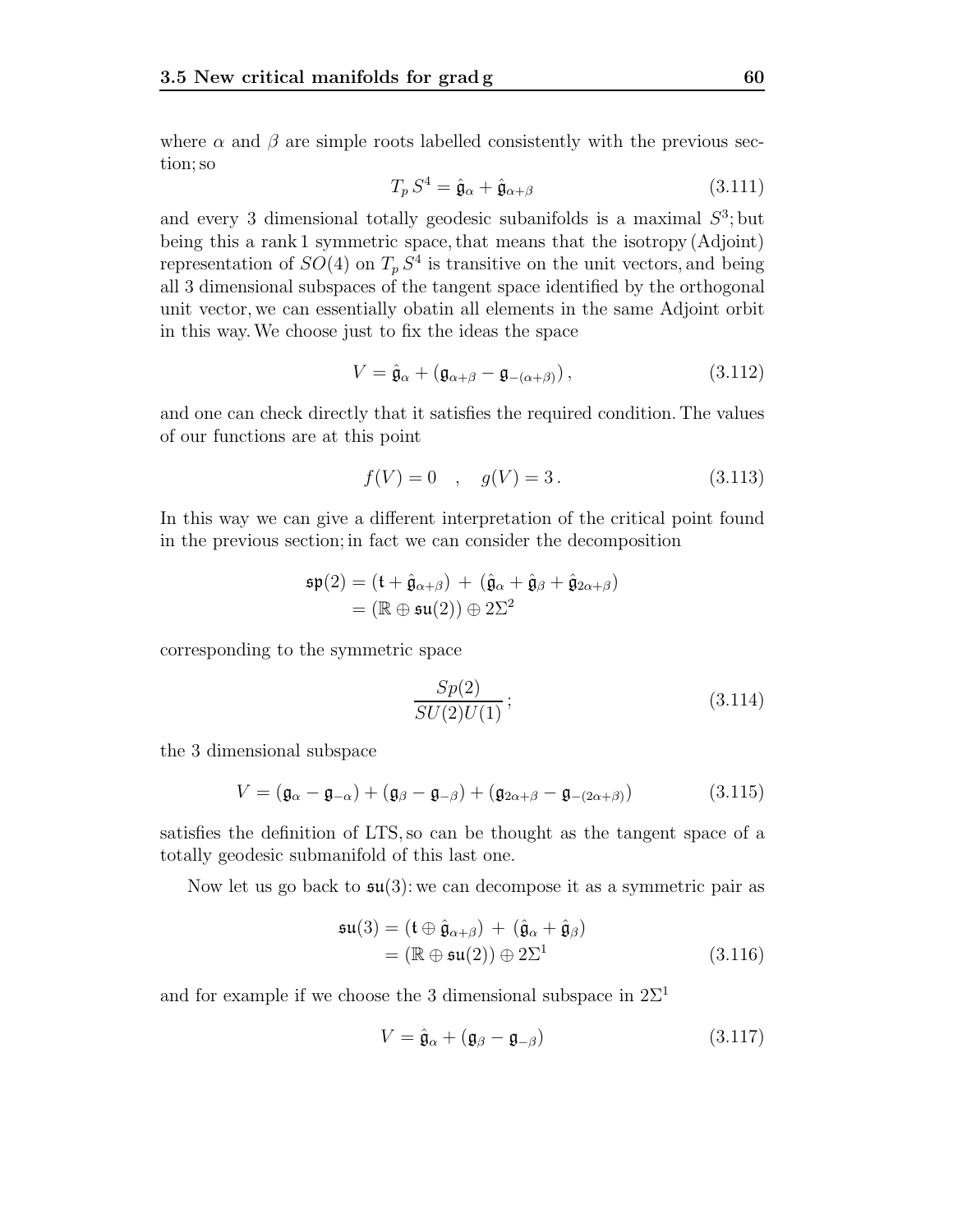where $\alpha$ and $\beta$ are simple roots labelled consistently with the previous section; so

$$T_p S^4 = \hat{\mathfrak{g}}_\alpha + \hat{\mathfrak{g}}_{\alpha+\beta} \tag{3.111}$$

and every 3 dimensional totally geodesic subanifolds is a maximal $S^3$; but being this a rank 1 symmetric space, that means that the isotropy (Adjoint) representation of $SO(4)$ on $T_p S^4$ is transitive on the unit vectors, and being all 3 dimensional subspaces of the tangent space identified by the orthogonal unit vector, we can essentially obatin all elements in the same Adjoint orbit in this way. We choose just to fix the ideas the space

$$V = \hat{\mathfrak{g}}_\alpha + (\mathfrak{g}_{\alpha+\beta} - \mathfrak{g}_{-(\alpha+\beta)}) , \tag{3.112}$$

and one can check directly that it satisfies the required condition. The values of our functions are at this point

$$f(V) = 0 \quad , \quad g(V) = 3 . \tag{3.113}$$

In this way we can give a different interpretation of the critical point found in the previous section; in fact we can consider the decomposition

$$\begin{aligned} \mathfrak{sp}(2) &= (\mathfrak{t} + \hat{\mathfrak{g}}_{\alpha+\beta}) \; + \; (\hat{\mathfrak{g}}_\alpha + \hat{\mathfrak{g}}_\beta + \hat{\mathfrak{g}}_{2\alpha+\beta}) \\ &= (\mathbb{R} \oplus \mathfrak{su}(2)) \oplus 2\Sigma^2 \end{aligned}$$

corresponding to the symmetric space

$$\frac{Sp(2)}{SU(2)U(1)} ; \tag{3.114}$$

the 3 dimensional subspace

$$V = (\mathfrak{g}_\alpha - \mathfrak{g}_{-\alpha}) + (\mathfrak{g}_\beta - \mathfrak{g}_{-\beta}) + (\mathfrak{g}_{2\alpha+\beta} - \mathfrak{g}_{-(2\alpha+\beta)}) \tag{3.115}$$

satisfies the definition of LTS, so can be thought as the tangent space of a totally geodesic submanifold of this last one.

Now let us go back to $\mathfrak{su}(3)$: we can decompose it as a symmetric pair as

$$\begin{aligned} \mathfrak{su}(3) &= (\mathfrak{t} \oplus \hat{\mathfrak{g}}_{\alpha+\beta}) \; + \; (\hat{\mathfrak{g}}_\alpha + \hat{\mathfrak{g}}_\beta) \\ &= (\mathbb{R} \oplus \mathfrak{su}(2)) \oplus 2\Sigma^1 \end{aligned} \tag{3.116}$$

and for example if we choose the 3 dimensional subspace in $2\Sigma^1$

$$V = \hat{\mathfrak{g}}_\alpha + (\mathfrak{g}_\beta - \mathfrak{g}_{-\beta}) \tag{3.117}$$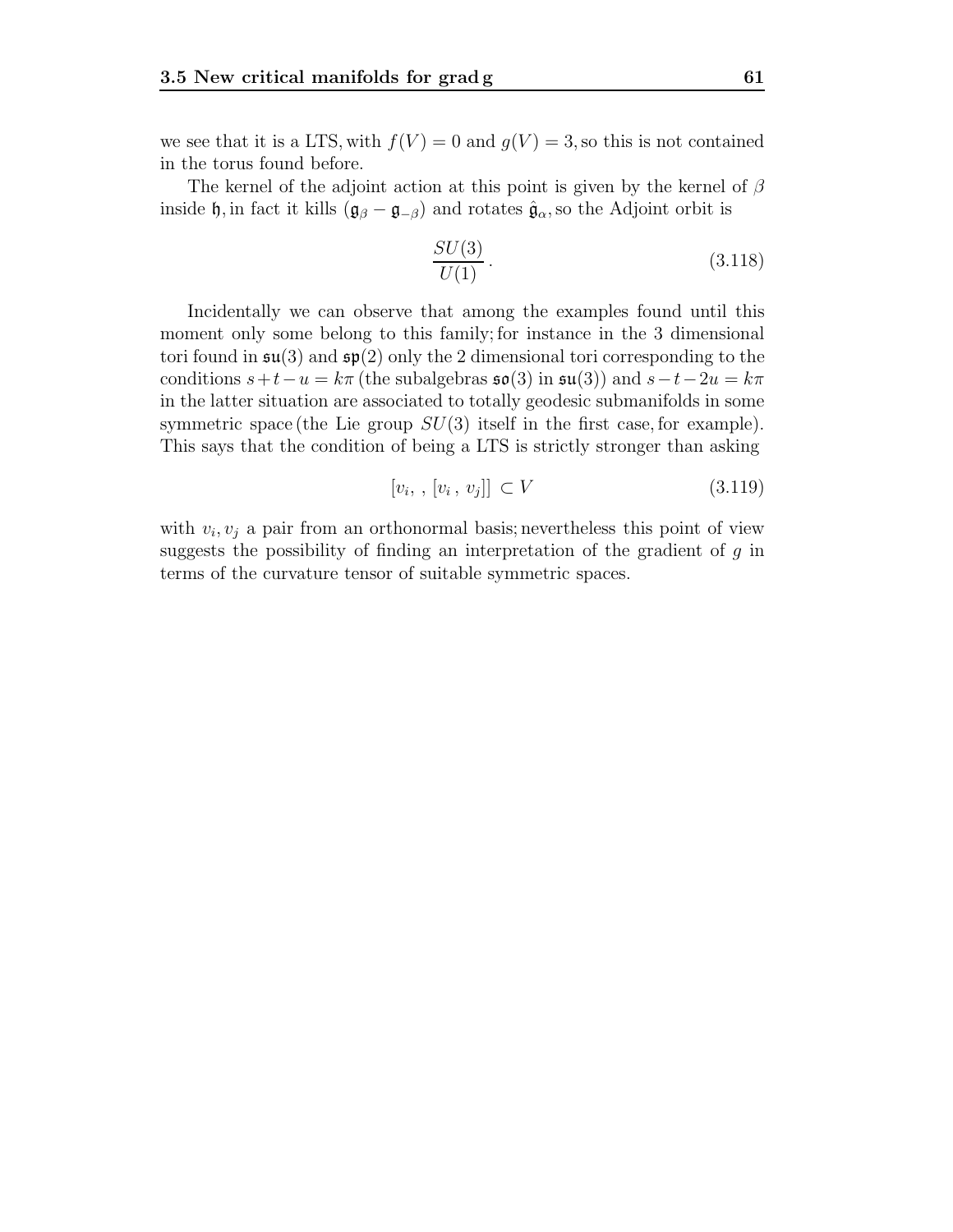we see that it is a LTS, with $f(V) = 0$ and $g(V) = 3$, so this is not contained in the torus found before.

The kernel of the adjoint action at this point is given by the kernel of $\beta$ inside $\mathfrak{h}$, in fact it kills $(\mathfrak{g}_\beta - \mathfrak{g}_{-\beta})$ and rotates $\hat{\mathfrak{g}}_\alpha$, so the Adjoint orbit is

$$\frac{SU(3)}{U(1)}\,. \tag{3.118}$$

Incidentally we can observe that among the examples found until this moment only some belong to this family; for instance in the 3 dimensional tori found in $\mathfrak{su}(3)$ and $\mathfrak{sp}(2)$ only the 2 dimensional tori corresponding to the conditions $s+t-u = k\pi$ (the subalgebras $\mathfrak{so}(3)$ in $\mathfrak{su}(3)$) and $s-t-2u = k\pi$ in the latter situation are associated to totally geodesic submanifolds in some symmetric space (the Lie group $SU(3)$ itself in the first case, for example). This says that the condition of being a LTS is strictly stronger than asking

$$[v_i, \, , [v_i\,, \, v_j]] \subset V \tag{3.119}$$

with $v_i, v_j$ a pair from an orthonormal basis; nevertheless this point of view suggests the possibility of finding an interpretation of the gradient of $g$ in terms of the curvature tensor of suitable symmetric spaces.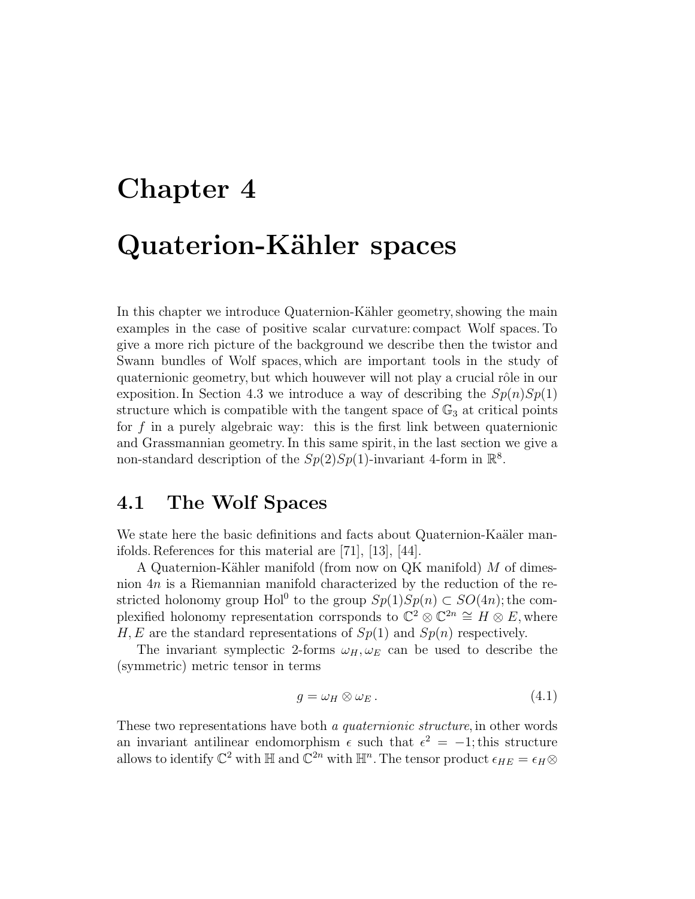# Chapter 4

# Quaterion-Kähler spaces

In this chapter we introduce Quaternion-Kähler geometry, showing the main examples in the case of positive scalar curvature: compact Wolf spaces. To give a more rich picture of the background we describe then the twistor and Swann bundles of Wolf spaces, which are important tools in the study of quaternionic geometry, but which houwever will not play a crucial rôle in our exposition. In Section 4.3 we introduce a way of describing the $Sp(n)Sp(1)$ structure which is compatible with the tangent space of $\mathbb{G}_3$ at critical points for $f$ in a purely algebraic way: this is the first link between quaternionic and Grassmannian geometry. In this same spirit, in the last section we give a non-standard description of the $Sp(2)Sp(1)$-invariant 4-form in $\mathbb{R}^8$.

## 4.1 The Wolf Spaces

We state here the basic definitions and facts about Quaternion-Kaäler manifolds. References for this material are [71], [13], [44].

A Quaternion-Kähler manifold (from now on QK manifold) $M$ of dimesnion $4n$ is a Riemannian manifold characterized by the reduction of the restricted holonomy group $\mathrm{Hol}^0$ to the group $Sp(1)Sp(n) \subset SO(4n)$; the complexified holonomy representation corrsponds to $\mathbb{C}^2 \otimes \mathbb{C}^{2n} \cong H \otimes E$, where $H, E$ are the standard representations of $Sp(1)$ and $Sp(n)$ respectively.

The invariant symplectic 2-forms $\omega_H, \omega_E$ can be used to describe the (symmetric) metric tensor in terms

$$g = \omega_H \otimes \omega_E \,. \tag{4.1}$$

These two representations have both *a quaternionic structure*, in other words an invariant antilinear endomorphism $\epsilon$ such that $\epsilon^2 = -1$; this structure allows to identify $\mathbb{C}^2$ with $\mathbb{H}$ and $\mathbb{C}^{2n}$ with $\mathbb{H}^n$. The tensor product $\epsilon_{HE} = \epsilon_H \otimes$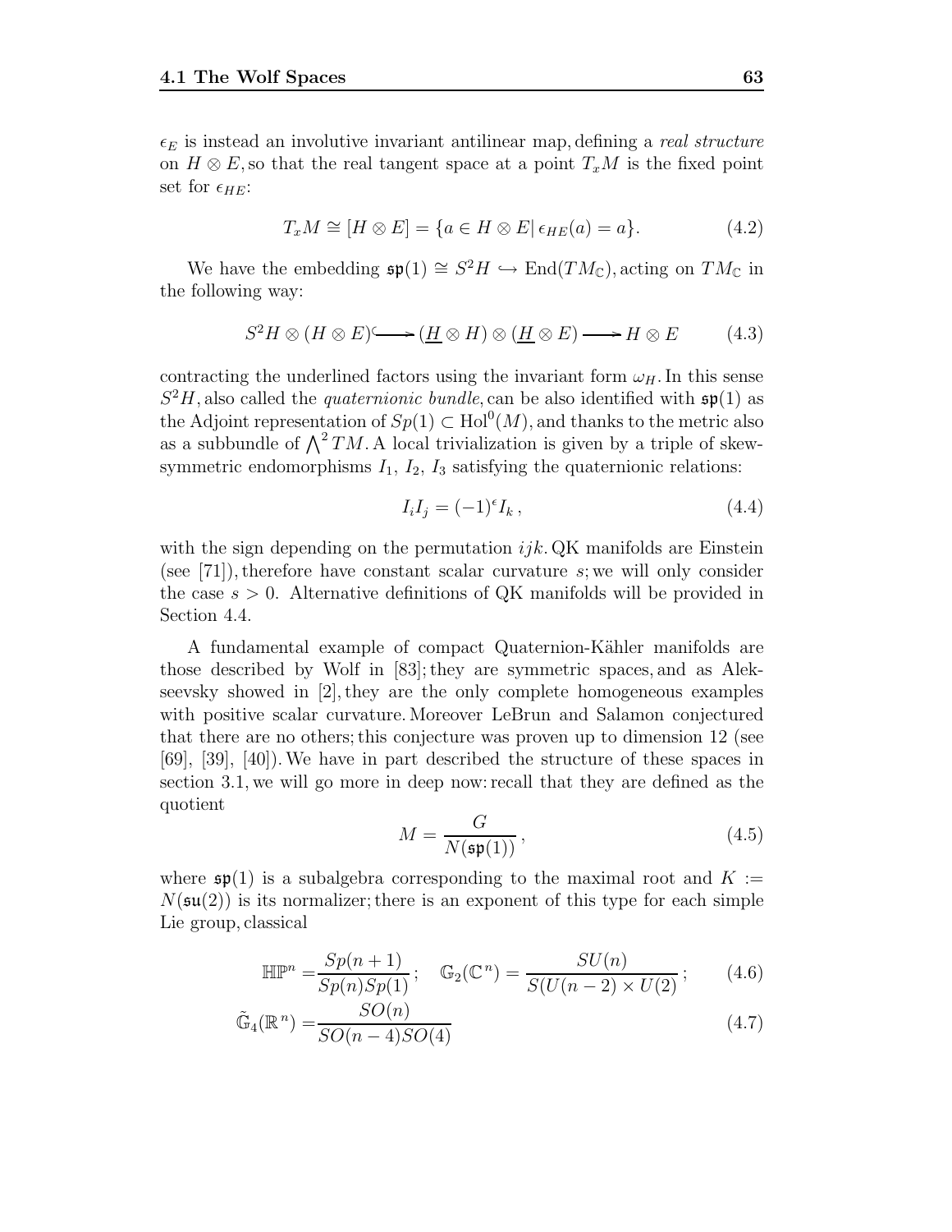$\epsilon_E$ is instead an involutive invariant antilinear map, defining a *real structure* on $H \otimes E$, so that the real tangent space at a point $T_xM$ is the fixed point set for $\epsilon_{HE}$:

$$T_xM \cong [H \otimes E] = \{a \in H \otimes E | \, \epsilon_{HE}(a) = a\}. \tag{4.2}$$

We have the embedding $\mathfrak{sp}(1) \cong S^2H \hookrightarrow \mathrm{End}(TM_{\mathbb{C}})$, acting on $TM_{\mathbb{C}}$ in the following way:

$$S^2H \otimes (H \otimes E) \hookrightarrow (\underline{H} \otimes H) \otimes (\underline{H} \otimes E) \longrightarrow H \otimes E \tag{4.3}$$

contracting the underlined factors using the invariant form $\omega_H$. In this sense $S^2H$, also called the *quaternionic bundle*, can be also identified with $\mathfrak{sp}(1)$ as the Adjoint representation of $Sp(1) \subset \mathrm{Hol}^0(M)$, and thanks to the metric also as a subbundle of $\bigwedge^2 TM$. A local trivialization is given by a triple of skew-symmetric endomorphisms $I_1$, $I_2$, $I_3$ satisfying the quaternionic relations:

$$I_i I_j = (-1)^{\epsilon} I_k \,, \tag{4.4}$$

with the sign depending on the permutation $ijk$. QK manifolds are Einstein (see [71]), therefore have constant scalar curvature $s$; we will only consider the case $s > 0$. Alternative definitions of QK manifolds will be provided in Section 4.4.

A fundamental example of compact Quaternion-Kähler manifolds are those described by Wolf in [83]; they are symmetric spaces, and as Alekseevsky showed in [2], they are the only complete homogeneous examples with positive scalar curvature. Moreover LeBrun and Salamon conjectured that there are no others; this conjecture was proven up to dimension 12 (see [69], [39], [40]). We have in part described the structure of these spaces in section 3.1, we will go more in deep now: recall that they are defined as the quotient

$$M = \frac{G}{N(\mathfrak{sp}(1))} \,, \tag{4.5}$$

where $\mathfrak{sp}(1)$ is a subalgebra corresponding to the maximal root and $K := N(\mathfrak{su}(2))$ is its normalizer; there is an exponent of this type for each simple Lie group, classical

$$\mathbb{HP}^n = \frac{Sp(n+1)}{Sp(n)Sp(1)} \,; \quad \mathbb{G}_2(\mathbb{C}^n) = \frac{SU(n)}{S(U(n-2) \times U(2)} \,; \tag{4.6}$$

$$\tilde{\mathbb{G}}_4(\mathbb{R}^n) = \frac{SO(n)}{SO(n-4)SO(4)} \tag{4.7}$$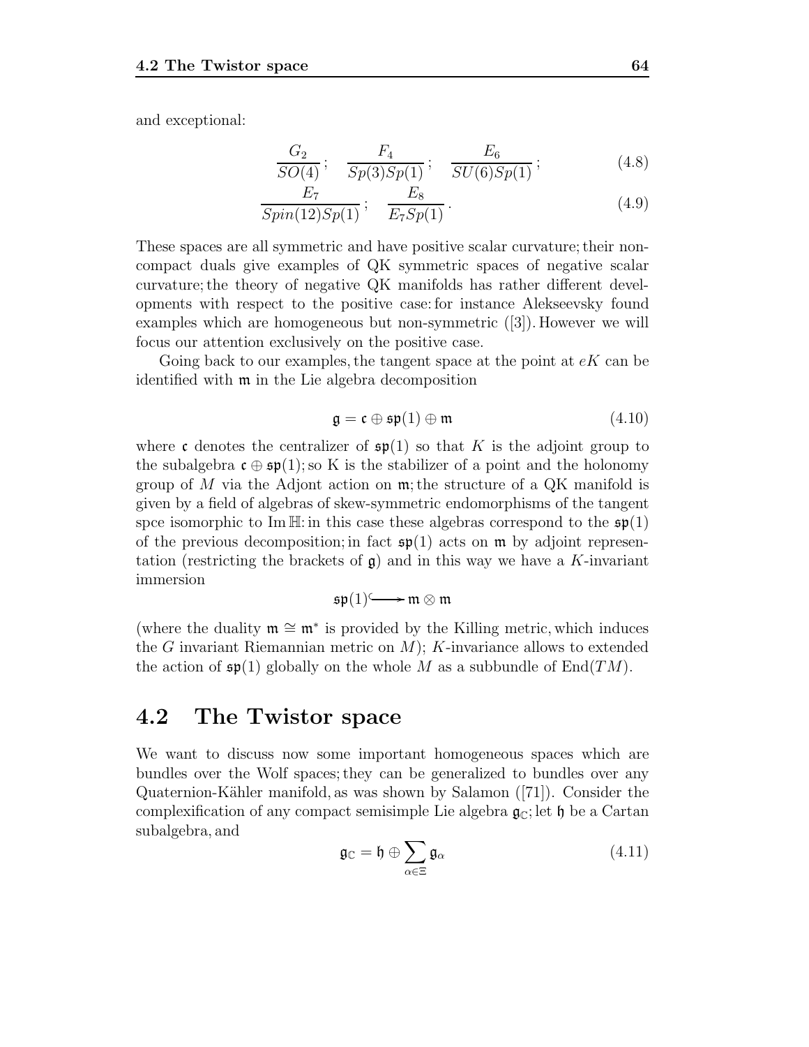and exceptional:

$$\frac{G_2}{SO(4)}; \quad \frac{F_4}{Sp(3)Sp(1)}; \quad \frac{E_6}{SU(6)Sp(1)}; \tag{4.8}$$

$$\frac{E_7}{Spin(12)Sp(1)}; \quad \frac{E_8}{E_7 Sp(1)}. \tag{4.9}$$

These spaces are all symmetric and have positive scalar curvature; their non-compact duals give examples of QK symmetric spaces of negative scalar curvature; the theory of negative QK manifolds has rather different developments with respect to the positive case: for instance Alekseevsky found examples which are homogeneous but non-symmetric ([3]). However we will focus our attention exclusively on the positive case.

Going back to our examples, the tangent space at the point at $eK$ can be identified with $\mathfrak{m}$ in the Lie algebra decomposition

$$\mathfrak{g} = \mathfrak{c} \oplus \mathfrak{sp}(1) \oplus \mathfrak{m} \tag{4.10}$$

where $\mathfrak{c}$ denotes the centralizer of $\mathfrak{sp}(1)$ so that $K$ is the adjoint group to the subalgebra $\mathfrak{c} \oplus \mathfrak{sp}(1)$; so K is the stabilizer of a point and the holonomy group of $M$ via the Adjont action on $\mathfrak{m}$; the structure of a QK manifold is given by a field of algebras of skew-symmetric endomorphisms of the tangent spce isomorphic to $\operatorname{Im}\mathbb{H}$: in this case these algebras correspond to the $\mathfrak{sp}(1)$ of the previous decomposition; in fact $\mathfrak{sp}(1)$ acts on $\mathfrak{m}$ by adjoint representation (restricting the brackets of $\mathfrak{g}$) and in this way we have a $K$-invariant immersion

$$\mathfrak{sp}(1) \hookrightarrow \mathfrak{m} \otimes \mathfrak{m}$$

(where the duality $\mathfrak{m} \cong \mathfrak{m}^*$ is provided by the Killing metric, which induces the $G$ invariant Riemannian metric on $M$); $K$-invariance allows to extended the action of $\mathfrak{sp}(1)$ globally on the whole $M$ as a subbundle of $\operatorname{End}(TM)$.

## 4.2 The Twistor space

We want to discuss now some important homogeneous spaces which are bundles over the Wolf spaces; they can be generalized to bundles over any Quaternion-Kähler manifold, as was shown by Salamon ([71]). Consider the complexification of any compact semisimple Lie algebra $\mathfrak{g}_{\mathbb{C}}$; let $\mathfrak{h}$ be a Cartan subalgebra, and

$$\mathfrak{g}_{\mathbb{C}} = \mathfrak{h} \oplus \sum_{\alpha \in \Xi} \mathfrak{g}_{\alpha} \tag{4.11}$$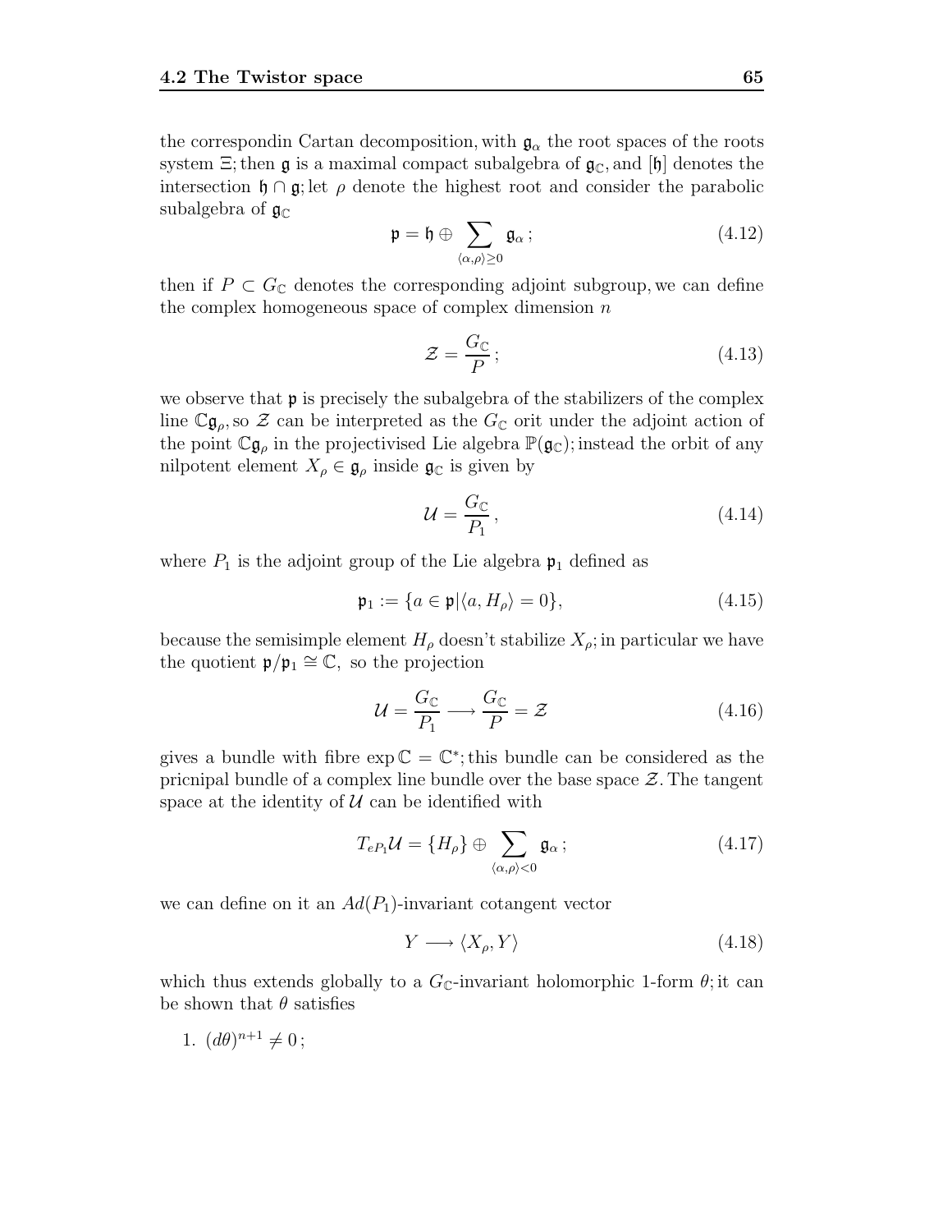the correspondin Cartan decomposition, with $\mathfrak{g}_\alpha$ the root spaces of the roots system $\Xi$; then $\mathfrak{g}$ is a maximal compact subalgebra of $\mathfrak{g}_\mathbb{C}$, and $[\mathfrak{h}]$ denotes the intersection $\mathfrak{h} \cap \mathfrak{g}$; let $\rho$ denote the highest root and consider the parabolic subalgebra of $\mathfrak{g}_\mathbb{C}$

$$\mathfrak{p} = \mathfrak{h} \oplus \sum_{\langle \alpha, \rho \rangle \geq 0} \mathfrak{g}_\alpha \, ; \tag{4.12}$$

then if $P \subset G_\mathbb{C}$ denotes the corresponding adjoint subgroup, we can define the complex homogeneous space of complex dimension $n$

$$\mathcal{Z} = \frac{G_\mathbb{C}}{P} \, ; \tag{4.13}$$

we observe that $\mathfrak{p}$ is precisely the subalgebra of the stabilizers of the complex line $\mathbb{C}\mathfrak{g}_\rho$, so $\mathcal{Z}$ can be interpreted as the $G_\mathbb{C}$ orit under the adjoint action of the point $\mathbb{C}\mathfrak{g}_\rho$ in the projectivised Lie algebra $\mathbb{P}(\mathfrak{g}_\mathbb{C})$; instead the orbit of any nilpotent element $X_\rho \in \mathfrak{g}_\rho$ inside $\mathfrak{g}_\mathbb{C}$ is given by

$$\mathcal{U} = \frac{G_\mathbb{C}}{P_1} \, , \tag{4.14}$$

where $P_1$ is the adjoint group of the Lie algebra $\mathfrak{p}_1$ defined as

$$\mathfrak{p}_1 := \{ a \in \mathfrak{p} | \langle a, H_\rho \rangle = 0 \}, \tag{4.15}$$

because the semisimple element $H_\rho$ doesn't stabilize $X_\rho$; in particular we have the quotient $\mathfrak{p}/\mathfrak{p}_1 \cong \mathbb{C}$, so the projection

$$\mathcal{U} = \frac{G_\mathbb{C}}{P_1} \longrightarrow \frac{G_\mathbb{C}}{P} = \mathcal{Z} \tag{4.16}$$

gives a bundle with fibre $\exp \mathbb{C} = \mathbb{C}^*$; this bundle can be considered as the pricnipal bundle of a complex line bundle over the base space $\mathcal{Z}$. The tangent space at the identity of $\mathcal{U}$ can be identified with

$$T_{eP_1}\mathcal{U} = \{H_\rho\} \oplus \sum_{\langle \alpha, \rho \rangle < 0} \mathfrak{g}_\alpha \, ; \tag{4.17}$$

we can define on it an $Ad(P_1)$-invariant cotangent vector

$$Y \longrightarrow \langle X_\rho, Y \rangle \tag{4.18}$$

which thus extends globally to a $G_\mathbb{C}$-invariant holomorphic 1-form $\theta$; it can be shown that $\theta$ satisfies

1. $(d\theta)^{n+1} \neq 0$ ;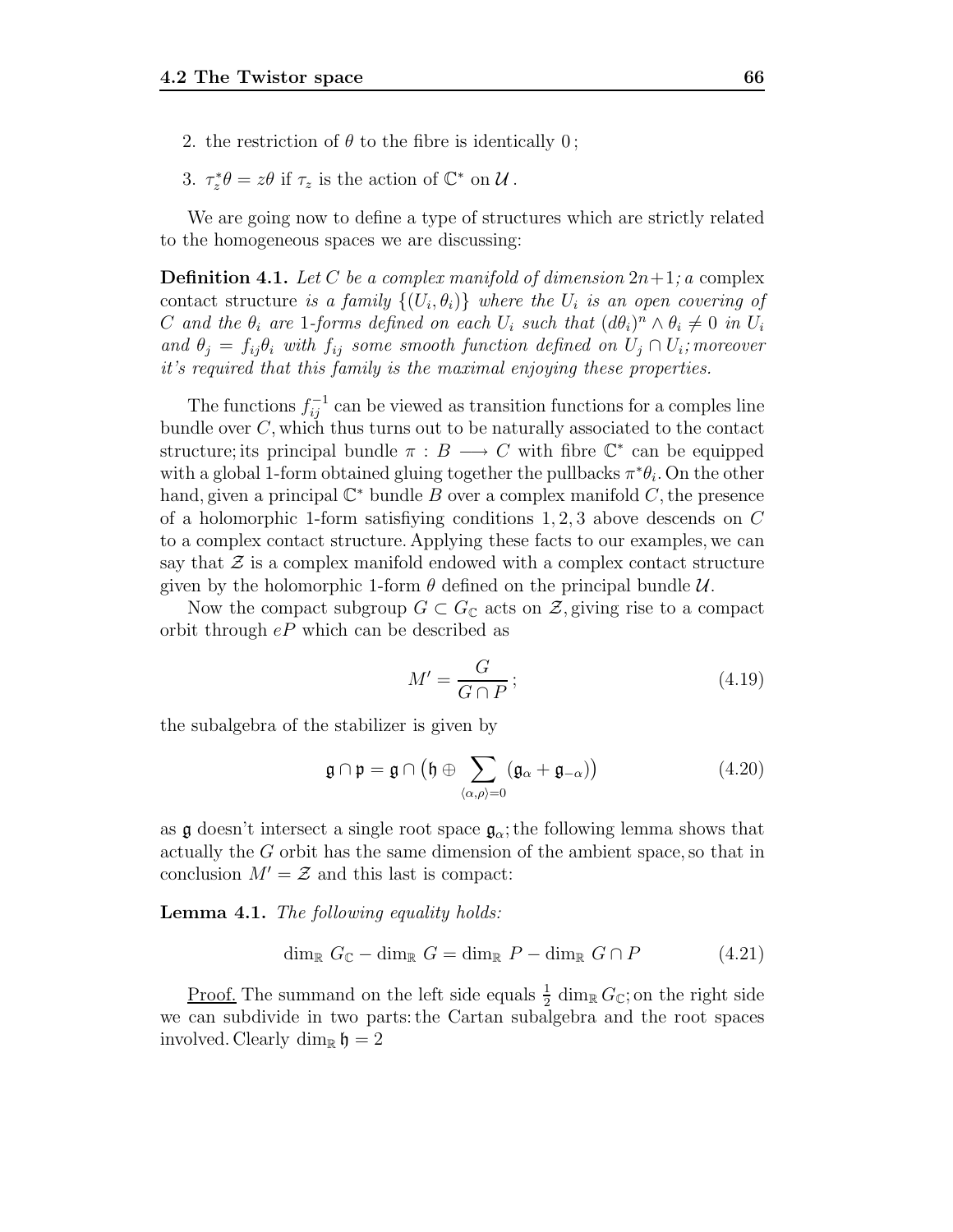2. the restriction of $\theta$ to the fibre is identically $0$;
3. $\tau_z^*\theta = z\theta$ if $\tau_z$ is the action of $\mathbb{C}^*$ on $\mathcal{U}$.

We are going now to define a type of structures which are strictly related to the homogeneous spaces we are discussing:

**Definition 4.1.** *Let $C$ be a complex manifold of dimension $2n+1$; a* complex contact structure *is a family $\{(U_i, \theta_i)\}$ where the $U_i$ is an open covering of $C$ and the $\theta_i$ are 1-forms defined on each $U_i$ such that $(d\theta_i)^n \wedge \theta_i \neq 0$ in $U_i$ and $\theta_j = f_{ij}\theta_i$ with $f_{ij}$ some smooth function defined on $U_j \cap U_i$; moreover it's required that this family is the maximal enjoying these properties.*

The functions $f_{ij}^{-1}$ can be viewed as transition functions for a comples line bundle over $C$, which thus turns out to be naturally associated to the contact structure; its principal bundle $\pi : B \longrightarrow C$ with fibre $\mathbb{C}^*$ can be equipped with a global 1-form obtained gluing together the pullbacks $\pi^*\theta_i$. On the other hand, given a principal $\mathbb{C}^*$ bundle $B$ over a complex manifold $C$, the presence of a holomorphic 1-form satisfiying conditions $1, 2, 3$ above descends on $C$ to a complex contact structure. Applying these facts to our examples, we can say that $\mathcal{Z}$ is a complex manifold endowed with a complex contact structure given by the holomorphic 1-form $\theta$ defined on the principal bundle $\mathcal{U}$.

Now the compact subgroup $G \subset G_{\mathbb{C}}$ acts on $\mathcal{Z}$, giving rise to a compact orbit through $eP$ which can be described as

$$M' = \frac{G}{G \cap P}\,; \tag{4.19}$$

the subalgebra of the stabilizer is given by

$$\mathfrak{g} \cap \mathfrak{p} = \mathfrak{g} \cap \big(\mathfrak{h} \oplus \sum_{\langle\alpha,\rho\rangle=0} (\mathfrak{g}_\alpha + \mathfrak{g}_{-\alpha})\big) \tag{4.20}$$

as $\mathfrak{g}$ doesn't intersect a single root space $\mathfrak{g}_\alpha$; the following lemma shows that actually the $G$ orbit has the same dimension of the ambient space, so that in conclusion $M' = \mathcal{Z}$ and this last is compact:

**Lemma 4.1.** *The following equality holds:*

$$\dim_{\mathbb{R}} G_{\mathbb{C}} - \dim_{\mathbb{R}} G = \dim_{\mathbb{R}} P - \dim_{\mathbb{R}} G \cap P \tag{4.21}$$

Proof. The summand on the left side equals $\frac{1}{2}\dim_{\mathbb{R}} G_{\mathbb{C}}$; on the right side we can subdivide in two parts: the Cartan subalgebra and the root spaces involved. Clearly $\dim_{\mathbb{R}} \mathfrak{h} = 2$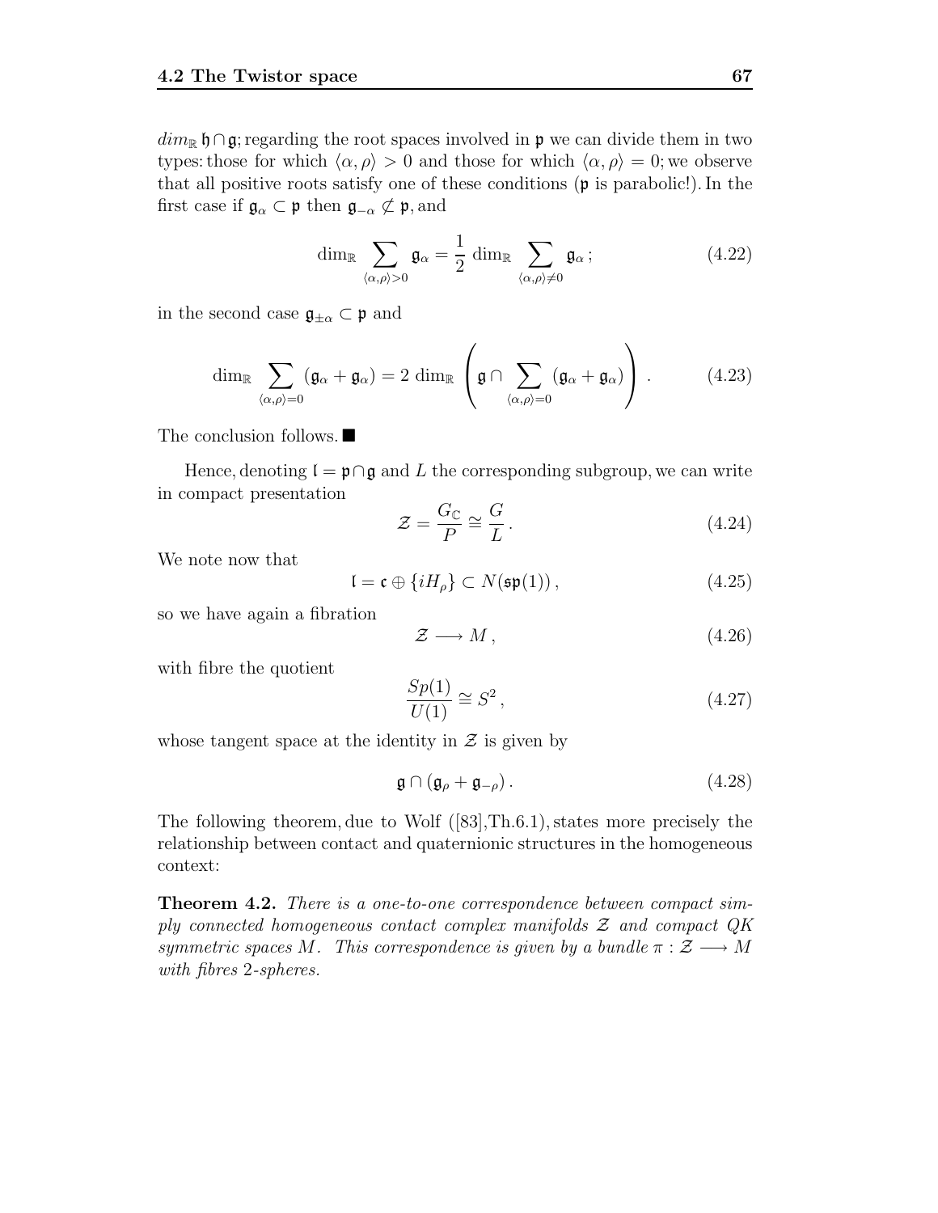$dim_{\mathbb{R}}\, \mathfrak{h} \cap \mathfrak{g}$; regarding the root spaces involved in $\mathfrak{p}$ we can divide them in two types: those for which $\langle \alpha, \rho \rangle > 0$ and those for which $\langle \alpha, \rho \rangle = 0$; we observe that all positive roots satisfy one of these conditions ($\mathfrak{p}$ is parabolic!). In the first case if $\mathfrak{g}_\alpha \subset \mathfrak{p}$ then $\mathfrak{g}_{-\alpha} \not\subset \mathfrak{p}$, and

$$\dim_{\mathbb{R}} \sum_{\langle \alpha, \rho \rangle > 0} \mathfrak{g}_\alpha = \frac{1}{2} \dim_{\mathbb{R}} \sum_{\langle \alpha, \rho \rangle \neq 0} \mathfrak{g}_\alpha \,; \tag{4.22}$$

in the second case $\mathfrak{g}_{\pm\alpha} \subset \mathfrak{p}$ and

$$\dim_{\mathbb{R}} \sum_{\langle \alpha, \rho \rangle = 0} (\mathfrak{g}_\alpha + \mathfrak{g}_\alpha) = 2 \dim_{\mathbb{R}} \left( \mathfrak{g} \cap \sum_{\langle \alpha, \rho \rangle = 0} (\mathfrak{g}_\alpha + \mathfrak{g}_\alpha) \right) . \tag{4.23}$$

The conclusion follows. ■

Hence, denoting $\mathfrak{l} = \mathfrak{p} \cap \mathfrak{g}$ and $L$ the corresponding subgroup, we can write in compact presentation

$$\mathcal{Z} = \frac{G_{\mathbb{C}}}{P} \cong \frac{G}{L} \,. \tag{4.24}$$

We note now that

$$\mathfrak{l} = \mathfrak{c} \oplus \{iH_\rho\} \subset N(\mathfrak{sp}(1)) \,, \tag{4.25}$$

so we have again a fibration

$$\mathcal{Z} \longrightarrow M \,, \tag{4.26}$$

with fibre the quotient

$$\frac{Sp(1)}{U(1)} \cong S^2 \,, \tag{4.27}$$

whose tangent space at the identity in $\mathcal{Z}$ is given by

$$\mathfrak{g} \cap (\mathfrak{g}_\rho + \mathfrak{g}_{-\rho}) \,. \tag{4.28}$$

The following theorem, due to Wolf ([83],Th.6.1), states more precisely the relationship between contact and quaternionic structures in the homogeneous context:

**Theorem 4.2.** *There is a one-to-one correspondence between compact simply connected homogeneous contact complex manifolds $\mathcal{Z}$ and compact QK symmetric spaces $M$. This correspondence is given by a bundle $\pi : \mathcal{Z} \longrightarrow M$ with fibres 2-spheres.*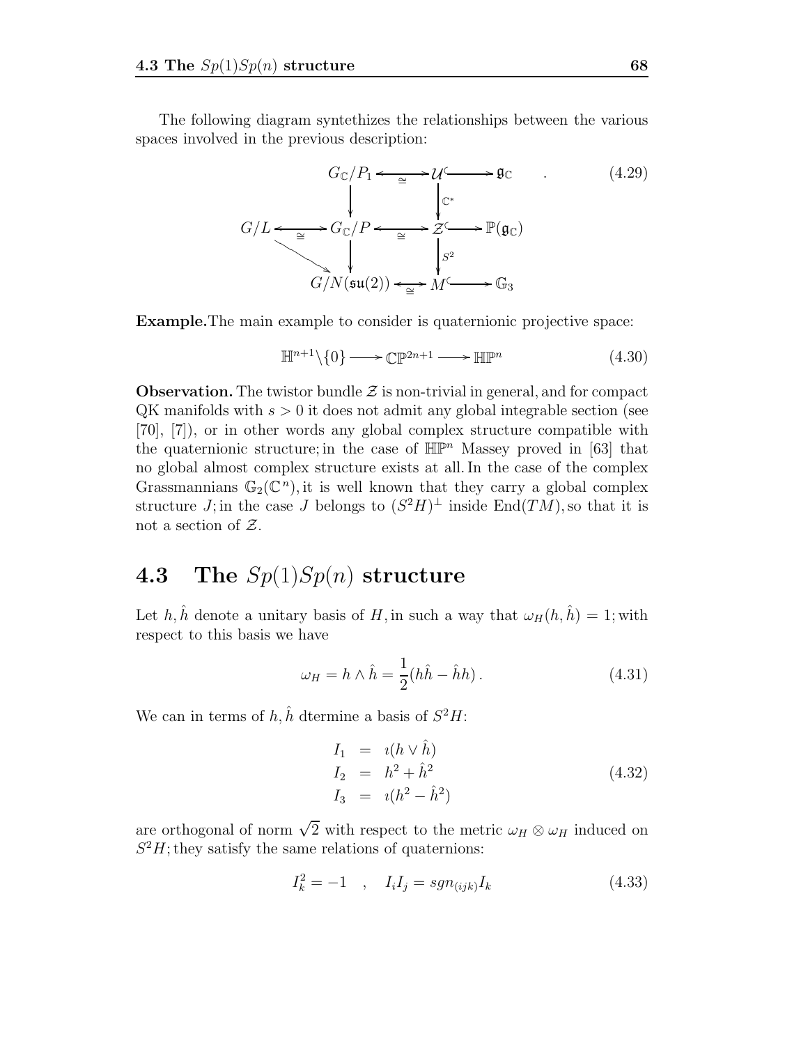The following diagram syntethizes the relationships between the various spaces involved in the previous description:

$$
\begin{array}{ccccccc}
 & & G_{\mathbb{C}}/P_1 & \xleftrightarrow{\cong} & \mathcal{U} & \hookrightarrow & \mathfrak{g}_{\mathbb{C}} \\
 & & \downarrow & & \downarrow{\scriptstyle \mathbb{C}^*} & & \\
G/L & \xleftrightarrow{\cong} & G_{\mathbb{C}}/P & \xleftrightarrow{\cong} & \mathcal{Z} & \hookrightarrow & \mathbb{P}(\mathfrak{g}_{\mathbb{C}}) \\
 & \searrow & \downarrow & & \downarrow{\scriptstyle S^2} & & \\
 & & G/N(\mathfrak{su}(2)) & \xleftrightarrow{\cong} & M & \hookrightarrow & \mathbb{G}_3
\end{array}
\quad . \tag{4.29}
$$

**Example.** The main example to consider is quaternionic projective space:

$$
\mathbb{H}^{n+1}\backslash\{0\} \longrightarrow \mathbb{CP}^{2n+1} \longrightarrow \mathbb{HP}^n \tag{4.30}
$$

**Observation.** The twistor bundle $\mathcal{Z}$ is non-trivial in general, and for compact QK manifolds with $s > 0$ it does not admit any global integrable section (see [70], [7]), or in other words any global complex structure compatible with the quaternionic structure; in the case of $\mathbb{HP}^n$ Massey proved in [63] that no global almost complex structure exists at all. In the case of the complex Grassmannians $\mathbb{G}_2(\mathbb{C}^n)$, it is well known that they carry a global complex structure $J$; in the case $J$ belongs to $(S^2H)^{\perp}$ inside $\mathrm{End}(TM)$, so that it is not a section of $\mathcal{Z}$.

## 4.3 The $Sp(1)Sp(n)$ structure

Let $h, \hat{h}$ denote a unitary basis of $H$, in such a way that $\omega_H(h, \hat{h}) = 1$; with respect to this basis we have

$$
\omega_H = h \wedge \hat{h} = \frac{1}{2}(h\hat{h} - \hat{h}h)\,. \tag{4.31}
$$

We can in terms of $h, \hat{h}$ dtermine a basis of $S^2H$:

$$
\begin{array}{rcl}
I_1 & = & \imath(h \vee \hat{h}) \\
I_2 & = & h^2 + \hat{h}^2 \\
I_3 & = & \imath(h^2 - \hat{h}^2)
\end{array} \tag{4.32}
$$

are orthogonal of norm $\sqrt{2}$ with respect to the metric $\omega_H \otimes \omega_H$ induced on $S^2H$; they satisfy the same relations of quaternions:

$$
I_k^2 = -1 \quad , \quad I_i I_j = sgn_{(ijk)} I_k \tag{4.33}
$$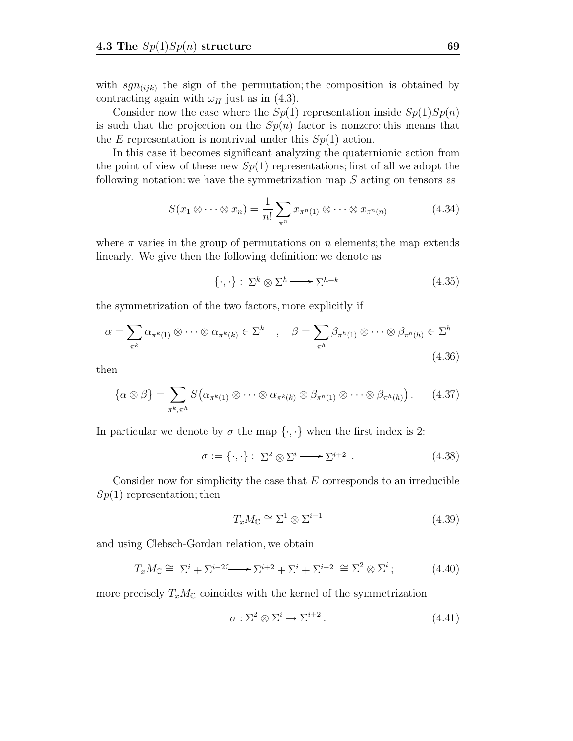with $sgn_{(ijk)}$ the sign of the permutation; the composition is obtained by contracting again with $\omega_H$ just as in (4.3).

Consider now the case where the $Sp(1)$ representation inside $Sp(1)Sp(n)$ is such that the projection on the $Sp(n)$ factor is nonzero: this means that the $E$ representation is nontrivial under this $Sp(1)$ action.

In this case it becomes significant analyzing the quaternionic action from the point of view of these new $Sp(1)$ representations; first of all we adopt the following notation: we have the symmetrization map $S$ acting on tensors as

$$S(x_1 \otimes \cdots \otimes x_n) = \frac{1}{n!} \sum_{\pi^n} x_{\pi^n(1)} \otimes \cdots \otimes x_{\pi^n(n)} \tag{4.34}$$

where $\pi$ varies in the group of permutations on $n$ elements; the map extends linearly. We give then the following definition: we denote as

$$\{\cdot,\cdot\} : \Sigma^k \otimes \Sigma^h \longrightarrow \Sigma^{h+k} \tag{4.35}$$

the symmetrization of the two factors, more explicitly if

$$\alpha = \sum_{\pi^k} \alpha_{\pi^k(1)} \otimes \cdots \otimes \alpha_{\pi^k(k)} \in \Sigma^k \quad , \quad \beta = \sum_{\pi^h} \beta_{\pi^h(1)} \otimes \cdots \otimes \beta_{\pi^h(h)} \in \Sigma^h \tag{4.36}$$

then

$$\{\alpha \otimes \beta\} = \sum_{\pi^k,\pi^h} S\big(\alpha_{\pi^k(1)} \otimes \cdots \otimes \alpha_{\pi^k(k)} \otimes \beta_{\pi^h(1)} \otimes \cdots \otimes \beta_{\pi^h(h)}\big) . \tag{4.37}$$

In particular we denote by $\sigma$ the map $\{\cdot,\cdot\}$ when the first index is 2:

$$\sigma := \{\cdot,\cdot\} : \Sigma^2 \otimes \Sigma^i \longrightarrow \Sigma^{i+2} . \tag{4.38}$$

Consider now for simplicity the case that $E$ corresponds to an irreducible $Sp(1)$ representation; then

$$T_x M_{\mathbb{C}} \cong \Sigma^1 \otimes \Sigma^{i-1} \tag{4.39}$$

and using Clebsch-Gordan relation, we obtain

$$T_x M_{\mathbb{C}} \cong \Sigma^i + \Sigma^{i-2} \hookrightarrow \Sigma^{i+2} + \Sigma^i + \Sigma^{i-2} \cong \Sigma^2 \otimes \Sigma^i ; \tag{4.40}$$

more precisely $T_x M_{\mathbb{C}}$ coincides with the kernel of the symmetrization

$$\sigma : \Sigma^2 \otimes \Sigma^i \to \Sigma^{i+2} . \tag{4.41}$$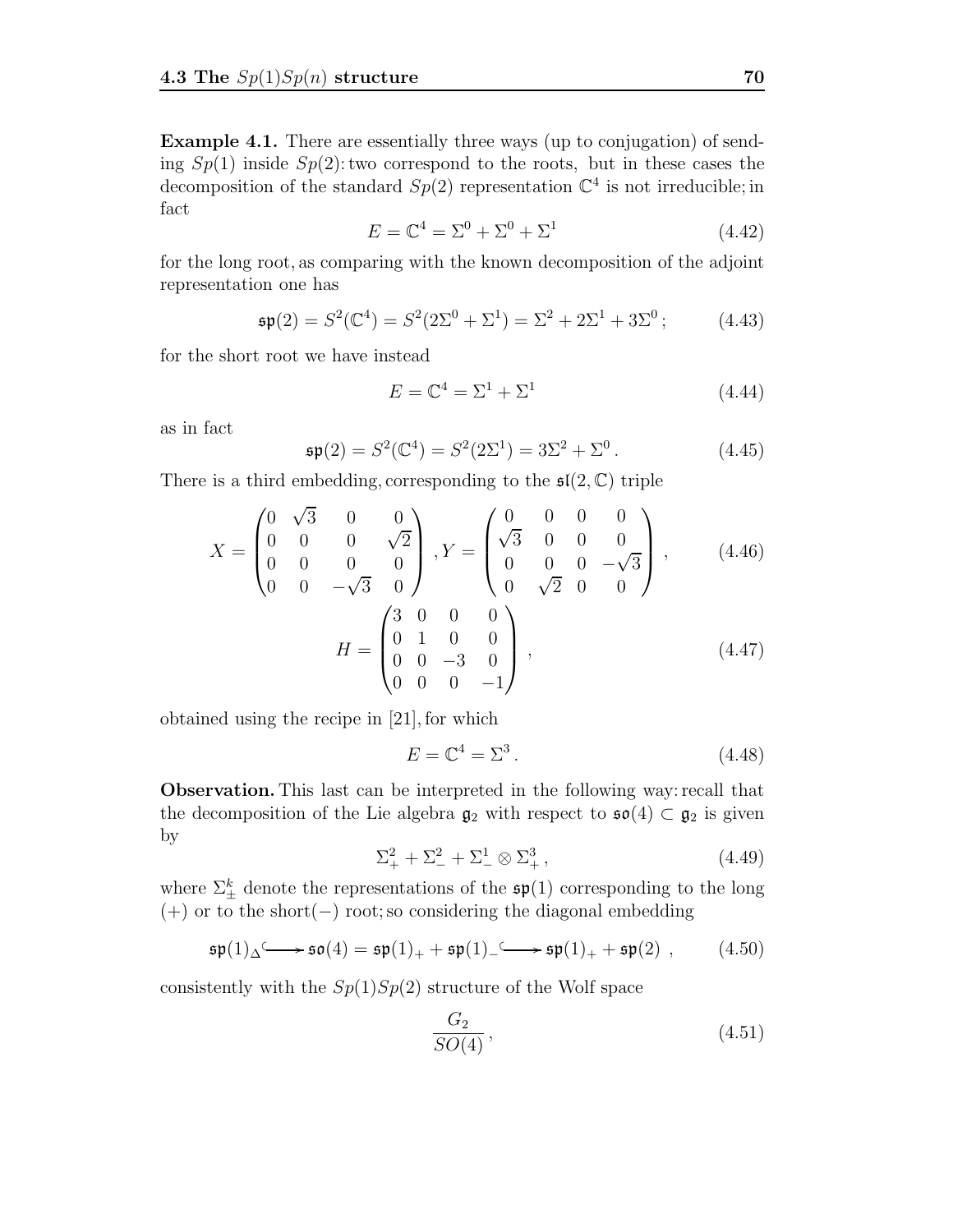**Example 4.1.** There are essentially three ways (up to conjugation) of sending $Sp(1)$ inside $Sp(2)$: two correspond to the roots, but in these cases the decomposition of the standard $Sp(2)$ representation $\mathbb{C}^4$ is not irreducible; in fact

$$E = \mathbb{C}^4 = \Sigma^0 + \Sigma^0 + \Sigma^1 \tag{4.42}$$

for the long root, as comparing with the known decomposition of the adjoint representation one has

$$\mathfrak{sp}(2) = S^2(\mathbb{C}^4) = S^2(2\Sigma^0 + \Sigma^1) = \Sigma^2 + 2\Sigma^1 + 3\Sigma^0\,; \tag{4.43}$$

for the short root we have instead

$$E = \mathbb{C}^4 = \Sigma^1 + \Sigma^1 \tag{4.44}$$

as in fact

$$\mathfrak{sp}(2) = S^2(\mathbb{C}^4) = S^2(2\Sigma^1) = 3\Sigma^2 + \Sigma^0\,. \tag{4.45}$$

There is a third embedding, corresponding to the $\mathfrak{sl}(2,\mathbb{C})$ triple

$$X = \begin{pmatrix} 0 & \sqrt{3} & 0 & 0 \\ 0 & 0 & 0 & \sqrt{2} \\ 0 & 0 & 0 & 0 \\ 0 & 0 & -\sqrt{3} & 0 \end{pmatrix}, Y = \begin{pmatrix} 0 & 0 & 0 & 0 \\ \sqrt{3} & 0 & 0 & 0 \\ 0 & 0 & 0 & -\sqrt{3} \\ 0 & \sqrt{2} & 0 & 0 \end{pmatrix}, \tag{4.46}$$

$$H = \begin{pmatrix} 3 & 0 & 0 & 0 \\ 0 & 1 & 0 & 0 \\ 0 & 0 & -3 & 0 \\ 0 & 0 & 0 & -1 \end{pmatrix}, \tag{4.47}$$

obtained using the recipe in [21], for which

$$E = \mathbb{C}^4 = \Sigma^3\,. \tag{4.48}$$

**Observation.** This last can be interpreted in the following way: recall that the decomposition of the Lie algebra $\mathfrak{g}_2$ with respect to $\mathfrak{so}(4) \subset \mathfrak{g}_2$ is given by

$$\Sigma^2_+ + \Sigma^2_- + \Sigma^1_- \otimes \Sigma^3_+\,, \tag{4.49}$$

where $\Sigma^k_\pm$ denote the representations of the $\mathfrak{sp}(1)$ corresponding to the long $(+)$ or to the short$(-)$ root; so considering the diagonal embedding

$$\mathfrak{sp}(1)_\Delta \hookrightarrow \mathfrak{so}(4) = \mathfrak{sp}(1)_+ + \mathfrak{sp}(1)_- \hookrightarrow \mathfrak{sp}(1)_+ + \mathfrak{sp}(2)\,, \tag{4.50}$$

consistently with the $Sp(1)Sp(2)$ structure of the Wolf space

$$\frac{G_2}{SO(4)}\,, \tag{4.51}$$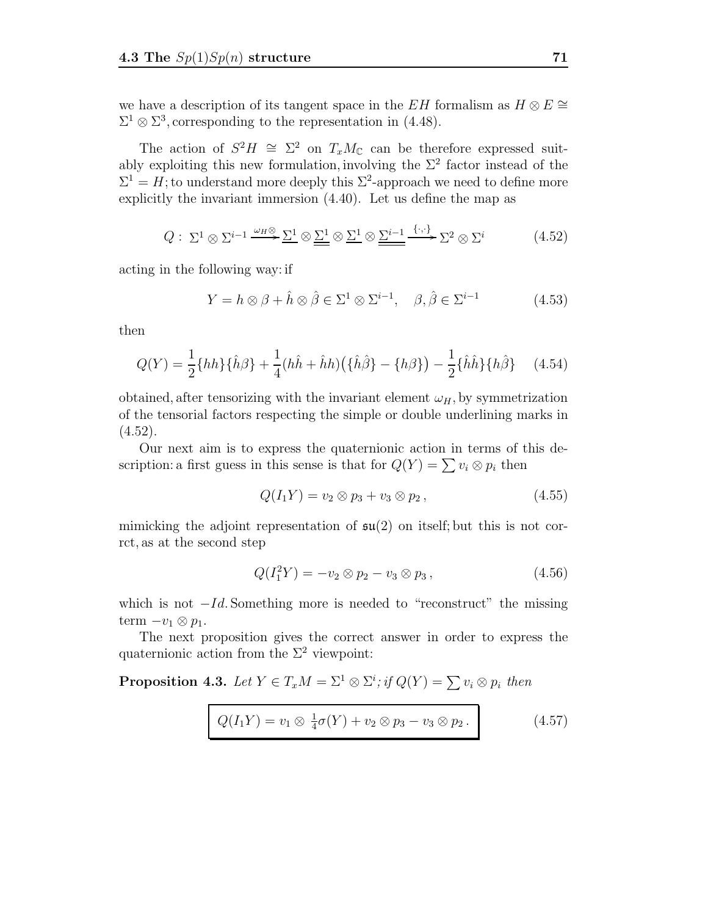we have a description of its tangent space in the $EH$ formalism as $H \otimes E \cong \Sigma^1 \otimes \Sigma^3$, corresponding to the representation in (4.48).

The action of $S^2H \cong \Sigma^2$ on $T_xM_{\mathbb{C}}$ can be therefore expressed suitably exploiting this new formulation, involving the $\Sigma^2$ factor instead of the $\Sigma^1 = H$; to understand more deeply this $\Sigma^2$-approach we need to define more explicitly the invariant immersion (4.40). Let us define the map as

$$Q:\ \Sigma^1 \otimes \Sigma^{i-1} \xrightarrow{\omega_H \otimes} \underline{\Sigma^1} \otimes \underline{\underline{\Sigma^1}} \otimes \underline{\Sigma^1} \otimes \underline{\underline{\Sigma^{i-1}}} \xrightarrow{\{\cdot,\cdot\}} \Sigma^2 \otimes \Sigma^i \tag{4.52}$$

acting in the following way: if

$$Y = h \otimes \beta + \hat{h} \otimes \hat{\beta} \in \Sigma^1 \otimes \Sigma^{i-1}, \quad \beta, \hat{\beta} \in \Sigma^{i-1} \tag{4.53}$$

then

$$Q(Y) = \frac{1}{2}\{hh\}\{\hat{h}\beta\} + \frac{1}{4}(h\hat{h} + \hat{h}h)\big(\{\hat{h}\hat{\beta}\} - \{h\beta\}\big) - \frac{1}{2}\{\hat{h}\hat{h}\}\{h\hat{\beta}\} \tag{4.54}$$

obtained, after tensorizing with the invariant element $\omega_H$, by symmetrization of the tensorial factors respecting the simple or double underlining marks in (4.52).

Our next aim is to express the quaternionic action in terms of this description: a first guess in this sense is that for $Q(Y) = \sum v_i \otimes p_i$ then

$$Q(I_1 Y) = v_2 \otimes p_3 + v_3 \otimes p_2 \,, \tag{4.55}$$

mimicking the adjoint representation of $\mathfrak{su}(2)$ on itself; but this is not corrct, as at the second step

$$Q(I_1^2 Y) = -v_2 \otimes p_2 - v_3 \otimes p_3 \,, \tag{4.56}$$

which is not $-Id$. Something more is needed to "reconstruct" the missing term $-v_1 \otimes p_1$.

The next proposition gives the correct answer in order to express the quaternionic action from the $\Sigma^2$ viewpoint:

**Proposition 4.3.** *Let $Y \in T_xM = \Sigma^1 \otimes \Sigma^i$; if $Q(Y) = \sum v_i \otimes p_i$ then*

$$\boxed{Q(I_1 Y) = v_1 \otimes \tfrac{1}{4}\sigma(Y) + v_2 \otimes p_3 - v_3 \otimes p_2 \,.} \tag{4.57}$$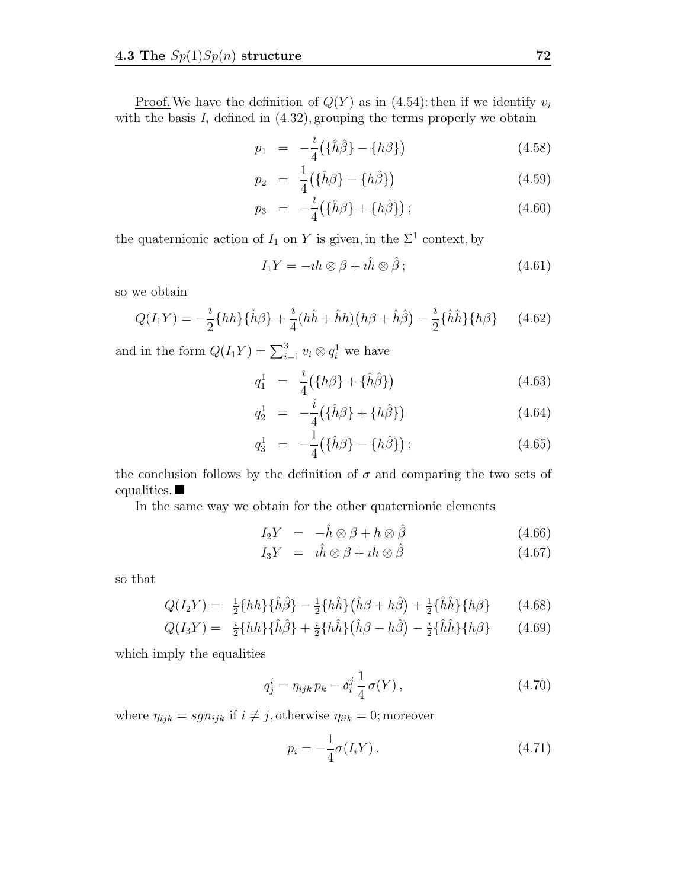Proof. We have the definition of $Q(Y)$ as in (4.54): then if we identify $v_i$ with the basis $I_i$ defined in (4.32), grouping the terms properly we obtain

$$
\begin{aligned}
p_1 &= -\frac{\imath}{4}\big(\{\hat{h}\hat{\beta}\} - \{h\beta\}\big) &(4.58)\\
p_2 &= \frac{1}{4}\big(\{\hat{h}\beta\} - \{h\hat{\beta}\}\big) &(4.59)\\
p_3 &= -\frac{\imath}{4}\big(\{\hat{h}\beta\} + \{h\hat{\beta}\}\big)\,; &(4.60)
\end{aligned}
$$

the quaternionic action of $I_1$ on $Y$ is given, in the $\Sigma^1$ context, by

$$
I_1 Y = -\imath h \otimes \beta + \imath\hat{h} \otimes \hat{\beta}\,; \tag{4.61}
$$

so we obtain

$$
Q(I_1Y) = -\frac{\imath}{2}\{hh\}\{\hat{h}\hat{\beta}\} + \frac{\imath}{4}(h\hat{h} + \hat{h}h)\big(h\beta + \hat{h}\hat{\beta}\big) - \frac{\imath}{2}\{\hat{h}\hat{h}\}\{h\beta\} \tag{4.62}
$$

and in the form $Q(I_1Y) = \sum_{i=1}^{3} v_i \otimes q_i^1$ we have

$$
\begin{aligned}
q_1^1 &= \frac{\imath}{4}\big(\{h\beta\} + \{\hat{h}\hat{\beta}\}\big) &(4.63)\\
q_2^1 &= -\frac{i}{4}\big(\{\hat{h}\beta\} + \{h\hat{\beta}\}\big) &(4.64)\\
q_3^1 &= -\frac{1}{4}\big(\{\hat{h}\beta\} - \{h\hat{\beta}\}\big)\,; &(4.65)
\end{aligned}
$$

the conclusion follows by the definition of $\sigma$ and comparing the two sets of equalities. ■

In the same way we obtain for the other quaternionic elements

$$
\begin{aligned}
I_2 Y &= -\hat{h} \otimes \beta + h \otimes \hat{\beta} &(4.66)\\
I_3 Y &= \imath\hat{h} \otimes \beta + \imath h \otimes \hat{\beta} &(4.67)
\end{aligned}
$$

so that

$$
\begin{aligned}
Q(I_2Y) &= \tfrac{1}{2}\{hh\}\{\hat{h}\hat{\beta}\} - \tfrac{1}{2}\{h\hat{h}\}\big(\hat{h}\beta + h\hat{\beta}\big) + \tfrac{1}{2}\{\hat{h}\hat{h}\}\{h\beta\} &(4.68)\\
Q(I_3Y) &= \tfrac{\imath}{2}\{hh\}\{\hat{h}\hat{\beta}\} + \tfrac{\imath}{2}\{h\hat{h}\}\big(\hat{h}\beta - h\hat{\beta}\big) - \tfrac{\imath}{2}\{\hat{h}\hat{h}\}\{h\beta\} &(4.69)
\end{aligned}
$$

which imply the equalities

$$
q_j^i = \eta_{ijk}\, p_k - \delta_i^j\, \frac{1}{4}\, \sigma(Y)\,, \tag{4.70}
$$

where $\eta_{ijk} = sgn_{ijk}$ if $i \neq j$, otherwise $\eta_{iik} = 0$; moreover

$$
p_i = -\frac{1}{4}\sigma(I_iY)\,. \tag{4.71}
$$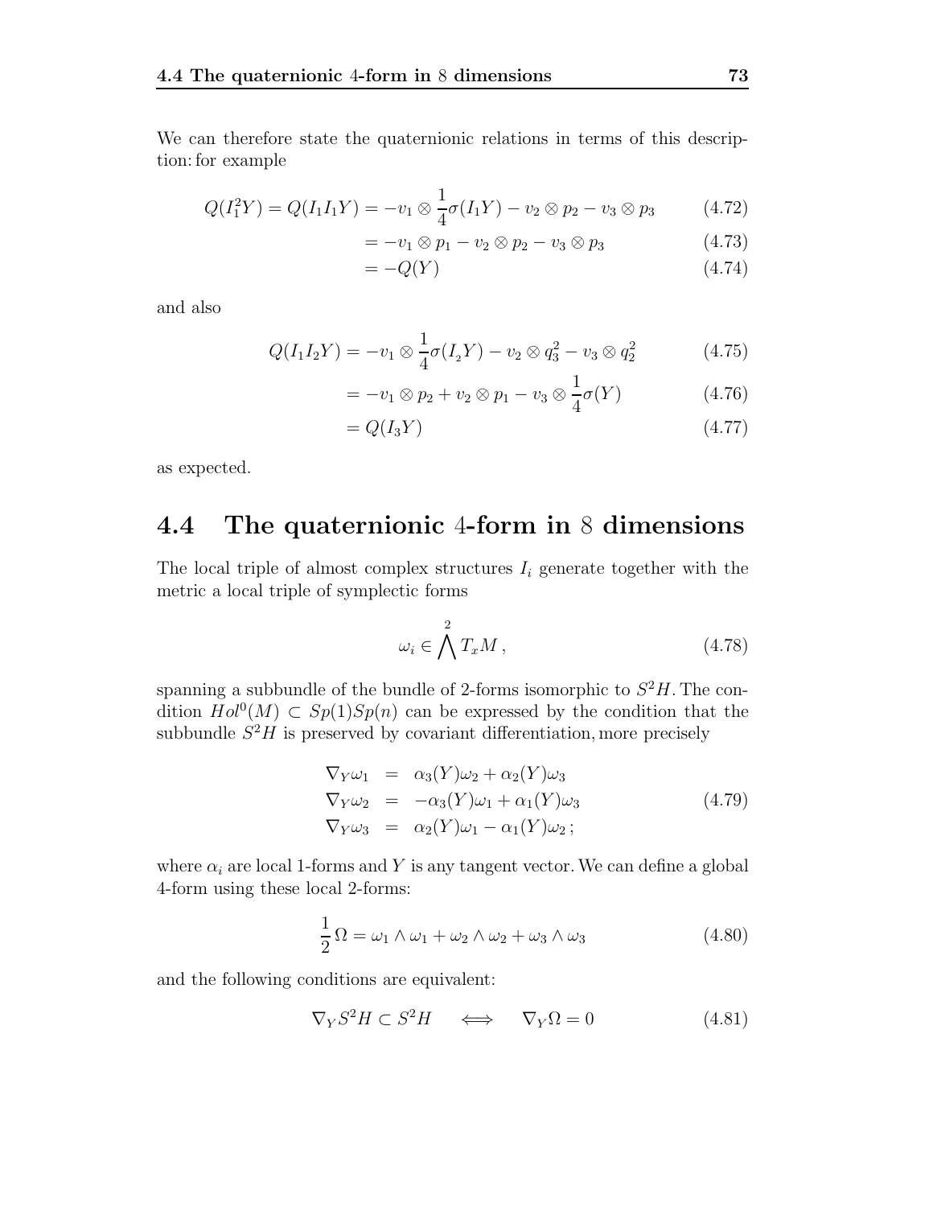We can therefore state the quaternionic relations in terms of this description: for example

$$
\begin{aligned}
Q(I_1^2 Y) = Q(I_1 I_1 Y) &= -v_1 \otimes \frac{1}{4}\sigma(I_1 Y) - v_2 \otimes p_2 - v_3 \otimes p_3 &\quad (4.72)\\
&= -v_1 \otimes p_1 - v_2 \otimes p_2 - v_3 \otimes p_3 &\quad (4.73)\\
&= -Q(Y) &\quad (4.74)
\end{aligned}
$$

and also

$$
\begin{aligned}
Q(I_1 I_2 Y) &= -v_1 \otimes \frac{1}{4}\sigma(I_2 Y) - v_2 \otimes q_3^2 - v_3 \otimes q_2^2 &\quad (4.75)\\
&= -v_1 \otimes p_2 + v_2 \otimes p_1 - v_3 \otimes \frac{1}{4}\sigma(Y) &\quad (4.76)\\
&= Q(I_3 Y) &\quad (4.77)
\end{aligned}
$$

as expected.

## 4.4 The quaternionic 4-form in 8 dimensions

The local triple of almost complex structures $I_i$ generate together with the metric a local triple of symplectic forms

$$
\omega_i \in \bigwedge^2 T_x M\,, \quad (4.78)
$$

spanning a subbundle of the bundle of 2-forms isomorphic to $S^2H$. The condition $Hol^0(M) \subset Sp(1)Sp(n)$ can be expressed by the condition that the subbundle $S^2H$ is preserved by covariant differentiation, more precisely

$$
\begin{aligned}
\nabla_Y \omega_1 &= \alpha_3(Y)\omega_2 + \alpha_2(Y)\omega_3\\
\nabla_Y \omega_2 &= -\alpha_3(Y)\omega_1 + \alpha_1(Y)\omega_3\\
\nabla_Y \omega_3 &= \alpha_2(Y)\omega_1 - \alpha_1(Y)\omega_2\,;
\end{aligned}
\quad (4.79)
$$

where $\alpha_i$ are local 1-forms and $Y$ is any tangent vector. We can define a global 4-form using these local 2-forms:

$$
\frac{1}{2}\,\Omega = \omega_1 \wedge \omega_1 + \omega_2 \wedge \omega_2 + \omega_3 \wedge \omega_3 \quad (4.80)
$$

and the following conditions are equivalent:

$$
\nabla_Y S^2H \subset S^2H \quad \Longleftrightarrow \quad \nabla_Y \Omega = 0 \quad (4.81)
$$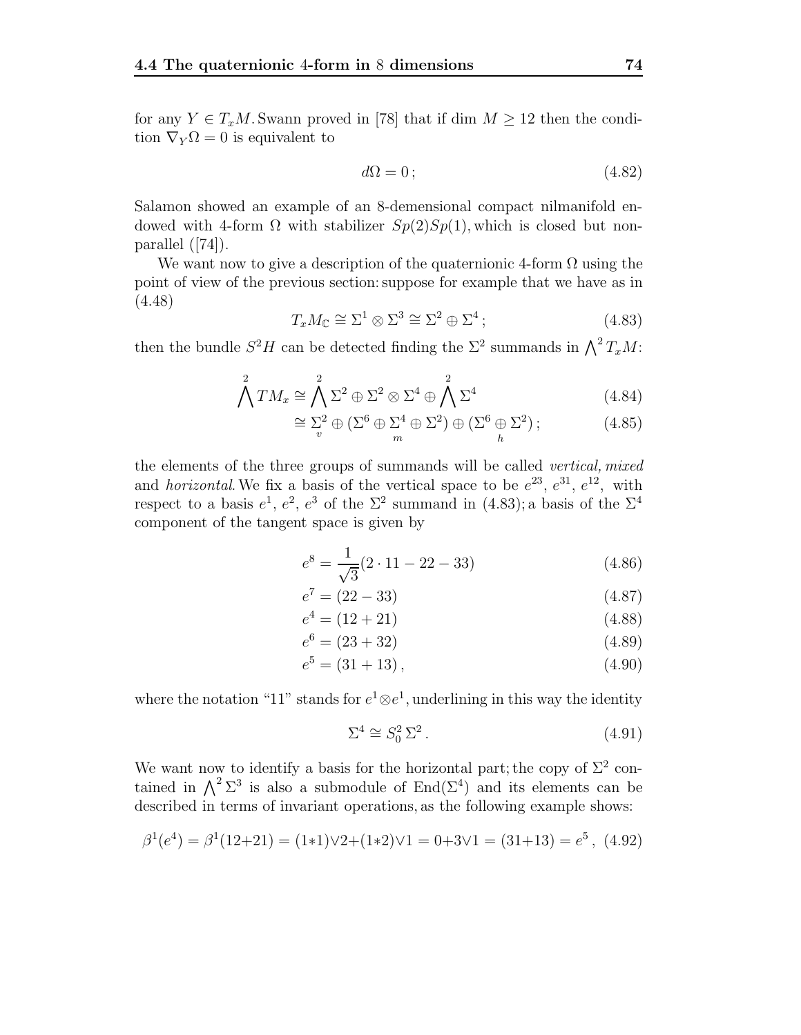for any $Y \in T_xM$. Swann proved in [78] that if dim $M \geq 12$ then the condition $\nabla_Y \Omega = 0$ is equivalent to

$$d\Omega = 0\,; \tag{4.82}$$

Salamon showed an example of an 8-demensional compact nilmanifold endowed with 4-form $\Omega$ with stabilizer $Sp(2)Sp(1)$, which is closed but non-parallel ([74]).

We want now to give a description of the quaternionic 4-form $\Omega$ using the point of view of the previous section: suppose for example that we have as in (4.48)

$$T_xM_{\mathbb{C}} \cong \Sigma^1 \otimes \Sigma^3 \cong \Sigma^2 \oplus \Sigma^4\,; \tag{4.83}$$

then the bundle $S^2H$ can be detected finding the $\Sigma^2$ summands in $\bigwedge^2 T_xM$:

$$\bigwedge^2 TM_x \cong \bigwedge^2 \Sigma^2 \oplus \Sigma^2 \otimes \Sigma^4 \oplus \bigwedge^2 \Sigma^4 \tag{4.84}$$

$$\cong \underset{v}{\Sigma^2} \oplus (\Sigma^6 \oplus \underset{m}{\Sigma^4} \oplus \Sigma^2) \oplus (\Sigma^6 \underset{h}{\oplus} \Sigma^2)\,; \tag{4.85}$$

the elements of the three groups of summands will be called *vertical, mixed* and *horizontal*. We fix a basis of the vertical space to be $e^{23}$, $e^{31}$, $e^{12}$, with respect to a basis $e^1$, $e^2$, $e^3$ of the $\Sigma^2$ summand in (4.83); a basis of the $\Sigma^4$ component of the tangent space is given by

$$e^8 = \frac{1}{\sqrt{3}}(2 \cdot 11 - 22 - 33) \tag{4.86}$$

$$e^7 = (22 - 33) \tag{4.87}$$

$$e^4 = (12 + 21) \tag{4.88}$$

$$e^6 = (23 + 32) \tag{4.89}$$

$$e^5 = (31 + 13)\,, \tag{4.90}$$

where the notation "11" stands for $e^1 \otimes e^1$, underlining in this way the identity

$$\Sigma^4 \cong S^2_0\, \Sigma^2\,. \tag{4.91}$$

We want now to identify a basis for the horizontal part; the copy of $\Sigma^2$ contained in $\bigwedge^2 \Sigma^3$ is also a submodule of $\mathrm{End}(\Sigma^4)$ and its elements can be described in terms of invariant operations, as the following example shows:

$$\beta^1(e^4) = \beta^1(12{+}21) = (1{*}1){\vee}2{+}(1{*}2){\vee}1 = 0{+}3{\vee}1 = (31{+}13) = e^5\,, \tag{4.92}$$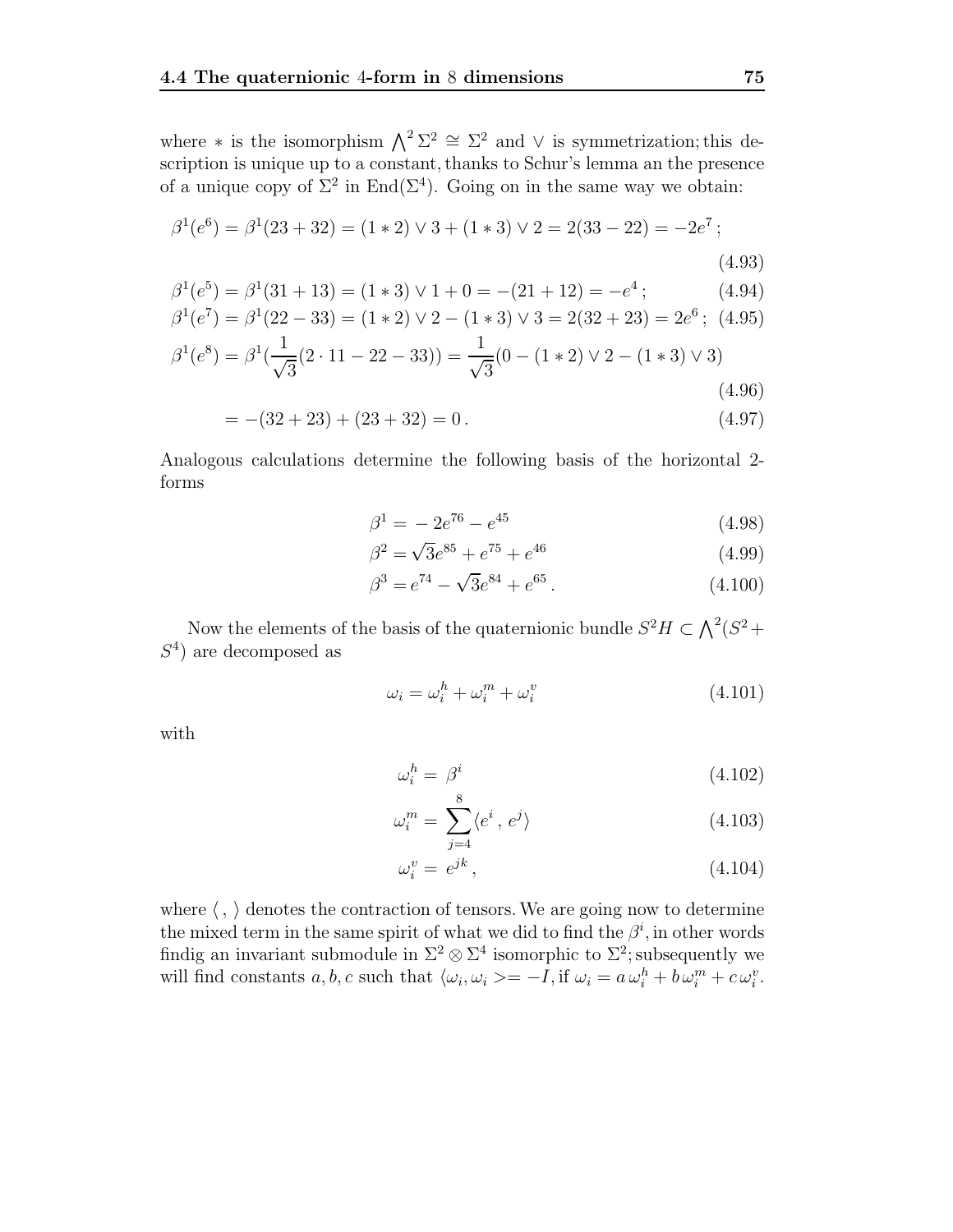where $*$ is the isomorphism $\bigwedge^2 \Sigma^2 \cong \Sigma^2$ and $\vee$ is symmetrization; this description is unique up to a constant, thanks to Schur's lemma an the presence of a unique copy of $\Sigma^2$ in $\mathrm{End}(\Sigma^4)$. Going on in the same way we obtain:

$$\beta^1(e^6) = \beta^1(23+32) = (1*2)\vee 3 + (1*3)\vee 2 = 2(33-22) = -2e^7\,; \tag{4.93}$$

$$\beta^1(e^5) = \beta^1(31+13) = (1*3)\vee 1 + 0 = -(21+12) = -e^4\,; \tag{4.94}$$

$$\beta^1(e^7) = \beta^1(22-33) = (1*2)\vee 2 - (1*3)\vee 3 = 2(32+23) = 2e^6\,; \tag{4.95}$$

$$\beta^1(e^8) = \beta^1(\frac{1}{\sqrt{3}}(2\cdot 11 - 22 - 33)) = \frac{1}{\sqrt{3}}(0 - (1*2)\vee 2 - (1*3)\vee 3) \tag{4.96}$$

$$= -(32+23) + (23+32) = 0\,. \tag{4.97}$$

Analogous calculations determine the following basis of the horizontal 2-forms

$$\beta^1 = -2e^{76} - e^{45} \tag{4.98}$$

$$\beta^2 = \sqrt{3}e^{85} + e^{75} + e^{46} \tag{4.99}$$

$$\beta^3 = e^{74} - \sqrt{3}e^{84} + e^{65}\,. \tag{4.100}$$

Now the elements of the basis of the quaternionic bundle $S^2H \subset \bigwedge^2(S^2 + S^4)$ are decomposed as

$$\omega_i = \omega_i^h + \omega_i^m + \omega_i^v \tag{4.101}$$

with

$$\omega_i^h = \beta^i \tag{4.102}$$

$$\omega_i^m = \sum_{j=4}^{8} \langle e^i\,,\, e^j \rangle \tag{4.103}$$

$$\omega_i^v = e^{jk}\,, \tag{4.104}$$

where $\langle\,,\,\rangle$ denotes the contraction of tensors. We are going now to determine the mixed term in the same spirit of what we did to find the $\beta^i$, in other words findig an invariant submodule in $\Sigma^2 \otimes \Sigma^4$ isomorphic to $\Sigma^2$; subsequently we will find constants $a, b, c$ such that $\langle \omega_i, \omega_i >= -I$, if $\omega_i = a\,\omega_i^h + b\,\omega_i^m + c\,\omega_i^v$.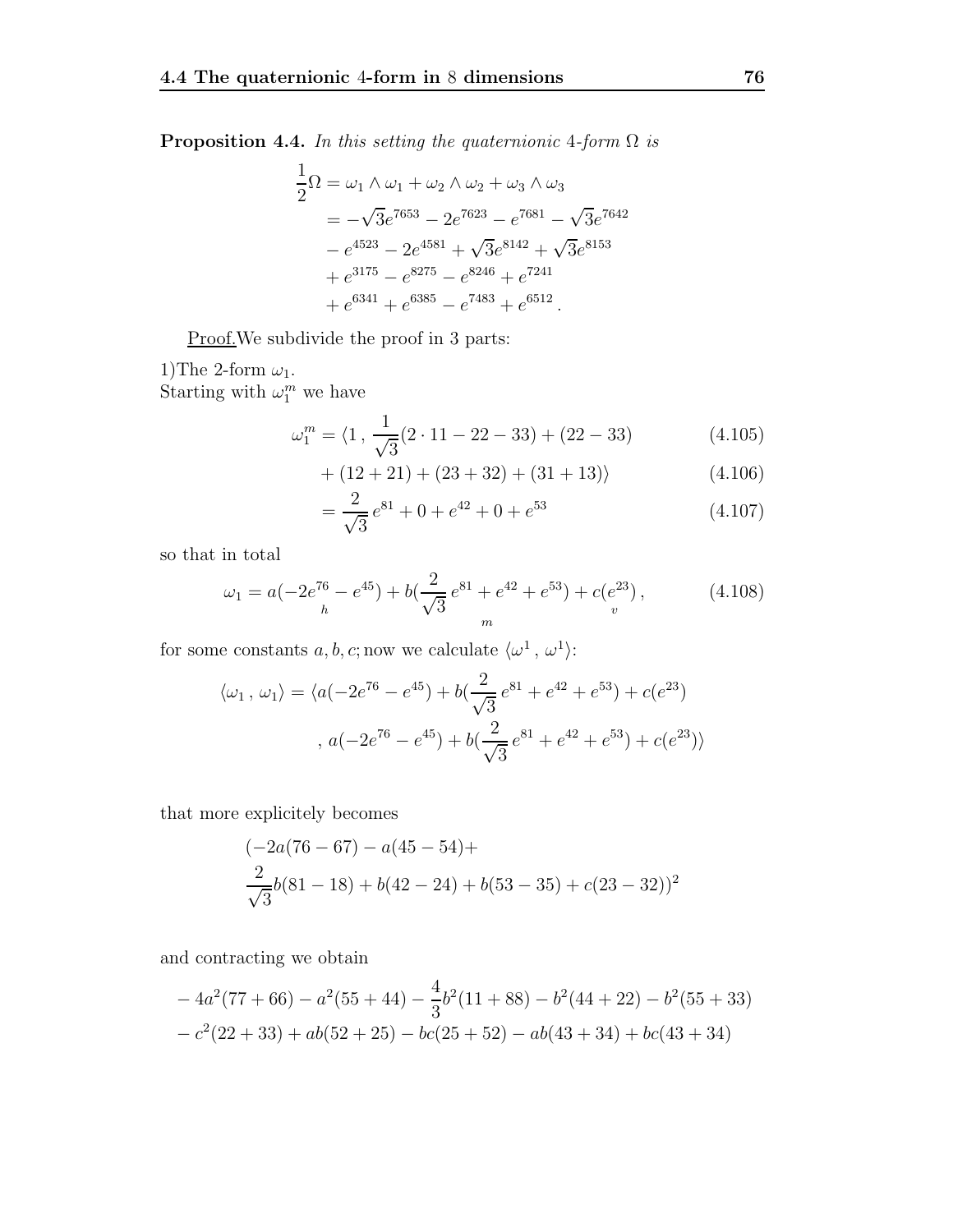**Proposition 4.4.** *In this setting the quaternionic 4-form $\Omega$ is*

$$
\begin{aligned}
\frac{1}{2}\Omega &= \omega_1 \wedge \omega_1 + \omega_2 \wedge \omega_2 + \omega_3 \wedge \omega_3 \\
&= -\sqrt{3}e^{7653} - 2e^{7623} - e^{7681} - \sqrt{3}e^{7642} \\
&\quad - e^{4523} - 2e^{4581} + \sqrt{3}e^{8142} + \sqrt{3}e^{8153} \\
&\quad + e^{3175} - e^{8275} - e^{8246} + e^{7241} \\
&\quad + e^{6341} + e^{6385} - e^{7483} + e^{6512} \,.
\end{aligned}
$$

Proof.We subdivide the proof in 3 parts:

1)The 2-form $\omega_1$.
Starting with $\omega_1^m$ we have

$$
\begin{aligned}
\omega_1^m &= \langle 1 \,,\, \frac{1}{\sqrt{3}}(2 \cdot 11 - 22 - 33) + (22 - 33) && (4.105)\\
&\quad + (12 + 21) + (23 + 32) + (31 + 13)\rangle && (4.106)\\
&= \frac{2}{\sqrt{3}}\, e^{81} + 0 + e^{42} + 0 + e^{53} && (4.107)
\end{aligned}
$$

so that in total

$$
\omega_1 = a(-2\underset{h}{e^{76}} - e^{45}) + b(\underset{m}{\frac{2}{\sqrt{3}}\, e^{81} + e^{42} + e^{53}}) + c(\underset{v}{e^{23}})\,, \tag{4.108}
$$

for some constants $a, b, c$; now we calculate $\langle \omega^1 \,,\, \omega^1 \rangle$:

$$
\begin{aligned}
\langle \omega_1 \,,\, \omega_1 \rangle = \langle\, & a(-2e^{76} - e^{45}) + b(\frac{2}{\sqrt{3}}\, e^{81} + e^{42} + e^{53}) + c(e^{23}) \\
&,\, a(-2e^{76} - e^{45}) + b(\frac{2}{\sqrt{3}}\, e^{81} + e^{42} + e^{53}) + c(e^{23})\rangle
\end{aligned}
$$

that more explicitely becomes

$$
\begin{aligned}
&(-2a(76 - 67) - a(45 - 54) + \\
&\frac{2}{\sqrt{3}}b(81 - 18) + b(42 - 24) + b(53 - 35) + c(23 - 32))^2
\end{aligned}
$$

and contracting we obtain

$$
\begin{aligned}
&-4a^2(77 + 66) - a^2(55 + 44) - \frac{4}{3}b^2(11 + 88) - b^2(44 + 22) - b^2(55 + 33) \\
&- c^2(22 + 33) + ab(52 + 25) - bc(25 + 52) - ab(43 + 34) + bc(43 + 34)
\end{aligned}
$$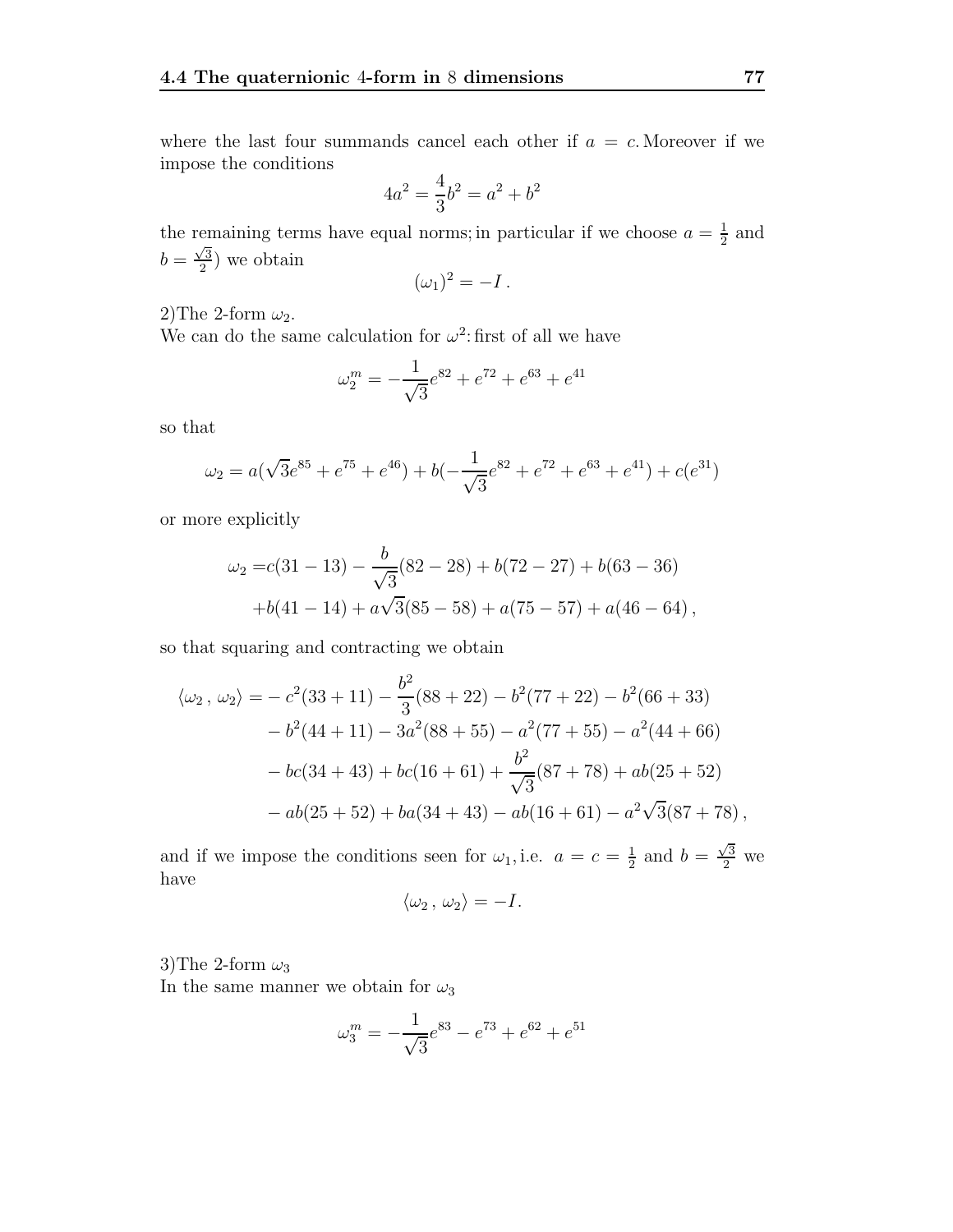where the last four summands cancel each other if $a = c$. Moreover if we impose the conditions

$$4a^2 = \frac{4}{3}b^2 = a^2 + b^2$$

the remaining terms have equal norms; in particular if we choose $a = \frac{1}{2}$ and $b = \frac{\sqrt{3}}{2}$) we obtain

$$(\omega_1)^2 = -I\,.$$

2)The 2-form $\omega_2$.
We can do the same calculation for $\omega^2$: first of all we have

$$\omega_2^m = -\frac{1}{\sqrt{3}}e^{82} + e^{72} + e^{63} + e^{41}$$

so that

$$\omega_2 = a(\sqrt{3}e^{85} + e^{75} + e^{46}) + b(-\frac{1}{\sqrt{3}}e^{82} + e^{72} + e^{63} + e^{41}) + c(e^{31})$$

or more explicitly

$$\begin{aligned}\omega_2 =& c(31-13) - \frac{b}{\sqrt{3}}(82-28) + b(72-27) + b(63-36) \\ &+ b(41-14) + a\sqrt{3}(85-58) + a(75-57) + a(46-64)\,,\end{aligned}$$

so that squaring and contracting we obtain

$$\begin{aligned}\langle\omega_2\,,\,\omega_2\rangle =& -c^2(33+11) - \frac{b^2}{3}(88+22) - b^2(77+22) - b^2(66+33) \\ &- b^2(44+11) - 3a^2(88+55) - a^2(77+55) - a^2(44+66) \\ &- bc(34+43) + bc(16+61) + \frac{b^2}{\sqrt{3}}(87+78) + ab(25+52) \\ &- ab(25+52) + ba(34+43) - ab(16+61) - a^2\sqrt{3}(87+78)\,,\end{aligned}$$

and if we impose the conditions seen for $\omega_1$, i.e. $a = c = \frac{1}{2}$ and $b = \frac{\sqrt{3}}{2}$ we have

$$\langle\omega_2\,,\,\omega_2\rangle = -I.$$

3)The 2-form $\omega_3$
In the same manner we obtain for $\omega_3$

$$\omega_3^m = -\frac{1}{\sqrt{3}}e^{83} - e^{73} + e^{62} + e^{51}$$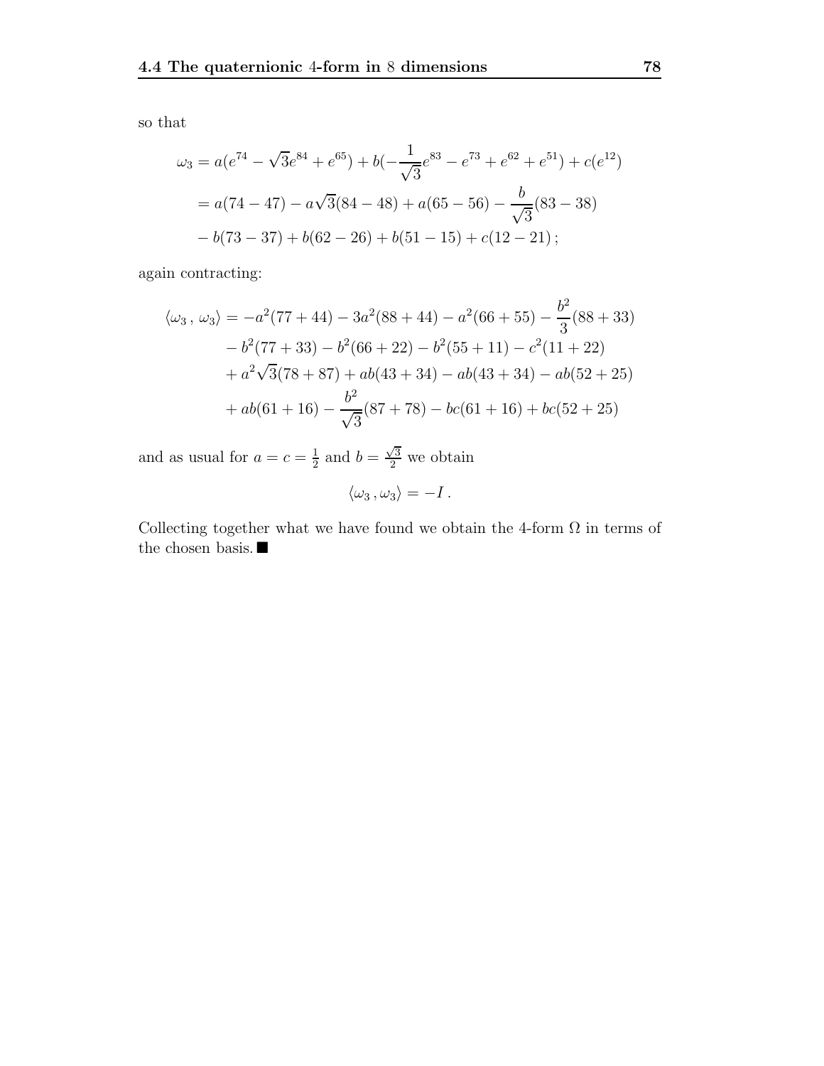so that

$$
\begin{aligned}
\omega_3 &= a(e^{74} - \sqrt{3}e^{84} + e^{65}) + b(-\frac{1}{\sqrt{3}}e^{83} - e^{73} + e^{62} + e^{51}) + c(e^{12}) \\
&= a(74 - 47) - a\sqrt{3}(84 - 48) + a(65 - 56) - \frac{b}{\sqrt{3}}(83 - 38) \\
&\quad - b(73 - 37) + b(62 - 26) + b(51 - 15) + c(12 - 21)\,;
\end{aligned}
$$

again contracting:

$$
\begin{aligned}
\langle \omega_3\,,\,\omega_3 \rangle &= -a^2(77 + 44) - 3a^2(88 + 44) - a^2(66 + 55) - \frac{b^2}{3}(88 + 33) \\
&\quad - b^2(77 + 33) - b^2(66 + 22) - b^2(55 + 11) - c^2(11 + 22) \\
&\quad + a^2\sqrt{3}(78 + 87) + ab(43 + 34) - ab(43 + 34) - ab(52 + 25) \\
&\quad + ab(61 + 16) - \frac{b^2}{\sqrt{3}}(87 + 78) - bc(61 + 16) + bc(52 + 25)
\end{aligned}
$$

and as usual for $a = c = \frac{1}{2}$ and $b = \frac{\sqrt{3}}{2}$ we obtain

$$
\langle \omega_3\,, \omega_3 \rangle = -I\,.
$$

Collecting together what we have found we obtain the 4-form $\Omega$ in terms of the chosen basis. ■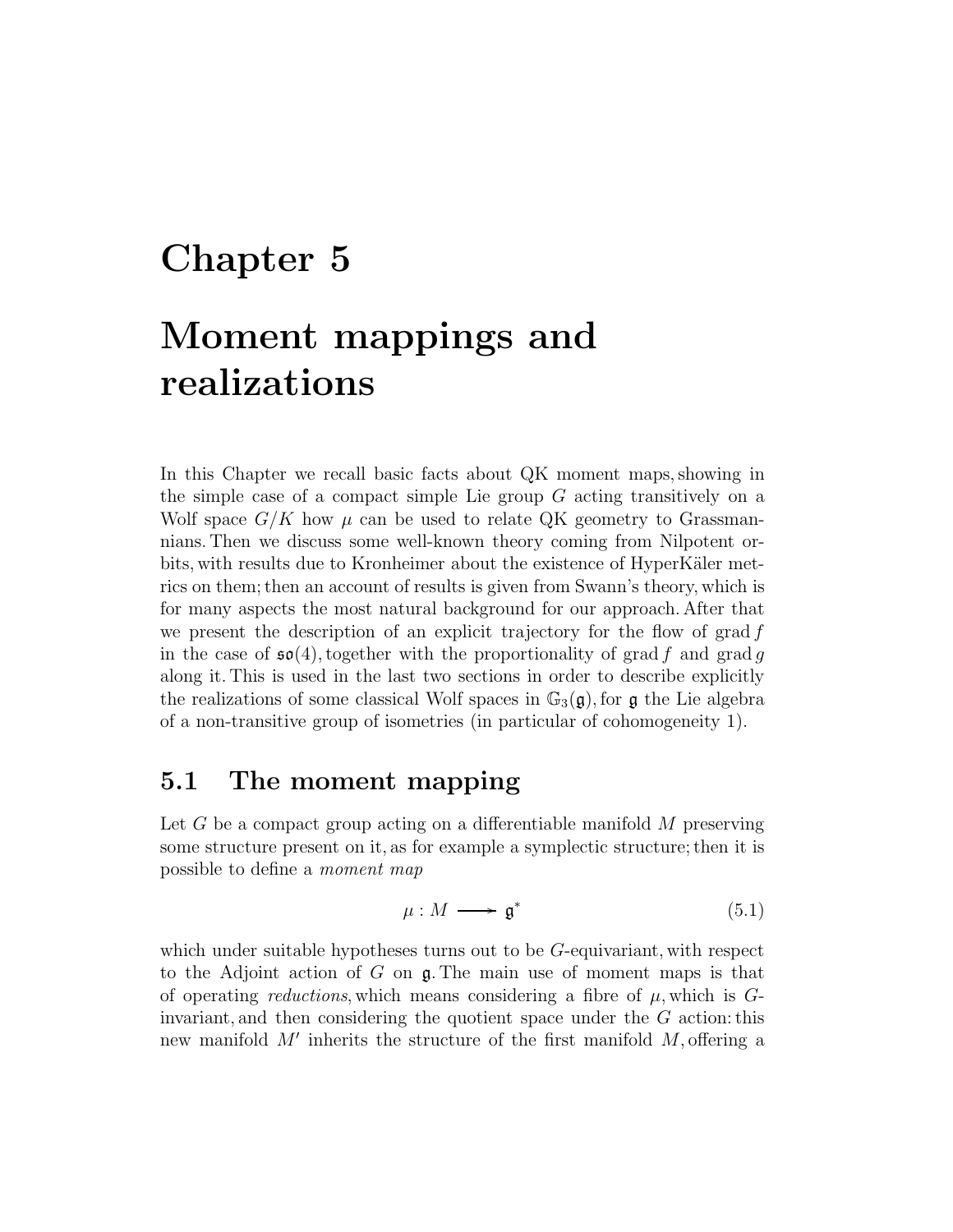# Chapter 5

# Moment mappings and realizations

In this Chapter we recall basic facts about QK moment maps, showing in the simple case of a compact simple Lie group $G$ acting transitively on a Wolf space $G/K$ how $\mu$ can be used to relate QK geometry to Grassmannians. Then we discuss some well-known theory coming from Nilpotent orbits, with results due to Kronheimer about the existence of HyperKäler metrics on them; then an account of results is given from Swann's theory, which is for many aspects the most natural background for our approach. After that we present the description of an explicit trajectory for the flow of $\operatorname{grad} f$ in the case of $\mathfrak{so}(4)$, together with the proportionality of $\operatorname{grad} f$ and $\operatorname{grad} g$ along it. This is used in the last two sections in order to describe explicitly the realizations of some classical Wolf spaces in $\mathbb{G}_3(\mathfrak{g})$, for $\mathfrak{g}$ the Lie algebra of a non-transitive group of isometries (in particular of cohomogeneity 1).

## 5.1 The moment mapping

Let $G$ be a compact group acting on a differentiable manifold $M$ preserving some structure present on it, as for example a symplectic structure; then it is possible to define a *moment map*

$$\mu : M \longrightarrow \mathfrak{g}^* \tag{5.1}$$

which under suitable hypotheses turns out to be $G$-equivariant, with respect to the Adjoint action of $G$ on $\mathfrak{g}$. The main use of moment maps is that of operating *reductions*, which means considering a fibre of $\mu$, which is $G$-invariant, and then considering the quotient space under the $G$ action: this new manifold $M'$ inherits the structure of the first manifold $M$, offering a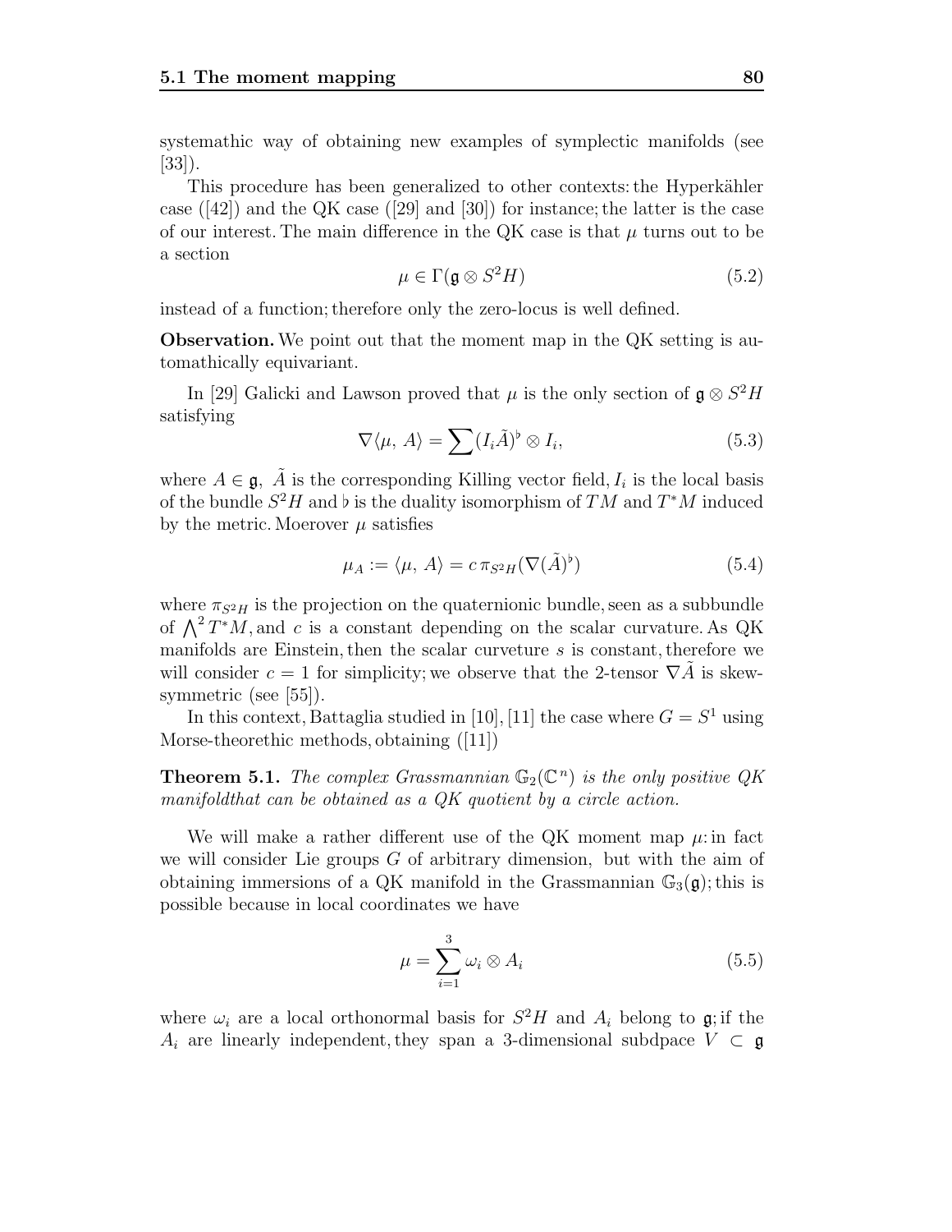systemathic way of obtaining new examples of symplectic manifolds (see [33]).

This procedure has been generalized to other contexts: the Hyperkähler case ([42]) and the QK case ([29] and [30]) for instance; the latter is the case of our interest. The main difference in the QK case is that $\mu$ turns out to be a section

$$\mu \in \Gamma(\mathfrak{g} \otimes S^2 H) \tag{5.2}$$

instead of a function; therefore only the zero-locus is well defined.

**Observation.** We point out that the moment map in the QK setting is automathically equivariant.

In [29] Galicki and Lawson proved that $\mu$ is the only section of $\mathfrak{g} \otimes S^2 H$ satisfying

$$\nabla\langle \mu, A\rangle = \sum (I_i \tilde{A})^\flat \otimes I_i, \tag{5.3}$$

where $A \in \mathfrak{g}$, $\tilde{A}$ is the corresponding Killing vector field, $I_i$ is the local basis of the bundle $S^2 H$ and $\flat$ is the duality isomorphism of $TM$ and $T^*M$ induced by the metric. Moerover $\mu$ satisfies

$$\mu_A := \langle \mu, A\rangle = c\, \pi_{S^2 H}(\nabla(\tilde{A})^\flat) \tag{5.4}$$

where $\pi_{S^2 H}$ is the projection on the quaternionic bundle, seen as a subbundle of $\bigwedge^2 T^*M$, and $c$ is a constant depending on the scalar curvature. As QK manifolds are Einstein, then the scalar curveture $s$ is constant, therefore we will consider $c = 1$ for simplicity; we observe that the 2-tensor $\nabla \tilde{A}$ is skew-symmetric (see [55]).

In this context, Battaglia studied in [10], [11] the case where $G = S^1$ using Morse-theorethic methods, obtaining ([11])

**Theorem 5.1.** *The complex Grassmannian $\mathbb{G}_2(\mathbb{C}^n)$ is the only positive QK manifoldthat can be obtained as a QK quotient by a circle action.*

We will make a rather different use of the QK moment map $\mu$: in fact we will consider Lie groups $G$ of arbitrary dimension, but with the aim of obtaining immersions of a QK manifold in the Grassmannian $\mathbb{G}_3(\mathfrak{g})$; this is possible because in local coordinates we have

$$\mu = \sum_{i=1}^{3} \omega_i \otimes A_i \tag{5.5}$$

where $\omega_i$ are a local orthonormal basis for $S^2 H$ and $A_i$ belong to $\mathfrak{g}$; if the $A_i$ are linearly independent, they span a 3-dimensional subdpace $V \subset \mathfrak{g}$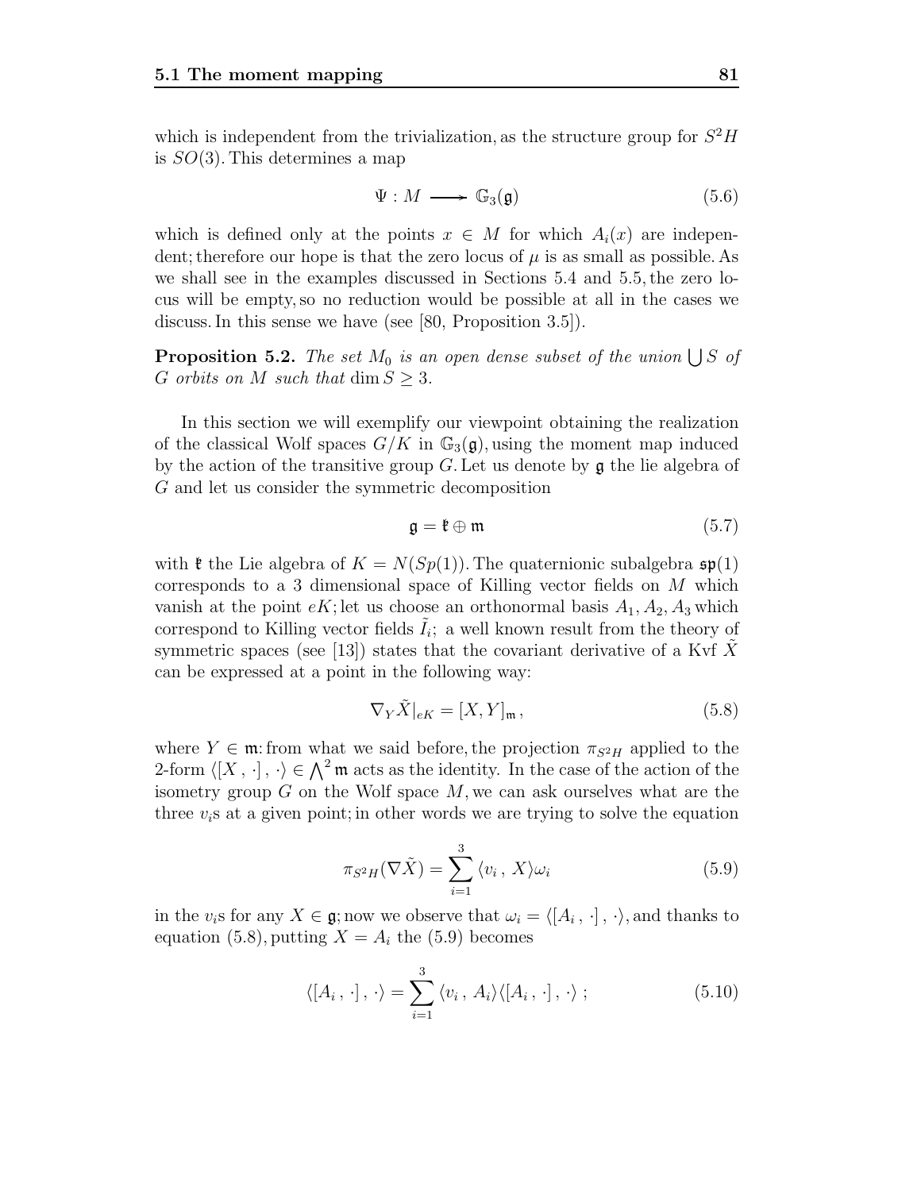which is independent from the trivialization, as the structure group for $S^2H$ is $SO(3)$. This determines a map

$$\Psi : M \longrightarrow \mathbb{G}_3(\mathfrak{g}) \tag{5.6}$$

which is defined only at the points $x \in M$ for which $A_i(x)$ are independent; therefore our hope is that the zero locus of $\mu$ is as small as possible. As we shall see in the examples discussed in Sections 5.4 and 5.5, the zero locus will be empty, so no reduction would be possible at all in the cases we discuss. In this sense we have (see [80, Proposition 3.5]).

**Proposition 5.2.** *The set $M_0$ is an open dense subset of the union $\bigcup S$ of $G$ orbits on $M$ such that $\dim S \geq 3$.*

In this section we will exemplify our viewpoint obtaining the realization of the classical Wolf spaces $G/K$ in $\mathbb{G}_3(\mathfrak{g})$, using the moment map induced by the action of the transitive group $G$. Let us denote by $\mathfrak{g}$ the lie algebra of $G$ and let us consider the symmetric decomposition

$$\mathfrak{g} = \mathfrak{k} \oplus \mathfrak{m} \tag{5.7}$$

with $\mathfrak{k}$ the Lie algebra of $K = N(Sp(1))$. The quaternionic subalgebra $\mathfrak{sp}(1)$ corresponds to a 3 dimensional space of Killing vector fields on $M$ which vanish at the point $eK$; let us choose an orthonormal basis $A_1, A_2, A_3$ which correspond to Killing vector fields $\tilde{I}_i$; a well known result from the theory of symmetric spaces (see [13]) states that the covariant derivative of a Kvf $\tilde{X}$ can be expressed at a point in the following way:

$$\nabla_Y \tilde{X}|_{eK} = [X, Y]_{\mathfrak{m}}, \tag{5.8}$$

where $Y \in \mathfrak{m}$: from what we said before, the projection $\pi_{S^2H}$ applied to the 2-form $\langle [X\,,\,\cdot]\,,\,\cdot\rangle \in \bigwedge^2 \mathfrak{m}$ acts as the identity. In the case of the action of the isometry group $G$ on the Wolf space $M$, we can ask ourselves what are the three $v_i$s at a given point; in other words we are trying to solve the equation

$$\pi_{S^2H}(\nabla \tilde{X}) = \sum_{i=1}^{3} \langle v_i\,,\,X\rangle \omega_i \tag{5.9}$$

in the $v_i$s for any $X \in \mathfrak{g}$; now we observe that $\omega_i = \langle [A_i\,,\,\cdot]\,,\,\cdot\rangle$, and thanks to equation (5.8), putting $X = A_i$ the (5.9) becomes

$$\langle [A_i\,,\,\cdot]\,,\,\cdot\rangle = \sum_{i=1}^{3} \langle v_i\,,\,A_i\rangle \langle [A_i\,,\,\cdot]\,,\,\cdot\rangle\ ; \tag{5.10}$$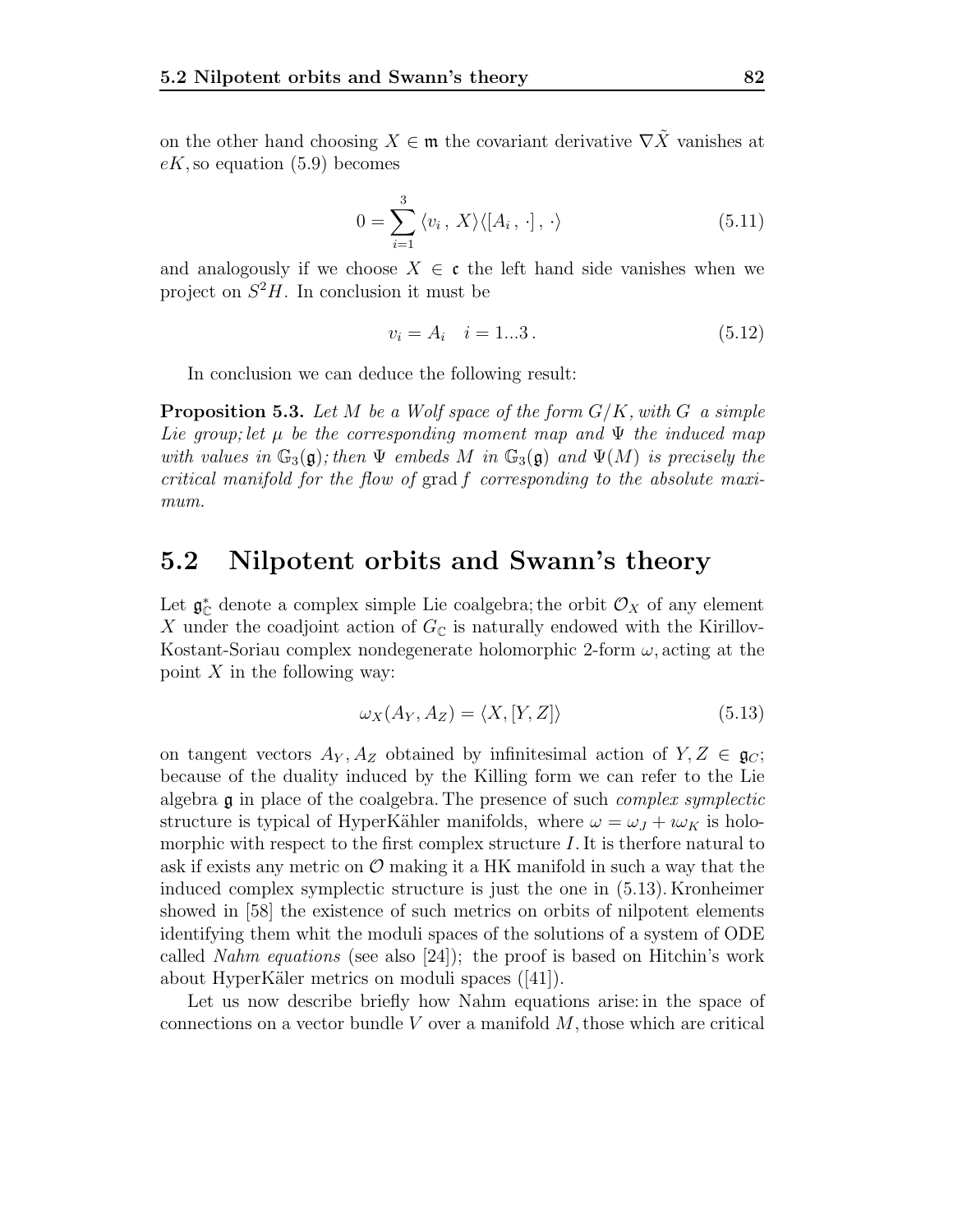on the other hand choosing $X \in \mathfrak{m}$ the covariant derivative $\nabla \tilde{X}$ vanishes at $eK$, so equation (5.9) becomes

$$0 = \sum_{i=1}^{3} \langle v_i \, , \, X \rangle \langle [A_i \, , \, \cdot] \, , \, \cdot \rangle \tag{5.11}$$

and analogously if we choose $X \in \mathfrak{c}$ the left hand side vanishes when we project on $S^2 H$. In conclusion it must be

$$v_i = A_i \quad i = 1...3 \, . \tag{5.12}$$

In conclusion we can deduce the following result:

**Proposition 5.3.** *Let $M$ be a Wolf space of the form $G/K$, with $G$ a simple Lie group; let $\mu$ be the corresponding moment map and $\Psi$ the induced map with values in $\mathbb{G}_3(\mathfrak{g})$; then $\Psi$ embeds $M$ in $\mathbb{G}_3(\mathfrak{g})$ and $\Psi(M)$ is precisely the critical manifold for the flow of* grad $f$ *corresponding to the absolute maximum.*

## 5.2 Nilpotent orbits and Swann's theory

Let $\mathfrak{g}^*_{\mathbb{C}}$ denote a complex simple Lie coalgebra; the orbit $\mathcal{O}_X$ of any element $X$ under the coadjoint action of $G_{\mathbb{C}}$ is naturally endowed with the Kirillov-Kostant-Soriau complex nondegenerate holomorphic 2-form $\omega$, acting at the point $X$ in the following way:

$$\omega_X(A_Y, A_Z) = \langle X, [Y, Z] \rangle \tag{5.13}$$

on tangent vectors $A_Y, A_Z$ obtained by infinitesimal action of $Y, Z \in \mathfrak{g}_C$; because of the duality induced by the Killing form we can refer to the Lie algebra $\mathfrak{g}$ in place of the coalgebra. The presence of such *complex symplectic* structure is typical of HyperKähler manifolds, where $\omega = \omega_J + \imath \omega_K$ is holomorphic with respect to the first complex structure $I$. It is therfore natural to ask if exists any metric on $\mathcal{O}$ making it a HK manifold in such a way that the induced complex symplectic structure is just the one in (5.13). Kronheimer showed in [58] the existence of such metrics on orbits of nilpotent elements identifying them whit the moduli spaces of the solutions of a system of ODE called *Nahm equations* (see also [24]); the proof is based on Hitchin's work about HyperKäler metrics on moduli spaces ([41]).

Let us now describe briefly how Nahm equations arise: in the space of connections on a vector bundle $V$ over a manifold $M$, those which are critical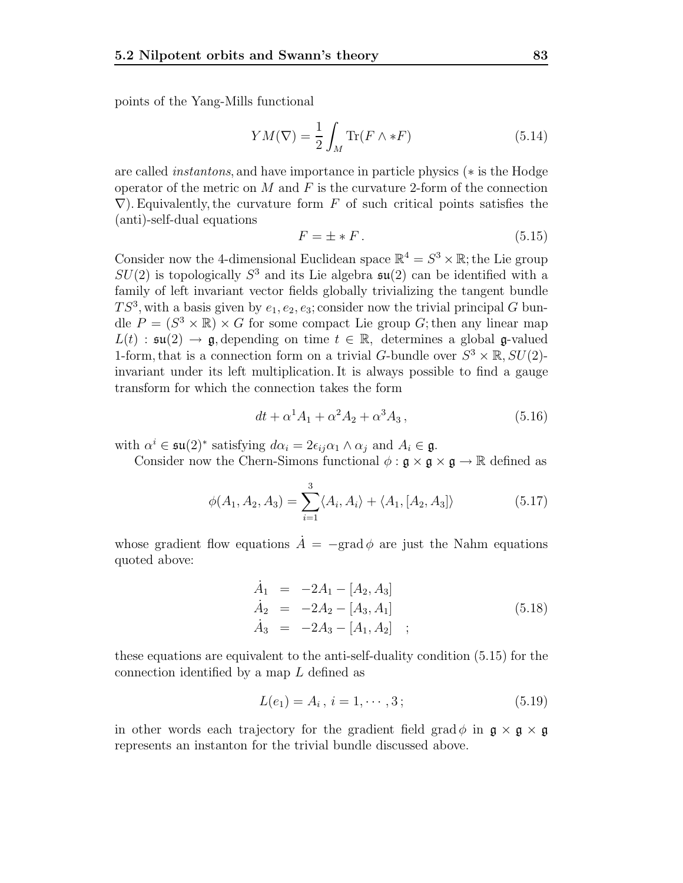points of the Yang-Mills functional

$$YM(\nabla) = \frac{1}{2}\int_M \mathrm{Tr}(F \wedge *F) \tag{5.14}$$

are called *instantons*, and have importance in particle physics ($*$ is the Hodge operator of the metric on $M$ and $F$ is the curvature 2-form of the connection $\nabla$). Equivalently, the curvature form $F$ of such critical points satisfies the (anti)-self-dual equations

$$F = \pm * F\,. \tag{5.15}$$

Consider now the 4-dimensional Euclidean space $\mathbb{R}^4 = S^3 \times \mathbb{R}$; the Lie group $SU(2)$ is topologically $S^3$ and its Lie algebra $\mathfrak{su}(2)$ can be identified with a family of left invariant vector fields globally trivializing the tangent bundle $TS^3$, with a basis given by $e_1, e_2, e_3$; consider now the trivial principal $G$ bundle $P = (S^3 \times \mathbb{R}) \times G$ for some compact Lie group $G$; then any linear map $L(t) : \mathfrak{su}(2) \to \mathfrak{g}$, depending on time $t \in \mathbb{R}$, determines a global $\mathfrak{g}$-valued 1-form, that is a connection form on a trivial $G$-bundle over $S^3 \times \mathbb{R}$, $SU(2)$-invariant under its left multiplication. It is always possible to find a gauge transform for which the connection takes the form

$$dt + \alpha^1 A_1 + \alpha^2 A_2 + \alpha^3 A_3\,, \tag{5.16}$$

with $\alpha^i \in \mathfrak{su}(2)^*$ satisfying $d\alpha_i = 2\epsilon_{ij}\alpha_1 \wedge \alpha_j$ and $A_i \in \mathfrak{g}$.

Consider now the Chern-Simons functional $\phi : \mathfrak{g} \times \mathfrak{g} \times \mathfrak{g} \to \mathbb{R}$ defined as

$$\phi(A_1, A_2, A_3) = \sum_{i=1}^{3} \langle A_i, A_i \rangle + \langle A_1, [A_2, A_3] \rangle \tag{5.17}$$

whose gradient flow equations $\dot{A} = -\mathrm{grad}\,\phi$ are just the Nahm equations quoted above:

$$\begin{array}{rcl} \dot{A}_1 & = & -2A_1 - [A_2, A_3] \\ \dot{A}_2 & = & -2A_2 - [A_3, A_1] \\ \dot{A}_3 & = & -2A_3 - [A_1, A_2] \quad ; \end{array} \tag{5.18}$$

these equations are equivalent to the anti-self-duality condition (5.15) for the connection identified by a map $L$ defined as

$$L(e_1) = A_i\,,\; i = 1, \cdots, 3\,; \tag{5.19}$$

in other words each trajectory for the gradient field $\mathrm{grad}\,\phi$ in $\mathfrak{g} \times \mathfrak{g} \times \mathfrak{g}$ represents an instanton for the trivial bundle discussed above.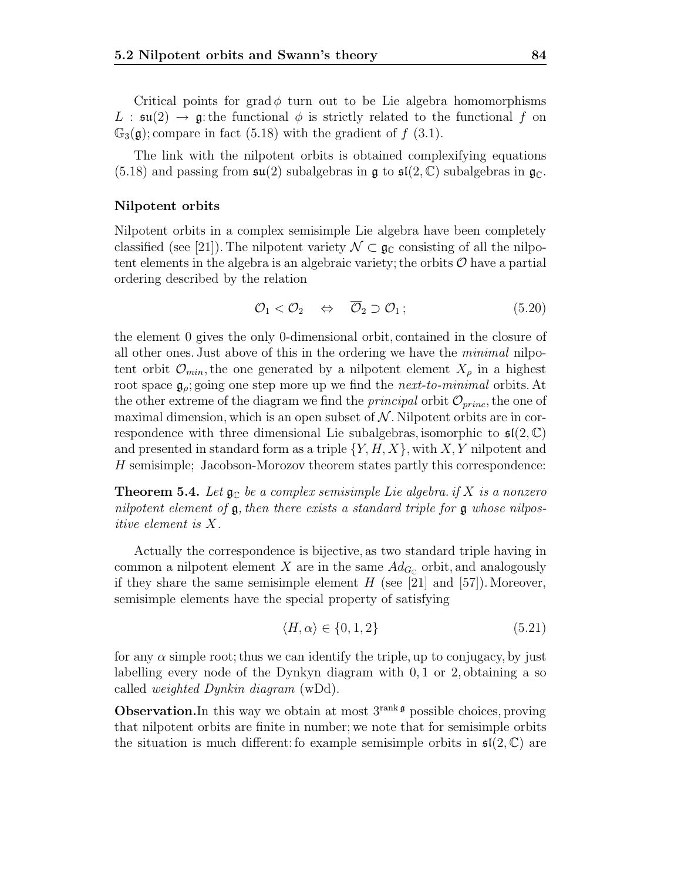Critical points for $\operatorname{grad}\phi$ turn out to be Lie algebra homomorphisms $L : \mathfrak{su}(2) \to \mathfrak{g}$: the functional $\phi$ is strictly related to the functional $f$ on $\mathbb{G}_3(\mathfrak{g})$; compare in fact (5.18) with the gradient of $f$ (3.1).

The link with the nilpotent orbits is obtained complexifying equations (5.18) and passing from $\mathfrak{su}(2)$ subalgebras in $\mathfrak{g}$ to $\mathfrak{sl}(2,\mathbb{C})$ subalgebras in $\mathfrak{g}_{\mathbb{C}}$.

### Nilpotent orbits

Nilpotent orbits in a complex semisimple Lie algebra have been completely classified (see [21]). The nilpotent variety $\mathcal{N} \subset \mathfrak{g}_{\mathbb{C}}$ consisting of all the nilpotent elements in the algebra is an algebraic variety; the orbits $\mathcal{O}$ have a partial ordering described by the relation

$$\mathcal{O}_1 < \mathcal{O}_2 \quad \Leftrightarrow \quad \overline{\mathcal{O}}_2 \supset \mathcal{O}_1\,; \tag{5.20}$$

the element 0 gives the only 0-dimensional orbit, contained in the closure of all other ones. Just above of this in the ordering we have the *minimal* nilpotent orbit $\mathcal{O}_{min}$, the one generated by a nilpotent element $X_\rho$ in a highest root space $\mathfrak{g}_\rho$; going one step more up we find the *next-to-minimal* orbits. At the other extreme of the diagram we find the *principal* orbit $\mathcal{O}_{princ}$, the one of maximal dimension, which is an open subset of $\mathcal{N}$. Nilpotent orbits are in correspondence with three dimensional Lie subalgebras, isomorphic to $\mathfrak{sl}(2,\mathbb{C})$ and presented in standard form as a triple $\{Y, H, X\}$, with $X, Y$ nilpotent and $H$ semisimple; Jacobson-Morozov theorem states partly this correspondence:

**Theorem 5.4.** *Let $\mathfrak{g}_{\mathbb{C}}$ be a complex semisimple Lie algebra. if $X$ is a nonzero nilpotent element of $\mathfrak{g}$, then there exists a standard triple for $\mathfrak{g}$ whose nilpositive element is $X$.*

Actually the correspondence is bijective, as two standard triple having in common a nilpotent element $X$ are in the same $Ad_{G_{\mathbb{C}}}$ orbit, and analogously if they share the same semisimple element $H$ (see [21] and [57]). Moreover, semisimple elements have the special property of satisfying

$$\langle H, \alpha\rangle \in \{0, 1, 2\} \tag{5.21}$$

for any $\alpha$ simple root; thus we can identify the triple, up to conjugacy, by just labelling every node of the Dynkyn diagram with $0, 1$ or $2$, obtaining a so called *weighted Dynkin diagram* (wDd).

**Observation.** In this way we obtain at most $3^{\operatorname{rank}\mathfrak{g}}$ possible choices, proving that nilpotent orbits are finite in number; we note that for semisimple orbits the situation is much different: fo example semisimple orbits in $\mathfrak{sl}(2,\mathbb{C})$ are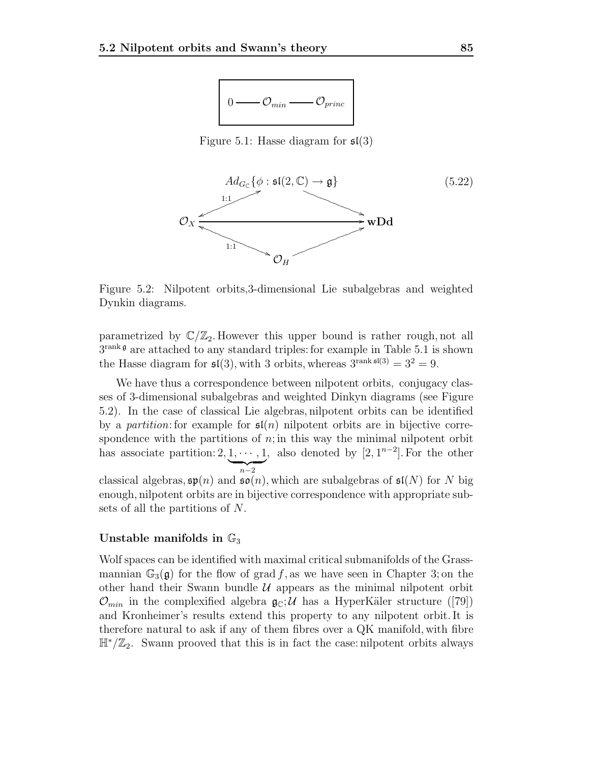$$0 \text{ —— } \mathcal{O}_{min} \text{ —— } \mathcal{O}_{princ}$$

Figure 5.1: Hasse diagram for $\mathfrak{sl}(3)$

$$\begin{array}{ccc} & Ad_{G_{\mathbb{C}}}\{\phi : \mathfrak{sl}(2,\mathbb{C}) \to \mathfrak{g}\} & \\ {\scriptstyle 1:1} \nearrow\swarrow & & \searrow \\ \mathcal{O}_X & \longrightarrow & \mathbf{wDd} \\ {\scriptstyle 1:1} \nwarrow\searrow & & \nearrow \\ & \mathcal{O}_H & \end{array} \tag{5.22}$$

Figure 5.2: Nilpotent orbits,3-dimensional Lie subalgebras and weighted Dynkin diagrams.

parametrized by $\mathbb{C}/\mathbb{Z}_2$. However this upper bound is rather rough, not all $3^{\text{rank}\,\mathfrak{g}}$ are attached to any standard triples: for example in Table 5.1 is shown the Hasse diagram for $\mathfrak{sl}(3)$, with 3 orbits, whereas $3^{\text{rank}\,\mathfrak{sl}(3)} = 3^2 = 9$.

We have thus a correspondence between nilpotent orbits, conjugacy classes of 3-dimensional subalgebras and weighted Dinkyn diagrams (see Figure 5.2). In the case of classical Lie algebras, nilpotent orbits can be identified by a *partition*: for example for $\mathfrak{sl}(n)$ nilpotent orbits are in bijective correspondence with the partitions of $n$; in this way the minimal nilpotent orbit has associate partition: $2, \underbrace{1, \cdots, 1}_{n-2}$, also denoted by $[2, 1^{n-2}]$. For the other classical algebras, $\mathfrak{sp}(n)$ and $\mathfrak{so}(n)$, which are subalgebras of $\mathfrak{sl}(N)$ for $N$ big enough, nilpotent orbits are in bijective correspondence with appropriate subsets of all the partitions of $N$.

#### Unstable manifolds in $\mathbb{G}_3$

Wolf spaces can be identified with maximal critical submanifolds of the Grassmannian $\mathbb{G}_3(\mathfrak{g})$ for the flow of grad $f$, as we have seen in Chapter 3; on the other hand their Swann bundle $\mathcal{U}$ appears as the minimal nilpotent orbit $\mathcal{O}_{min}$ in the complexified algebra $\mathfrak{g}_{\mathbb{C}}$; $\mathcal{U}$ has a HyperKäler structure ([79]) and Kronheimer's results extend this property to any nilpotent orbit. It is therefore natural to ask if any of them fibres over a QK manifold, with fibre $\mathbb{H}^*/\mathbb{Z}_2$. Swann prooved that this is in fact the case: nilpotent orbits always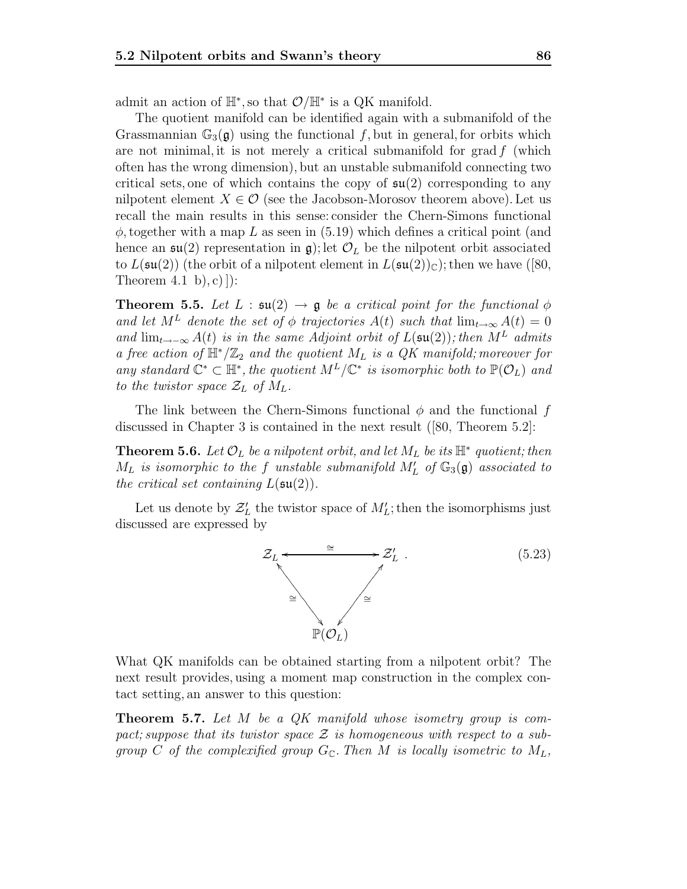admit an action of $\mathbb{H}^*$, so that $\mathcal{O}/\mathbb{H}^*$ is a QK manifold.

The quotient manifold can be identified again with a submanifold of the Grassmannian $\mathbb{G}_3(\mathfrak{g})$ using the functional $f$, but in general, for orbits which are not minimal, it is not merely a critical submanifold for grad $f$ (which often has the wrong dimension), but an unstable submanifold connecting two critical sets, one of which contains the copy of $\mathfrak{su}(2)$ corresponding to any nilpotent element $X \in \mathcal{O}$ (see the Jacobson-Morosov theorem above). Let us recall the main results in this sense: consider the Chern-Simons functional $\phi$, together with a map $L$ as seen in (5.19) which defines a critical point (and hence an $\mathfrak{su}(2)$ representation in $\mathfrak{g}$); let $\mathcal{O}_L$ be the nilpotent orbit associated to $L(\mathfrak{su}(2))$ (the orbit of a nilpotent element in $L(\mathfrak{su}(2))_{\mathbb{C}}$); then we have ([80, Theorem 4.1 b), c)]):

**Theorem 5.5.** *Let $L : \mathfrak{su}(2) \to \mathfrak{g}$ be a critical point for the functional $\phi$ and let $M^L$ denote the set of $\phi$ trajectories $A(t)$ such that $\lim_{t\to\infty} A(t) = 0$ and $\lim_{t\to-\infty} A(t)$ is in the same Adjoint orbit of $L(\mathfrak{su}(2))$; then $M^L$ admits a free action of $\mathbb{H}^*/\mathbb{Z}_2$ and the quotient $M_L$ is a QK manifold; moreover for any standard $\mathbb{C}^* \subset \mathbb{H}^*$, the quotient $M^L/\mathbb{C}^*$ is isomorphic both to $\mathbb{P}(\mathcal{O}_L)$ and to the twistor space $\mathcal{Z}_L$ of $M_L$.*

The link between the Chern-Simons functional $\phi$ and the functional $f$ discussed in Chapter 3 is contained in the next result ([80, Theorem 5.2]:

**Theorem 5.6.** *Let $\mathcal{O}_L$ be a nilpotent orbit, and let $M_L$ be its $\mathbb{H}^*$ quotient; then $M_L$ is isomorphic to the $f$ unstable submanifold $M'_L$ of $\mathbb{G}_3(\mathfrak{g})$ associated to the critical set containing $L(\mathfrak{su}(2))$.*

Let us denote by $\mathcal{Z}'_L$ the twistor space of $M'_L$; then the isomorphisms just discussed are expressed by

$$
\begin{array}{ccc}
\mathcal{Z}_L & \xleftrightarrow{\;\cong\;} & \mathcal{Z}'_L \\
 & {\scriptstyle\cong}\searrow\!\!\nwarrow \quad \swarrow\!\!\nearrow{\scriptstyle\cong} & \\
 & \mathbb{P}(\mathcal{O}_L) &
\end{array}
\qquad (5.23)
$$

What QK manifolds can be obtained starting from a nilpotent orbit? The next result provides, using a moment map construction in the complex contact setting, an answer to this question:

**Theorem 5.7.** *Let $M$ be a QK manifold whose isometry group is compact; suppose that its twistor space $\mathcal{Z}$ is homogeneous with respect to a subgroup $C$ of the complexified group $G_{\mathbb{C}}$. Then $M$ is locally isometric to $M_L$,*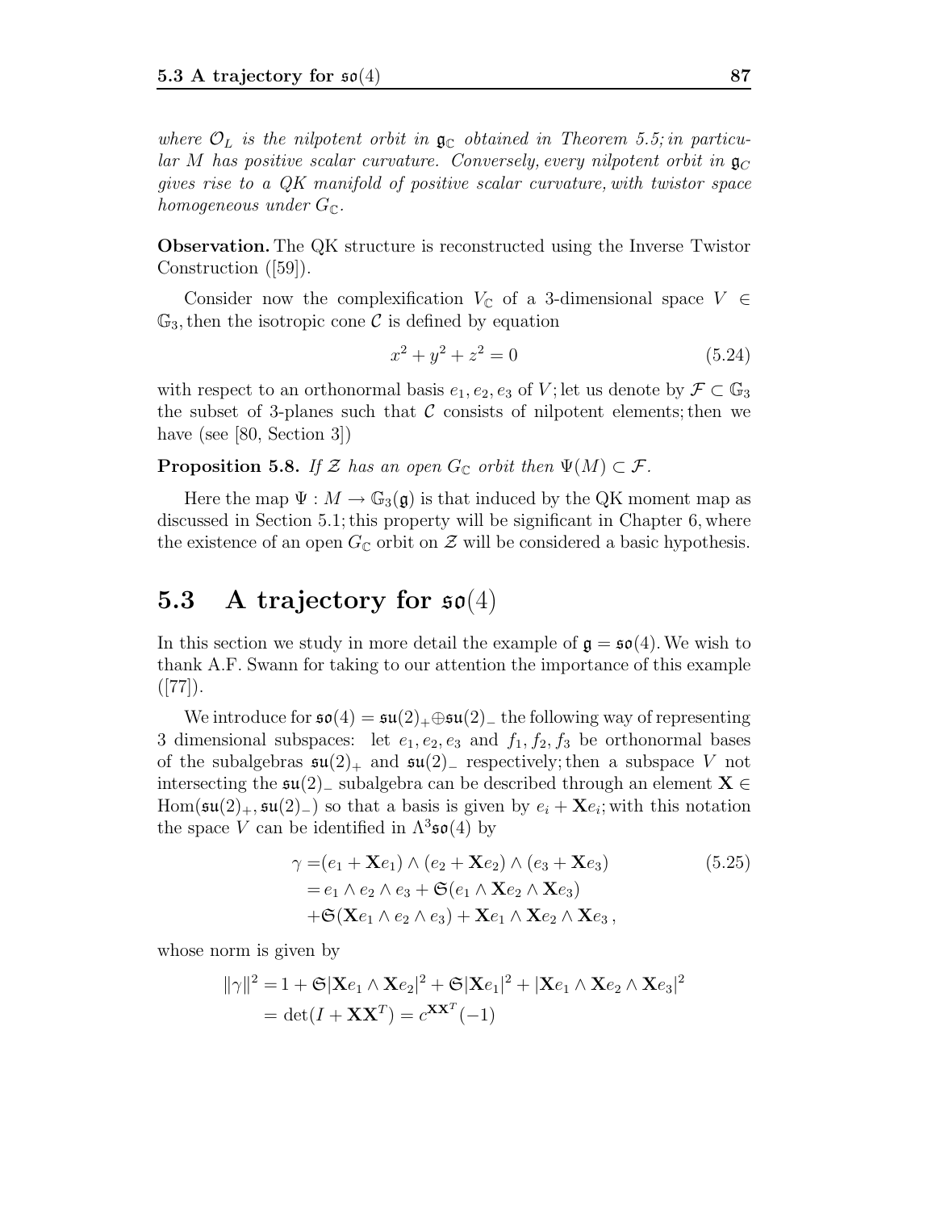*where $\mathcal{O}_L$ is the nilpotent orbit in $\mathfrak{g}_{\mathbb{C}}$ obtained in Theorem 5.5; in particular $M$ has positive scalar curvature. Conversely, every nilpotent orbit in $\mathfrak{g}_C$ gives rise to a QK manifold of positive scalar curvature, with twistor space homogeneous under $G_{\mathbb{C}}$.*

**Observation.** The QK structure is reconstructed using the Inverse Twistor Construction ([59]).

Consider now the complexification $V_{\mathbb{C}}$ of a 3-dimensional space $V \in \mathbb{G}_3$, then the isotropic cone $\mathcal{C}$ is defined by equation

$$x^2 + y^2 + z^2 = 0 \tag{5.24}$$

with respect to an orthonormal basis $e_1, e_2, e_3$ of $V$; let us denote by $\mathcal{F} \subset \mathbb{G}_3$ the subset of 3-planes such that $\mathcal{C}$ consists of nilpotent elements; then we have (see [80, Section 3])

**Proposition 5.8.** *If $\mathcal{Z}$ has an open $G_{\mathbb{C}}$ orbit then $\Psi(M) \subset \mathcal{F}$.*

Here the map $\Psi : M \to \mathbb{G}_3(\mathfrak{g})$ is that induced by the QK moment map as discussed in Section 5.1; this property will be significant in Chapter 6, where the existence of an open $G_{\mathbb{C}}$ orbit on $\mathcal{Z}$ will be considered a basic hypothesis.

## 5.3 A trajectory for $\mathfrak{so}(4)$

In this section we study in more detail the example of $\mathfrak{g} = \mathfrak{so}(4)$. We wish to thank A.F. Swann for taking to our attention the importance of this example ([77]).

We introduce for $\mathfrak{so}(4) = \mathfrak{su}(2)_+ \oplus \mathfrak{su}(2)_-$ the following way of representing 3 dimensional subspaces: let $e_1, e_2, e_3$ and $f_1, f_2, f_3$ be orthonormal bases of the subalgebras $\mathfrak{su}(2)_+$ and $\mathfrak{su}(2)_-$ respectively; then a subspace $V$ not intersecting the $\mathfrak{su}(2)_-$ subalgebra can be described through an element $\mathbf{X} \in \mathrm{Hom}(\mathfrak{su}(2)_+, \mathfrak{su}(2)_-)$ so that a basis is given by $e_i + \mathbf{X}e_i$; with this notation the space $V$ can be identified in $\Lambda^3\mathfrak{so}(4)$ by

$$\begin{aligned}
\gamma =& (e_1 + \mathbf{X}e_1) \wedge (e_2 + \mathbf{X}e_2) \wedge (e_3 + \mathbf{X}e_3) \\
=& \, e_1 \wedge e_2 \wedge e_3 + \mathfrak{S}(e_1 \wedge \mathbf{X}e_2 \wedge \mathbf{X}e_3) \\
&+ \mathfrak{S}(\mathbf{X}e_1 \wedge e_2 \wedge e_3) + \mathbf{X}e_1 \wedge \mathbf{X}e_2 \wedge \mathbf{X}e_3 \, ,
\end{aligned} \tag{5.25}$$

whose norm is given by

$$\begin{aligned}
\|\gamma\|^2 =& \, 1 + \mathfrak{S}|\mathbf{X}e_1 \wedge \mathbf{X}e_2|^2 + \mathfrak{S}|\mathbf{X}e_1|^2 + |\mathbf{X}e_1 \wedge \mathbf{X}e_2 \wedge \mathbf{X}e_3|^2 \\
=& \det(I + \mathbf{X}\mathbf{X}^T) = c^{\mathbf{X}\mathbf{X}^T}(-1)
\end{aligned}$$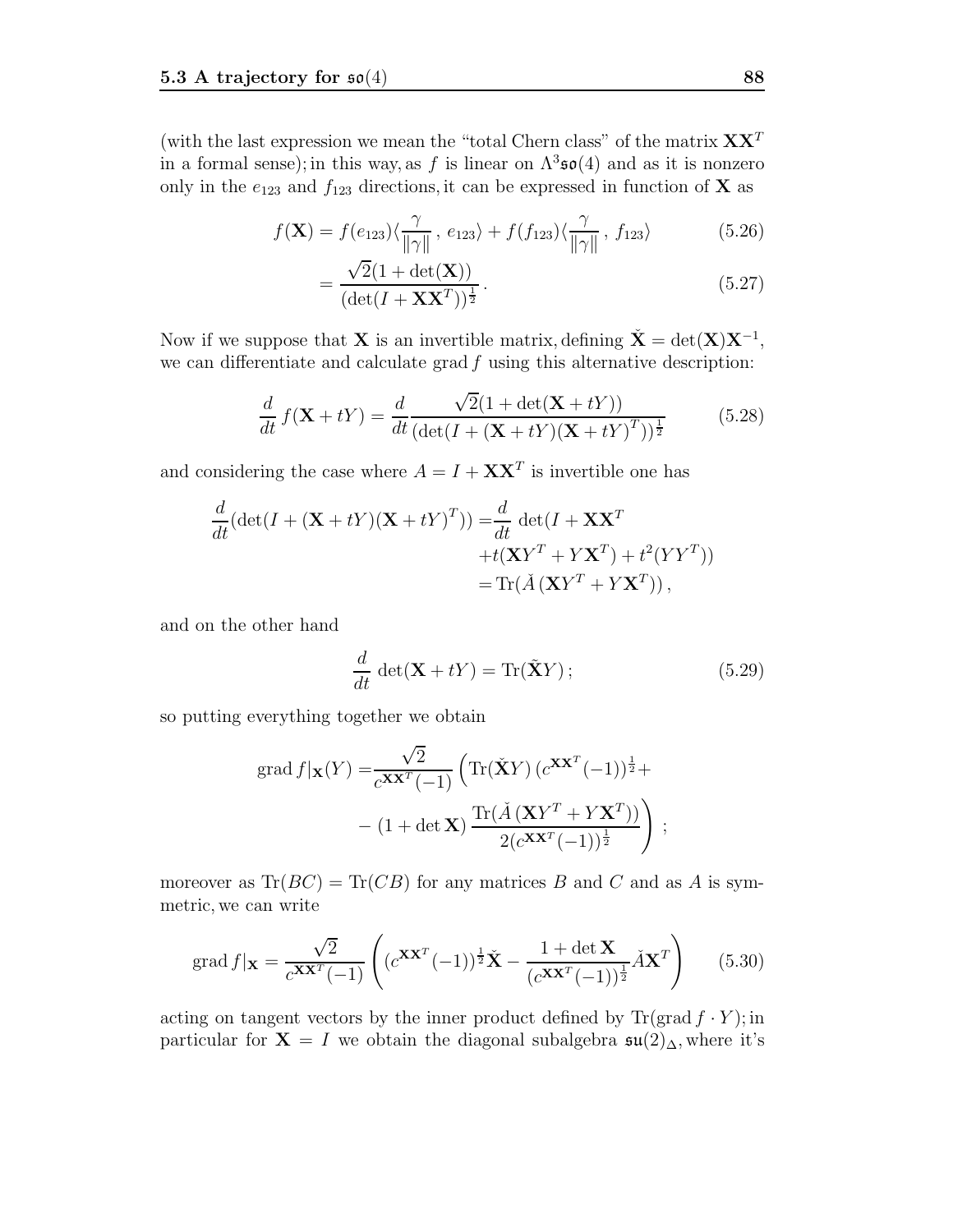(with the last expression we mean the "total Chern class" of the matrix $\mathbf{X}\mathbf{X}^T$ in a formal sense); in this way, as $f$ is linear on $\Lambda^3\mathfrak{so}(4)$ and as it is nonzero only in the $e_{123}$ and $f_{123}$ directions, it can be expressed in function of $\mathbf{X}$ as

$$f(\mathbf{X}) = f(e_{123})\langle\frac{\gamma}{\|\gamma\|}\,,\,e_{123}\rangle + f(f_{123})\langle\frac{\gamma}{\|\gamma\|}\,,\,f_{123}\rangle \tag{5.26}$$

$$= \frac{\sqrt{2}(1+\det(\mathbf{X}))}{(\det(I+\mathbf{X}\mathbf{X}^T))^{\frac{1}{2}}}\,. \tag{5.27}$$

Now if we suppose that $\mathbf{X}$ is an invertible matrix, defining $\check{\mathbf{X}} = \det(\mathbf{X})\mathbf{X}^{-1}$, we can differentiate and calculate $\operatorname{grad} f$ using this alternative description:

$$\frac{d}{dt}\,f(\mathbf{X}+tY) = \frac{d}{dt}\frac{\sqrt{2}(1+\det(\mathbf{X}+tY))}{(\det(I+(\mathbf{X}+tY)(\mathbf{X}+tY)^T))^{\frac{1}{2}}} \tag{5.28}$$

and considering the case where $A = I + \mathbf{X}\mathbf{X}^T$ is invertible one has

$$\begin{aligned}\frac{d}{dt}(\det(I+(\mathbf{X}+tY)(\mathbf{X}+tY)^T)) =& \frac{d}{dt}\,\det(I+\mathbf{X}\mathbf{X}^T \\ &+t(\mathbf{X}Y^T+Y\mathbf{X}^T)+t^2(YY^T)) \\ &= \operatorname{Tr}(\check{A}\,(\mathbf{X}Y^T+Y\mathbf{X}^T))\,,\end{aligned}$$

and on the other hand

$$\frac{d}{dt}\,\det(\mathbf{X}+tY) = \operatorname{Tr}(\tilde{\mathbf{X}}Y)\,; \tag{5.29}$$

so putting everything together we obtain

$$\begin{aligned}\operatorname{grad} f|_{\mathbf{X}}(Y) =& \frac{\sqrt{2}}{c^{\mathbf{X}\mathbf{X}^T}(-1)}\Big(\operatorname{Tr}(\check{\mathbf{X}}Y)\,(c^{\mathbf{X}\mathbf{X}^T}(-1))^{\frac{1}{2}}+ \\ &-(1+\det\mathbf{X})\,\frac{\operatorname{Tr}(\check{A}\,(\mathbf{X}Y^T+Y\mathbf{X}^T))}{2(c^{\mathbf{X}\mathbf{X}^T}(-1))^{\frac{1}{2}}}\Big)\;;\end{aligned}$$

moreover as $\operatorname{Tr}(BC) = \operatorname{Tr}(CB)$ for any matrices $B$ and $C$ and as $A$ is symmetric, we can write

$$\operatorname{grad} f|_{\mathbf{X}} = \frac{\sqrt{2}}{c^{\mathbf{X}\mathbf{X}^T}(-1)}\left((c^{\mathbf{X}\mathbf{X}^T}(-1))^{\frac{1}{2}}\check{\mathbf{X}} - \frac{1+\det\mathbf{X}}{(c^{\mathbf{X}\mathbf{X}^T}(-1))^{\frac{1}{2}}}\check{A}\mathbf{X}^T\right) \tag{5.30}$$

acting on tangent vectors by the inner product defined by $\operatorname{Tr}(\operatorname{grad} f \cdot Y)$; in particular for $\mathbf{X} = I$ we obtain the diagonal subalgebra $\mathfrak{su}(2)_\Delta$, where it's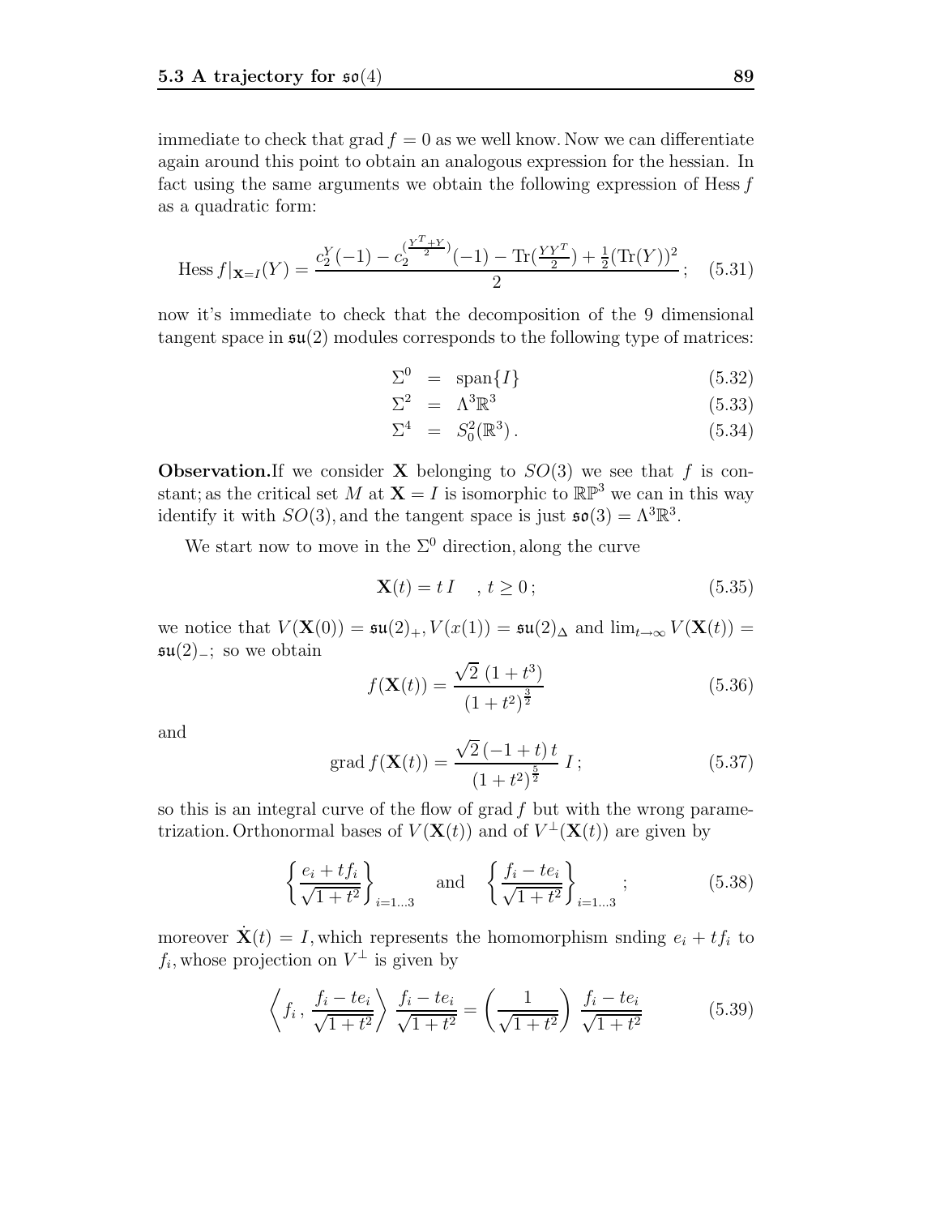immediate to check that grad $f = 0$ as we well know. Now we can differentiate again around this point to obtain an analogous expression for the hessian. In fact using the same arguments we obtain the following expression of Hess $f$ as a quadratic form:

$$\text{Hess}\, f|_{\mathbf{X}=I}(Y) = \frac{c_2^Y(-1) - c_2^{(\frac{Y^T+Y}{2})}(-1) - \text{Tr}(\frac{YY^T}{2}) + \frac{1}{2}(\text{Tr}(Y))^2}{2}; \quad (5.31)$$

now it's immediate to check that the decomposition of the 9 dimensional tangent space in $\mathfrak{su}(2)$ modules corresponds to the following type of matrices:

$$\Sigma^0 = \text{span}\{I\} \quad (5.32)$$

$$\Sigma^2 = \Lambda^3\mathbb{R}^3 \quad (5.33)$$

$$\Sigma^4 = S_0^2(\mathbb{R}^3)\,. \quad (5.34)$$

**Observation.** If we consider $\mathbf{X}$ belonging to $SO(3)$ we see that $f$ is constant; as the critical set $M$ at $\mathbf{X} = I$ is isomorphic to $\mathbb{RP}^3$ we can in this way identify it with $SO(3)$, and the tangent space is just $\mathfrak{so}(3) = \Lambda^3\mathbb{R}^3$.

We start now to move in the $\Sigma^0$ direction, along the curve

$$\mathbf{X}(t) = t\,I \quad , t \geq 0\,; \quad (5.35)$$

we notice that $V(\mathbf{X}(0)) = \mathfrak{su}(2)_+, V(x(1)) = \mathfrak{su}(2)_\Delta$ and $\lim_{t\to\infty} V(\mathbf{X}(t)) = \mathfrak{su}(2)_-$; so we obtain

$$f(\mathbf{X}(t)) = \frac{\sqrt{2}\,(1+t^3)}{(1+t^2)^{\frac{3}{2}}} \quad (5.36)$$

and

$$\text{grad}\, f(\mathbf{X}(t)) = \frac{\sqrt{2}\,(-1+t)\,t}{(1+t^2)^{\frac{5}{2}}}\, I\,; \quad (5.37)$$

so this is an integral curve of the flow of grad $f$ but with the wrong parametrization. Orthonormal bases of $V(\mathbf{X}(t))$ and of $V^\perp(\mathbf{X}(t))$ are given by

$$\left\{\frac{e_i + tf_i}{\sqrt{1+t^2}}\right\}_{i=1\ldots3} \quad \text{and} \quad \left\{\frac{f_i - te_i}{\sqrt{1+t^2}}\right\}_{i=1\ldots3}\,; \quad (5.38)$$

moreover $\dot{\mathbf{X}}(t) = I$, which represents the homomorphism snding $e_i + tf_i$ to $f_i$, whose projection on $V^\perp$ is given by

$$\left\langle f_i\,,\, \frac{f_i - te_i}{\sqrt{1+t^2}}\right\rangle \frac{f_i - te_i}{\sqrt{1+t^2}} = \left(\frac{1}{\sqrt{1+t^2}}\right) \frac{f_i - te_i}{\sqrt{1+t^2}} \quad (5.39)$$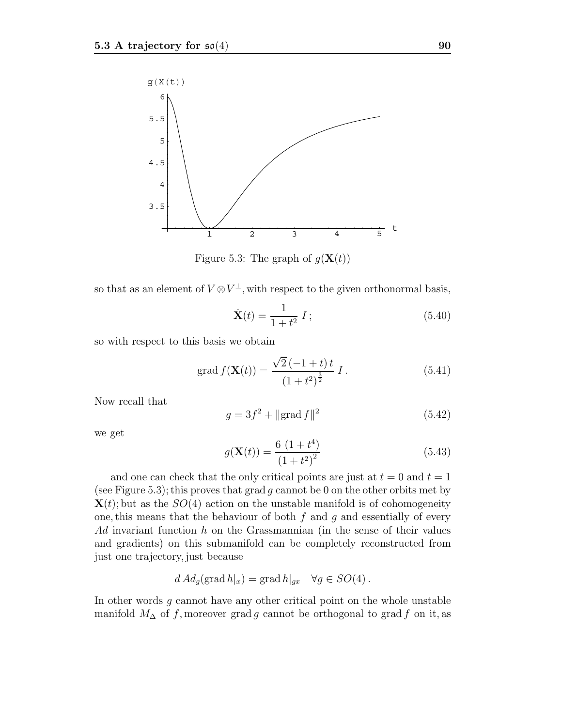Figure 5.3: The graph of $g(\mathbf{X}(t))$

so that as an element of $V \otimes V^{\perp}$, with respect to the given orthonormal basis,

$$\dot{\mathbf{X}}(t) = \frac{1}{1+t^2}\, I\,; \tag{5.40}$$

so with respect to this basis we obtain

$$\operatorname{grad} f(\mathbf{X}(t)) = \frac{\sqrt{2}\,(-1+t)\,t}{(1+t^2)^{\frac{3}{2}}}\, I\,. \tag{5.41}$$

Now recall that

$$g = 3f^2 + \|\operatorname{grad} f\|^2 \tag{5.42}$$

we get

$$g(\mathbf{X}(t)) = \frac{6\,\left(1+t^4\right)}{\left(1+t^2\right)^2} \tag{5.43}$$

and one can check that the only critical points are just at $t = 0$ and $t = 1$ (see Figure 5.3); this proves that $\operatorname{grad} g$ cannot be 0 on the other orbits met by $\mathbf{X}(t)$; but as the $SO(4)$ action on the unstable manifold is of cohomogeneity one, this means that the behaviour of both $f$ and $g$ and essentially of every $Ad$ invariant function $h$ on the Grassmannian (in the sense of their values and gradients) on this submanifold can be completely reconstructed from just one trajectory, just because

$$d\,Ad_g(\operatorname{grad} h|_x) = \operatorname{grad} h|_{gx} \quad \forall g \in SO(4)\,.$$

In other words $g$ cannot have any other critical point on the whole unstable manifold $M_\Delta$ of $f$, moreover $\operatorname{grad} g$ cannot be orthogonal to $\operatorname{grad} f$ on it, as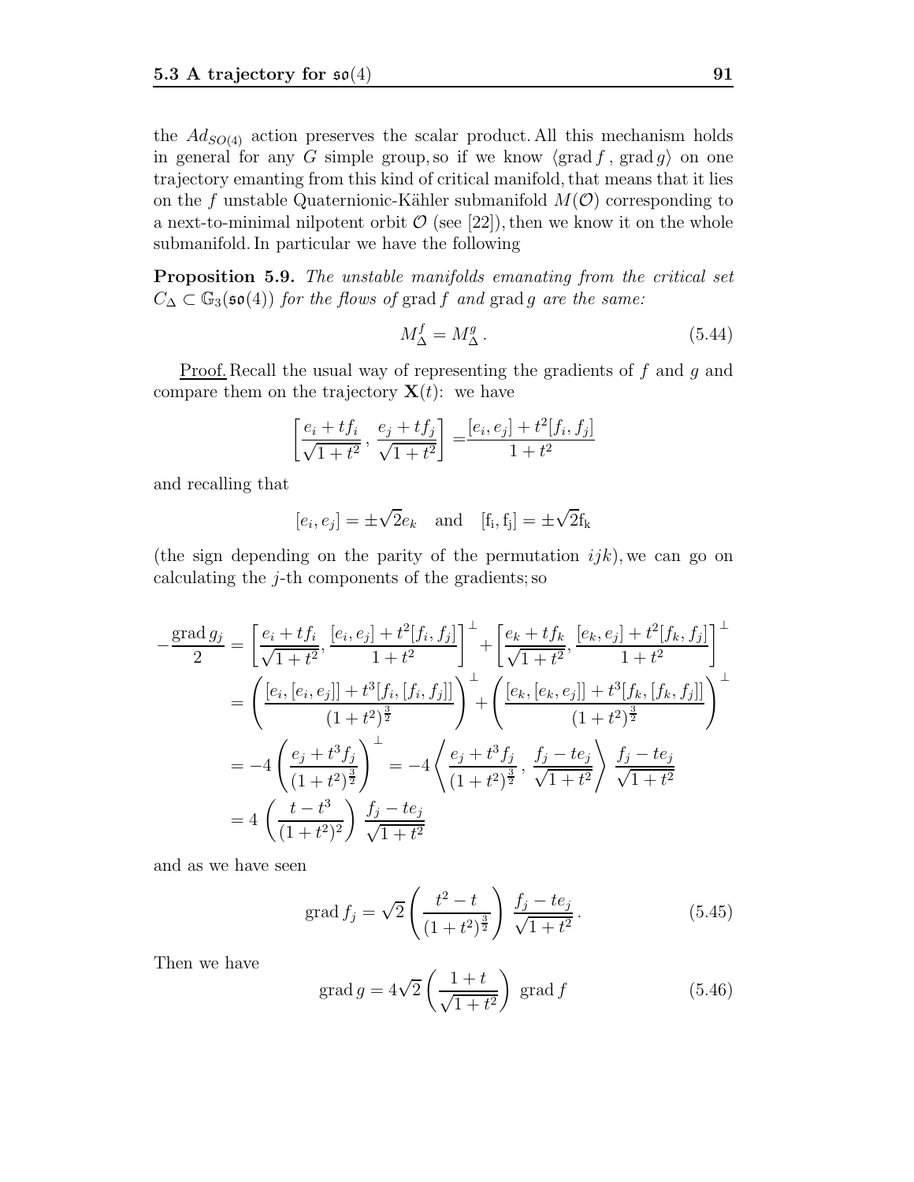the $Ad_{SO(4)}$ action preserves the scalar product. All this mechanism holds in general for any $G$ simple group, so if we know $\langle \mathrm{grad}\, f\,,\, \mathrm{grad}\, g\rangle$ on one trajectory emanting from this kind of critical manifold, that means that it lies on the $f$ unstable Quaternionic-Kähler submanifold $M(\mathcal{O})$ corresponding to a next-to-minimal nilpotent orbit $\mathcal{O}$ (see [22]), then we know it on the whole submanifold. In particular we have the following

**Proposition 5.9.** *The unstable manifolds emanating from the critical set $C_\Delta \subset \mathbb{G}_3(\mathfrak{so}(4))$ for the flows of* $\mathrm{grad}\, f$ *and* $\mathrm{grad}\, g$ *are the same:*

$$M^f_\Delta = M^g_\Delta\,. \tag{5.44}$$

Proof. Recall the usual way of representing the gradients of $f$ and $g$ and compare them on the trajectory $\mathbf{X}(t)$: we have

$$\left[\frac{e_i + tf_i}{\sqrt{1+t^2}}\,,\, \frac{e_j + tf_j}{\sqrt{1+t^2}}\right] = \frac{[e_i, e_j] + t^2[f_i, f_j]}{1+t^2}$$

and recalling that

$$[e_i, e_j] = \pm\sqrt{2}e_k \quad \text{and} \quad [\mathrm{f_i}, \mathrm{f_j}] = \pm\sqrt{2}\mathrm{f_k}$$

(the sign depending on the parity of the permutation $ijk$), we can go on calculating the $j$-th components of the gradients; so

$$\begin{aligned}
-\frac{\mathrm{grad}\, g_j}{2} &= \left[\frac{e_i + tf_i}{\sqrt{1+t^2}}, \frac{[e_i, e_j] + t^2[f_i, f_j]}{1+t^2}\right]^\perp + \left[\frac{e_k + tf_k}{\sqrt{1+t^2}}, \frac{[e_k, e_j] + t^2[f_k, f_j]}{1+t^2}\right]^\perp \\
&= \left(\frac{[e_i, [e_i, e_j]] + t^3[f_i, [f_i, f_j]]}{(1+t^2)^{\frac{3}{2}}}\right)^\perp + \left(\frac{[e_k, [e_k, e_j]] + t^3[f_k, [f_k, f_j]]}{(1+t^2)^{\frac{3}{2}}}\right)^\perp \\
&= -4\left(\frac{e_j + t^3 f_j}{(1+t^2)^{\frac{3}{2}}}\right)^\perp = -4\left\langle \frac{e_j + t^3 f_j}{(1+t^2)^{\frac{3}{2}}}\,,\, \frac{f_j - te_j}{\sqrt{1+t^2}}\right\rangle \frac{f_j - te_j}{\sqrt{1+t^2}} \\
&= 4\, \left(\frac{t - t^3}{(1+t^2)^2}\right) \frac{f_j - te_j}{\sqrt{1+t^2}}
\end{aligned}$$

and as we have seen

$$\mathrm{grad}\, f_j = \sqrt{2}\left(\frac{t^2 - t}{(1+t^2)^{\frac{3}{2}}}\right) \frac{f_j - te_j}{\sqrt{1+t^2}}\,. \tag{5.45}$$

Then we have

$$\mathrm{grad}\, g = 4\sqrt{2}\left(\frac{1+t}{\sqrt{1+t^2}}\right)\, \mathrm{grad}\, f \tag{5.46}$$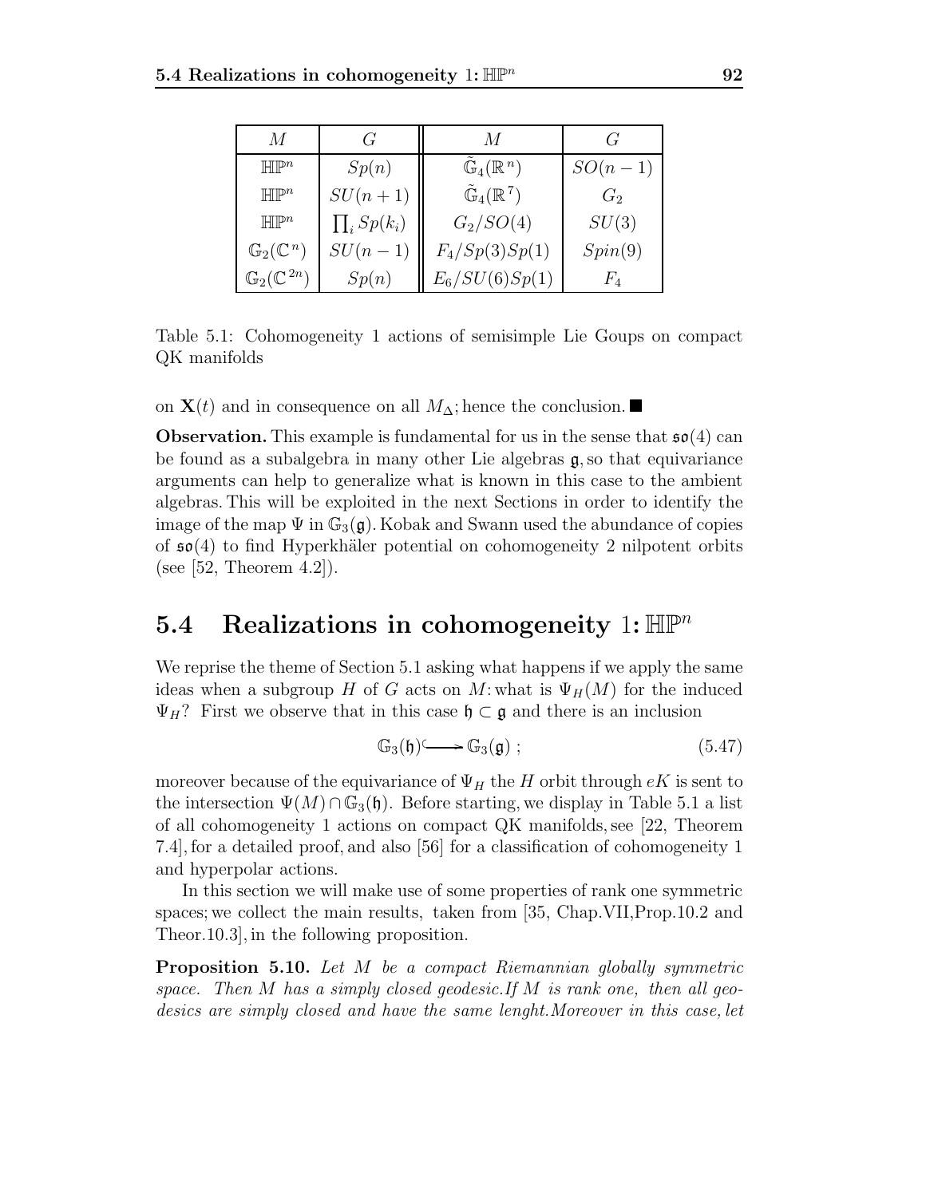| $M$ | $G$ | $M$ | $G$ |
|---|---|---|---|
| $\mathbb{HP}^n$ | $Sp(n)$ | $\tilde{\mathbb{G}}_4(\mathbb{R}^n)$ | $SO(n-1)$ |
| $\mathbb{HP}^n$ | $SU(n+1)$ | $\tilde{\mathbb{G}}_4(\mathbb{R}^7)$ | $G_2$ |
| $\mathbb{HP}^n$ | $\prod_i Sp(k_i)$ | $G_2/SO(4)$ | $SU(3)$ |
| $\mathbb{G}_2(\mathbb{C}^n)$ | $SU(n-1)$ | $F_4/Sp(3)Sp(1)$ | $Spin(9)$ |
| $\mathbb{G}_2(\mathbb{C}^{2n})$ | $Sp(n)$ | $E_6/SU(6)Sp(1)$ | $F_4$ |

Table 5.1: Cohomogeneity 1 actions of semisimple Lie Goups on compact QK manifolds

on $\mathbf{X}(t)$ and in consequence on all $M_\Delta$; hence the conclusion. ■

**Observation.** This example is fundamental for us in the sense that $\mathfrak{so}(4)$ can be found as a subalgebra in many other Lie algebras $\mathfrak{g}$, so that equivariance arguments can help to generalize what is known in this case to the ambient algebras. This will be exploited in the next Sections in order to identify the image of the map $\Psi$ in $\mathbb{G}_3(\mathfrak{g})$. Kobak and Swann used the abundance of copies of $\mathfrak{so}(4)$ to find Hyperkhäler potential on cohomogeneity 2 nilpotent orbits (see [52, Theorem 4.2]).

## 5.4 Realizations in cohomogeneity 1: $\mathbb{HP}^n$

We reprise the theme of Section 5.1 asking what happens if we apply the same ideas when a subgroup $H$ of $G$ acts on $M$: what is $\Psi_H(M)$ for the induced $\Psi_H$? First we observe that in this case $\mathfrak{h} \subset \mathfrak{g}$ and there is an inclusion

$$\mathbb{G}_3(\mathfrak{h}) \hookrightarrow \mathbb{G}_3(\mathfrak{g}) \; ; \tag{5.47}$$

moreover because of the equivariance of $\Psi_H$ the $H$ orbit through $eK$ is sent to the intersection $\Psi(M) \cap \mathbb{G}_3(\mathfrak{h})$. Before starting, we display in Table 5.1 a list of all cohomogeneity 1 actions on compact QK manifolds, see [22, Theorem 7.4], for a detailed proof, and also [56] for a classification of cohomogeneity 1 and hyperpolar actions.

In this section we will make use of some properties of rank one symmetric spaces; we collect the main results, taken from [35, Chap.VII,Prop.10.2 and Theor.10.3], in the following proposition.

**Proposition 5.10.** *Let $M$ be a compact Riemannian globally symmetric space. Then $M$ has a simply closed geodesic.If $M$ is rank one, then all geodesics are simply closed and have the same lenght.Moreover in this case, let*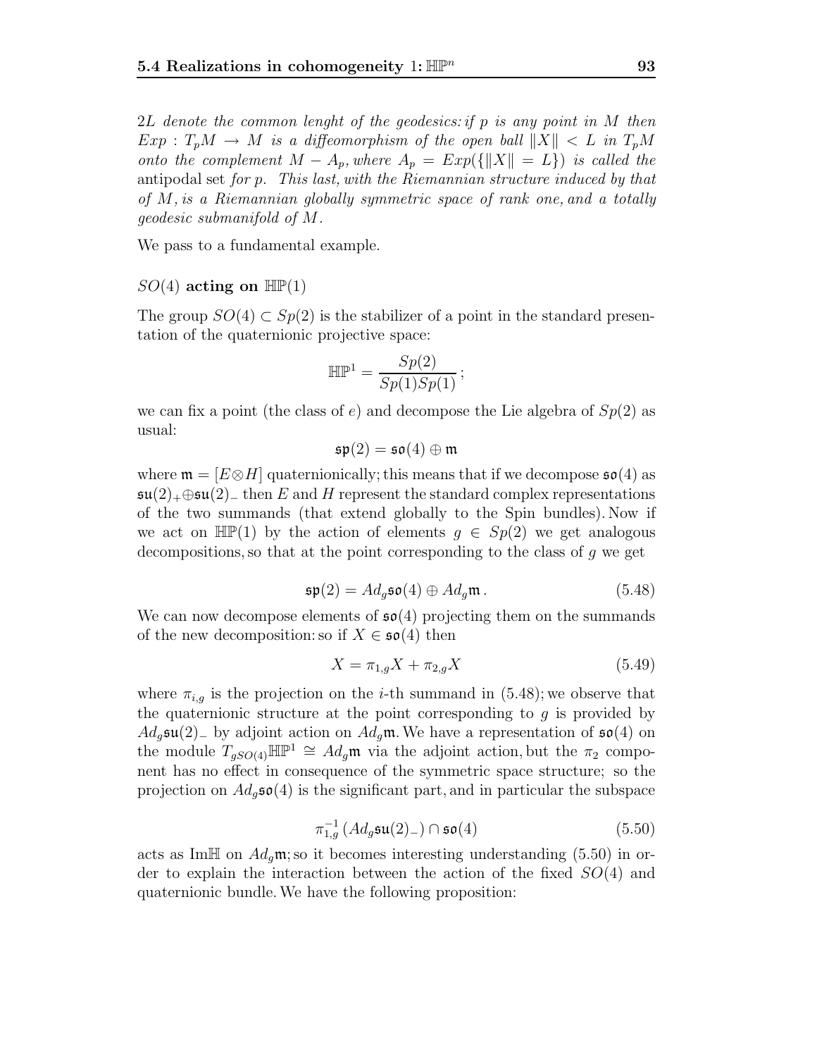*$2L$ denote the common lenght of the geodesics: if $p$ is any point in $M$ then $Exp : T_pM \to M$ is a diffeomorphism of the open ball $\|X\| < L$ in $T_pM$ onto the complement $M - A_p$, where $A_p = Exp(\{\|X\| = L\})$ is called the* antipodal set *for $p$. This last, with the Riemannian structure induced by that of $M$, is a Riemannian globally symmetric space of rank one, and a totally geodesic submanifold of $M$.*

We pass to a fundamental example.

**$SO(4)$ acting on $\mathbb{HP}(1)$**

The group $SO(4) \subset Sp(2)$ is the stabilizer of a point in the standard presentation of the quaternionic projective space:

$$\mathbb{HP}^1 = \frac{Sp(2)}{Sp(1)Sp(1)};$$

we can fix a point (the class of $e$) and decompose the Lie algebra of $Sp(2)$ as usual:

$$\mathfrak{sp}(2) = \mathfrak{so}(4) \oplus \mathfrak{m}$$

where $\mathfrak{m} = [E \otimes H]$ quaternionically; this means that if we decompose $\mathfrak{so}(4)$ as $\mathfrak{su}(2)_+ \oplus \mathfrak{su}(2)_-$ then $E$ and $H$ represent the standard complex representations of the two summands (that extend globally to the Spin bundles). Now if we act on $\mathbb{HP}(1)$ by the action of elements $g \in Sp(2)$ we get analogous decompositions, so that at the point corresponding to the class of $g$ we get

$$\mathfrak{sp}(2) = Ad_g \mathfrak{so}(4) \oplus Ad_g \mathfrak{m}. \tag{5.48}$$

We can now decompose elements of $\mathfrak{so}(4)$ projecting them on the summands of the new decomposition: so if $X \in \mathfrak{so}(4)$ then

$$X = \pi_{1,g} X + \pi_{2,g} X \tag{5.49}$$

where $\pi_{i,g}$ is the projection on the $i$-th summand in (5.48); we observe that the quaternionic structure at the point corresponding to $g$ is provided by $Ad_g \mathfrak{su}(2)_-$ by adjoint action on $Ad_g \mathfrak{m}$. We have a representation of $\mathfrak{so}(4)$ on the module $T_{gSO(4)} \mathbb{HP}^1 \cong Ad_g \mathfrak{m}$ via the adjoint action, but the $\pi_2$ component has no effect in consequence of the symmetric space structure; so the projection on $Ad_g \mathfrak{so}(4)$ is the significant part, and in particular the subspace

$$\pi_{1,g}^{-1} \left( Ad_g \mathfrak{su}(2)_- \right) \cap \mathfrak{so}(4) \tag{5.50}$$

acts as $\mathrm{Im}\mathbb{H}$ on $Ad_g \mathfrak{m}$; so it becomes interesting understanding (5.50) in order to explain the interaction between the action of the fixed $SO(4)$ and quaternionic bundle. We have the following proposition: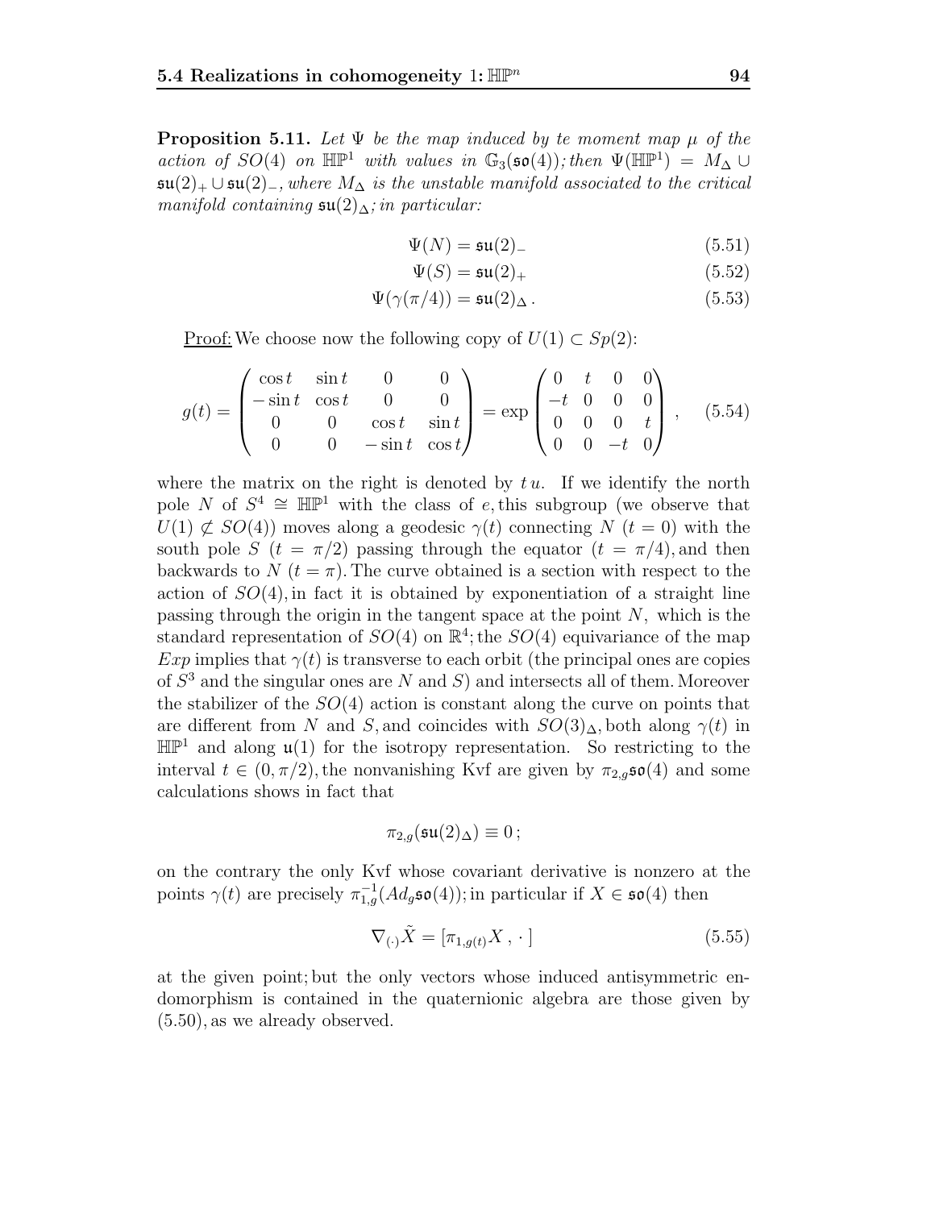**Proposition 5.11.** *Let $\Psi$ be the map induced by te moment map $\mu$ of the action of $SO(4)$ on $\mathbb{HP}^1$ with values in $\mathbb{G}_3(\mathfrak{so}(4))$; then $\Psi(\mathbb{HP}^1) = M_\Delta \cup \mathfrak{su}(2)_+ \cup \mathfrak{su}(2)_-$, where $M_\Delta$ is the unstable manifold associated to the critical manifold containing $\mathfrak{su}(2)_\Delta$; in particular:*

$$\Psi(N) = \mathfrak{su}(2)_- \tag{5.51}$$

$$\Psi(S) = \mathfrak{su}(2)_+ \tag{5.52}$$

$$\Psi(\gamma(\pi/4)) = \mathfrak{su}(2)_\Delta\,. \tag{5.53}$$

Proof: We choose now the following copy of $U(1) \subset Sp(2)$:

$$g(t) = \begin{pmatrix} \cos t & \sin t & 0 & 0 \\ -\sin t & \cos t & 0 & 0 \\ 0 & 0 & \cos t & \sin t \\ 0 & 0 & -\sin t & \cos t \end{pmatrix} = \exp \begin{pmatrix} 0 & t & 0 & 0 \\ -t & 0 & 0 & 0 \\ 0 & 0 & 0 & t \\ 0 & 0 & -t & 0 \end{pmatrix}, \tag{5.54}$$

where the matrix on the right is denoted by $t\,u$. If we identify the north pole $N$ of $S^4 \cong \mathbb{HP}^1$ with the class of $e$, this subgroup (we observe that $U(1) \not\subset SO(4)$) moves along a geodesic $\gamma(t)$ connecting $N$ $(t = 0)$ with the south pole $S$ $(t = \pi/2)$ passing through the equator $(t = \pi/4)$, and then backwards to $N$ $(t = \pi)$. The curve obtained is a section with respect to the action of $SO(4)$, in fact it is obtained by exponentiation of a straight line passing through the origin in the tangent space at the point $N$, which is the standard representation of $SO(4)$ on $\mathbb{R}^4$; the $SO(4)$ equivariance of the map $Exp$ implies that $\gamma(t)$ is transverse to each orbit (the principal ones are copies of $S^3$ and the singular ones are $N$ and $S$) and intersects all of them. Moreover the stabilizer of the $SO(4)$ action is constant along the curve on points that are different from $N$ and $S$, and coincides with $SO(3)_\Delta$, both along $\gamma(t)$ in $\mathbb{HP}^1$ and along $\mathfrak{u}(1)$ for the isotropy representation. So restricting to the interval $t \in (0, \pi/2)$, the nonvanishing Kvf are given by $\pi_{2,g}\mathfrak{so}(4)$ and some calculations shows in fact that

$$\pi_{2,g}(\mathfrak{su}(2)_\Delta) \equiv 0\,;$$

on the contrary the only Kvf whose covariant derivative is nonzero at the points $\gamma(t)$ are precisely $\pi_{1,g}^{-1}(Ad_g\mathfrak{so}(4))$; in particular if $X \in \mathfrak{so}(4)$ then

$$\nabla_{(\cdot)}\tilde{X} = [\pi_{1,g(t)}X\,,\,\cdot\,] \tag{5.55}$$

at the given point; but the only vectors whose induced antisymmetric endomorphism is contained in the quaternionic algebra are those given by (5.50), as we already observed.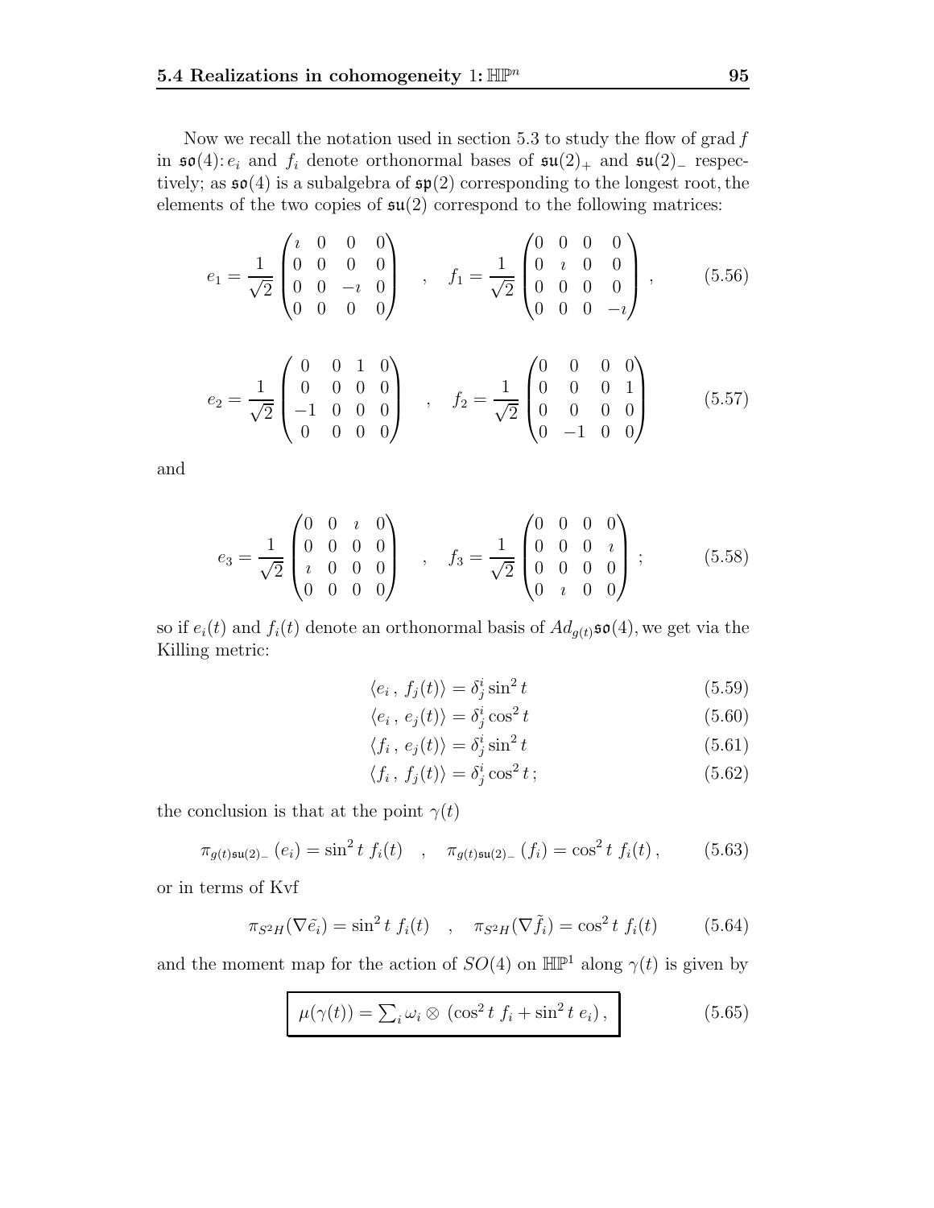Now we recall the notation used in section 5.3 to study the flow of grad $f$ in $\mathfrak{so}(4)$: $e_i$ and $f_i$ denote orthonormal bases of $\mathfrak{su}(2)_+$ and $\mathfrak{su}(2)_-$ respectively; as $\mathfrak{so}(4)$ is a subalgebra of $\mathfrak{sp}(2)$ corresponding to the longest root, the elements of the two copies of $\mathfrak{su}(2)$ correspond to the following matrices:

$$e_1 = \frac{1}{\sqrt{2}} \begin{pmatrix} \imath & 0 & 0 & 0 \\ 0 & 0 & 0 & 0 \\ 0 & 0 & -\imath & 0 \\ 0 & 0 & 0 & 0 \end{pmatrix} \quad , \quad f_1 = \frac{1}{\sqrt{2}} \begin{pmatrix} 0 & 0 & 0 & 0 \\ 0 & \imath & 0 & 0 \\ 0 & 0 & 0 & 0 \\ 0 & 0 & 0 & -\imath \end{pmatrix} , \tag{5.56}$$

$$e_2 = \frac{1}{\sqrt{2}} \begin{pmatrix} 0 & 0 & 1 & 0 \\ 0 & 0 & 0 & 0 \\ -1 & 0 & 0 & 0 \\ 0 & 0 & 0 & 0 \end{pmatrix} \quad , \quad f_2 = \frac{1}{\sqrt{2}} \begin{pmatrix} 0 & 0 & 0 & 0 \\ 0 & 0 & 0 & 1 \\ 0 & 0 & 0 & 0 \\ 0 & -1 & 0 & 0 \end{pmatrix} \tag{5.57}$$

and

$$e_3 = \frac{1}{\sqrt{2}} \begin{pmatrix} 0 & 0 & \imath & 0 \\ 0 & 0 & 0 & 0 \\ \imath & 0 & 0 & 0 \\ 0 & 0 & 0 & 0 \end{pmatrix} \quad , \quad f_3 = \frac{1}{\sqrt{2}} \begin{pmatrix} 0 & 0 & 0 & 0 \\ 0 & 0 & 0 & \imath \\ 0 & 0 & 0 & 0 \\ 0 & \imath & 0 & 0 \end{pmatrix} ; \tag{5.58}$$

so if $e_i(t)$ and $f_i(t)$ denote an orthonormal basis of $Ad_{g(t)}\mathfrak{so}(4)$, we get via the Killing metric:

$$\langle e_i \, , \, f_j(t) \rangle = \delta^i_j \sin^2 t \tag{5.59}$$

$$\langle e_i \, , \, e_j(t) \rangle = \delta^i_j \cos^2 t \tag{5.60}$$

$$\langle f_i \, , \, e_j(t) \rangle = \delta^i_j \sin^2 t \tag{5.61}$$

$$\langle f_i \, , \, f_j(t) \rangle = \delta^i_j \cos^2 t \, ; \tag{5.62}$$

the conclusion is that at the point $\gamma(t)$

$$\pi_{g(t)\mathfrak{su}(2)_-}(e_i) = \sin^2 t \; f_i(t) \quad , \quad \pi_{g(t)\mathfrak{su}(2)_-}(f_i) = \cos^2 t \; f_i(t) \, , \tag{5.63}$$

or in terms of Kvf

$$\pi_{S^2H}(\nabla \tilde{e_i}) = \sin^2 t \; f_i(t) \quad , \quad \pi_{S^2H}(\nabla \tilde{f_i}) = \cos^2 t \; f_i(t) \tag{5.64}$$

and the moment map for the action of $SO(4)$ on $\mathbb{HP}^1$ along $\gamma(t)$ is given by

$$\boxed{\mu(\gamma(t)) = \textstyle\sum_i \omega_i \otimes \left(\cos^2 t \; f_i + \sin^2 t \; e_i\right),} \tag{5.65}$$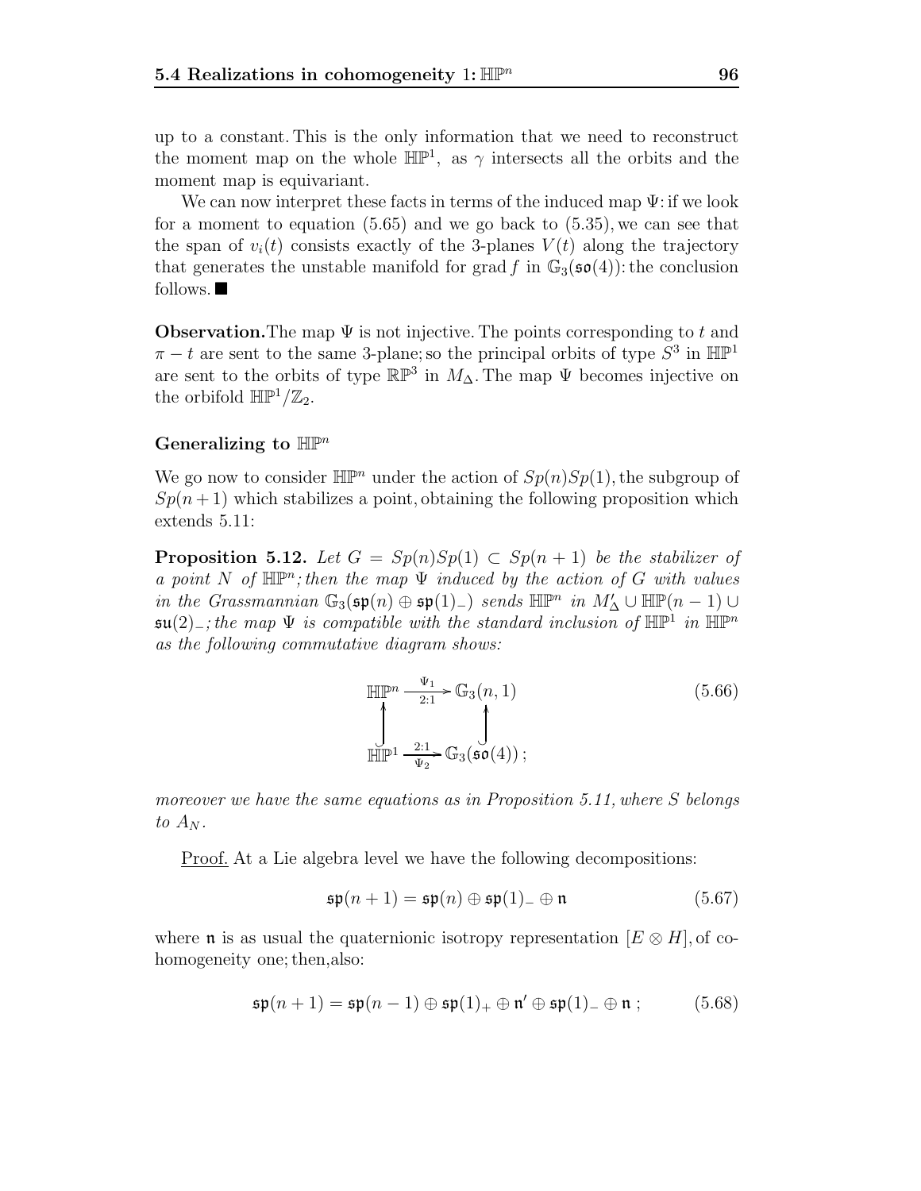up to a constant. This is the only information that we need to reconstruct the moment map on the whole $\mathbb{HP}^1$, as $\gamma$ intersects all the orbits and the moment map is equivariant.

We can now interpret these facts in terms of the induced map $\Psi$: if we look for a moment to equation (5.65) and we go back to (5.35), we can see that the span of $v_i(t)$ consists exactly of the 3-planes $V(t)$ along the trajectory that generates the unstable manifold for grad $f$ in $\mathbb{G}_3(\mathfrak{so}(4))$: the conclusion follows. ■

**Observation.** The map $\Psi$ is not injective. The points corresponding to $t$ and $\pi - t$ are sent to the same 3-plane; so the principal orbits of type $S^3$ in $\mathbb{HP}^1$ are sent to the orbits of type $\mathbb{RP}^3$ in $M_\Delta$. The map $\Psi$ becomes injective on the orbifold $\mathbb{HP}^1/\mathbb{Z}_2$.

### Generalizing to $\mathbb{HP}^n$

We go now to consider $\mathbb{HP}^n$ under the action of $Sp(n)Sp(1)$, the subgroup of $Sp(n+1)$ which stabilizes a point, obtaining the following proposition which extends 5.11:

**Proposition 5.12.** *Let $G = Sp(n)Sp(1) \subset Sp(n+1)$ be the stabilizer of a point $N$ of $\mathbb{HP}^n$; then the map $\Psi$ induced by the action of $G$ with values in the Grassmannian $\mathbb{G}_3(\mathfrak{sp}(n) \oplus \mathfrak{sp}(1)_-)$ sends $\mathbb{HP}^n$ in $M'_\Delta \cup \mathbb{HP}(n-1) \cup \mathfrak{su}(2)_-$; the map $\Psi$ is compatible with the standard inclusion of $\mathbb{HP}^1$ in $\mathbb{HP}^n$ as the following commutative diagram shows:*

$$\begin{array}{ccc} \mathbb{HP}^n & \xrightarrow[2:1]{\Psi_1} & \mathbb{G}_3(n,1) \\ \uparrow & & \uparrow \\ \mathbb{HP}^1 & \xrightarrow[\Psi_2]{2:1} & \mathbb{G}_3(\mathfrak{so}(4))\,; \end{array} \tag{5.66}$$

*moreover we have the same equations as in Proposition 5.11, where $S$ belongs to $A_N$.*

<u>Proof.</u> At a Lie algebra level we have the following decompositions:

$$\mathfrak{sp}(n+1) = \mathfrak{sp}(n) \oplus \mathfrak{sp}(1)_- \oplus \mathfrak{n} \tag{5.67}$$

where $\mathfrak{n}$ is as usual the quaternionic isotropy representation $[E \otimes H]$, of cohomogeneity one; then, also:

$$\mathfrak{sp}(n+1) = \mathfrak{sp}(n-1) \oplus \mathfrak{sp}(1)_+ \oplus \mathfrak{n}' \oplus \mathfrak{sp}(1)_- \oplus \mathfrak{n}\,; \tag{5.68}$$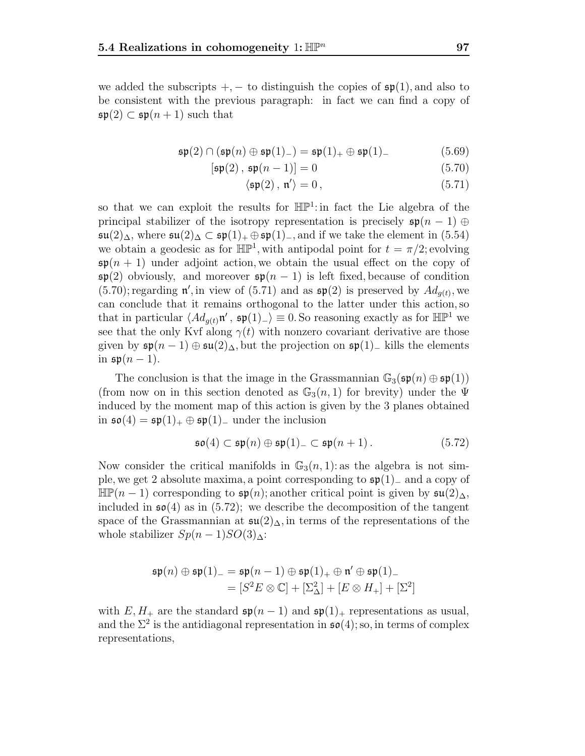we added the subscripts $+, -$ to distinguish the copies of $\mathfrak{sp}(1)$, and also to be consistent with the previous paragraph: in fact we can find a copy of $\mathfrak{sp}(2) \subset \mathfrak{sp}(n+1)$ such that

$$\mathfrak{sp}(2) \cap (\mathfrak{sp}(n) \oplus \mathfrak{sp}(1)_-) = \mathfrak{sp}(1)_+ \oplus \mathfrak{sp}(1)_- \tag{5.69}$$

$$[\mathfrak{sp}(2)\,,\,\mathfrak{sp}(n-1)] = 0 \tag{5.70}$$

$$\langle \mathfrak{sp}(2)\,,\,\mathfrak{n}' \rangle = 0\,, \tag{5.71}$$

so that we can exploit the results for $\mathbb{HP}^1$: in fact the Lie algebra of the principal stabilizer of the isotropy representation is precisely $\mathfrak{sp}(n-1) \oplus \mathfrak{su}(2)_\Delta$, where $\mathfrak{su}(2)_\Delta \subset \mathfrak{sp}(1)_+ \oplus \mathfrak{sp}(1)_-$, and if we take the element in (5.54) we obtain a geodesic as for $\mathbb{HP}^1$, with antipodal point for $t = \pi/2$; evolving $\mathfrak{sp}(n+1)$ under adjoint action, we obtain the usual effect on the copy of $\mathfrak{sp}(2)$ obviously, and moreover $\mathfrak{sp}(n-1)$ is left fixed, because of condition (5.70); regarding $\mathfrak{n}'$, in view of (5.71) and as $\mathfrak{sp}(2)$ is preserved by $Ad_{g(t)}$, we can conclude that it remains orthogonal to the latter under this action, so that in particular $\langle Ad_{g(t)}\mathfrak{n}'\,,\,\mathfrak{sp}(1)_- \rangle \equiv 0$. So reasoning exactly as for $\mathbb{HP}^1$ we see that the only Kvf along $\gamma(t)$ with nonzero covariant derivative are those given by $\mathfrak{sp}(n-1) \oplus \mathfrak{su}(2)_\Delta$, but the projection on $\mathfrak{sp}(1)_-$ kills the elements in $\mathfrak{sp}(n-1)$.

The conclusion is that the image in the Grassmannian $\mathbb{G}_3(\mathfrak{sp}(n) \oplus \mathfrak{sp}(1))$ (from now on in this section denoted as $\mathbb{G}_3(n,1)$ for brevity) under the $\Psi$ induced by the moment map of this action is given by the 3 planes obtained in $\mathfrak{so}(4) = \mathfrak{sp}(1)_+ \oplus \mathfrak{sp}(1)_-$ under the inclusion

$$\mathfrak{so}(4) \subset \mathfrak{sp}(n) \oplus \mathfrak{sp}(1)_- \subset \mathfrak{sp}(n+1)\,. \tag{5.72}$$

Now consider the critical manifolds in $\mathbb{G}_3(n,1)$: as the algebra is not simple, we get 2 absolute maxima, a point corresponding to $\mathfrak{sp}(1)_-$ and a copy of $\mathbb{HP}(n-1)$ corresponding to $\mathfrak{sp}(n)$; another critical point is given by $\mathfrak{su}(2)_\Delta$, included in $\mathfrak{so}(4)$ as in (5.72); we describe the decomposition of the tangent space of the Grassmannian at $\mathfrak{su}(2)_\Delta$, in terms of the representations of the whole stabilizer $Sp(n-1)SO(3)_\Delta$:

$$\begin{aligned}
\mathfrak{sp}(n) \oplus \mathfrak{sp}(1)_- &= \mathfrak{sp}(n-1) \oplus \mathfrak{sp}(1)_+ \oplus \mathfrak{n}' \oplus \mathfrak{sp}(1)_- \\
&= [S^2E \otimes \mathbb{C}] + [\Sigma^2_\Delta] + [E \otimes H_+] + [\Sigma^2]
\end{aligned}$$

with $E, H_+$ are the standard $\mathfrak{sp}(n-1)$ and $\mathfrak{sp}(1)_+$ representations as usual, and the $\Sigma^2$ is the antidiagonal representation in $\mathfrak{so}(4)$; so, in terms of complex representations,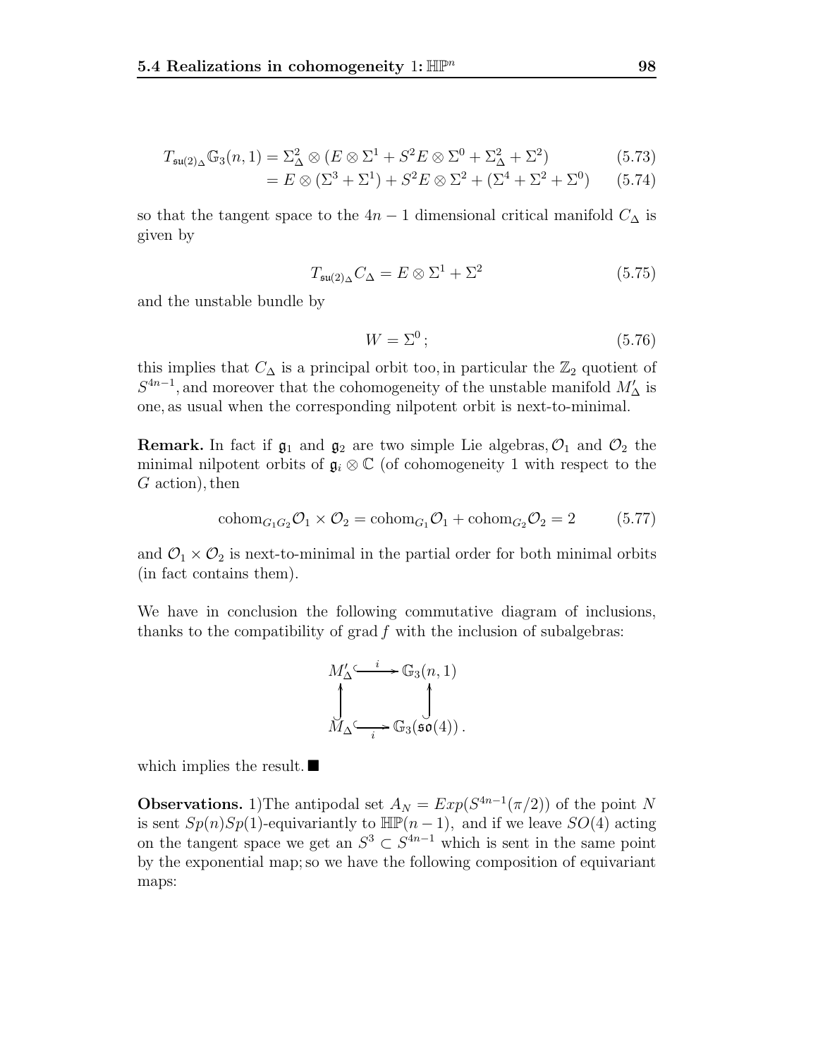$$T_{\mathfrak{su}(2)_\Delta}\mathbb{G}_3(n,1) = \Sigma^2_\Delta \otimes (E \otimes \Sigma^1 + S^2E \otimes \Sigma^0 + \Sigma^2_\Delta + \Sigma^2) \tag{5.73}$$

$$= E \otimes (\Sigma^3 + \Sigma^1) + S^2E \otimes \Sigma^2 + (\Sigma^4 + \Sigma^2 + \Sigma^0) \tag{5.74}$$

so that the tangent space to the $4n-1$ dimensional critical manifold $C_\Delta$ is given by

$$T_{\mathfrak{su}(2)_\Delta} C_\Delta = E \otimes \Sigma^1 + \Sigma^2 \tag{5.75}$$

and the unstable bundle by

$$W = \Sigma^0\,; \tag{5.76}$$

this implies that $C_\Delta$ is a principal orbit too, in particular the $\mathbb{Z}_2$ quotient of $S^{4n-1}$, and moreover that the cohomogeneity of the unstable manifold $M'_\Delta$ is one, as usual when the corresponding nilpotent orbit is next-to-minimal.

**Remark.** In fact if $\mathfrak{g}_1$ and $\mathfrak{g}_2$ are two simple Lie algebras, $\mathcal{O}_1$ and $\mathcal{O}_2$ the minimal nilpotent orbits of $\mathfrak{g}_i \otimes \mathbb{C}$ (of cohomogeneity 1 with respect to the $G$ action), then

$$\mathrm{cohom}_{G_1G_2}\mathcal{O}_1 \times \mathcal{O}_2 = \mathrm{cohom}_{G_1}\mathcal{O}_1 + \mathrm{cohom}_{G_2}\mathcal{O}_2 = 2 \tag{5.77}$$

and $\mathcal{O}_1 \times \mathcal{O}_2$ is next-to-minimal in the partial order for both minimal orbits (in fact contains them).

We have in conclusion the following commutative diagram of inclusions, thanks to the compatibility of grad $f$ with the inclusion of subalgebras:

$$\begin{array}{ccc} M'_\Delta & \xrightarrow{\ i\ } & \mathbb{G}_3(n,1) \\ \uparrow & & \uparrow \\ M_\Delta & \xrightarrow[\ i\ ]{} & \mathbb{G}_3(\mathfrak{so}(4))\,. \end{array}$$

which implies the result. ■

**Observations.** 1)The antipodal set $A_N = Exp(S^{4n-1}(\pi/2))$ of the point $N$ is sent $Sp(n)Sp(1)$-equivariantly to $\mathbb{HP}(n-1)$, and if we leave $SO(4)$ acting on the tangent space we get an $S^3 \subset S^{4n-1}$ which is sent in the same point by the exponential map; so we have the following composition of equivariant maps: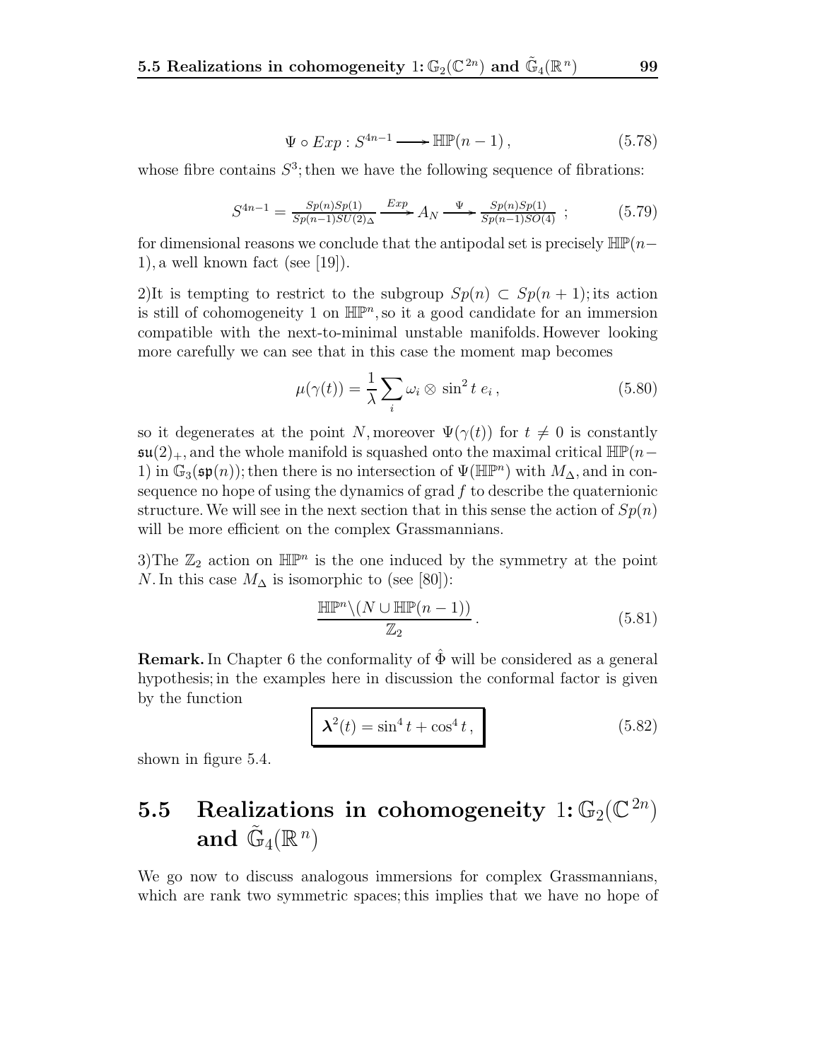$$\Psi \circ Exp : S^{4n-1} \longrightarrow \mathbb{HP}(n-1)\,, \tag{5.78}$$

whose fibre contains $S^3$; then we have the following sequence of fibrations:

$$S^{4n-1} = \frac{Sp(n)Sp(1)}{Sp(n-1)SU(2)_\Delta} \xrightarrow{Exp} A_N \xrightarrow{\Psi} \frac{Sp(n)Sp(1)}{Sp(n-1)SO(4)}\ ; \tag{5.79}$$

for dimensional reasons we conclude that the antipodal set is precisely $\mathbb{HP}(n-1)$, a well known fact (see [19]).

2)It is tempting to restrict to the subgroup $Sp(n) \subset Sp(n+1)$; its action is still of cohomogeneity 1 on $\mathbb{HP}^n$, so it a good candidate for an immersion compatible with the next-to-minimal unstable manifolds. However looking more carefully we can see that in this case the moment map becomes

$$\mu(\gamma(t)) = \frac{1}{\lambda} \sum_i \omega_i \otimes \sin^2 t\ e_i\,, \tag{5.80}$$

so it degenerates at the point $N$, moreover $\Psi(\gamma(t))$ for $t \neq 0$ is constantly $\mathfrak{su}(2)_+$, and the whole manifold is squashed onto the maximal critical $\mathbb{HP}(n-1)$ in $\mathbb{G}_3(\mathfrak{sp}(n))$; then there is no intersection of $\Psi(\mathbb{HP}^n)$ with $M_\Delta$, and in consequence no hope of using the dynamics of grad $f$ to describe the quaternionic structure. We will see in the next section that in this sense the action of $Sp(n)$ will be more efficient on the complex Grassmannians.

3)The $\mathbb{Z}_2$ action on $\mathbb{HP}^n$ is the one induced by the symmetry at the point $N$. In this case $M_\Delta$ is isomorphic to (see [80]):

$$\frac{\mathbb{HP}^n \backslash (N \cup \mathbb{HP}(n-1))}{\mathbb{Z}_2}\,. \tag{5.81}$$

**Remark.** In Chapter 6 the conformality of $\hat{\Phi}$ will be considered as a general hypothesis; in the examples here in discussion the conformal factor is given by the function

$$\boxed{\boldsymbol{\lambda}^2(t) = \sin^4 t + \cos^4 t\,,} \tag{5.82}$$

shown in figure 5.4.

## 5.5 Realizations in cohomogeneity 1: $\mathbb{G}_2(\mathbb{C}^{2n})$ and $\tilde{\mathbb{G}}_4(\mathbb{R}^n)$

We go now to discuss analogous immersions for complex Grassmannians, which are rank two symmetric spaces; this implies that we have no hope of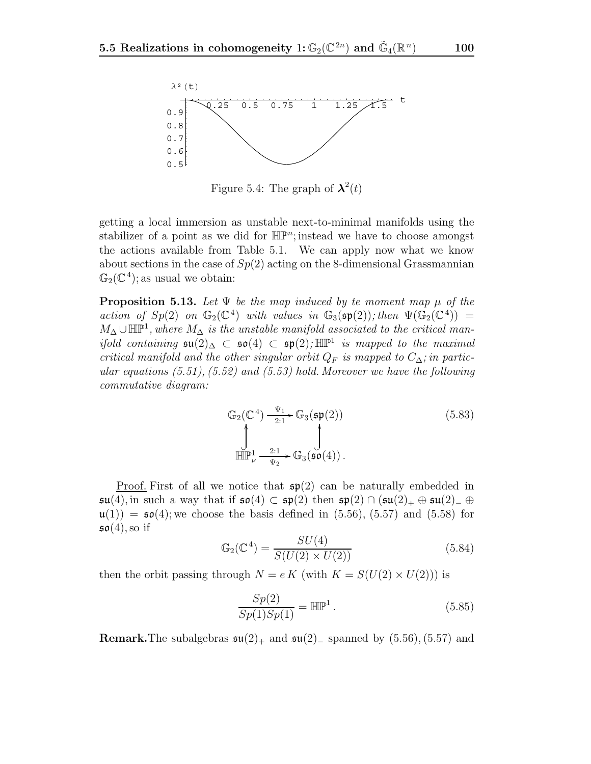Figure 5.4: The graph of $\boldsymbol{\lambda}^2(t)$

getting a local immersion as unstable next-to-minimal manifolds using the stabilizer of a point as we did for $\mathbb{HP}^n$; instead we have to choose amongst the actions available from Table 5.1. We can apply now what we know about sections in the case of $Sp(2)$ acting on the 8-dimensional Grassmannian $\mathbb{G}_2(\mathbb{C}^4)$; as usual we obtain:

**Proposition 5.13.** *Let $\Psi$ be the map induced by te moment map $\mu$ of the action of $Sp(2)$ on $\mathbb{G}_2(\mathbb{C}^4)$ with values in $\mathbb{G}_3(\mathfrak{sp}(2))$; then $\Psi(\mathbb{G}_2(\mathbb{C}^4)) = M_\Delta \cup \mathbb{HP}^1$, where $M_\Delta$ is the unstable manifold associated to the critical manifold containing $\mathfrak{su}(2)_\Delta \subset \mathfrak{so}(4) \subset \mathfrak{sp}(2)$; $\mathbb{HP}^1$ is mapped to the maximal critical manifold and the other singular orbit $Q_F$ is mapped to $C_\Delta$; in particular equations (5.51), (5.52) and (5.53) hold. Moreover we have the following commutative diagram:*

$$
\begin{array}{ccc}
\mathbb{G}_2(\mathbb{C}^4) & \xrightarrow[2:1]{\Psi_1} & \mathbb{G}_3(\mathfrak{sp}(2)) \\
\uparrow & & \uparrow \\
\mathbb{HP}^1_\nu & \xrightarrow[\Psi_2]{2:1} & \mathbb{G}_3(\mathfrak{so}(4))\,.
\end{array}
\tag{5.83}
$$

<u>Proof.</u> First of all we notice that $\mathfrak{sp}(2)$ can be naturally embedded in $\mathfrak{su}(4)$, in such a way that if $\mathfrak{so}(4) \subset \mathfrak{sp}(2)$ then $\mathfrak{sp}(2) \cap (\mathfrak{su}(2)_+ \oplus \mathfrak{su}(2)_- \oplus \mathfrak{u}(1)) = \mathfrak{so}(4)$; we choose the basis defined in (5.56), (5.57) and (5.58) for $\mathfrak{so}(4)$, so if

$$
\mathbb{G}_2(\mathbb{C}^4) = \frac{SU(4)}{S(U(2) \times U(2))}
\tag{5.84}
$$

then the orbit passing through $N = e\,K$ (with $K = S(U(2) \times U(2))$) is

$$
\frac{Sp(2)}{Sp(1)Sp(1)} = \mathbb{HP}^1\,.
\tag{5.85}
$$

**Remark.** The subalgebras $\mathfrak{su}(2)_+$ and $\mathfrak{su}(2)_-$ spanned by (5.56), (5.57) and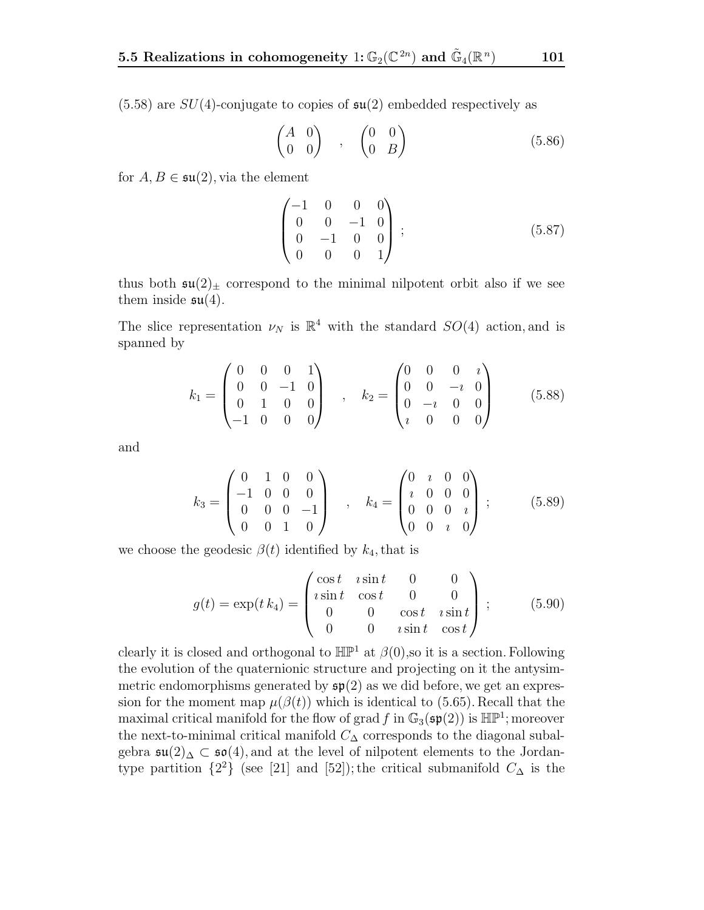(5.58) are $SU(4)$-conjugate to copies of $\mathfrak{su}(2)$ embedded respectively as

$$\begin{pmatrix} A & 0 \\ 0 & 0 \end{pmatrix} \quad , \quad \begin{pmatrix} 0 & 0 \\ 0 & B \end{pmatrix} \tag{5.86}$$

for $A, B \in \mathfrak{su}(2)$, via the element

$$\begin{pmatrix} -1 & 0 & 0 & 0 \\ 0 & 0 & -1 & 0 \\ 0 & -1 & 0 & 0 \\ 0 & 0 & 0 & 1 \end{pmatrix} ; \tag{5.87}$$

thus both $\mathfrak{su}(2)_\pm$ correspond to the minimal nilpotent orbit also if we see them inside $\mathfrak{su}(4)$.

The slice representation $\nu_N$ is $\mathbb{R}^4$ with the standard $SO(4)$ action, and is spanned by

$$k_1 = \begin{pmatrix} 0 & 0 & 0 & 1 \\ 0 & 0 & -1 & 0 \\ 0 & 1 & 0 & 0 \\ -1 & 0 & 0 & 0 \end{pmatrix} \quad , \quad k_2 = \begin{pmatrix} 0 & 0 & 0 & \imath \\ 0 & 0 & -\imath & 0 \\ 0 & -\imath & 0 & 0 \\ \imath & 0 & 0 & 0 \end{pmatrix} \tag{5.88}$$

and

$$k_3 = \begin{pmatrix} 0 & 1 & 0 & 0 \\ -1 & 0 & 0 & 0 \\ 0 & 0 & 0 & -1 \\ 0 & 0 & 1 & 0 \end{pmatrix} \quad , \quad k_4 = \begin{pmatrix} 0 & \imath & 0 & 0 \\ \imath & 0 & 0 & 0 \\ 0 & 0 & 0 & \imath \\ 0 & 0 & \imath & 0 \end{pmatrix} ; \tag{5.89}$$

we choose the geodesic $\beta(t)$ identified by $k_4$, that is

$$g(t) = \exp(t\, k_4) = \begin{pmatrix} \cos t & \imath \sin t & 0 & 0 \\ \imath \sin t & \cos t & 0 & 0 \\ 0 & 0 & \cos t & \imath \sin t \\ 0 & 0 & \imath \sin t & \cos t \end{pmatrix} ; \tag{5.90}$$

clearly it is closed and orthogonal to $\mathbb{HP}^1$ at $\beta(0)$, so it is a section. Following the evolution of the quaternionic structure and projecting on it the antysimmetric endomorphisms generated by $\mathfrak{sp}(2)$ as we did before, we get an expression for the moment map $\mu(\beta(t))$ which is identical to (5.65). Recall that the maximal critical manifold for the flow of grad $f$ in $\mathbb{G}_3(\mathfrak{sp}(2))$ is $\mathbb{HP}^1$; moreover the next-to-minimal critical manifold $C_\Delta$ corresponds to the diagonal subalgebra $\mathfrak{su}(2)_\Delta \subset \mathfrak{so}(4)$, and at the level of nilpotent elements to the Jordan-type partition $\{2^2\}$ (see [21] and [52]); the critical submanifold $C_\Delta$ is the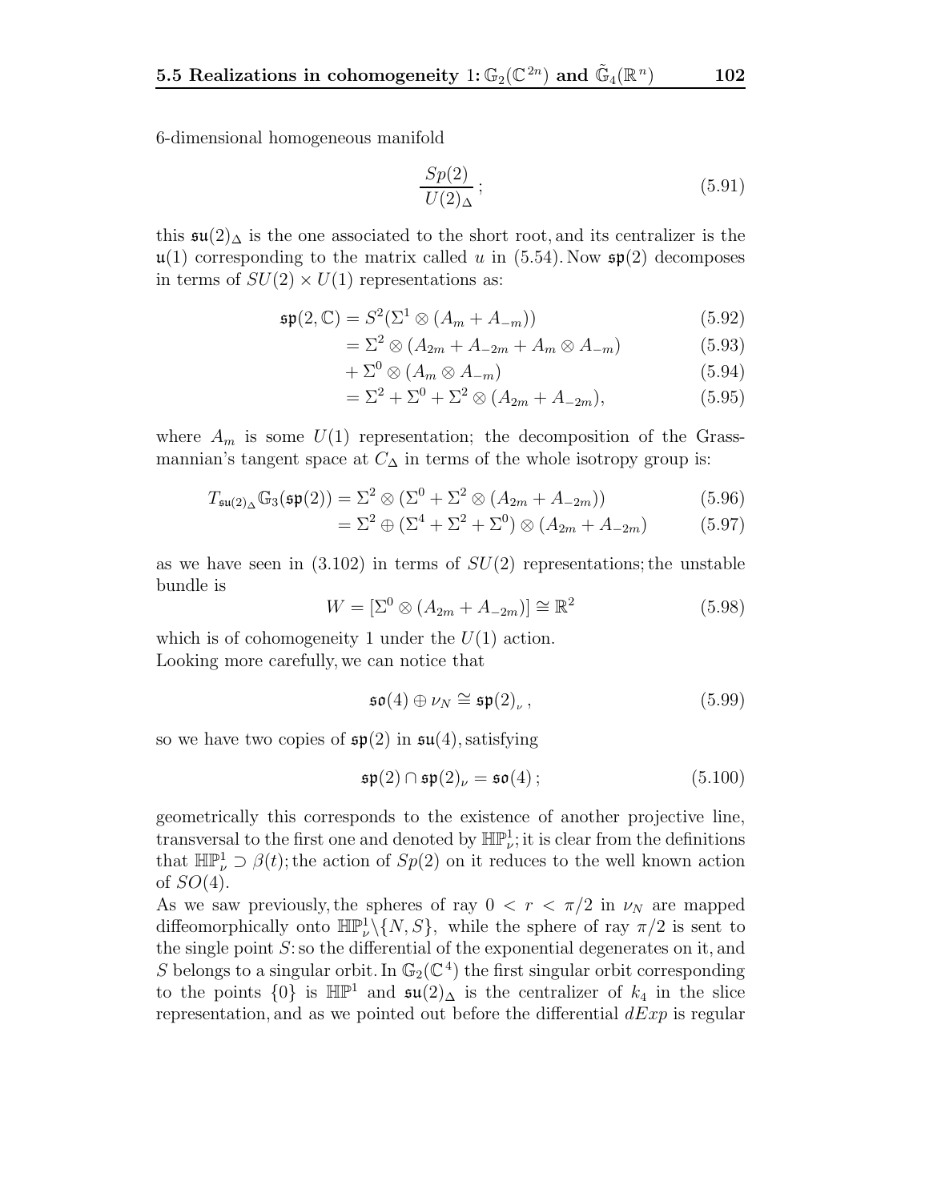6-dimensional homogeneous manifold

$$\frac{Sp(2)}{U(2)_\Delta}\,; \tag{5.91}$$

this $\mathfrak{su}(2)_\Delta$ is the one associated to the short root, and its centralizer is the $\mathfrak{u}(1)$ corresponding to the matrix called $u$ in (5.54). Now $\mathfrak{sp}(2)$ decomposes in terms of $SU(2)\times U(1)$ representations as:

$$\begin{aligned}
\mathfrak{sp}(2,\mathbb{C}) &= S^2(\Sigma^1\otimes(A_m + A_{-m})) &(5.92)\\
&= \Sigma^2\otimes(A_{2m}+A_{-2m}+A_m\otimes A_{-m}) &(5.93)\\
&+ \Sigma^0\otimes(A_m\otimes A_{-m}) &(5.94)\\
&= \Sigma^2+\Sigma^0+\Sigma^2\otimes(A_{2m}+A_{-2m}), &(5.95)
\end{aligned}$$

where $A_m$ is some $U(1)$ representation; the decomposition of the Grassmannian's tangent space at $C_\Delta$ in terms of the whole isotropy group is:

$$\begin{aligned}
T_{\mathfrak{su}(2)_\Delta}\mathbb{G}_3(\mathfrak{sp}(2)) &= \Sigma^2\otimes(\Sigma^0+\Sigma^2\otimes(A_{2m}+A_{-2m})) &(5.96)\\
&= \Sigma^2\oplus(\Sigma^4+\Sigma^2+\Sigma^0)\otimes(A_{2m}+A_{-2m}) &(5.97)
\end{aligned}$$

as we have seen in (3.102) in terms of $SU(2)$ representations; the unstable bundle is

$$W = [\Sigma^0\otimes(A_{2m}+A_{-2m})]\cong\mathbb{R}^2 \tag{5.98}$$

which is of cohomogeneity 1 under the $U(1)$ action.
Looking more carefully, we can notice that

$$\mathfrak{so}(4)\oplus\nu_N\cong\mathfrak{sp}(2)_\nu\,, \tag{5.99}$$

so we have two copies of $\mathfrak{sp}(2)$ in $\mathfrak{su}(4)$, satisfying

$$\mathfrak{sp}(2)\cap\mathfrak{sp}(2)_\nu=\mathfrak{so}(4)\,; \tag{5.100}$$

geometrically this corresponds to the existence of another projective line, transversal to the first one and denoted by $\mathbb{HP}^1_\nu$; it is clear from the definitions that $\mathbb{HP}^1_\nu\supset\beta(t)$; the action of $Sp(2)$ on it reduces to the well known action of $SO(4)$.
As we saw previously, the spheres of ray $0<r<\pi/2$ in $\nu_N$ are mapped diffeomorphically onto $\mathbb{HP}^1_\nu\backslash\{N,S\}$, while the sphere of ray $\pi/2$ is sent to the single point $S$: so the differential of the exponential degenerates on it, and $S$ belongs to a singular orbit. In $\mathbb{G}_2(\mathbb{C}^4)$ the first singular orbit corresponding to the points $\{0\}$ is $\mathbb{HP}^1$ and $\mathfrak{su}(2)_\Delta$ is the centralizer of $k_4$ in the slice representation, and as we pointed out before the differential $dExp$ is regular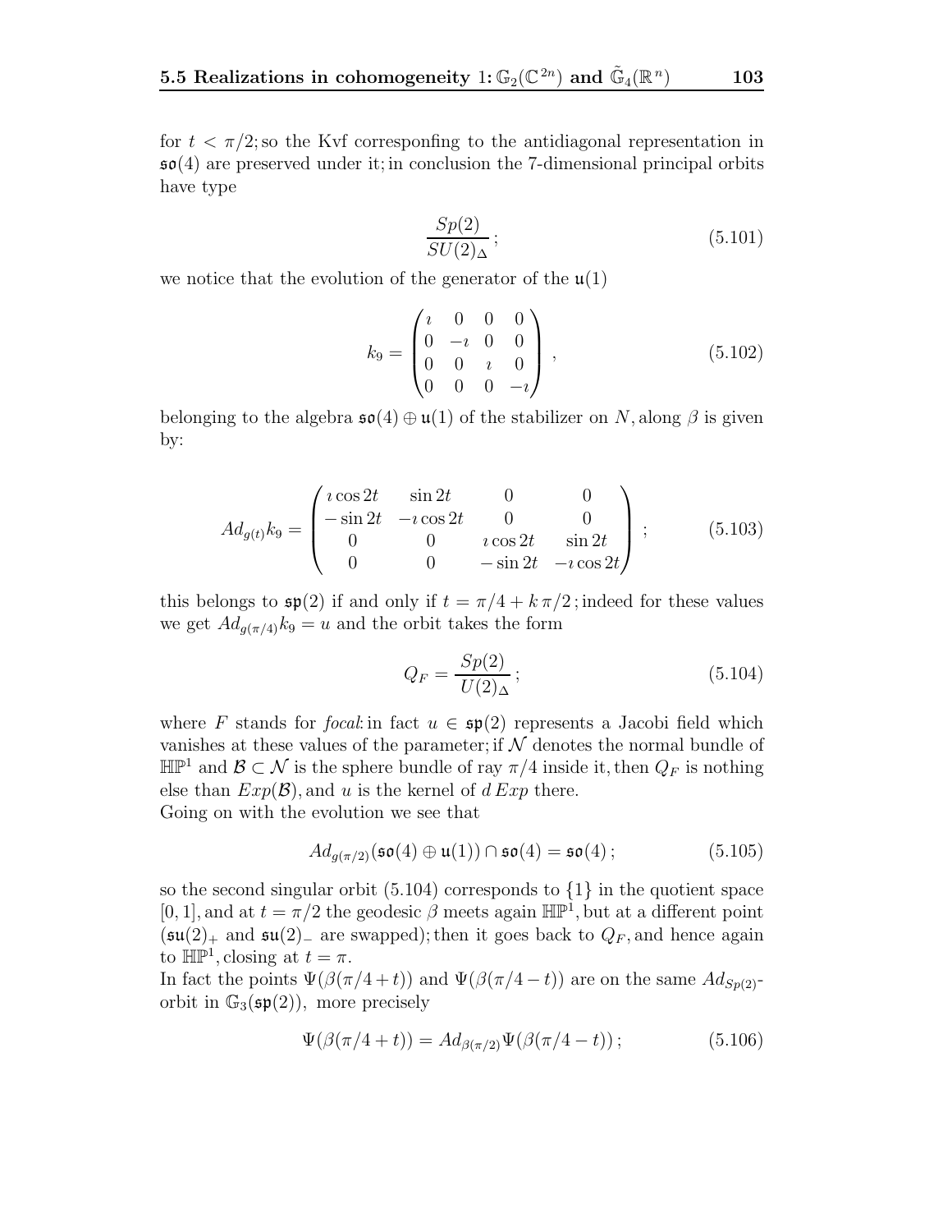for $t < \pi/2$; so the Kvf corresponfing to the antidiagonal representation in $\mathfrak{so}(4)$ are preserved under it; in conclusion the 7-dimensional principal orbits have type

$$\frac{Sp(2)}{SU(2)_\Delta}; \tag{5.101}$$

we notice that the evolution of the generator of the $\mathfrak{u}(1)$

$$k_9 = \begin{pmatrix} \imath & 0 & 0 & 0 \\ 0 & -\imath & 0 & 0 \\ 0 & 0 & \imath & 0 \\ 0 & 0 & 0 & -\imath \end{pmatrix}, \tag{5.102}$$

belonging to the algebra $\mathfrak{so}(4) \oplus \mathfrak{u}(1)$ of the stabilizer on $N$, along $\beta$ is given by:

$$Ad_{g(t)} k_9 = \begin{pmatrix} \imath \cos 2t & \sin 2t & 0 & 0 \\ -\sin 2t & -\imath \cos 2t & 0 & 0 \\ 0 & 0 & \imath \cos 2t & \sin 2t \\ 0 & 0 & -\sin 2t & -\imath \cos 2t \end{pmatrix}; \tag{5.103}$$

this belongs to $\mathfrak{sp}(2)$ if and only if $t = \pi/4 + k\,\pi/2$; indeed for these values we get $Ad_{g(\pi/4)} k_9 = u$ and the orbit takes the form

$$Q_F = \frac{Sp(2)}{U(2)_\Delta}; \tag{5.104}$$

where $F$ stands for *focal*: in fact $u \in \mathfrak{sp}(2)$ represents a Jacobi field which vanishes at these values of the parameter; if $\mathcal{N}$ denotes the normal bundle of $\mathbb{HP}^1$ and $\mathcal{B} \subset \mathcal{N}$ is the sphere bundle of ray $\pi/4$ inside it, then $Q_F$ is nothing else than $Exp(\mathcal{B})$, and $u$ is the kernel of $d\,Exp$ there.
Going on with the evolution we see that

$$Ad_{g(\pi/2)}(\mathfrak{so}(4) \oplus \mathfrak{u}(1)) \cap \mathfrak{so}(4) = \mathfrak{so}(4); \tag{5.105}$$

so the second singular orbit (5.104) corresponds to $\{1\}$ in the quotient space $[0,1]$, and at $t = \pi/2$ the geodesic $\beta$ meets again $\mathbb{HP}^1$, but at a different point ($\mathfrak{su}(2)_+$ and $\mathfrak{su}(2)_-$ are swapped); then it goes back to $Q_F$, and hence again to $\mathbb{HP}^1$, closing at $t = \pi$.
In fact the points $\Psi(\beta(\pi/4+t))$ and $\Psi(\beta(\pi/4-t))$ are on the same $Ad_{Sp(2)}$-orbit in $\mathbb{G}_3(\mathfrak{sp}(2))$, more precisely

$$\Psi(\beta(\pi/4+t)) = Ad_{\beta(\pi/2)} \Psi(\beta(\pi/4-t)); \tag{5.106}$$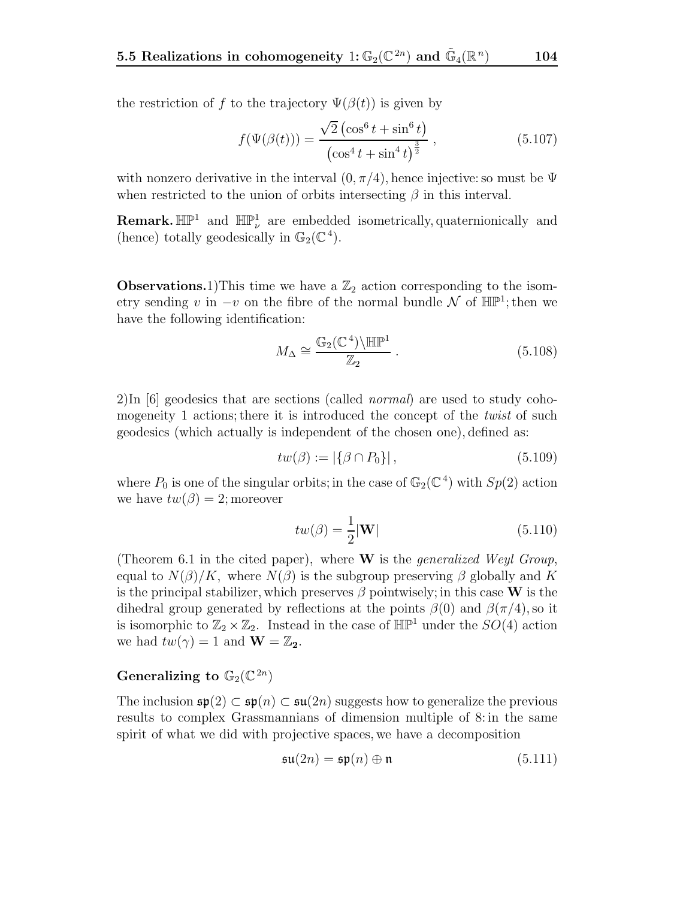the restriction of $f$ to the trajectory $\Psi(\beta(t))$ is given by

$$f(\Psi(\beta(t))) = \frac{\sqrt{2}\left(\cos^6 t + \sin^6 t\right)}{\left(\cos^4 t + \sin^4 t\right)^{\frac{3}{2}}}\,, \tag{5.107}$$

with nonzero derivative in the interval $(0, \pi/4)$, hence injective: so must be $\Psi$ when restricted to the union of orbits intersecting $\beta$ in this interval.

**Remark.** $\mathbb{HP}^1$ and $\mathbb{HP}^1_\nu$ are embedded isometrically, quaternionically and (hence) totally geodesically in $\mathbb{G}_2(\mathbb{C}^4)$.

**Observations.** 1) This time we have a $\mathbb{Z}_2$ action corresponding to the isometry sending $v$ in $-v$ on the fibre of the normal bundle $\mathcal{N}$ of $\mathbb{HP}^1$; then we have the following identification:

$$M_\Delta \cong \frac{\mathbb{G}_2(\mathbb{C}^4)\backslash\mathbb{HP}^1}{\mathbb{Z}_2}\,. \tag{5.108}$$

2) In [6] geodesics that are sections (called *normal*) are used to study cohomogeneity 1 actions; there it is introduced the concept of the *twist* of such geodesics (which actually is independent of the chosen one), defined as:

$$tw(\beta) := |\{\beta \cap P_0\}|\,, \tag{5.109}$$

where $P_0$ is one of the singular orbits; in the case of $\mathbb{G}_2(\mathbb{C}^4)$ with $Sp(2)$ action we have $tw(\beta) = 2$; moreover

$$tw(\beta) = \frac{1}{2}|\mathbf{W}| \tag{5.110}$$

(Theorem 6.1 in the cited paper), where $\mathbf{W}$ is the *generalized Weyl Group*, equal to $N(\beta)/K$, where $N(\beta)$ is the subgroup preserving $\beta$ globally and $K$ is the principal stabilizer, which preserves $\beta$ pointwisely; in this case $\mathbf{W}$ is the dihedral group generated by reflections at the points $\beta(0)$ and $\beta(\pi/4)$, so it is isomorphic to $\mathbb{Z}_2 \times \mathbb{Z}_2$. Instead in the case of $\mathbb{HP}^1$ under the $SO(4)$ action we had $tw(\gamma) = 1$ and $\mathbf{W} = \mathbb{Z}_2$.

### Generalizing to $\mathbb{G}_2(\mathbb{C}^{2n})$

The inclusion $\mathfrak{sp}(2) \subset \mathfrak{sp}(n) \subset \mathfrak{su}(2n)$ suggests how to generalize the previous results to complex Grassmannians of dimension multiple of 8: in the same spirit of what we did with projective spaces, we have a decomposition

$$\mathfrak{su}(2n) = \mathfrak{sp}(n) \oplus \mathfrak{n} \tag{5.111}$$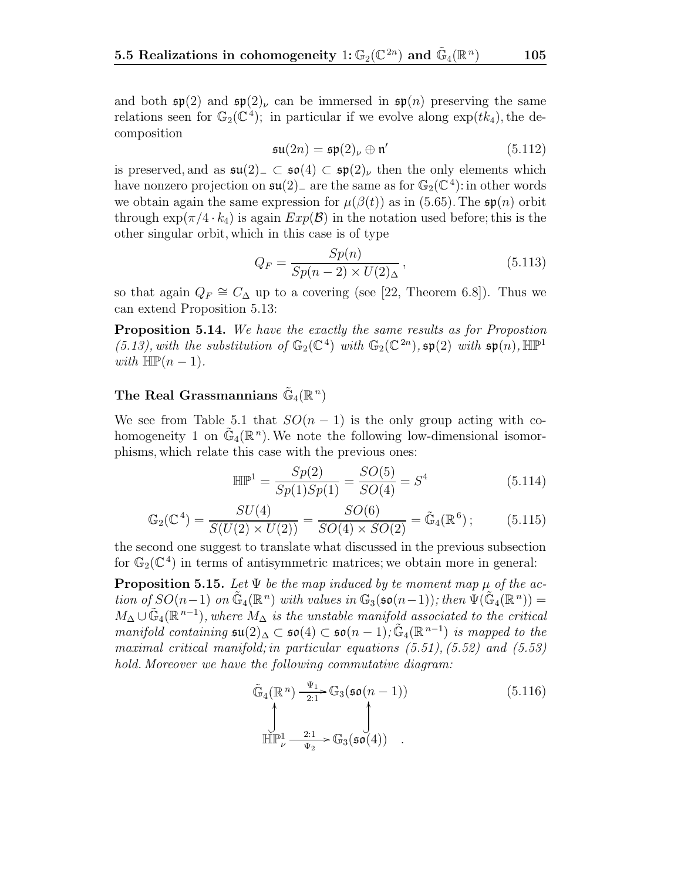and both $\mathfrak{sp}(2)$ and $\mathfrak{sp}(2)_\nu$ can be immersed in $\mathfrak{sp}(n)$ preserving the same relations seen for $\mathbb{G}_2(\mathbb{C}^4)$; in particular if we evolve along $\exp(tk_4)$, the decomposition

$$\mathfrak{su}(2n) = \mathfrak{sp}(2)_\nu \oplus \mathfrak{n}' \tag{5.112}$$

is preserved, and as $\mathfrak{su}(2)_- \subset \mathfrak{so}(4) \subset \mathfrak{sp}(2)_\nu$ then the only elements which have nonzero projection on $\mathfrak{su}(2)_-$ are the same as for $\mathbb{G}_2(\mathbb{C}^4)$: in other words we obtain again the same expression for $\mu(\beta(t))$ as in (5.65). The $\mathfrak{sp}(n)$ orbit through $\exp(\pi/4 \cdot k_4)$ is again $Exp(\mathcal{B})$ in the notation used before; this is the other singular orbit, which in this case is of type

$$Q_F = \frac{Sp(n)}{Sp(n-2) \times U(2)_\Delta}, \tag{5.113}$$

so that again $Q_F \cong C_\Delta$ up to a covering (see [22, Theorem 6.8]). Thus we can extend Proposition 5.13:

**Proposition 5.14.** *We have the exactly the same results as for Propostion (5.13), with the substitution of $\mathbb{G}_2(\mathbb{C}^4)$ with $\mathbb{G}_2(\mathbb{C}^{2n})$, $\mathfrak{sp}(2)$ with $\mathfrak{sp}(n)$, $\mathbb{HP}^1$ with $\mathbb{HP}(n-1)$.*

### The Real Grassmannians $\tilde{\mathbb{G}}_4(\mathbb{R}^n)$

We see from Table 5.1 that $SO(n-1)$ is the only group acting with cohomogeneity 1 on $\tilde{\mathbb{G}}_4(\mathbb{R}^n)$. We note the following low-dimensional isomorphisms, which relate this case with the previous ones:

$$\mathbb{HP}^1 = \frac{Sp(2)}{Sp(1)Sp(1)} = \frac{SO(5)}{SO(4)} = S^4 \tag{5.114}$$

$$\mathbb{G}_2(\mathbb{C}^4) = \frac{SU(4)}{S(U(2) \times U(2))} = \frac{SO(6)}{SO(4) \times SO(2)} = \tilde{\mathbb{G}}_4(\mathbb{R}^6); \tag{5.115}$$

the second one suggest to translate what discussed in the previous subsection for $\mathbb{G}_2(\mathbb{C}^4)$ in terms of antisymmetric matrices; we obtain more in general:

**Proposition 5.15.** *Let $\Psi$ be the map induced by te moment map $\mu$ of the action of $SO(n-1)$ on $\tilde{\mathbb{G}}_4(\mathbb{R}^n)$ with values in $\mathbb{G}_3(\mathfrak{so}(n-1))$; then $\Psi(\tilde{\mathbb{G}}_4(\mathbb{R}^n)) = M_\Delta \cup \tilde{\mathbb{G}}_4(\mathbb{R}^{n-1})$, where $M_\Delta$ is the unstable manifold associated to the critical manifold containing $\mathfrak{su}(2)_\Delta \subset \mathfrak{so}(4) \subset \mathfrak{so}(n-1)$; $\tilde{\mathbb{G}}_4(\mathbb{R}^{n-1})$ is mapped to the maximal critical manifold; in particular equations (5.51), (5.52) and (5.53) hold. Moreover we have the following commutative diagram:*

$$\begin{array}{ccc} \tilde{\mathbb{G}}_4(\mathbb{R}^n) & \xrightarrow[2:1]{\Psi_1} & \mathbb{G}_3(\mathfrak{so}(n-1)) \\ \uparrow & & \uparrow \\ \mathbb{HP}^1_\nu & \xrightarrow[\Psi_2]{2:1} & \mathbb{G}_3(\mathfrak{so}(4)) \end{array} \tag{5.116}$$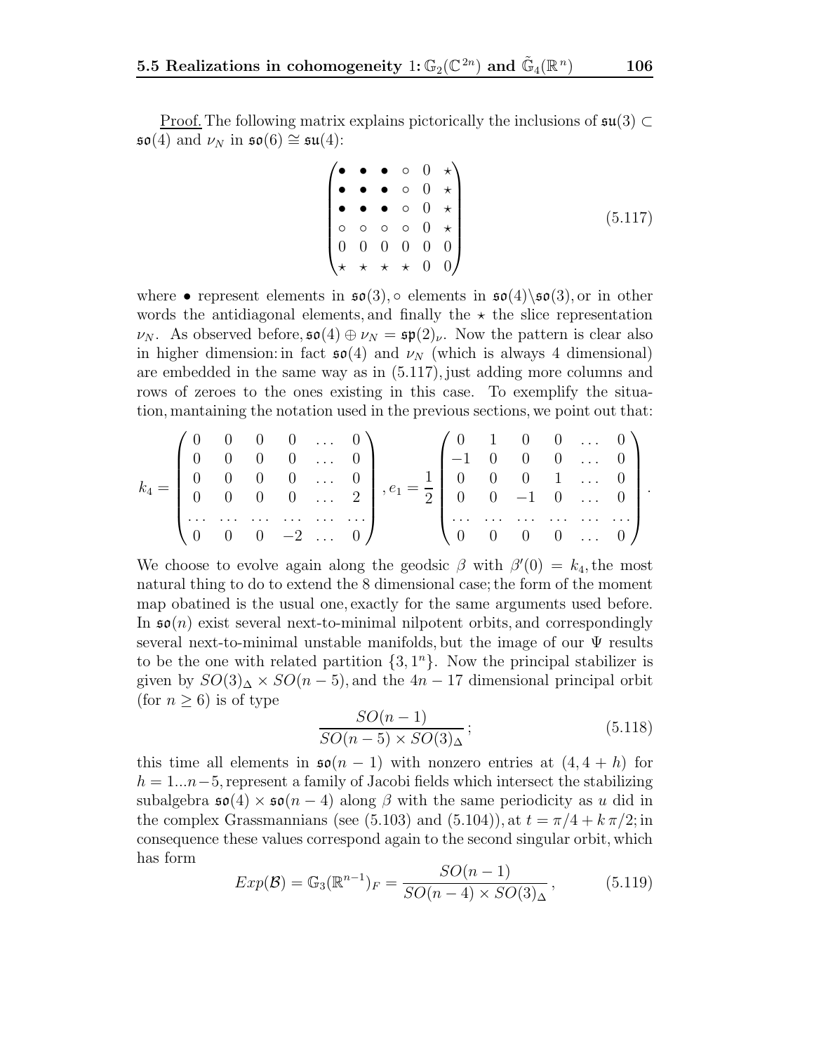Proof. The following matrix explains pictorically the inclusions of $\mathfrak{su}(3) \subset \mathfrak{so}(4)$ and $\nu_N$ in $\mathfrak{so}(6) \cong \mathfrak{su}(4)$:

$$
\begin{pmatrix}
\bullet & \bullet & \bullet & \circ & 0 & \star \\
\bullet & \bullet & \bullet & \circ & 0 & \star \\
\bullet & \bullet & \bullet & \circ & 0 & \star \\
\circ & \circ & \circ & \circ & 0 & \star \\
0 & 0 & 0 & 0 & 0 & 0 \\
\star & \star & \star & \star & 0 & 0
\end{pmatrix}
\tag{5.117}
$$

where $\bullet$ represent elements in $\mathfrak{so}(3)$, $\circ$ elements in $\mathfrak{so}(4)\backslash\mathfrak{so}(3)$, or in other words the antidiagonal elements, and finally the $\star$ the slice representation $\nu_N$. As observed before, $\mathfrak{so}(4) \oplus \nu_N = \mathfrak{sp}(2)_\nu$. Now the pattern is clear also in higher dimension: in fact $\mathfrak{so}(4)$ and $\nu_N$ (which is always 4 dimensional) are embedded in the same way as in (5.117), just adding more columns and rows of zeroes to the ones existing in this case. To exemplify the situation, mantaining the notation used in the previous sections, we point out that:

$$
k_4 = \begin{pmatrix}
0 & 0 & 0 & 0 & \dots & 0 \\
0 & 0 & 0 & 0 & \dots & 0 \\
0 & 0 & 0 & 0 & \dots & 0 \\
0 & 0 & 0 & 0 & \dots & 2 \\
\dots & \dots & \dots & \dots & \dots & \dots \\
0 & 0 & 0 & -2 & \dots & 0
\end{pmatrix}, e_1 = \frac{1}{2}\begin{pmatrix}
0 & 1 & 0 & 0 & \dots & 0 \\
-1 & 0 & 0 & 0 & \dots & 0 \\
0 & 0 & 0 & 1 & \dots & 0 \\
0 & 0 & -1 & 0 & \dots & 0 \\
\dots & \dots & \dots & \dots & \dots & \dots \\
0 & 0 & 0 & 0 & \dots & 0
\end{pmatrix}.
$$

We choose to evolve again along the geodsic $\beta$ with $\beta'(0) = k_4$, the most natural thing to do to extend the 8 dimensional case; the form of the moment map obatined is the usual one, exactly for the same arguments used before. In $\mathfrak{so}(n)$ exist several next-to-minimal nilpotent orbits, and correspondingly several next-to-minimal unstable manifolds, but the image of our $\Psi$ results to be the one with related partition $\{3, 1^n\}$. Now the principal stabilizer is given by $SO(3)_\Delta \times SO(n-5)$, and the $4n-17$ dimensional principal orbit (for $n \geq 6$) is of type

$$
\frac{SO(n-1)}{SO(n-5) \times SO(3)_\Delta};
\tag{5.118}
$$

this time all elements in $\mathfrak{so}(n-1)$ with nonzero entries at $(4, 4+h)$ for $h = 1 \dots n-5$, represent a family of Jacobi fields which intersect the stabilizing subalgebra $\mathfrak{so}(4) \times \mathfrak{so}(n-4)$ along $\beta$ with the same periodicity as $u$ did in the complex Grassmannians (see (5.103) and (5.104)), at $t = \pi/4 + k\,\pi/2$; in consequence these values correspond again to the second singular orbit, which has form

$$
Exp(\mathcal{B}) = \mathbb{G}_3(\mathbb{R}^{n-1})_F = \frac{SO(n-1)}{SO(n-4) \times SO(3)_\Delta},
\tag{5.119}
$$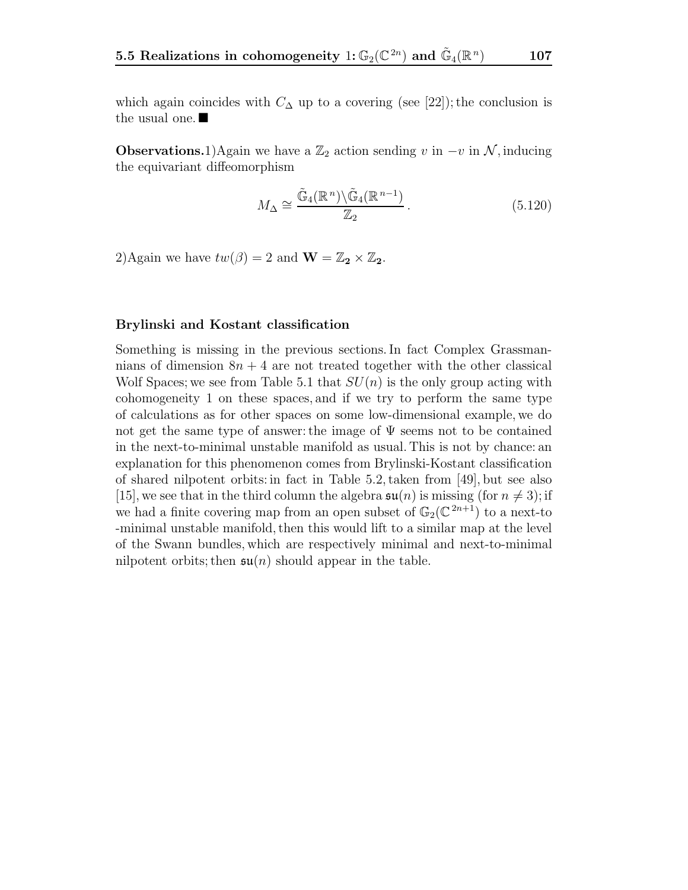which again coincides with $C_\Delta$ up to a covering (see [22]); the conclusion is the usual one. ■

**Observations.** 1) Again we have a $\mathbb{Z}_2$ action sending $v$ in $-v$ in $\mathcal{N}$, inducing the equivariant diffeomorphism

$$M_\Delta \cong \frac{\tilde{\mathbb{G}}_4(\mathbb{R}^n) \backslash \tilde{\mathbb{G}}_4(\mathbb{R}^{n-1})}{\mathbb{Z}_2}. \tag{5.120}$$

2) Again we have $tw(\beta) = 2$ and $\mathbf{W} = \mathbb{Z}_2 \times \mathbb{Z}_2$.

### Brylinski and Kostant classification

Something is missing in the previous sections. In fact Complex Grassmannians of dimension $8n+4$ are not treated together with the other classical Wolf Spaces; we see from Table 5.1 that $SU(n)$ is the only group acting with cohomogeneity 1 on these spaces, and if we try to perform the same type of calculations as for other spaces on some low-dimensional example, we do not get the same type of answer: the image of $\Psi$ seems not to be contained in the next-to-minimal unstable manifold as usual. This is not by chance: an explanation for this phenomenon comes from Brylinski-Kostant classification of shared nilpotent orbits: in fact in Table 5.2, taken from [49], but see also [15], we see that in the third column the algebra $\mathfrak{su}(n)$ is missing (for $n \neq 3$); if we had a finite covering map from an open subset of $\mathbb{G}_2(\mathbb{C}^{2n+1})$ to a next-to -minimal unstable manifold, then this would lift to a similar map at the level of the Swann bundles, which are respectively minimal and next-to-minimal nilpotent orbits; then $\mathfrak{su}(n)$ should appear in the table.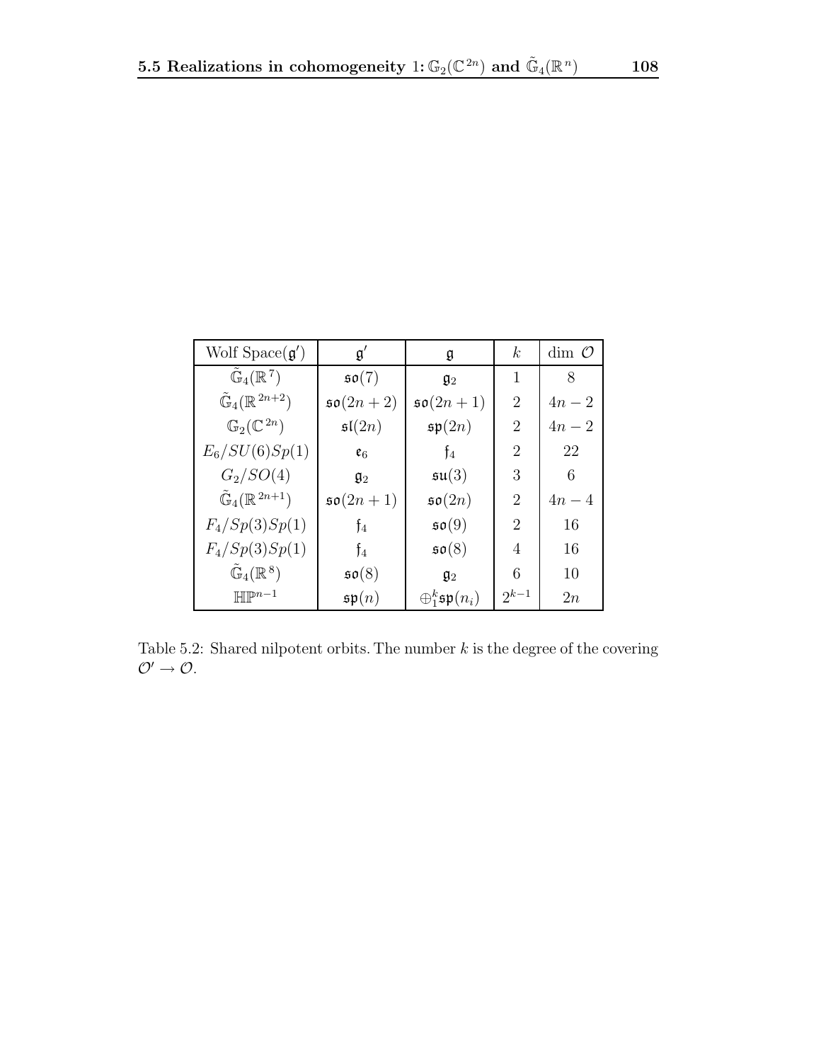| Wolf Space($\mathfrak{g}'$) | $\mathfrak{g}'$ | $\mathfrak{g}$ | $k$ | dim $\mathcal{O}$ |
|---|---|---|---|---|
| $\tilde{\mathbb{G}}_4(\mathbb{R}^7)$ | $\mathfrak{so}(7)$ | $\mathfrak{g}_2$ | 1 | 8 |
| $\tilde{\mathbb{G}}_4(\mathbb{R}^{2n+2})$ | $\mathfrak{so}(2n+2)$ | $\mathfrak{so}(2n+1)$ | 2 | $4n-2$ |
| $\mathbb{G}_2(\mathbb{C}^{2n})$ | $\mathfrak{sl}(2n)$ | $\mathfrak{sp}(2n)$ | 2 | $4n-2$ |
| $E_6/SU(6)Sp(1)$ | $\mathfrak{e}_6$ | $\mathfrak{f}_4$ | 2 | 22 |
| $G_2/SO(4)$ | $\mathfrak{g}_2$ | $\mathfrak{su}(3)$ | 3 | 6 |
| $\tilde{\mathbb{G}}_4(\mathbb{R}^{2n+1})$ | $\mathfrak{so}(2n+1)$ | $\mathfrak{so}(2n)$ | 2 | $4n-4$ |
| $F_4/Sp(3)Sp(1)$ | $\mathfrak{f}_4$ | $\mathfrak{so}(9)$ | 2 | 16 |
| $F_4/Sp(3)Sp(1)$ | $\mathfrak{f}_4$ | $\mathfrak{so}(8)$ | 4 | 16 |
| $\tilde{\mathbb{G}}_4(\mathbb{R}^8)$ | $\mathfrak{so}(8)$ | $\mathfrak{g}_2$ | 6 | 10 |
| $\mathbb{HP}^{n-1}$ | $\mathfrak{sp}(n)$ | $\oplus_1^k \mathfrak{sp}(n_i)$ | $2^{k-1}$ | $2n$ |

Table 5.2: Shared nilpotent orbits. The number $k$ is the degree of the covering $\mathcal{O}' \to \mathcal{O}$.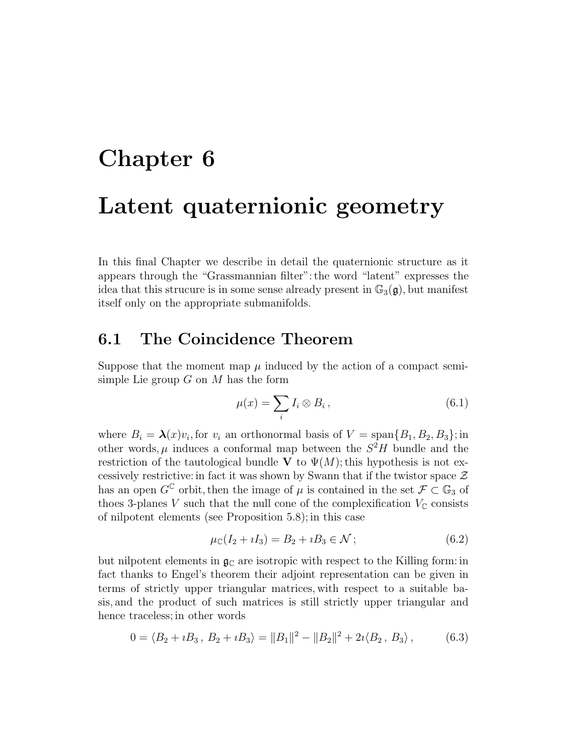# Chapter 6

# Latent quaternionic geometry

In this final Chapter we describe in detail the quaternionic structure as it appears through the "Grassmannian filter": the word "latent" expresses the idea that this strucure is in some sense already present in $\mathbb{G}_3(\mathfrak{g})$, but manifest itself only on the appropriate submanifolds.

## 6.1 The Coincidence Theorem

Suppose that the moment map $\mu$ induced by the action of a compact semi-simple Lie group $G$ on $M$ has the form

$$\mu(x) = \sum_i I_i \otimes B_i \,, \tag{6.1}$$

where $B_i = \boldsymbol{\lambda}(x) v_i$, for $v_i$ an orthonormal basis of $V = \text{span}\{B_1, B_2, B_3\}$; in other words, $\mu$ induces a conformal map between the $S^2H$ bundle and the restriction of the tautological bundle $\mathbf{V}$ to $\Psi(M)$; this hypothesis is not excessively restrictive: in fact it was shown by Swann that if the twistor space $\mathcal{Z}$ has an open $G^{\mathbb{C}}$ orbit, then the image of $\mu$ is contained in the set $\mathcal{F} \subset \mathbb{G}_3$ of thoes 3-planes $V$ such that the null cone of the complexification $V_{\mathbb{C}}$ consists of nilpotent elements (see Proposition 5.8); in this case

$$\mu_{\mathbb{C}}(I_2 + \imath I_3) = B_2 + \imath B_3 \in \mathcal{N} \,; \tag{6.2}$$

but nilpotent elements in $\mathfrak{g}_{\mathbb{C}}$ are isotropic with respect to the Killing form: in fact thanks to Engel's theorem their adjoint representation can be given in terms of strictly upper triangular matrices, with respect to a suitable basis, and the product of such matrices is still strictly upper triangular and hence traceless; in other words

$$0 = \langle B_2 + \imath B_3 \,,\, B_2 + \imath B_3 \rangle = \|B_1\|^2 - \|B_2\|^2 + 2\imath \langle B_2 \,,\, B_3 \rangle \,, \tag{6.3}$$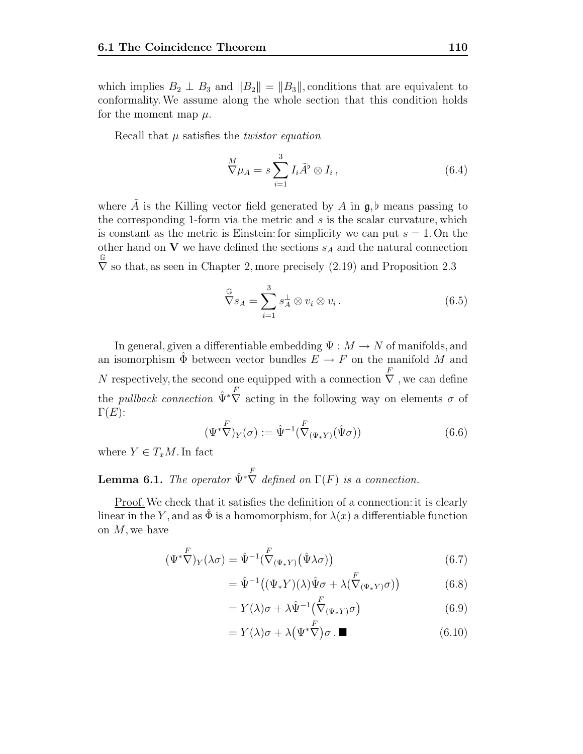which implies $B_2 \perp B_3$ and $\|B_2\| = \|B_3\|$, conditions that are equivalent to conformality. We assume along the whole section that this condition holds for the moment map $\mu$.

Recall that $\mu$ satisfies the *twistor equation*

$$\overset{M}{\nabla}\mu_A = s\sum_{i=1}^{3} I_i\tilde{A}^\flat \otimes I_i\,, \tag{6.4}$$

where $\tilde{A}$ is the Killing vector field generated by $A$ in $\mathfrak{g}$, $\flat$ means passing to the corresponding 1-form via the metric and $s$ is the scalar curvature, which is constant as the metric is Einstein: for simplicity we can put $s = 1$. On the other hand on $\mathbf{V}$ we have defined the sections $s_A$ and the natural connection $\overset{\mathbb{G}}{\nabla}$ so that, as seen in Chapter 2, more precisely (2.19) and Proposition 2.3

$$\overset{\mathbb{G}}{\nabla}s_A = \sum_{i=1}^{3} s_A^\perp \otimes v_i \otimes v_i\,. \tag{6.5}$$

In general, given a differentiable embedding $\Psi : M \to N$ of manifolds, and an isomorphism $\hat{\Phi}$ between vector bundles $E \to F$ on the manifold $M$ and $N$ respectively, the second one equipped with a connection $\overset{F}{\nabla}$, we can define the *pullback connection* $\hat{\Psi}^*\overset{F}{\nabla}$ acting in the following way on elements $\sigma$ of $\Gamma(E)$:

$$(\Psi^*\overset{F}{\nabla})_Y(\sigma) := \hat{\Psi}^{-1}(\overset{F}{\nabla}_{(\Psi_*Y)}(\hat{\Psi}\sigma)) \tag{6.6}$$

where $Y \in T_xM$. In fact

**Lemma 6.1.** *The operator $\hat{\Psi}^*\overset{F}{\nabla}$ defined on $\Gamma(F)$ is a connection.*

<u>Proof.</u> We check that it satisfies the definition of a connection: it is clearly linear in the $Y$, and as $\hat{\Phi}$ is a homomorphism, for $\lambda(x)$ a differentiable function on $M$, we have

$$(\Psi^*\overset{F}{\nabla})_Y(\lambda\sigma) = \hat{\Psi}^{-1}\big(\overset{F}{\nabla}_{(\Psi_*Y)}\big(\hat{\Psi}\lambda\sigma\big)\big) \tag{6.7}$$

$$= \hat{\Psi}^{-1}\big((\Psi_*Y)(\lambda)\hat{\Psi}\sigma + \lambda(\overset{F}{\nabla}_{(\Psi_*Y)}\sigma)\big) \tag{6.8}$$

$$= Y(\lambda)\sigma + \lambda\hat{\Psi}^{-1}\big(\overset{F}{\nabla}_{(\Psi_*Y)}\sigma\big) \tag{6.9}$$

$$= Y(\lambda)\sigma + \lambda\big(\Psi^*\overset{F}{\nabla}\big)\sigma\,. \blacksquare \tag{6.10}$$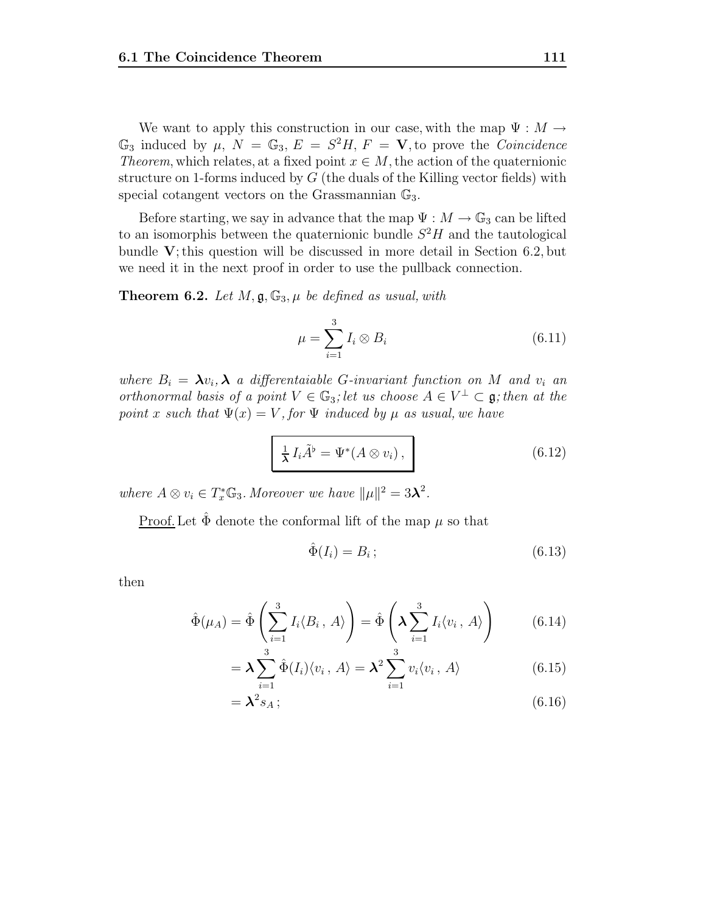We want to apply this construction in our case, with the map $\Psi : M \to \mathbb{G}_3$ induced by $\mu$, $N = \mathbb{G}_3$, $E = S^2H$, $F = \mathbf{V}$, to prove the *Coincidence Theorem*, which relates, at a fixed point $x \in M$, the action of the quaternionic structure on 1-forms induced by $G$ (the duals of the Killing vector fields) with special cotangent vectors on the Grassmannian $\mathbb{G}_3$.

Before starting, we say in advance that the map $\Psi : M \to \mathbb{G}_3$ can be lifted to an isomorphis between the quaternionic bundle $S^2H$ and the tautological bundle $\mathbf{V}$; this question will be discussed in more detail in Section 6.2, but we need it in the next proof in order to use the pullback connection.

**Theorem 6.2.** *Let $M, \mathfrak{g}, \mathbb{G}_3, \mu$ be defined as usual, with*

$$\mu = \sum_{i=1}^{3} I_i \otimes B_i \tag{6.11}$$

*where $B_i = \boldsymbol{\lambda} v_i$, $\boldsymbol{\lambda}$ a differentaiable $G$-invariant function on $M$ and $v_i$ an orthonormal basis of a point $V \in \mathbb{G}_3$; let us choose $A \in V^\perp \subset \mathfrak{g}$; then at the point $x$ such that $\Psi(x) = V$, for $\Psi$ induced by $\mu$ as usual, we have*

$$\boxed{\tfrac{1}{\boldsymbol{\lambda}}\, I_i \tilde{A}^\flat = \Psi^*(A \otimes v_i)\,,} \tag{6.12}$$

*where $A \otimes v_i \in T^*_x\mathbb{G}_3$. Moreover we have $\|\mu\|^2 = 3\boldsymbol{\lambda}^2$.*

<u>Proof.</u> Let $\hat{\Phi}$ denote the conformal lift of the map $\mu$ so that

$$\hat{\Phi}(I_i) = B_i\,; \tag{6.13}$$

then

$$\hat{\Phi}(\mu_A) = \hat{\Phi}\left(\sum_{i=1}^{3} I_i \langle B_i\,,\, A\rangle\right) = \hat{\Phi}\left(\boldsymbol{\lambda} \sum_{i=1}^{3} I_i \langle v_i\,,\, A\rangle\right) \tag{6.14}$$

$$= \boldsymbol{\lambda} \sum_{i=1}^{3} \hat{\Phi}(I_i)\langle v_i\,,\, A\rangle = \boldsymbol{\lambda}^2 \sum_{i=1}^{3} v_i \langle v_i\,,\, A\rangle \tag{6.15}$$

$$= \boldsymbol{\lambda}^2 s_A\,; \tag{6.16}$$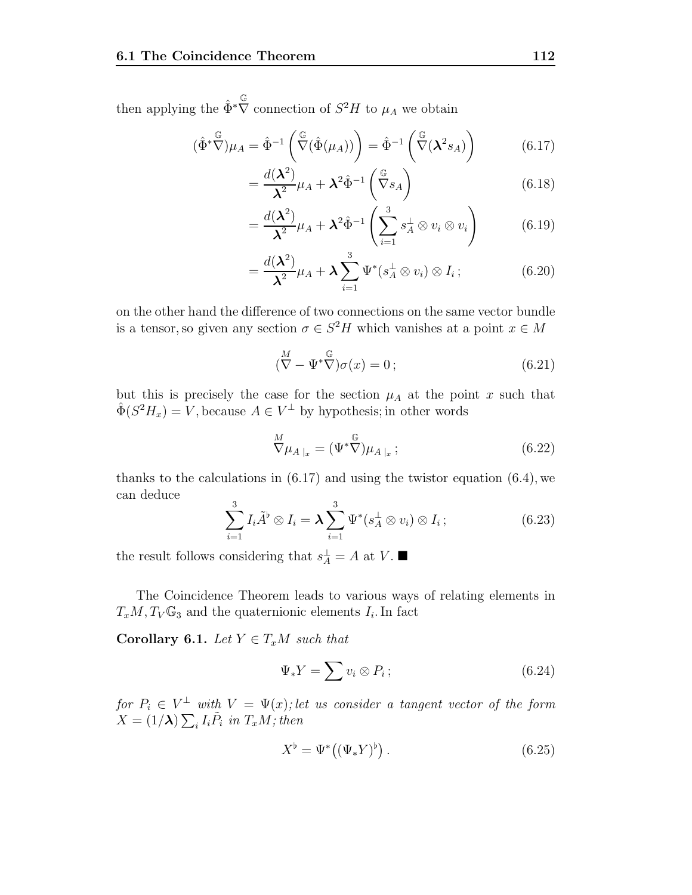then applying the $\hat{\Phi}^*\overset{\mathbb{G}}{\nabla}$ connection of $S^2H$ to $\mu_A$ we obtain

$$
\begin{aligned}
(\hat{\Phi}^*\overset{\mathbb{G}}{\nabla})\mu_A &= \hat{\Phi}^{-1}\left(\overset{\mathbb{G}}{\nabla}(\hat{\Phi}(\mu_A))\right) = \hat{\Phi}^{-1}\left(\overset{\mathbb{G}}{\nabla}(\boldsymbol{\lambda}^2 s_A)\right) &(6.17)\\
&= \frac{d(\boldsymbol{\lambda}^2)}{\boldsymbol{\lambda}^2}\mu_A + \boldsymbol{\lambda}^2\hat{\Phi}^{-1}\left(\overset{\mathbb{G}}{\nabla}s_A\right) &(6.18)\\
&= \frac{d(\boldsymbol{\lambda}^2)}{\boldsymbol{\lambda}^2}\mu_A + \boldsymbol{\lambda}^2\hat{\Phi}^{-1}\left(\sum_{i=1}^{3} s_A^{\perp}\otimes v_i \otimes v_i\right) &(6.19)\\
&= \frac{d(\boldsymbol{\lambda}^2)}{\boldsymbol{\lambda}^2}\mu_A + \boldsymbol{\lambda}\sum_{i=1}^{3}\Psi^*(s_A^{\perp}\otimes v_i)\otimes I_i\,; &(6.20)
\end{aligned}
$$

on the other hand the difference of two connections on the same vector bundle is a tensor, so given any section $\sigma \in S^2H$ which vanishes at a point $x \in M$

$$
(\overset{M}{\nabla} - \Psi^*\overset{\mathbb{G}}{\nabla})\sigma(x) = 0\,; \tag{6.21}
$$

but this is precisely the case for the section $\mu_A$ at the point $x$ such that $\hat{\Phi}(S^2H_x) = V$, because $A \in V^{\perp}$ by hypothesis; in other words

$$
\overset{M}{\nabla}\mu_{A\,|_x} = (\Psi^*\overset{\mathbb{G}}{\nabla})\mu_{A\,|_x}\,; \tag{6.22}
$$

thanks to the calculations in (6.17) and using the twistor equation (6.4), we can deduce

$$
\sum_{i=1}^{3} I_i\tilde{A}^{\flat}\otimes I_i = \boldsymbol{\lambda}\sum_{i=1}^{3}\Psi^*(s_A^{\perp}\otimes v_i)\otimes I_i\,; \tag{6.23}
$$

the result follows considering that $s_A^{\perp} = A$ at $V$. ∎

The Coincidence Theorem leads to various ways of relating elements in $T_xM, T_V\mathbb{G}_3$ and the quaternionic elements $I_i$. In fact

**Corollary 6.1.** *Let $Y \in T_xM$ such that*

$$
\Psi_*Y = \sum v_i \otimes P_i\,; \tag{6.24}
$$

*for $P_i \in V^{\perp}$ with $V = \Psi(x)$; let us consider a tangent vector of the form $X = (1/\boldsymbol{\lambda})\sum_i I_i\tilde{P}_i$ in $T_xM$; then*

$$
X^{\flat} = \Psi^*\big((\Psi_*Y)^{\flat}\big)\,. \tag{6.25}
$$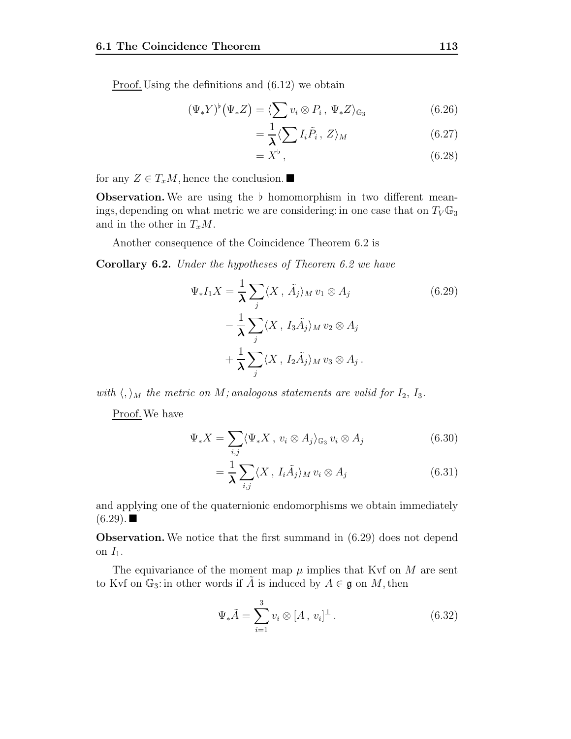Proof. Using the definitions and (6.12) we obtain

$$
\begin{aligned}
(\Psi_* Y)^\flat\big(\Psi_* Z\big) &= \langle \sum v_i \otimes P_i \,,\, \Psi_* Z\rangle_{\mathbb{G}_3} && (6.26)\\
&= \frac{1}{\boldsymbol{\lambda}}\langle \sum I_i \tilde{P}_i \,,\, Z\rangle_M && (6.27)\\
&= X^\flat \,, && (6.28)
\end{aligned}
$$

for any $Z \in T_x M$, hence the conclusion. ■

**Observation.** We are using the $\flat$ homomorphism in two different meanings, depending on what metric we are considering: in one case that on $T_V \mathbb{G}_3$ and in the other in $T_x M$.

Another consequence of the Coincidence Theorem 6.2 is

**Corollary 6.2.** *Under the hypotheses of Theorem 6.2 we have*

$$
\begin{aligned}
\Psi_* I_1 X = &\frac{1}{\boldsymbol{\lambda}} \sum_j \langle X \,,\, \tilde{A}_j \rangle_M \, v_1 \otimes A_j && (6.29)\\
&- \frac{1}{\boldsymbol{\lambda}} \sum_j \langle X \,,\, I_3 \tilde{A}_j \rangle_M \, v_2 \otimes A_j \\
&+ \frac{1}{\boldsymbol{\lambda}} \sum_j \langle X \,,\, I_2 \tilde{A}_j \rangle_M \, v_3 \otimes A_j \,.
\end{aligned}
$$

*with $\langle , \rangle_M$ the metric on $M$; analogous statements are valid for $I_2$, $I_3$.*

Proof. We have

$$
\begin{aligned}
\Psi_* X &= \sum_{i,j} \langle \Psi_* X \,,\, v_i \otimes A_j \rangle_{\mathbb{G}_3} \, v_i \otimes A_j && (6.30)\\
&= \frac{1}{\boldsymbol{\lambda}} \sum_{i,j} \langle X \,,\, I_i \tilde{A}_j \rangle_M \, v_i \otimes A_j && (6.31)
\end{aligned}
$$

and applying one of the quaternionic endomorphisms we obtain immediately (6.29). ■

**Observation.** We notice that the first summand in (6.29) does not depend on $I_1$.

The equivariance of the moment map $\mu$ implies that Kvf on $M$ are sent to Kvf on $\mathbb{G}_3$: in other words if $\tilde{A}$ is induced by $A \in \mathfrak{g}$ on $M$, then

$$
\Psi_* \tilde{A} = \sum_{i=1}^{3} v_i \otimes [A \,,\, v_i]^\perp \,. \tag{6.32}
$$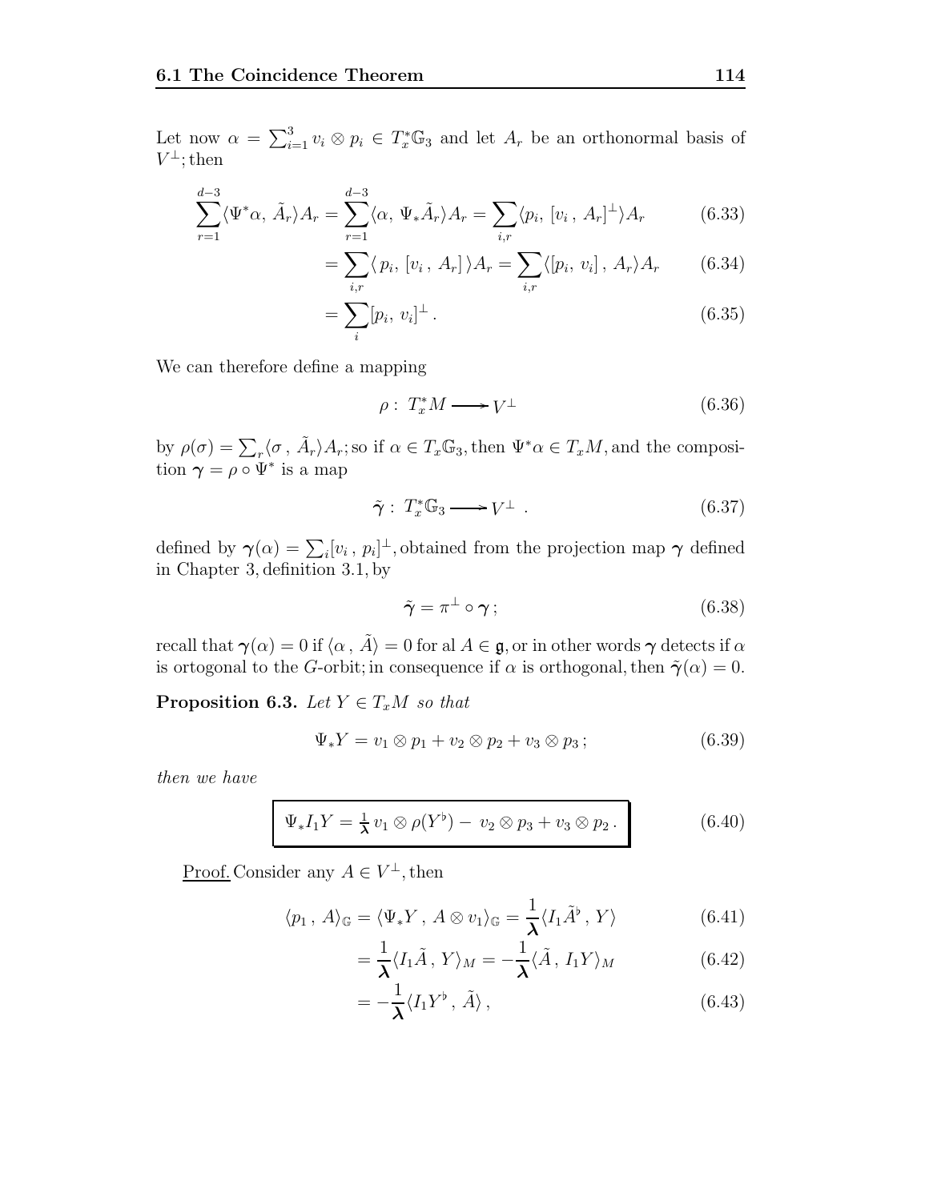Let now $\alpha = \sum_{i=1}^{3} v_i \otimes p_i \in T_x^*\mathbb{G}_3$ and let $A_r$ be an orthonormal basis of $V^\perp$; then

$$\sum_{r=1}^{d-3} \langle \Psi^* \alpha,\, \tilde{A}_r \rangle A_r = \sum_{r=1}^{d-3} \langle \alpha,\, \Psi_* \tilde{A}_r \rangle A_r = \sum_{i,r} \langle p_i,\, [v_i\,,\, A_r]^\perp \rangle A_r \tag{6.33}$$

$$= \sum_{i,r} \langle\, p_i,\, [v_i\,,\, A_r]\,\rangle A_r = \sum_{i,r} \langle [p_i,\, v_i]\,,\, A_r \rangle A_r \tag{6.34}$$

$$= \sum_i [p_i,\, v_i]^\perp\,. \tag{6.35}$$

We can therefore define a mapping

$$\rho :\ T_x^* M \longrightarrow V^\perp \tag{6.36}$$

by $\rho(\sigma) = \sum_r \langle \sigma\,,\, \tilde{A}_r \rangle A_r$; so if $\alpha \in T_x \mathbb{G}_3$, then $\Psi^* \alpha \in T_x M$, and the composition $\boldsymbol{\gamma} = \rho \circ \Psi^*$ is a map

$$\tilde{\boldsymbol{\gamma}} :\ T_x^* \mathbb{G}_3 \longrightarrow V^\perp\ . \tag{6.37}$$

defined by $\boldsymbol{\gamma}(\alpha) = \sum_i [v_i\,,\, p_i]^\perp$, obtained from the projection map $\boldsymbol{\gamma}$ defined in Chapter 3, definition 3.1, by

$$\tilde{\boldsymbol{\gamma}} = \pi^\perp \circ \boldsymbol{\gamma}\,; \tag{6.38}$$

recall that $\boldsymbol{\gamma}(\alpha) = 0$ if $\langle \alpha\,,\, \tilde{A} \rangle = 0$ for al $A \in \mathfrak{g}$, or in other words $\boldsymbol{\gamma}$ detects if $\alpha$ is ortogonal to the $G$-orbit; in consequence if $\alpha$ is orthogonal, then $\tilde{\boldsymbol{\gamma}}(\alpha) = 0$.

**Proposition 6.3.** *Let $Y \in T_x M$ so that*

$$\Psi_* Y = v_1 \otimes p_1 + v_2 \otimes p_2 + v_3 \otimes p_3\,; \tag{6.39}$$

*then we have*

$$\boxed{\Psi_* I_1 Y = \tfrac{1}{\boldsymbol{\lambda}}\, v_1 \otimes \rho(Y^\flat) -\ v_2 \otimes p_3 + v_3 \otimes p_2\,.} \tag{6.40}$$

<u>Proof.</u> Consider any $A \in V^\perp$, then

$$\langle p_1\,,\, A \rangle_{\mathbb{G}} = \langle \Psi_* Y\,,\, A \otimes v_1 \rangle_{\mathbb{G}} = \frac{1}{\boldsymbol{\lambda}} \langle I_1 \tilde{A}^\flat\,,\, Y \rangle \tag{6.41}$$

$$= \frac{1}{\boldsymbol{\lambda}} \langle I_1 \tilde{A}\,,\, Y \rangle_M = -\frac{1}{\boldsymbol{\lambda}} \langle \tilde{A}\,,\, I_1 Y \rangle_M \tag{6.42}$$

$$= -\frac{1}{\boldsymbol{\lambda}} \langle I_1 Y^\flat\,,\, \tilde{A} \rangle\,, \tag{6.43}$$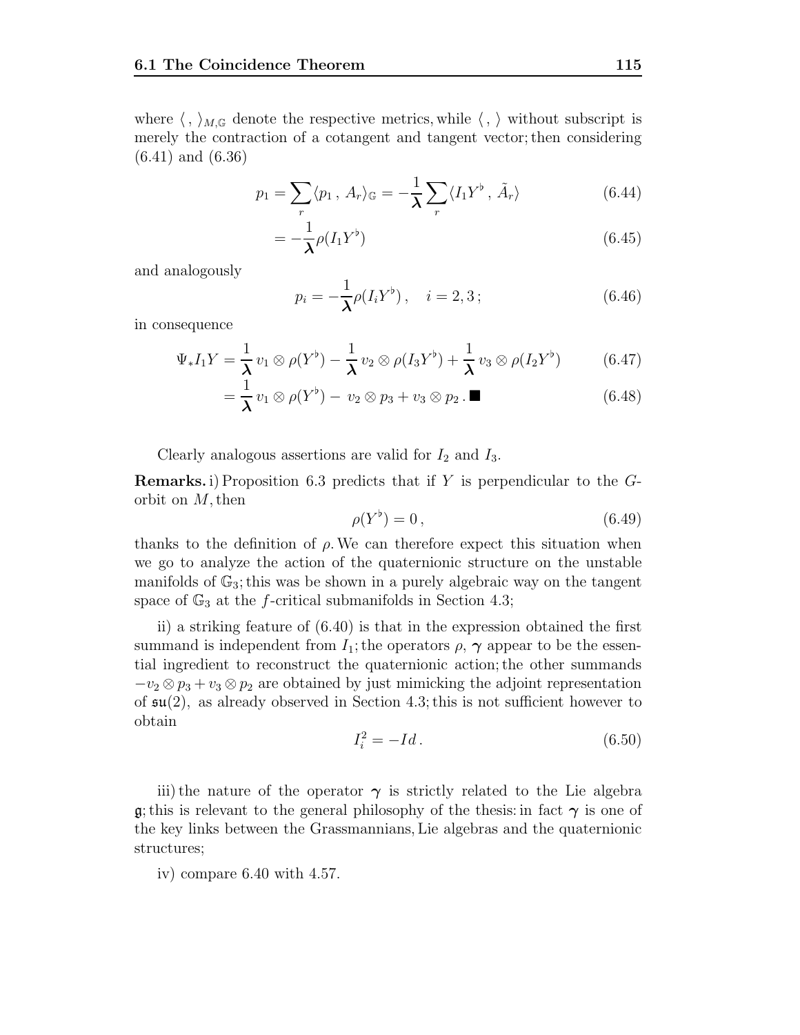where $\langle\, ,\, \rangle_{M,\mathbb{G}}$ denote the respective metrics, while $\langle\, ,\, \rangle$ without subscript is merely the contraction of a cotangent and tangent vector; then considering (6.41) and (6.36)

$$p_1 = \sum_r \langle p_1\,,\, A_r \rangle_{\mathbb{G}} = -\frac{1}{\boldsymbol{\lambda}} \sum_r \langle I_1 Y^\flat\,,\, \tilde{A}_r \rangle \tag{6.44}$$

$$= -\frac{1}{\boldsymbol{\lambda}} \rho(I_1 Y^\flat) \tag{6.45}$$

and analogously

$$p_i = -\frac{1}{\boldsymbol{\lambda}} \rho(I_i Y^\flat)\,, \quad i = 2, 3\,; \tag{6.46}$$

in consequence

$$\Psi_* I_1 Y = \frac{1}{\boldsymbol{\lambda}}\, v_1 \otimes \rho(Y^\flat) - \frac{1}{\boldsymbol{\lambda}}\, v_2 \otimes \rho(I_3 Y^\flat) + \frac{1}{\boldsymbol{\lambda}}\, v_3 \otimes \rho(I_2 Y^\flat) \tag{6.47}$$

$$= \frac{1}{\boldsymbol{\lambda}}\, v_1 \otimes \rho(Y^\flat) -\, v_2 \otimes p_3 + v_3 \otimes p_2\,. \blacksquare \tag{6.48}$$

Clearly analogous assertions are valid for $I_2$ and $I_3$.

**Remarks.** i) Proposition 6.3 predicts that if $Y$ is perpendicular to the $G$-orbit on $M$, then

$$\rho(Y^\flat) = 0\,, \tag{6.49}$$

thanks to the definition of $\rho$. We can therefore expect this situation when we go to analyze the action of the quaternionic structure on the unstable manifolds of $\mathbb{G}_3$; this was be shown in a purely algebraic way on the tangent space of $\mathbb{G}_3$ at the $f$-critical submanifolds in Section 4.3;

ii) a striking feature of (6.40) is that in the expression obtained the first summand is independent from $I_1$; the operators $\rho$, $\boldsymbol{\gamma}$ appear to be the essential ingredient to reconstruct the quaternionic action; the other summands $-v_2 \otimes p_3 + v_3 \otimes p_2$ are obtained by just mimicking the adjoint representation of $\mathfrak{su}(2)$, as already observed in Section 4.3; this is not sufficient however to obtain

$$I_i^2 = -Id\,. \tag{6.50}$$

iii) the nature of the operator $\boldsymbol{\gamma}$ is strictly related to the Lie algebra $\mathfrak{g}$; this is relevant to the general philosophy of the thesis: in fact $\boldsymbol{\gamma}$ is one of the key links between the Grassmannians, Lie algebras and the quaternionic structures;

iv) compare 6.40 with 4.57.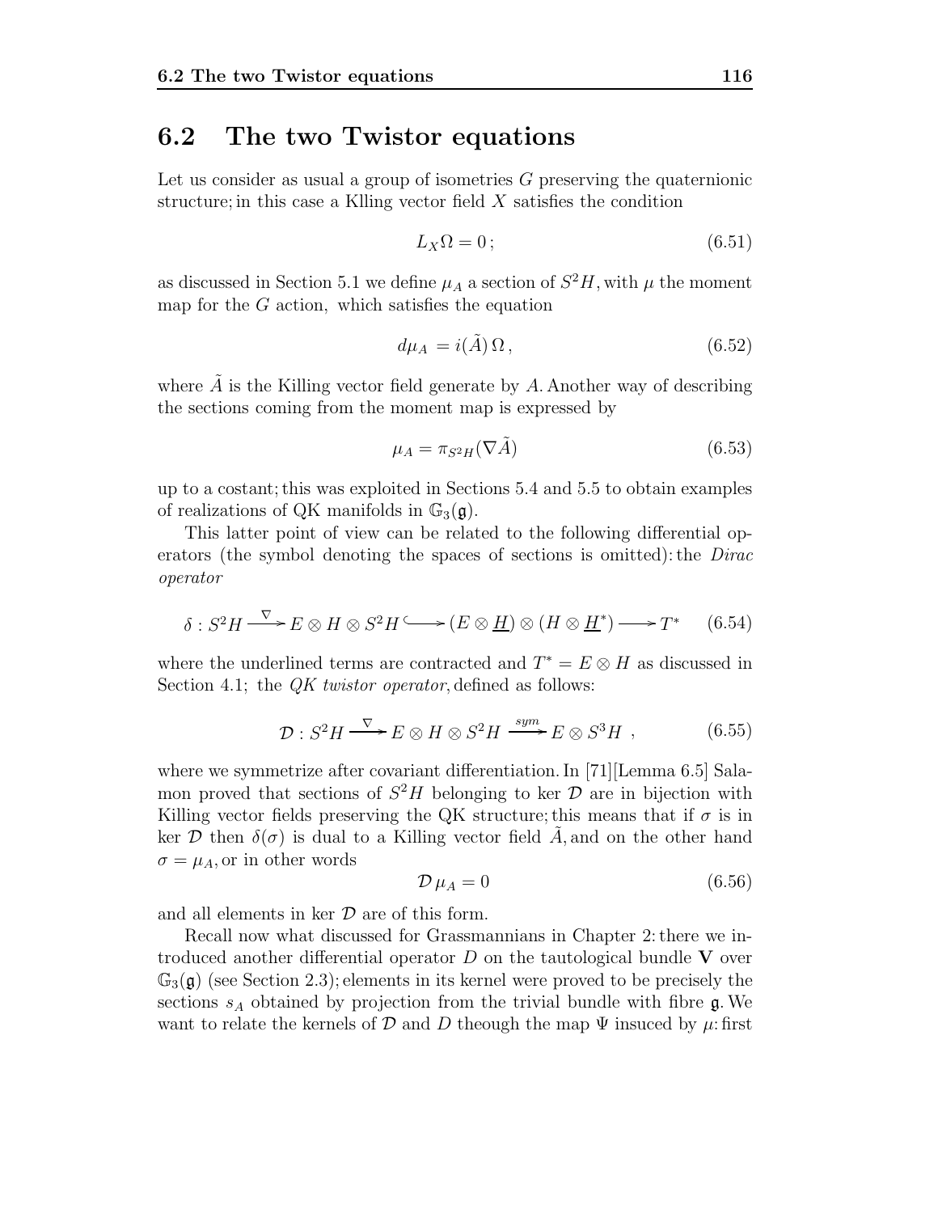## 6.2 The two Twistor equations

Let us consider as usual a group of isometries $G$ preserving the quaternionic structure; in this case a Klling vector field $X$ satisfies the condition

$$L_X \Omega = 0\,; \tag{6.51}$$

as discussed in Section 5.1 we define $\mu_A$ a section of $S^2H$, with $\mu$ the moment map for the $G$ action, which satisfies the equation

$$d\mu_A = i(\tilde{A})\,\Omega\,, \tag{6.52}$$

where $\tilde{A}$ is the Killing vector field generate by $A$. Another way of describing the sections coming from the moment map is expressed by

$$\mu_A = \pi_{S^2H}(\nabla\tilde{A}) \tag{6.53}$$

up to a costant; this was exploited in Sections 5.4 and 5.5 to obtain examples of realizations of QK manifolds in $\mathbb{G}_3(\mathfrak{g})$.

This latter point of view can be related to the following differential operators (the symbol denoting the spaces of sections is omitted): the *Dirac operator*

$$\delta : S^2H \xrightarrow{\nabla} E\otimes H\otimes S^2H \hookrightarrow (E\otimes \underline{H})\otimes(H\otimes \underline{H}^*) \longrightarrow T^* \tag{6.54}$$

where the underlined terms are contracted and $T^* = E\otimes H$ as discussed in Section 4.1; the *QK twistor operator*, defined as follows:

$$\mathcal{D} : S^2H \xrightarrow{\nabla} E\otimes H\otimes S^2H \xrightarrow{sym} E\otimes S^3H\ , \tag{6.55}$$

where we symmetrize after covariant differentiation. In [71][Lemma 6.5] Salamon proved that sections of $S^2H$ belonging to ker $\mathcal{D}$ are in bijection with Killing vector fields preserving the QK structure; this means that if $\sigma$ is in ker $\mathcal{D}$ then $\delta(\sigma)$ is dual to a Killing vector field $\tilde{A}$, and on the other hand $\sigma = \mu_A$, or in other words

$$\mathcal{D}\,\mu_A = 0 \tag{6.56}$$

and all elements in ker $\mathcal{D}$ are of this form.

Recall now what discussed for Grassmannians in Chapter 2: there we introduced another differential operator $D$ on the tautological bundle $\mathbf{V}$ over $\mathbb{G}_3(\mathfrak{g})$ (see Section 2.3); elements in its kernel were proved to be precisely the sections $s_A$ obtained by projection from the trivial bundle with fibre $\mathfrak{g}$. We want to relate the kernels of $\mathcal{D}$ and $D$ theough the map $\Psi$ insuced by $\mu$: first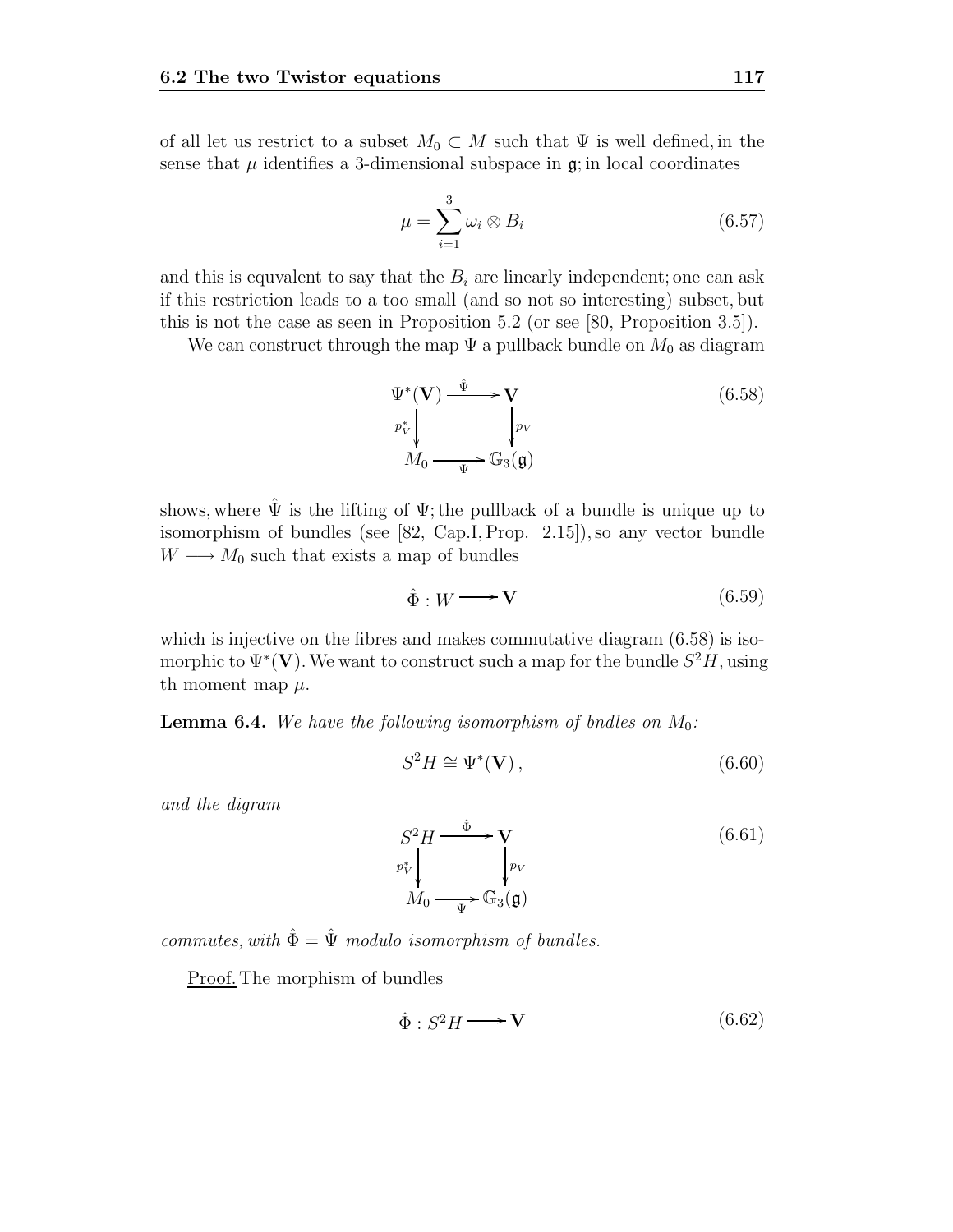of all let us restrict to a subset $M_0 \subset M$ such that $\Psi$ is well defined, in the sense that $\mu$ identifies a 3-dimensional subspace in $\mathfrak{g}$; in local coordinates

$$\mu = \sum_{i=1}^{3} \omega_i \otimes B_i \tag{6.57}$$

and this is equvalent to say that the $B_i$ are linearly independent; one can ask if this restriction leads to a too small (and so not so interesting) subset, but this is not the case as seen in Proposition 5.2 (or see [80, Proposition 3.5]).

We can construct through the map $\Psi$ a pullback bundle on $M_0$ as diagram

$$\begin{array}{ccc} \Psi^*(\mathbf{V}) & \xrightarrow{\hat{\Psi}} & \mathbf{V} \\ {\scriptstyle p_V^*}\downarrow & & \downarrow{\scriptstyle p_V} \\ M_0 & \xrightarrow[\Psi]{} & \mathbb{G}_3(\mathfrak{g}) \end{array} \tag{6.58}$$

shows, where $\hat{\Psi}$ is the lifting of $\Psi$; the pullback of a bundle is unique up to isomorphism of bundles (see [82, Cap.I, Prop. 2.15]), so any vector bundle $W \longrightarrow M_0$ such that exists a map of bundles

$$\hat{\Phi} : W \longrightarrow \mathbf{V} \tag{6.59}$$

which is injective on the fibres and makes commutative diagram (6.58) is isomorphic to $\Psi^*(\mathbf{V})$. We want to construct such a map for the bundle $S^2H$, using th moment map $\mu$.

**Lemma 6.4.** *We have the following isomorphism of bndles on $M_0$:*

$$S^2H \cong \Psi^*(\mathbf{V}), \tag{6.60}$$

*and the digram*

$$\begin{array}{ccc} S^2H & \xrightarrow{\hat{\Phi}} & \mathbf{V} \\ {\scriptstyle p_V^*}\downarrow & & \downarrow{\scriptstyle p_V} \\ M_0 & \xrightarrow[\Psi]{} & \mathbb{G}_3(\mathfrak{g}) \end{array} \tag{6.61}$$

*commutes, with $\hat{\Phi} = \hat{\Psi}$ modulo isomorphism of bundles.*

Proof. The morphism of bundles

$$\hat{\Phi} : S^2H \longrightarrow \mathbf{V} \tag{6.62}$$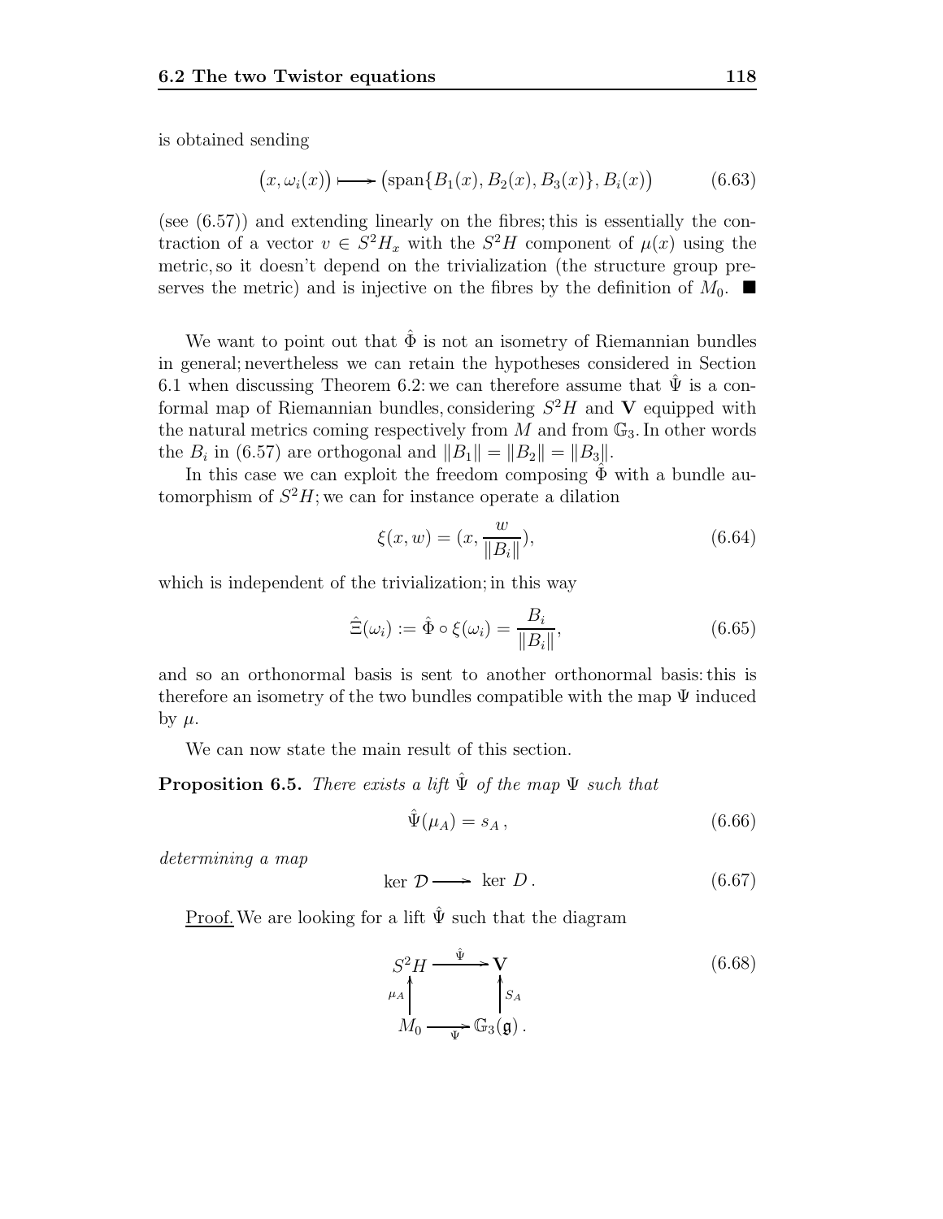is obtained sending

$$\big(x, \omega_i(x)\big) \longmapsto \big(\mathrm{span}\{B_1(x), B_2(x), B_3(x)\}, B_i(x)\big) \tag{6.63}$$

(see (6.57)) and extending linearly on the fibres; this is essentially the contraction of a vector $v \in S^2H_x$ with the $S^2H$ component of $\mu(x)$ using the metric, so it doesn't depend on the trivialization (the structure group preserves the metric) and is injective on the fibres by the definition of $M_0$. ■

We want to point out that $\hat{\Phi}$ is not an isometry of Riemannian bundles in general; nevertheless we can retain the hypotheses considered in Section 6.1 when discussing Theorem 6.2: we can therefore assume that $\hat{\Psi}$ is a conformal map of Riemannian bundles, considering $S^2H$ and $\mathbf{V}$ equipped with the natural metrics coming respectively from $M$ and from $\mathbb{G}_3$. In other words the $B_i$ in (6.57) are orthogonal and $\|B_1\| = \|B_2\| = \|B_3\|$.

In this case we can exploit the freedom composing $\hat{\Phi}$ with a bundle automorphism of $S^2H$; we can for instance operate a dilation

$$\xi(x, w) = (x, \frac{w}{\|B_i\|}), \tag{6.64}$$

which is independent of the trivialization; in this way

$$\hat{\Xi}(\omega_i) := \hat{\Phi} \circ \xi(\omega_i) = \frac{B_i}{\|B_i\|}, \tag{6.65}$$

and so an orthonormal basis is sent to another orthonormal basis: this is therefore an isometry of the two bundles compatible with the map $\Psi$ induced by $\mu$.

We can now state the main result of this section.

**Proposition 6.5.** *There exists a lift $\hat{\Psi}$ of the map $\Psi$ such that*

$$\hat{\Psi}(\mu_A) = s_A\,, \tag{6.66}$$

*determining a map*

$$\ker\, \mathcal{D} \longrightarrow \ker\, D\,. \tag{6.67}$$

Proof. We are looking for a lift $\hat{\Psi}$ such that the diagram

$$\begin{array}{ccc} S^2H & \xrightarrow{\hat{\Psi}} & \mathbf{V} \\ \uparrow{\scriptstyle \mu_A} & & \uparrow{\scriptstyle s_A} \\ M_0 & \xrightarrow[\Psi]{} & \mathbb{G}_3(\mathfrak{g})\,. \end{array} \tag{6.68}$$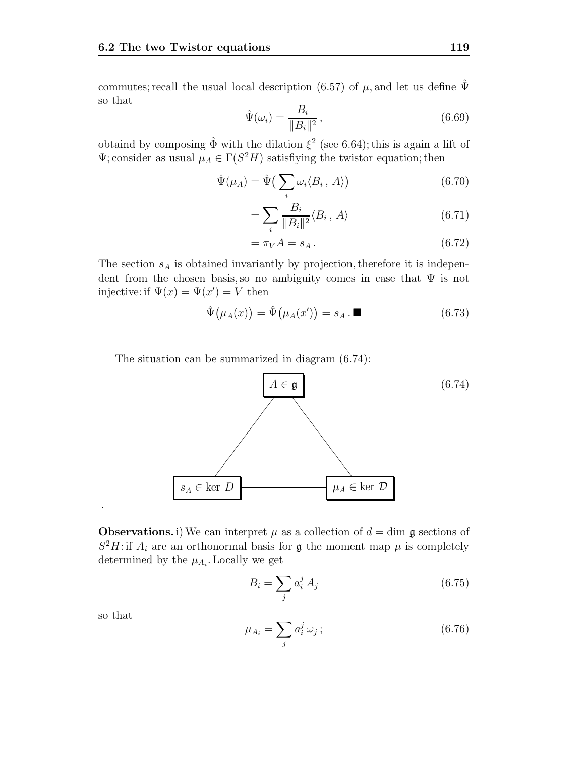commutes; recall the usual local description (6.57) of $\mu$, and let us define $\hat{\Psi}$ so that

$$\hat{\Psi}(\omega_i) = \frac{B_i}{\|B_i\|^2}\,, \tag{6.69}$$

obtaind by composing $\hat{\Phi}$ with the dilation $\xi^2$ (see 6.64); this is again a lift of $\Psi$; consider as usual $\mu_A \in \Gamma(S^2H)$ satisfiying the twistor equation; then

$$\hat{\Psi}(\mu_A) = \hat{\Psi}\big(\sum_i \omega_i \langle B_i\,,\, A\rangle\big) \tag{6.70}$$

$$= \sum_i \frac{B_i}{\|B_i\|^2}\langle B_i\,,\, A\rangle \tag{6.71}$$

$$= \pi_V A = s_A\,. \tag{6.72}$$

The section $s_A$ is obtained invariantly by projection, therefore it is independent from the chosen basis, so no ambiguity comes in case that $\Psi$ is not injective: if $\Psi(x) = \Psi(x') = V$ then

$$\hat{\Psi}\big(\mu_A(x)\big) = \hat{\Psi}\big(\mu_A(x')\big) = s_A\,. \blacksquare \tag{6.73}$$

The situation can be summarized in diagram (6.74):

$$\begin{array}{ccc} & \boxed{A \in \mathfrak{g}} & \\ \diagup & & \diagdown \\ \boxed{s_A \in \ker D} & \text{———} & \boxed{\mu_A \in \ker \mathcal{D}} \end{array} \tag{6.74}$$

.

**Observations.** i) We can interpret $\mu$ as a collection of $d = \dim \mathfrak{g}$ sections of $S^2H$: if $A_i$ are an orthonormal basis for $\mathfrak{g}$ the moment map $\mu$ is completely determined by the $\mu_{A_i}$. Locally we get

$$B_i = \sum_j a_i^j\, A_j \tag{6.75}$$

so that

$$\mu_{A_i} = \sum_j a_i^j\, \omega_j\,; \tag{6.76}$$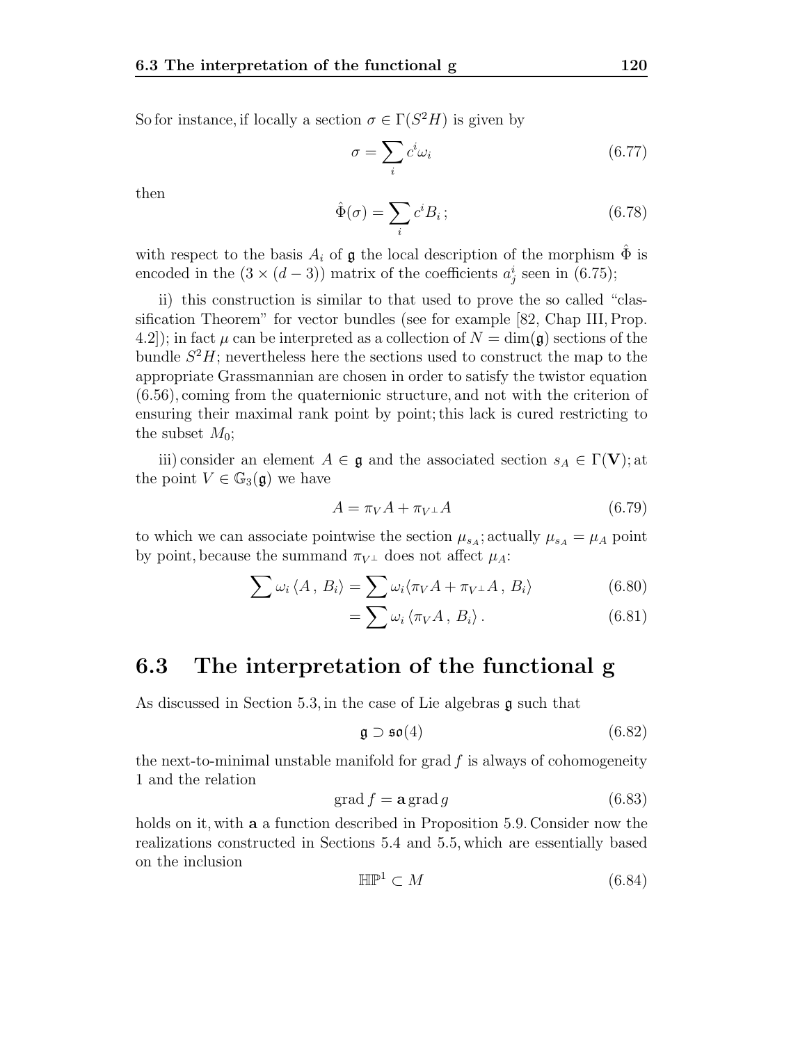So for instance, if locally a section $\sigma \in \Gamma(S^2H)$ is given by

$$\sigma = \sum_i c^i \omega_i \tag{6.77}$$

then

$$\hat{\Phi}(\sigma) = \sum_i c^i B_i \, ; \tag{6.78}$$

with respect to the basis $A_i$ of $\mathfrak{g}$ the local description of the morphism $\hat{\Phi}$ is encoded in the $(3 \times (d-3))$ matrix of the coefficients $a^i_j$ seen in (6.75);

ii) this construction is similar to that used to prove the so called "classification Theorem" for vector bundles (see for example [82, Chap III, Prop. 4.2]); in fact $\mu$ can be interpreted as a collection of $N = \dim(\mathfrak{g})$ sections of the bundle $S^2H$; nevertheless here the sections used to construct the map to the appropriate Grassmannian are chosen in order to satisfy the twistor equation (6.56), coming from the quaternionic structure, and not with the criterion of ensuring their maximal rank point by point; this lack is cured restricting to the subset $M_0$;

iii) consider an element $A \in \mathfrak{g}$ and the associated section $s_A \in \Gamma(\mathbf{V})$; at the point $V \in \mathbb{G}_3(\mathfrak{g})$ we have

$$A = \pi_V A + \pi_{V^\perp} A \tag{6.79}$$

to which we can associate pointwise the section $\mu_{s_A}$; actually $\mu_{s_A} = \mu_A$ point by point, because the summand $\pi_{V^\perp}$ does not affect $\mu_A$:

$$\sum \omega_i \, \langle A \, , \, B_i \rangle = \sum \omega_i \langle \pi_V A + \pi_{V^\perp} A \, , \, B_i \rangle \tag{6.80}$$

$$= \sum \omega_i \, \langle \pi_V A \, , \, B_i \rangle \, . \tag{6.81}$$

## 6.3 The interpretation of the functional g

As discussed in Section 5.3, in the case of Lie algebras $\mathfrak{g}$ such that

$$\mathfrak{g} \supset \mathfrak{so}(4) \tag{6.82}$$

the next-to-minimal unstable manifold for $\operatorname{grad} f$ is always of cohomogeneity 1 and the relation

$$\operatorname{grad} f = \mathbf{a} \operatorname{grad} g \tag{6.83}$$

holds on it, with $\mathbf{a}$ a function described in Proposition 5.9. Consider now the realizations constructed in Sections 5.4 and 5.5, which are essentially based on the inclusion

$$\mathbb{HP}^1 \subset M \tag{6.84}$$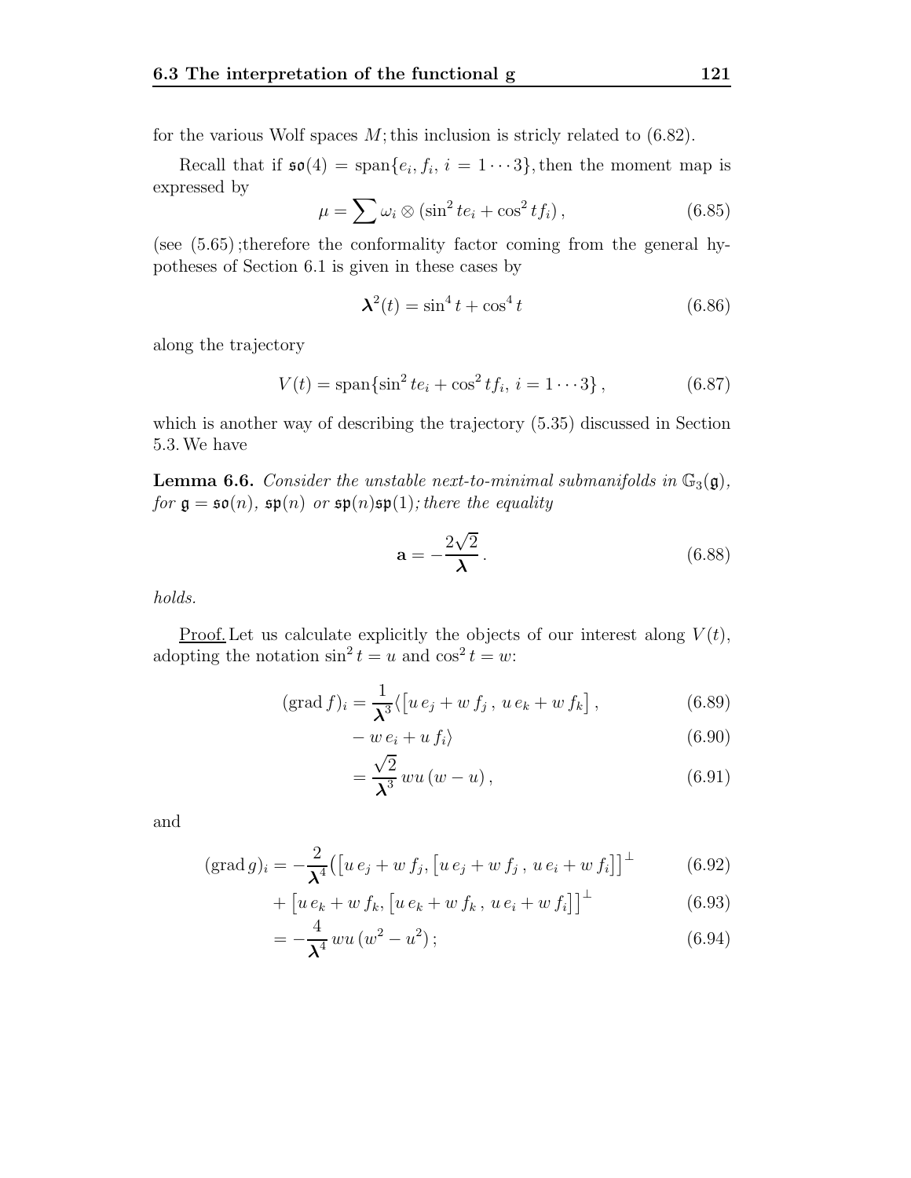for the various Wolf spaces $M$; this inclusion is stricly related to (6.82).

Recall that if $\mathfrak{so}(4) = \operatorname{span}\{e_i, f_i,\ i = 1 \cdots 3\}$, then the moment map is expressed by

$$\mu = \sum \omega_i \otimes (\sin^2 t e_i + \cos^2 t f_i)\,, \tag{6.85}$$

(see (5.65) ;therefore the conformality factor coming from the general hypotheses of Section 6.1 is given in these cases by

$$\boldsymbol{\lambda}^2(t) = \sin^4 t + \cos^4 t \tag{6.86}$$

along the trajectory

$$V(t) = \operatorname{span}\{\sin^2 t e_i + \cos^2 t f_i,\ i = 1 \cdots 3\}\,, \tag{6.87}$$

which is another way of describing the trajectory (5.35) discussed in Section 5.3. We have

**Lemma 6.6.** *Consider the unstable next-to-minimal submanifolds in $\mathbb{G}_3(\mathfrak{g})$, for $\mathfrak{g} = \mathfrak{so}(n)$, $\mathfrak{sp}(n)$ or $\mathfrak{sp}(n)\mathfrak{sp}(1)$; there the equality*

$$\mathbf{a} = -\frac{2\sqrt{2}}{\boldsymbol{\lambda}}\,. \tag{6.88}$$

*holds.*

Proof. Let us calculate explicitly the objects of our interest along $V(t)$, adopting the notation $\sin^2 t = u$ and $\cos^2 t = w$:

$$(\operatorname{grad} f)_i = \frac{1}{\boldsymbol{\lambda}^3}\langle \big[u\, e_j + w\, f_j\,,\, u\, e_k + w\, f_k\big]\,, \tag{6.89}$$

$$- w\, e_i + u\, f_i\rangle \tag{6.90}$$

$$= \frac{\sqrt{2}}{\boldsymbol{\lambda}^3}\, wu\,(w-u)\,, \tag{6.91}$$

and

$$(\operatorname{grad} g)_i = -\frac{2}{\boldsymbol{\lambda}^4}\big(\big[u\, e_j + w\, f_j, \big[u\, e_j + w\, f_j\,,\, u\, e_i + w\, f_i\big]\big]^\perp \tag{6.92}$$

$$+ \big[u\, e_k + w\, f_k, \big[u\, e_k + w\, f_k\,,\, u\, e_i + w\, f_i\big]\big]^\perp \tag{6.93}$$

$$= -\frac{4}{\boldsymbol{\lambda}^4}\, wu\,(w^2 - u^2)\,; \tag{6.94}$$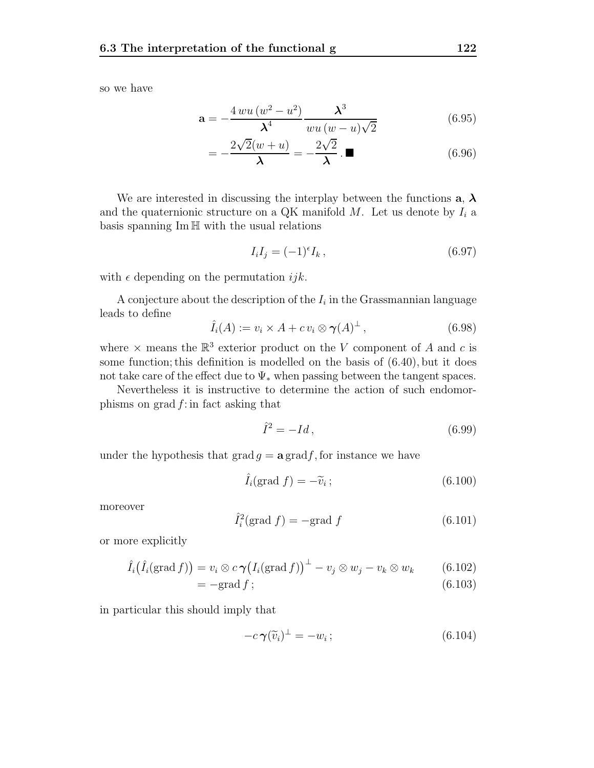so we have

$$\mathbf{a} = -\frac{4\,wu\,(w^2-u^2)}{\boldsymbol{\lambda}^4}\frac{\boldsymbol{\lambda}^3}{wu\,(w-u)\sqrt{2}} \tag{6.95}$$

$$= -\frac{2\sqrt{2}(w+u)}{\boldsymbol{\lambda}} = -\frac{2\sqrt{2}}{\boldsymbol{\lambda}}\,.\blacksquare \tag{6.96}$$

We are interested in discussing the interplay between the functions $\mathbf{a}$, $\boldsymbol{\lambda}$ and the quaternionic structure on a QK manifold $M$. Let us denote by $I_i$ a basis spanning $\operatorname{Im}\mathbb{H}$ with the usual relations

$$I_i I_j = (-1)^{\epsilon} I_k\,, \tag{6.97}$$

with $\epsilon$ depending on the permutation $ijk$.

A conjecture about the description of the $I_i$ in the Grassmannian language leads to define

$$\hat{I}_i(A) := v_i \times A + c\,v_i \otimes \boldsymbol{\gamma}(A)^{\perp}\,, \tag{6.98}$$

where $\times$ means the $\mathbb{R}^3$ exterior product on the $V$ component of $A$ and $c$ is some function; this definition is modelled on the basis of (6.40), but it does not take care of the effect due to $\Psi_*$ when passing between the tangent spaces.

Nevertheless it is instructive to determine the action of such endomorphisms on $\operatorname{grad} f$: in fact asking that

$$\hat{I}^2 = -Id\,, \tag{6.99}$$

under the hypothesis that $\operatorname{grad} g = \mathbf{a}\operatorname{grad} f$, for instance we have

$$\hat{I}_i(\operatorname{grad} f) = -\widetilde{v}_i\,; \tag{6.100}$$

moreover

$$\hat{I}_i^2(\operatorname{grad} f) = -\operatorname{grad} f \tag{6.101}$$

or more explicitly

$$\hat{I}_i\big(\hat{I}_i(\operatorname{grad} f)\big) = v_i \otimes c\,\boldsymbol{\gamma}\big(I_i(\operatorname{grad} f)\big)^{\perp} - v_j \otimes w_j - v_k \otimes w_k \tag{6.102}$$

$$= -\operatorname{grad} f\,; \tag{6.103}$$

in particular this should imply that

$$-c\,\boldsymbol{\gamma}(\widetilde{v}_i)^{\perp} = -w_i\,; \tag{6.104}$$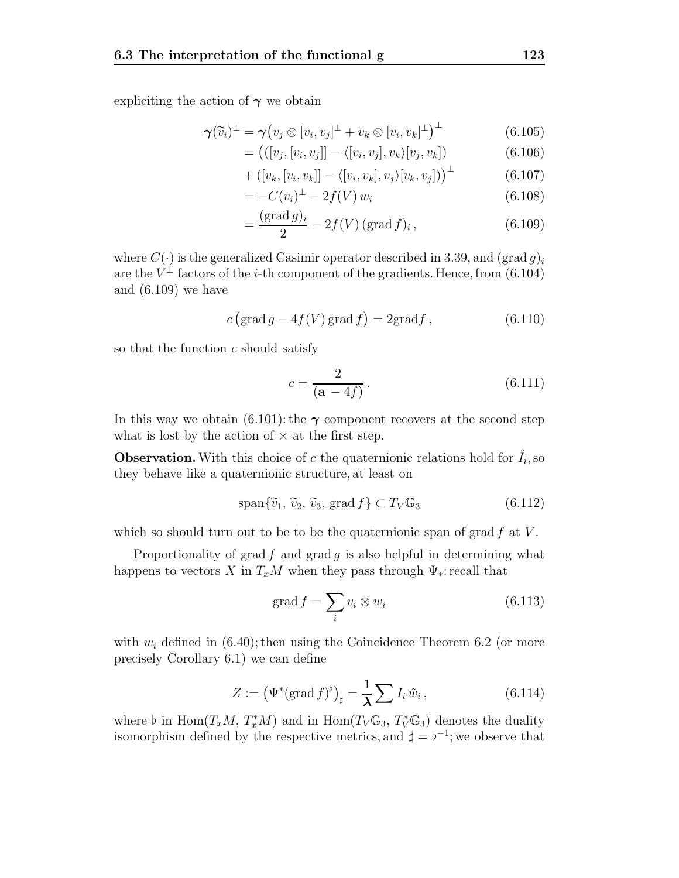expliciting the action of $\boldsymbol{\gamma}$ we obtain

$$
\begin{aligned}
\boldsymbol{\gamma}(\widetilde{v}_i)^{\perp} &= \boldsymbol{\gamma}\big(v_j \otimes [v_i, v_j]^{\perp} + v_k \otimes [v_i, v_k]^{\perp}\big)^{\perp} && (6.105)\\
&= \big(([v_j, [v_i, v_j]] - \langle [v_i, v_j], v_k\rangle [v_j, v_k]) && (6.106)\\
&\quad + ([v_k, [v_i, v_k]] - \langle [v_i, v_k], v_j\rangle [v_k, v_j])\big)^{\perp} && (6.107)\\
&= -C(v_i)^{\perp} - 2f(V)\, w_i && (6.108)\\
&= \frac{(\operatorname{grad} g)_i}{2} - 2f(V)\,(\operatorname{grad} f)_i\,, && (6.109)
\end{aligned}
$$

where $C(\cdot)$ is the generalized Casimir operator described in 3.39, and $(\operatorname{grad} g)_i$ are the $V^{\perp}$ factors of the $i$-th component of the gradients. Hence, from (6.104) and (6.109) we have

$$
c\big(\operatorname{grad} g - 4f(V) \operatorname{grad} f\big) = 2\operatorname{grad} f\,, \tag{6.110}
$$

so that the function $c$ should satisfy

$$
c = \frac{2}{(\mathbf{a} - 4f)}\,. \tag{6.111}
$$

In this way we obtain (6.101): the $\boldsymbol{\gamma}$ component recovers at the second step what is lost by the action of $\times$ at the first step.

**Observation.** With this choice of $c$ the quaternionic relations hold for $\hat{I}_i$, so they behave like a quaternionic structure, at least on

$$
\operatorname{span}\{\widetilde{v}_1,\, \widetilde{v}_2,\, \widetilde{v}_3,\, \operatorname{grad} f\} \subset T_V \mathbb{G}_3 \tag{6.112}
$$

which so should turn out to be to be the quaternionic span of $\operatorname{grad} f$ at $V$.

Proportionality of $\operatorname{grad} f$ and $\operatorname{grad} g$ is also helpful in determining what happens to vectors $X$ in $T_x M$ when they pass through $\Psi_*$: recall that

$$
\operatorname{grad} f = \sum_i v_i \otimes w_i \tag{6.113}
$$

with $w_i$ defined in (6.40); then using the Coincidence Theorem 6.2 (or more precisely Corollary 6.1) we can define

$$
Z := \big(\Psi^*(\operatorname{grad} f)^{\flat}\big)_{\sharp} = \frac{1}{\boldsymbol{\lambda}} \sum I_i\, \tilde{w}_i\,, \tag{6.114}
$$

where $\flat$ in $\operatorname{Hom}(T_x M,\, T_x^* M)$ and in $\operatorname{Hom}(T_V \mathbb{G}_3,\, T_V^* \mathbb{G}_3)$ denotes the duality isomorphism defined by the respective metrics, and $\sharp = \flat^{-1}$; we observe that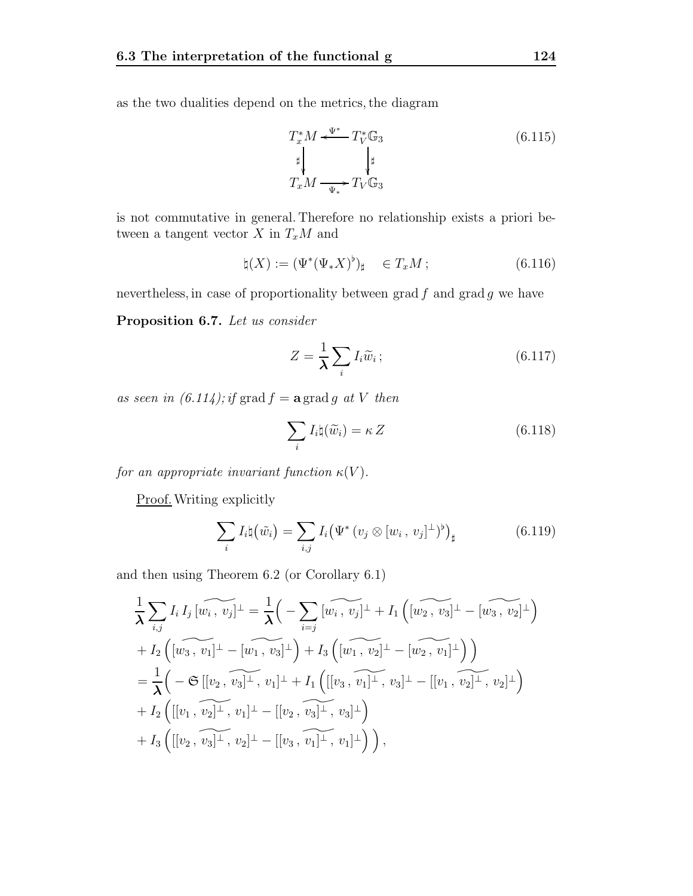as the two dualities depend on the metrics, the diagram

$$
\begin{array}{ccc}
T_x^*M & \xleftarrow{\Psi^*} & T_V^*\mathbb{G}_3 \\
\sharp \downarrow & & \downarrow \sharp \\
T_xM & \xrightarrow[\Psi_*]{} & T_V\mathbb{G}_3
\end{array}
\tag{6.115}
$$

is not commutative in general. Therefore no relationship exists a priori between a tangent vector $X$ in $T_xM$ and

$$
\natural(X) := (\Psi^*(\Psi_* X)^\flat)_\sharp \quad \in T_xM\,; \tag{6.116}
$$

nevertheless, in case of proportionality between $\operatorname{grad} f$ and $\operatorname{grad} g$ we have

**Proposition 6.7.** *Let us consider*

$$
Z = \frac{1}{\boldsymbol{\lambda}} \sum_i I_i \widetilde{w}_i\,; \tag{6.117}
$$

*as seen in (6.114); if* $\operatorname{grad} f = \mathbf{a} \operatorname{grad} g$ *at* $V$ *then*

$$
\sum_i I_i \natural(\widetilde{w}_i) = \kappa\, Z \tag{6.118}
$$

*for an appropriate invariant function* $\kappa(V)$.

Proof. Writing explicitly

$$
\sum_i I_i \natural\big(\tilde{w}_i\big) = \sum_{i,j} I_i \big(\Psi^* \left(v_j \otimes [w_i\,,\, v_j]^\perp\right)^\flat\big)_\sharp \tag{6.119}
$$

and then using Theorem 6.2 (or Corollary 6.1)

$$
\begin{aligned}
\frac{1}{\boldsymbol{\lambda}} \sum_{i,j} I_i\, I_j\, \widetilde{[w_i\,,\, v_j]}^\perp &= \frac{1}{\boldsymbol{\lambda}}\Big( - \sum_{i=j} \widetilde{[w_i\,,\, v_j]}^\perp + I_1 \left(\widetilde{[w_2\,,\, v_3]}^\perp - \widetilde{[w_3\,,\, v_2]}^\perp\right) \\
&+ I_2 \left(\widetilde{[w_3\,,\, v_1]}^\perp - \widetilde{[w_1\,,\, v_3]}^\perp\right) + I_3 \left(\widetilde{[w_1\,,\, v_2]}^\perp - \widetilde{[w_2\,,\, v_1]}^\perp\right) \Big) \\
&= \frac{1}{\boldsymbol{\lambda}}\Big( - \mathfrak{S}\, [[v_2\,,\, \widetilde{v_3]^\perp}, v_1]^\perp + I_1 \left([[v_3\,,\, \widetilde{v_1]^\perp}, v_3]^\perp - [[v_1\,,\, \widetilde{v_2]^\perp}, v_2]^\perp\right) \\
&+ I_2 \left([[v_1\,,\, \widetilde{v_2]^\perp}, v_1]^\perp - [[v_2\,,\, \widetilde{v_3]^\perp}, v_3]^\perp\right) \\
&+ I_3 \left([[v_2\,,\, \widetilde{v_3]^\perp}, v_2]^\perp - [[v_3\,,\, \widetilde{v_1]^\perp}, v_1]^\perp\right) \Big),
\end{aligned}
$$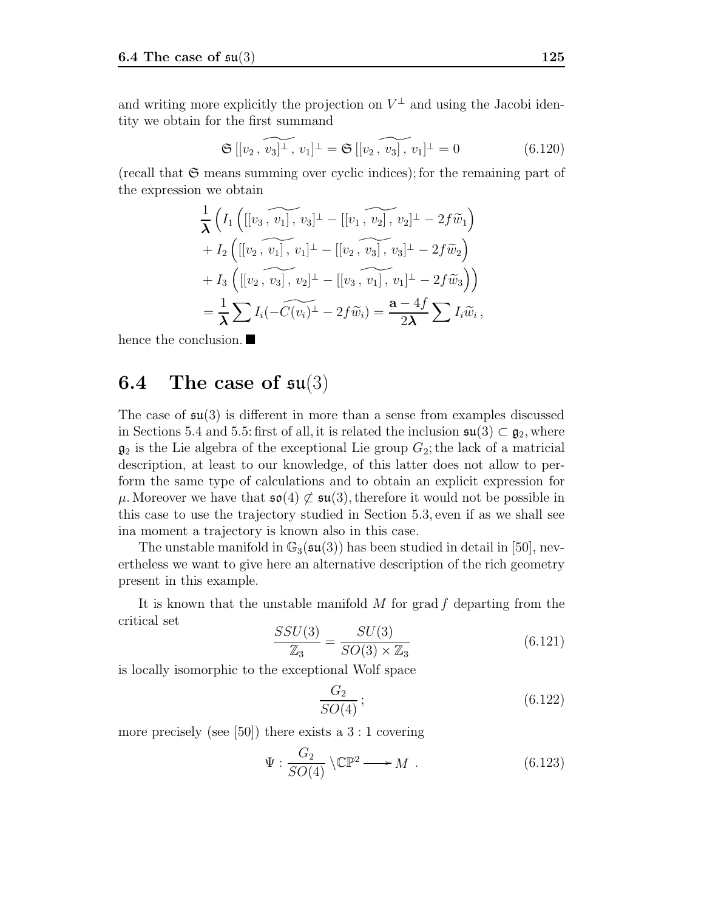and writing more explicitly the projection on $V^\perp$ and using the Jacobi identity we obtain for the first summand

$$\mathfrak{S}\,[\widetilde{[v_2\,,\,v_3]^\perp}\,,\,v_1]^\perp = \mathfrak{S}\,[\widetilde{[v_2\,,\,v_3]}\,,\,v_1]^\perp = 0 \tag{6.120}$$

(recall that $\mathfrak{S}$ means summing over cyclic indices); for the remaining part of the expression we obtain

$$\begin{aligned}
&\frac{1}{\boldsymbol{\lambda}}\Big(I_1\left([\widetilde{[v_3\,,\,v_1]}\,,\,v_3]^\perp - [\widetilde{[v_1\,,\,v_2]}\,,\,v_2]^\perp - 2f\widetilde{w}_1\right)\\
&+ I_2\left([\widetilde{[v_2\,,\,v_1]}\,,\,v_1]^\perp - [\widetilde{[v_2\,,\,v_3]}\,,\,v_3]^\perp - 2f\widetilde{w}_2\right)\\
&+ I_3\left([\widetilde{[v_2\,,\,v_3]}\,,\,v_2]^\perp - [\widetilde{[v_3\,,\,v_1]}\,,\,v_1]^\perp - 2f\widetilde{w}_3\right)\Big)\\
&= \frac{1}{\boldsymbol{\lambda}}\sum I_i(-\widetilde{C(v_i)}^\perp - 2f\widetilde{w}_i) = \frac{\mathbf{a}-4f}{2\boldsymbol{\lambda}}\sum I_i\widetilde{w}_i\,,
\end{aligned}$$

hence the conclusion. ■

## 6.4 The case of $\mathfrak{su}(3)$

The case of $\mathfrak{su}(3)$ is different in more than a sense from examples discussed in Sections 5.4 and 5.5: first of all, it is related the inclusion $\mathfrak{su}(3)\subset\mathfrak{g}_2$, where $\mathfrak{g}_2$ is the Lie algebra of the exceptional Lie group $G_2$; the lack of a matricial description, at least to our knowledge, of this latter does not allow to perform the same type of calculations and to obtain an explicit expression for $\mu$. Moreover we have that $\mathfrak{so}(4)\not\subset\mathfrak{su}(3)$, therefore it would not be possible in this case to use the trajectory studied in Section 5.3, even if as we shall see ina moment a trajectory is known also in this case.

The unstable manifold in $\mathbb{G}_3(\mathfrak{su}(3))$ has been studied in detail in [50], nevertheless we want to give here an alternative description of the rich geometry present in this example.

It is known that the unstable manifold $M$ for $\operatorname{grad} f$ departing from the critical set

$$\frac{SSU(3)}{\mathbb{Z}_3} = \frac{SU(3)}{SO(3)\times\mathbb{Z}_3} \tag{6.121}$$

is locally isomorphic to the exceptional Wolf space

$$\frac{G_2}{SO(4)}\,; \tag{6.122}$$

more precisely (see [50]) there exists a $3:1$ covering

$$\Psi : \frac{G_2}{SO(4)}\setminus\mathbb{CP}^2 \longrightarrow M\ . \tag{6.123}$$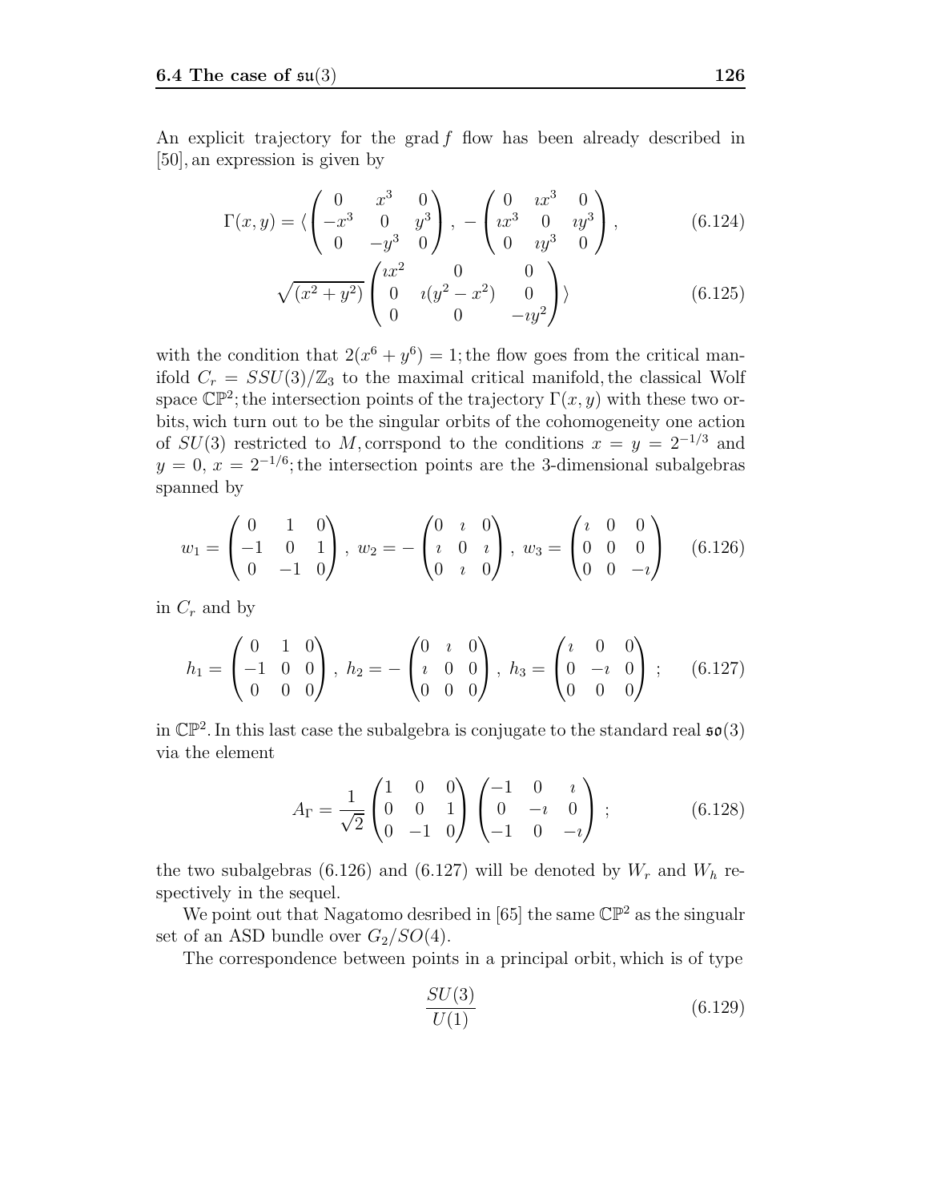An explicit trajectory for the grad $f$ flow has been already described in [50], an expression is given by

$$\Gamma(x,y) = \langle \begin{pmatrix} 0 & x^3 & 0 \\ -x^3 & 0 & y^3 \\ 0 & -y^3 & 0 \end{pmatrix}, -\begin{pmatrix} 0 & \imath x^3 & 0 \\ \imath x^3 & 0 & \imath y^3 \\ 0 & \imath y^3 & 0 \end{pmatrix}, \tag{6.124}$$

$$\sqrt{(x^2+y^2)} \begin{pmatrix} \imath x^2 & 0 & 0 \\ 0 & \imath(y^2-x^2) & 0 \\ 0 & 0 & -\imath y^2 \end{pmatrix} \rangle \tag{6.125}$$

with the condition that $2(x^6+y^6)=1$; the flow goes from the critical manifold $C_r = SSU(3)/\mathbb{Z}_3$ to the maximal critical manifold, the classical Wolf space $\mathbb{CP}^2$; the intersection points of the trajectory $\Gamma(x,y)$ with these two orbits, wich turn out to be the singular orbits of the cohomogeneity one action of $SU(3)$ restricted to $M$, corrspond to the conditions $x = y = 2^{-1/3}$ and $y = 0$, $x = 2^{-1/6}$; the intersection points are the 3-dimensional subalgebras spanned by

$$w_1 = \begin{pmatrix} 0 & 1 & 0 \\ -1 & 0 & 1 \\ 0 & -1 & 0 \end{pmatrix}, \; w_2 = -\begin{pmatrix} 0 & \imath & 0 \\ \imath & 0 & \imath \\ 0 & \imath & 0 \end{pmatrix}, \; w_3 = \begin{pmatrix} \imath & 0 & 0 \\ 0 & 0 & 0 \\ 0 & 0 & -\imath \end{pmatrix} \tag{6.126}$$

in $C_r$ and by

$$h_1 = \begin{pmatrix} 0 & 1 & 0 \\ -1 & 0 & 0 \\ 0 & 0 & 0 \end{pmatrix}, \; h_2 = -\begin{pmatrix} 0 & \imath & 0 \\ \imath & 0 & 0 \\ 0 & 0 & 0 \end{pmatrix}, \; h_3 = \begin{pmatrix} \imath & 0 & 0 \\ 0 & -\imath & 0 \\ 0 & 0 & 0 \end{pmatrix}; \tag{6.127}$$

in $\mathbb{CP}^2$. In this last case the subalgebra is conjugate to the standard real $\mathfrak{so}(3)$ via the element

$$A_\Gamma = \frac{1}{\sqrt{2}} \begin{pmatrix} 1 & 0 & 0 \\ 0 & 0 & 1 \\ 0 & -1 & 0 \end{pmatrix} \begin{pmatrix} -1 & 0 & \imath \\ 0 & -\imath & 0 \\ -1 & 0 & -\imath \end{pmatrix}; \tag{6.128}$$

the two subalgebras (6.126) and (6.127) will be denoted by $W_r$ and $W_h$ respectively in the sequel.

We point out that Nagatomo desribed in [65] the same $\mathbb{CP}^2$ as the singualr set of an ASD bundle over $G_2/SO(4)$.

The correspondence between points in a principal orbit, which is of type

$$\frac{SU(3)}{U(1)} \tag{6.129}$$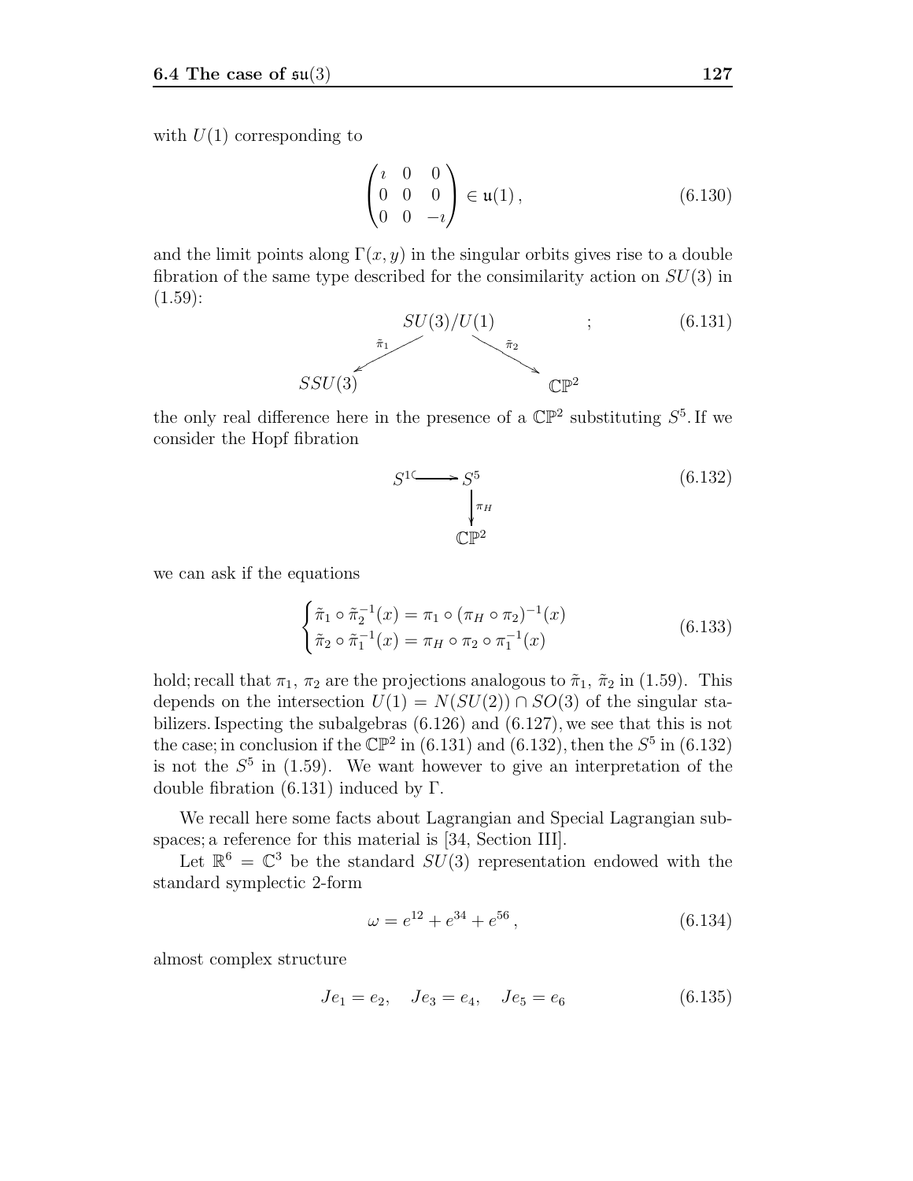with $U(1)$ corresponding to

$$\begin{pmatrix} \imath & 0 & 0 \\ 0 & 0 & 0 \\ 0 & 0 & -\imath \end{pmatrix} \in \mathfrak{u}(1)\,, \tag{6.130}$$

and the limit points along $\Gamma(x,y)$ in the singular orbits gives rise to a double fibration of the same type described for the consimilarity action on $SU(3)$ in (1.59):

$$\begin{array}{ccc} & SU(3)/U(1) & \\ {\scriptstyle \tilde{\pi}_1} \swarrow & & \searrow {\scriptstyle \tilde{\pi}_2} \\ SSU(3) & & \mathbb{CP}^2 \end{array} \quad ; \tag{6.131}$$

the only real difference here in the presence of a $\mathbb{CP}^2$ substituting $S^5$. If we consider the Hopf fibration

$$\begin{array}{ccc} S^1 & \hookrightarrow & S^5 \\ & & \downarrow {\scriptstyle \pi_H} \\ & & \mathbb{CP}^2 \end{array} \tag{6.132}$$

we can ask if the equations

$$\begin{cases} \tilde{\pi}_1 \circ \tilde{\pi}_2^{-1}(x) = \pi_1 \circ (\pi_H \circ \pi_2)^{-1}(x) \\ \tilde{\pi}_2 \circ \tilde{\pi}_1^{-1}(x) = \pi_H \circ \pi_2 \circ \pi_1^{-1}(x) \end{cases} \tag{6.133}$$

hold; recall that $\pi_1$, $\pi_2$ are the projections analogous to $\tilde{\pi}_1$, $\tilde{\pi}_2$ in (1.59). This depends on the intersection $U(1) = N(SU(2)) \cap SO(3)$ of the singular stabilizers. Ispecting the subalgebras (6.126) and (6.127), we see that this is not the case; in conclusion if the $\mathbb{CP}^2$ in (6.131) and (6.132), then the $S^5$ in (6.132) is not the $S^5$ in (1.59). We want however to give an interpretation of the double fibration (6.131) induced by $\Gamma$.

We recall here some facts about Lagrangian and Special Lagrangian subspaces; a reference for this material is [34, Section III].

Let $\mathbb{R}^6 = \mathbb{C}^3$ be the standard $SU(3)$ representation endowed with the standard symplectic 2-form

$$\omega = e^{12} + e^{34} + e^{56}\,, \tag{6.134}$$

almost complex structure

$$Je_1 = e_2, \quad Je_3 = e_4, \quad Je_5 = e_6 \tag{6.135}$$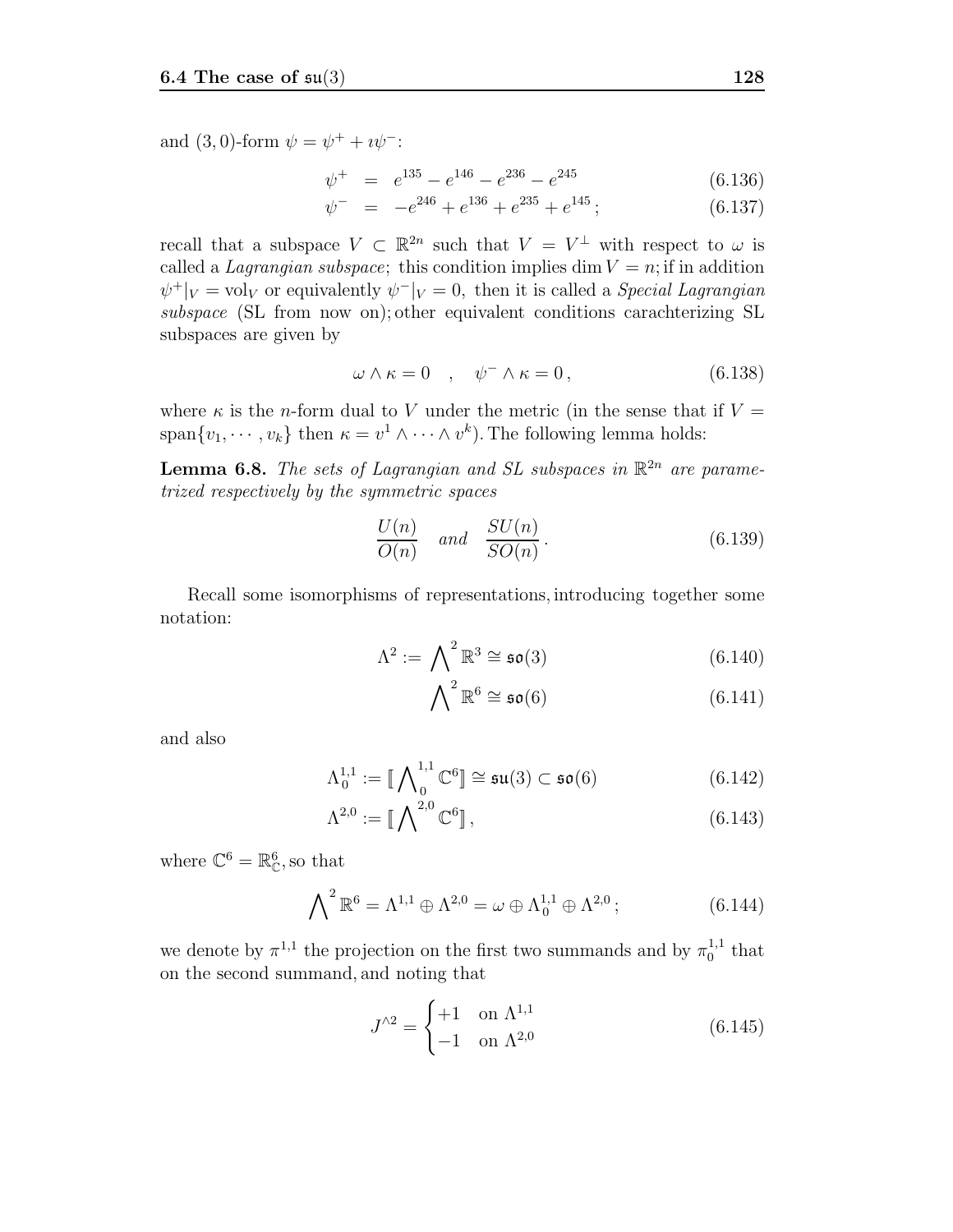and $(3,0)$-form $\psi = \psi^+ + \imath\psi^-$:

$$\psi^+ = e^{135} - e^{146} - e^{236} - e^{245} \tag{6.136}$$
$$\psi^- = -e^{246} + e^{136} + e^{235} + e^{145}\,; \tag{6.137}$$

recall that a subspace $V \subset \mathbb{R}^{2n}$ such that $V = V^\perp$ with respect to $\omega$ is called a *Lagrangian subspace*; this condition implies $\dim V = n$; if in addition $\psi^+|_V = \mathrm{vol}_V$ or equivalently $\psi^-|_V = 0$, then it is called a *Special Lagrangian subspace* (SL from now on); other equivalent conditions carachterizing SL subspaces are given by

$$\omega \wedge \kappa = 0 \quad , \quad \psi^- \wedge \kappa = 0\,, \tag{6.138}$$

where $\kappa$ is the $n$-form dual to $V$ under the metric (in the sense that if $V = \mathrm{span}\{v_1, \cdots, v_k\}$ then $\kappa = v^1 \wedge \cdots \wedge v^k$). The following lemma holds:

**Lemma 6.8.** *The sets of Lagrangian and SL subspaces in $\mathbb{R}^{2n}$ are parametrized respectively by the symmetric spaces*

$$\frac{U(n)}{O(n)} \quad \text{and} \quad \frac{SU(n)}{SO(n)}\,. \tag{6.139}$$

Recall some isomorphisms of representations, introducing together some notation:

$$\Lambda^2 := \bigwedge\nolimits^2 \mathbb{R}^3 \cong \mathfrak{so}(3) \tag{6.140}$$
$$\bigwedge\nolimits^2 \mathbb{R}^6 \cong \mathfrak{so}(6) \tag{6.141}$$

and also

$$\Lambda_0^{1,1} := [\![ \bigwedge\nolimits_0^{1,1} \mathbb{C}^6 ]\!] \cong \mathfrak{su}(3) \subset \mathfrak{so}(6) \tag{6.142}$$
$$\Lambda^{2,0} := [\![ \bigwedge\nolimits^{2,0} \mathbb{C}^6 ]\!]\,, \tag{6.143}$$

where $\mathbb{C}^6 = \mathbb{R}^6_{\mathbb{C}}$, so that

$$\bigwedge\nolimits^2 \mathbb{R}^6 = \Lambda^{1,1} \oplus \Lambda^{2,0} = \omega \oplus \Lambda_0^{1,1} \oplus \Lambda^{2,0}\,; \tag{6.144}$$

we denote by $\pi^{1,1}$ the projection on the first two summands and by $\pi_0^{1,1}$ that on the second summand, and noting that

$$J^{\wedge 2} = \begin{cases} +1 & \text{on } \Lambda^{1,1} \\ -1 & \text{on } \Lambda^{2,0} \end{cases} \tag{6.145}$$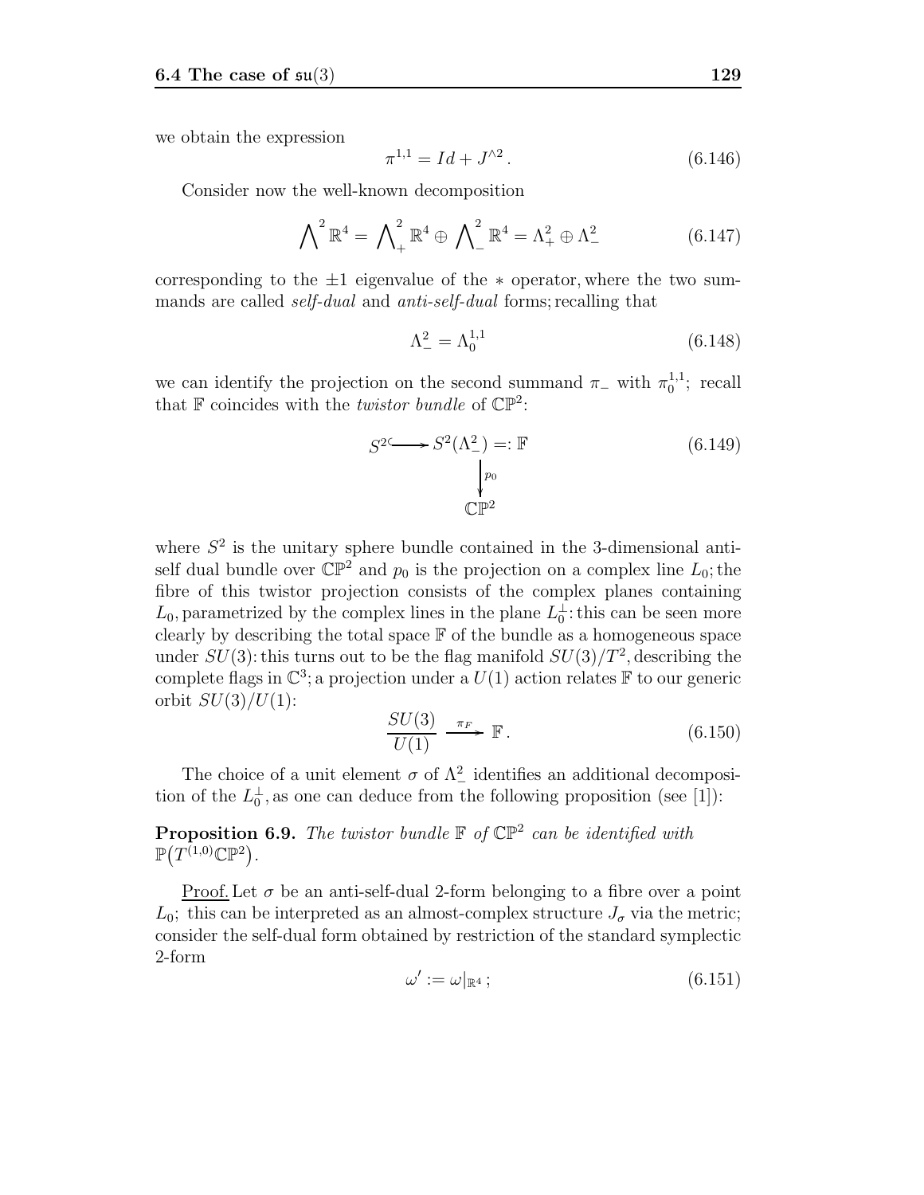we obtain the expression

$$\pi^{1,1} = Id + J^{\wedge 2} \,. \tag{6.146}$$

Consider now the well-known decomposition

$$\bigwedge^2 \mathbb{R}^4 = \bigwedge^2_+ \mathbb{R}^4 \oplus \bigwedge^2_- \mathbb{R}^4 = \Lambda^2_+ \oplus \Lambda^2_- \tag{6.147}$$

corresponding to the $\pm 1$ eigenvalue of the $*$ operator, where the two summands are called *self-dual* and *anti-self-dual* forms; recalling that

$$\Lambda^2_- = \Lambda^{1,1}_0 \tag{6.148}$$

we can identify the projection on the second summand $\pi_-$ with $\pi^{1,1}_0$; recall that $\mathbb{F}$ coincides with the *twistor bundle* of $\mathbb{CP}^2$:

$$\begin{array}{ccc} S^2 \hookrightarrow & S^2(\Lambda^2_-) =: \mathbb{F} \\ & \downarrow p_0 \\ & \mathbb{CP}^2 \end{array} \tag{6.149}$$

where $S^2$ is the unitary sphere bundle contained in the 3-dimensional anti-self dual bundle over $\mathbb{CP}^2$ and $p_0$ is the projection on a complex line $L_0$; the fibre of this twistor projection consists of the complex planes containing $L_0$, parametrized by the complex lines in the plane $L_0^\perp$: this can be seen more clearly by describing the total space $\mathbb{F}$ of the bundle as a homogeneous space under $SU(3)$: this turns out to be the flag manifold $SU(3)/T^2$, describing the complete flags in $\mathbb{C}^3$; a projection under a $U(1)$ action relates $\mathbb{F}$ to our generic orbit $SU(3)/U(1)$:

$$\frac{SU(3)}{U(1)} \xrightarrow{\pi_F} \mathbb{F} \,. \tag{6.150}$$

The choice of a unit element $\sigma$ of $\Lambda^2_-$ identifies an additional decomposition of the $L_0^\perp$, as one can deduce from the following proposition (see [1]):

**Proposition 6.9.** *The twistor bundle $\mathbb{F}$ of $\mathbb{CP}^2$ can be identified with $\mathbb{P}\big(T^{(1,0)}\mathbb{CP}^2\big)$.*

<u>Proof.</u> Let $\sigma$ be an anti-self-dual 2-form belonging to a fibre over a point $L_0$; this can be interpreted as an almost-complex structure $J_\sigma$ via the metric; consider the self-dual form obtained by restriction of the standard symplectic 2-form

$$\omega' := \omega|_{\mathbb{R}^4} \,; \tag{6.151}$$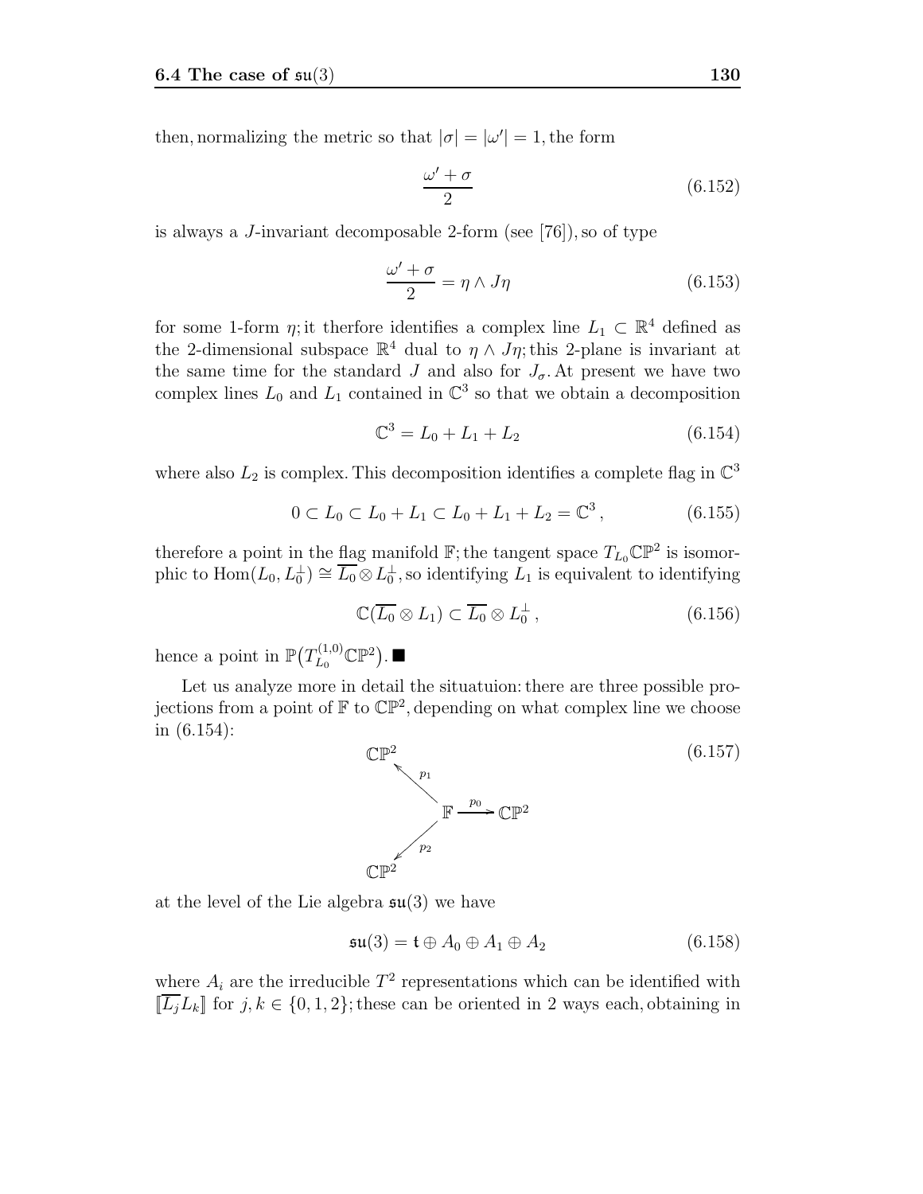then, normalizing the metric so that $|\sigma| = |\omega'| = 1$, the form

$$\frac{\omega' + \sigma}{2} \tag{6.152}$$

is always a $J$-invariant decomposable 2-form (see [76]), so of type

$$\frac{\omega' + \sigma}{2} = \eta \wedge J\eta \tag{6.153}$$

for some 1-form $\eta$; it therfore identifies a complex line $L_1 \subset \mathbb{R}^4$ defined as the 2-dimensional subspace $\mathbb{R}^4$ dual to $\eta \wedge J\eta$; this 2-plane is invariant at the same time for the standard $J$ and also for $J_\sigma$. At present we have two complex lines $L_0$ and $L_1$ contained in $\mathbb{C}^3$ so that we obtain a decomposition

$$\mathbb{C}^3 = L_0 + L_1 + L_2 \tag{6.154}$$

where also $L_2$ is complex. This decomposition identifies a complete flag in $\mathbb{C}^3$

$$0 \subset L_0 \subset L_0 + L_1 \subset L_0 + L_1 + L_2 = \mathbb{C}^3 \,, \tag{6.155}$$

therefore a point in the flag manifold $\mathbb{F}$; the tangent space $T_{L_0}\mathbb{CP}^2$ is isomorphic to $\mathrm{Hom}(L_0, L_0^\perp) \cong \overline{L_0} \otimes L_0^\perp$, so identifying $L_1$ is equivalent to identifying

$$\mathbb{C}(\overline{L_0} \otimes L_1) \subset \overline{L_0} \otimes L_0^\perp \,, \tag{6.156}$$

hence a point in $\mathbb{P}\big(T^{(1,0)}_{L_0}\mathbb{CP}^2\big)$. ■

Let us analyze more in detail the situatuion: there are three possible projections from a point of $\mathbb{F}$ to $\mathbb{CP}^2$, depending on what complex line we choose in (6.154):

$$\begin{array}{ccc} \mathbb{CP}^2 & & \\ & \nwarrow^{p_1} & \\ & & \mathbb{F} \xrightarrow{p_0} \mathbb{CP}^2 \\ & \swarrow_{p_2} & \\ \mathbb{CP}^2 & & \end{array} \tag{6.157}$$

at the level of the Lie algebra $\mathfrak{su}(3)$ we have

$$\mathfrak{su}(3) = \mathfrak{t} \oplus A_0 \oplus A_1 \oplus A_2 \tag{6.158}$$

where $A_i$ are the irreducible $T^2$ representations which can be identified with $[\![\overline{L_j} L_k]\!]$ for $j, k \in \{0, 1, 2\}$; these can be oriented in 2 ways each, obtaining in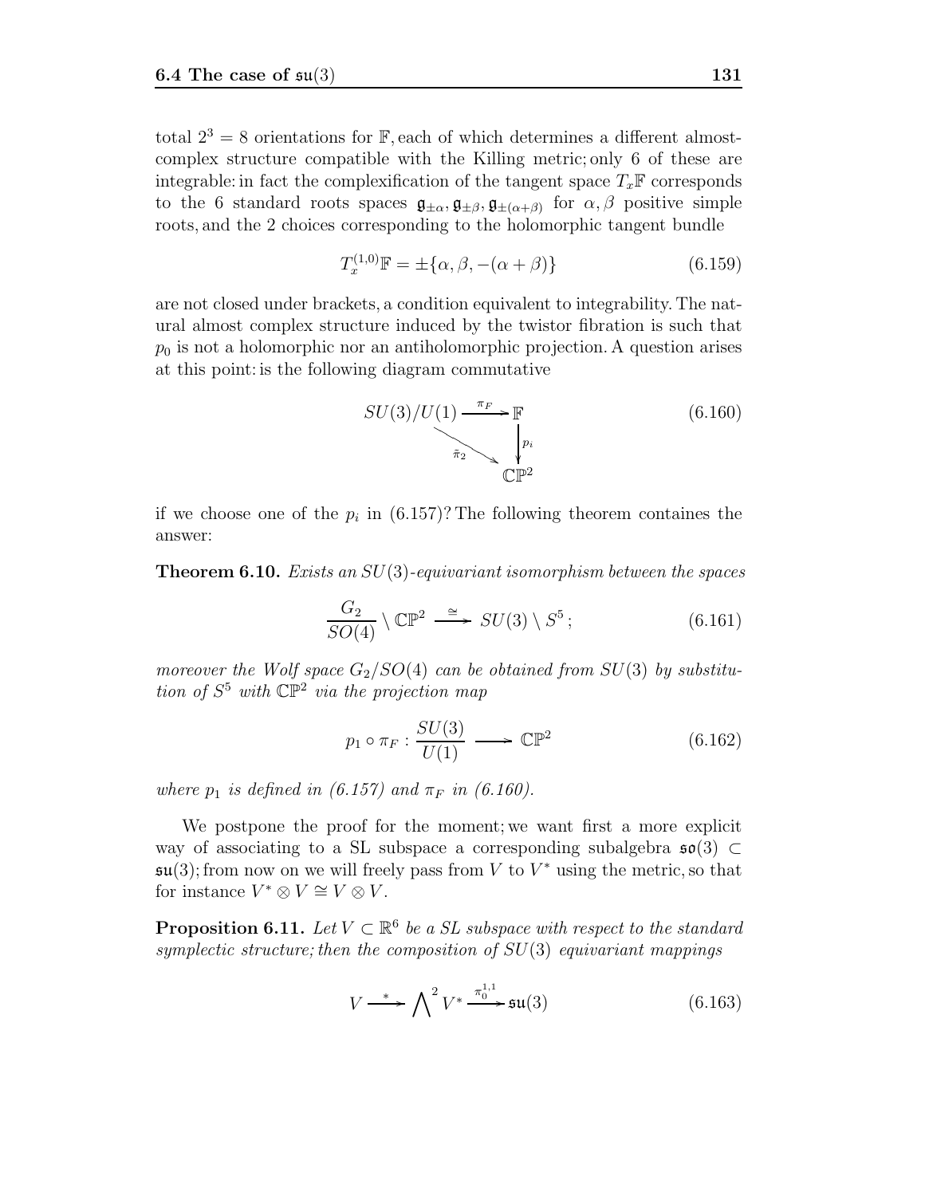total $2^3 = 8$ orientations for $\mathbb{F}$, each of which determines a different almost-complex structure compatible with the Killing metric; only 6 of these are integrable: in fact the complexification of the tangent space $T_x\mathbb{F}$ corresponds to the 6 standard roots spaces $\mathfrak{g}_{\pm\alpha}, \mathfrak{g}_{\pm\beta}, \mathfrak{g}_{\pm(\alpha+\beta)}$ for $\alpha, \beta$ positive simple roots, and the 2 choices corresponding to the holomorphic tangent bundle

$$T_x^{(1,0)}\mathbb{F} = \pm\{\alpha, \beta, -(\alpha+\beta)\} \tag{6.159}$$

are not closed under brackets, a condition equivalent to integrability. The natural almost complex structure induced by the twistor fibration is such that $p_0$ is not a holomorphic nor an antiholomorphic projection. A question arises at this point: is the following diagram commutative

$$\begin{array}{ccc} SU(3)/U(1) & \xrightarrow{\pi_F} & \mathbb{F} \\ & \searrow^{\tilde{\pi}_2} & \downarrow p_i \\ & & \mathbb{CP}^2 \end{array} \tag{6.160}$$

if we choose one of the $p_i$ in (6.157)? The following theorem containes the answer:

**Theorem 6.10.** *Exists an $SU(3)$-equivariant isomorphism between the spaces*

$$\frac{G_2}{SO(4)} \setminus \mathbb{CP}^2 \xrightarrow{\cong} SU(3) \setminus S^5\,; \tag{6.161}$$

*moreover the Wolf space $G_2/SO(4)$ can be obtained from $SU(3)$ by substitution of $S^5$ with $\mathbb{CP}^2$ via the projection map*

$$p_1 \circ \pi_F : \frac{SU(3)}{U(1)} \longrightarrow \mathbb{CP}^2 \tag{6.162}$$

*where $p_1$ is defined in (6.157) and $\pi_F$ in (6.160).*

We postpone the proof for the moment; we want first a more explicit way of associating to a SL subspace a corresponding subalgebra $\mathfrak{so}(3) \subset \mathfrak{su}(3)$; from now on we will freely pass from $V$ to $V^*$ using the metric, so that for instance $V^* \otimes V \cong V \otimes V$.

**Proposition 6.11.** *Let $V \subset \mathbb{R}^6$ be a SL subspace with respect to the standard symplectic structure; then the composition of $SU(3)$ equivariant mappings*

$$V \xrightarrow{\;*\;} \bigwedge^2 V^* \xrightarrow{\pi_0^{1,1}} \mathfrak{su}(3) \tag{6.163}$$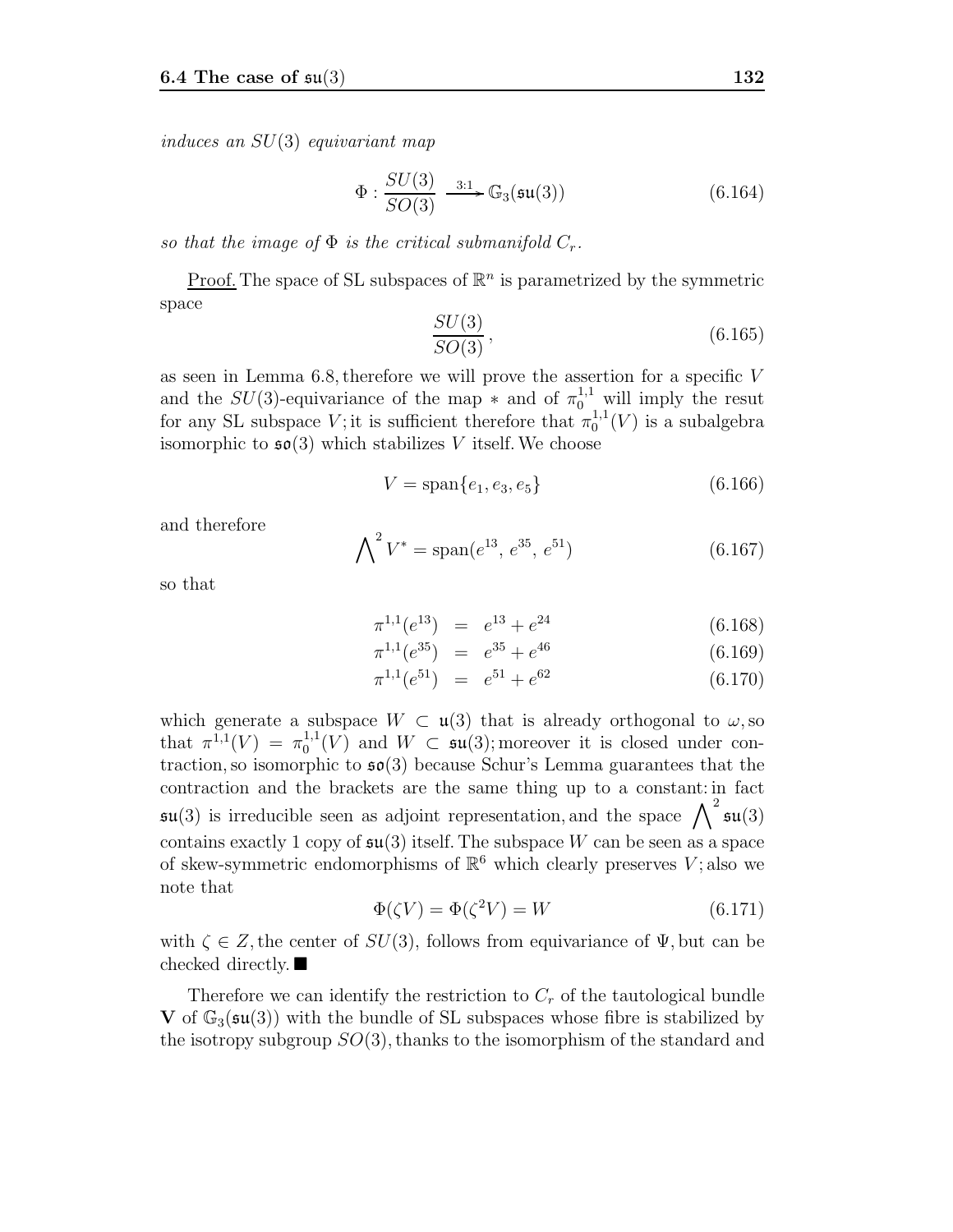*induces an $SU(3)$ equivariant map*

$$\Phi : \frac{SU(3)}{SO(3)} \xrightarrow{3:1} \mathbb{G}_3(\mathfrak{su}(3)) \tag{6.164}$$

*so that the image of $\Phi$ is the critical submanifold $C_r$.*

<u>Proof.</u> The space of SL subspaces of $\mathbb{R}^n$ is parametrized by the symmetric space

$$\frac{SU(3)}{SO(3)}, \tag{6.165}$$

as seen in Lemma 6.8, therefore we will prove the assertion for a specific $V$ and the $SU(3)$-equivariance of the map $*$ and of $\pi_0^{1,1}$ will imply the resut for any SL subspace $V$; it is sufficient therefore that $\pi_0^{1,1}(V)$ is a subalgebra isomorphic to $\mathfrak{so}(3)$ which stabilizes $V$ itself. We choose

$$V = \text{span}\{e_1, e_3, e_5\} \tag{6.166}$$

and therefore

$$\bigwedge^2 V^* = \text{span}(e^{13},\, e^{35},\, e^{51}) \tag{6.167}$$

so that

$$\pi^{1,1}(e^{13}) \;=\; e^{13} + e^{24} \tag{6.168}$$

$$\pi^{1,1}(e^{35}) \;=\; e^{35} + e^{46} \tag{6.169}$$

$$\pi^{1,1}(e^{51}) \;=\; e^{51} + e^{62} \tag{6.170}$$

which generate a subspace $W \subset \mathfrak{u}(3)$ that is already orthogonal to $\omega$, so that $\pi^{1,1}(V) = \pi_0^{1,1}(V)$ and $W \subset \mathfrak{su}(3)$; moreover it is closed under contraction, so isomorphic to $\mathfrak{so}(3)$ because Schur's Lemma guarantees that the contraction and the brackets are the same thing up to a constant: in fact $\mathfrak{su}(3)$ is irreducible seen as adjoint representation, and the space $\bigwedge^2 \mathfrak{su}(3)$ contains exactly 1 copy of $\mathfrak{su}(3)$ itself. The subspace $W$ can be seen as a space of skew-symmetric endomorphisms of $\mathbb{R}^6$ which clearly preserves $V$; also we note that

$$\Phi(\zeta V) = \Phi(\zeta^2 V) = W \tag{6.171}$$

with $\zeta \in Z$, the center of $SU(3)$, follows from equivariance of $\Psi$, but can be checked directly. ■

Therefore we can identify the restriction to $C_r$ of the tautological bundle $\mathbf{V}$ of $\mathbb{G}_3(\mathfrak{su}(3))$ with the bundle of SL subspaces whose fibre is stabilized by the isotropy subgroup $SO(3)$, thanks to the isomorphism of the standard and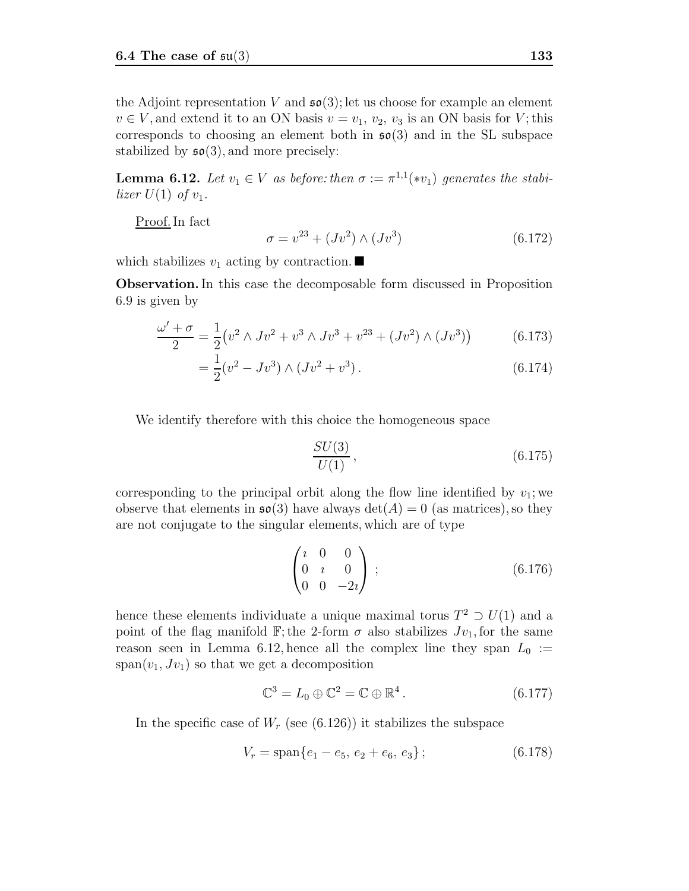the Adjoint representation $V$ and $\mathfrak{so}(3)$; let us choose for example an element $v \in V$, and extend it to an ON basis $v = v_1, v_2, v_3$ is an ON basis for $V$; this corresponds to choosing an element both in $\mathfrak{so}(3)$ and in the SL subspace stabilized by $\mathfrak{so}(3)$, and more precisely:

**Lemma 6.12.** *Let $v_1 \in V$ as before: then $\sigma := \pi^{1,1}(*v_1)$ generates the stabilizer $U(1)$ of $v_1$.*

Proof. In fact

$$\sigma = v^{23} + (Jv^2) \wedge (Jv^3) \tag{6.172}$$

which stabilizes $v_1$ acting by contraction. ■

**Observation.** In this case the decomposable form discussed in Proposition 6.9 is given by

$$\frac{\omega' + \sigma}{2} = \frac{1}{2}\big(v^2 \wedge Jv^2 + v^3 \wedge Jv^3 + v^{23} + (Jv^2) \wedge (Jv^3)\big) \tag{6.173}$$

$$= \frac{1}{2}(v^2 - Jv^3) \wedge (Jv^2 + v^3)\,. \tag{6.174}$$

We identify therefore with this choice the homogeneous space

$$\frac{SU(3)}{U(1)}\,, \tag{6.175}$$

corresponding to the principal orbit along the flow line identified by $v_1$; we observe that elements in $\mathfrak{so}(3)$ have always $\det(A) = 0$ (as matrices), so they are not conjugate to the singular elements, which are of type

$$\begin{pmatrix} \imath & 0 & 0 \\ 0 & \imath & 0 \\ 0 & 0 & -2\imath \end{pmatrix}\;; \tag{6.176}$$

hence these elements individuate a unique maximal torus $T^2 \supset U(1)$ and a point of the flag manifold $\mathbb{F}$; the 2-form $\sigma$ also stabilizes $Jv_1$, for the same reason seen in Lemma 6.12, hence all the complex line they span $L_0 := \mathrm{span}(v_1, Jv_1)$ so that we get a decomposition

$$\mathbb{C}^3 = L_0 \oplus \mathbb{C}^2 = \mathbb{C} \oplus \mathbb{R}^4\,. \tag{6.177}$$

In the specific case of $W_r$ (see (6.126)) it stabilizes the subspace

$$V_r = \mathrm{span}\{e_1 - e_5,\, e_2 + e_6,\, e_3\}\,; \tag{6.178}$$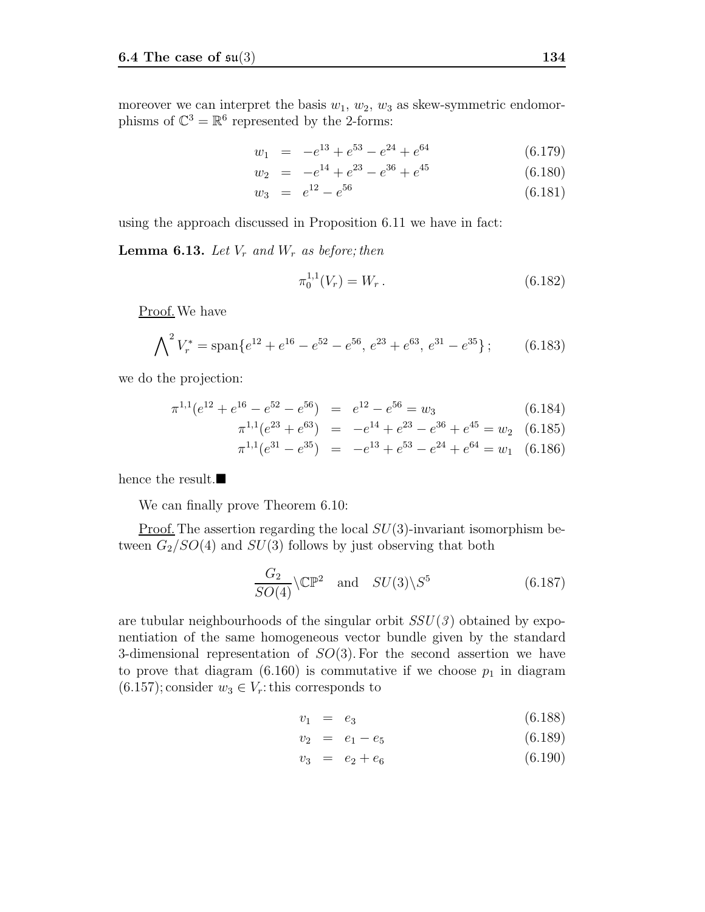moreover we can interpret the basis $w_1$, $w_2$, $w_3$ as skew-symmetric endomorphisms of $\mathbb{C}^3 = \mathbb{R}^6$ represented by the 2-forms:

$$
\begin{aligned}
w_1 &= -e^{13} + e^{53} - e^{24} + e^{64} && (6.179)\\
w_2 &= -e^{14} + e^{23} - e^{36} + e^{45} && (6.180)\\
w_3 &= e^{12} - e^{56} && (6.181)
\end{aligned}
$$

using the approach discussed in Proposition 6.11 we have in fact:

**Lemma 6.13.** *Let $V_r$ and $W_r$ as before; then*

$$\pi_0^{1,1}(V_r) = W_r \,. \qquad (6.182)$$

Proof. We have

$$\bigwedge^2 V_r^* = \mathrm{span}\{e^{12} + e^{16} - e^{52} - e^{56},\ e^{23} + e^{63},\ e^{31} - e^{35}\}\,; \qquad (6.183)$$

we do the projection:

$$
\begin{aligned}
\pi^{1,1}(e^{12} + e^{16} - e^{52} - e^{56}) &= e^{12} - e^{56} = w_3 && (6.184)\\
\pi^{1,1}(e^{23} + e^{63}) &= -e^{14} + e^{23} - e^{36} + e^{45} = w_2 && (6.185)\\
\pi^{1,1}(e^{31} - e^{35}) &= -e^{13} + e^{53} - e^{24} + e^{64} = w_1 && (6.186)
\end{aligned}
$$

hence the result.■

We can finally prove Theorem 6.10:

Proof. The assertion regarding the local $SU(3)$-invariant isomorphism between $G_2/SO(4)$ and $SU(3)$ follows by just observing that both

$$\frac{G_2}{SO(4)} \backslash \mathbb{CP}^2 \quad \text{and} \quad SU(3) \backslash S^5 \qquad (6.187)$$

are tubular neighbourhoods of the singular orbit $SSU(3)$ obtained by exponentiation of the same homogeneous vector bundle given by the standard 3-dimensional representation of $SO(3)$. For the second assertion we have to prove that diagram (6.160) is commutative if we choose $p_1$ in diagram (6.157); consider $w_3 \in V_r$: this corresponds to

$$
\begin{aligned}
v_1 &= e_3 && (6.188)\\
v_2 &= e_1 - e_5 && (6.189)\\
v_3 &= e_2 + e_6 && (6.190)
\end{aligned}
$$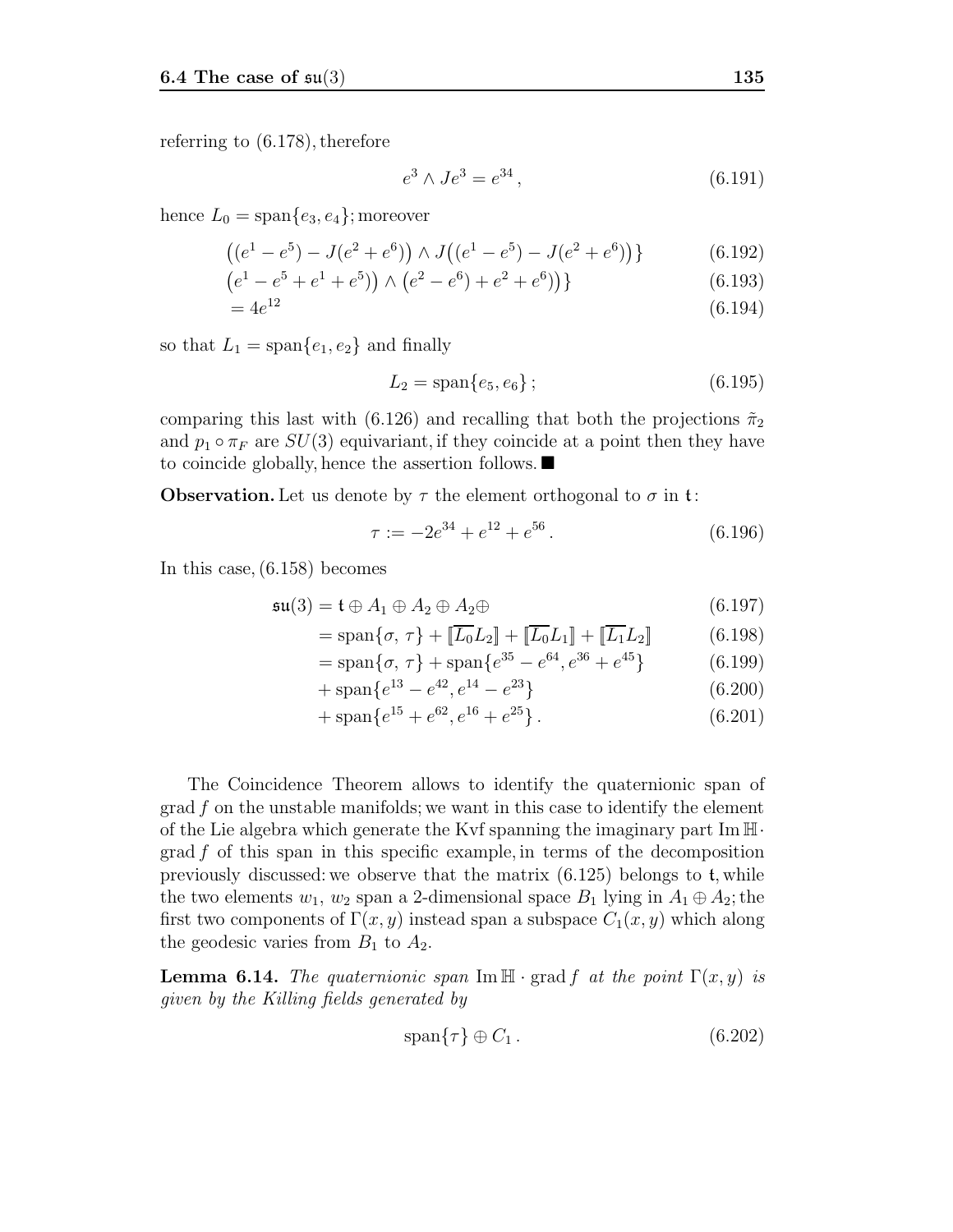referring to (6.178), therefore

$$e^3 \wedge Je^3 = e^{34}\,, \tag{6.191}$$

hence $L_0 = \mathrm{span}\{e_3, e_4\}$; moreover

$$\big((e^1 - e^5) - J(e^2 + e^6)\big) \wedge J\big((e^1 - e^5) - J(e^2 + e^6)\big)\} \tag{6.192}$$

$$\big(e^1 - e^5 + e^1 + e^5)\big) \wedge \big(e^2 - e^6) + e^2 + e^6)\big)\} \tag{6.193}$$

$$= 4e^{12} \tag{6.194}$$

so that $L_1 = \mathrm{span}\{e_1, e_2\}$ and finally

$$L_2 = \mathrm{span}\{e_5, e_6\}\,; \tag{6.195}$$

comparing this last with (6.126) and recalling that both the projections $\tilde{\pi}_2$ and $p_1 \circ \pi_F$ are $SU(3)$ equivariant, if they coincide at a point then they have to coincide globally, hence the assertion follows. ■

**Observation.** Let us denote by $\tau$ the element orthogonal to $\sigma$ in $\mathfrak{t}$:

$$\tau := -2e^{34} + e^{12} + e^{56}\,. \tag{6.196}$$

In this case, (6.158) becomes

$$\mathfrak{su}(3) = \mathfrak{t} \oplus A_1 \oplus A_2 \oplus A_2 \oplus \tag{6.197}$$

$$= \mathrm{span}\{\sigma,\, \tau\} + [\![\overline{L_0} L_2]\!] + [\![\overline{L_0} L_1]\!] + [\![\overline{L_1} L_2]\!] \tag{6.198}$$

$$= \mathrm{span}\{\sigma,\, \tau\} + \mathrm{span}\{e^{35} - e^{64}, e^{36} + e^{45}\} \tag{6.199}$$

$$+ \,\mathrm{span}\{e^{13} - e^{42}, e^{14} - e^{23}\} \tag{6.200}$$

$$+ \,\mathrm{span}\{e^{15} + e^{62}, e^{16} + e^{25}\}\,. \tag{6.201}$$

The Coincidence Theorem allows to identify the quaternionic span of $\mathrm{grad}\, f$ on the unstable manifolds; we want in this case to identify the element of the Lie algebra which generate the Kvf spanning the imaginary part $\mathrm{Im}\,\mathbb{H} \cdot \mathrm{grad}\, f$ of this span in this specific example, in terms of the decomposition previously discussed: we observe that the matrix (6.125) belongs to $\mathfrak{t}$, while the two elements $w_1$, $w_2$ span a 2-dimensional space $B_1$ lying in $A_1 \oplus A_2$; the first two components of $\Gamma(x, y)$ instead span a subspace $C_1(x, y)$ which along the geodesic varies from $B_1$ to $A_2$.

**Lemma 6.14.** *The quaternionic span* $\mathrm{Im}\,\mathbb{H} \cdot \mathrm{grad}\, f$ *at the point* $\Gamma(x, y)$ *is given by the Killing fields generated by*

$$\mathrm{span}\{\tau\} \oplus C_1\,. \tag{6.202}$$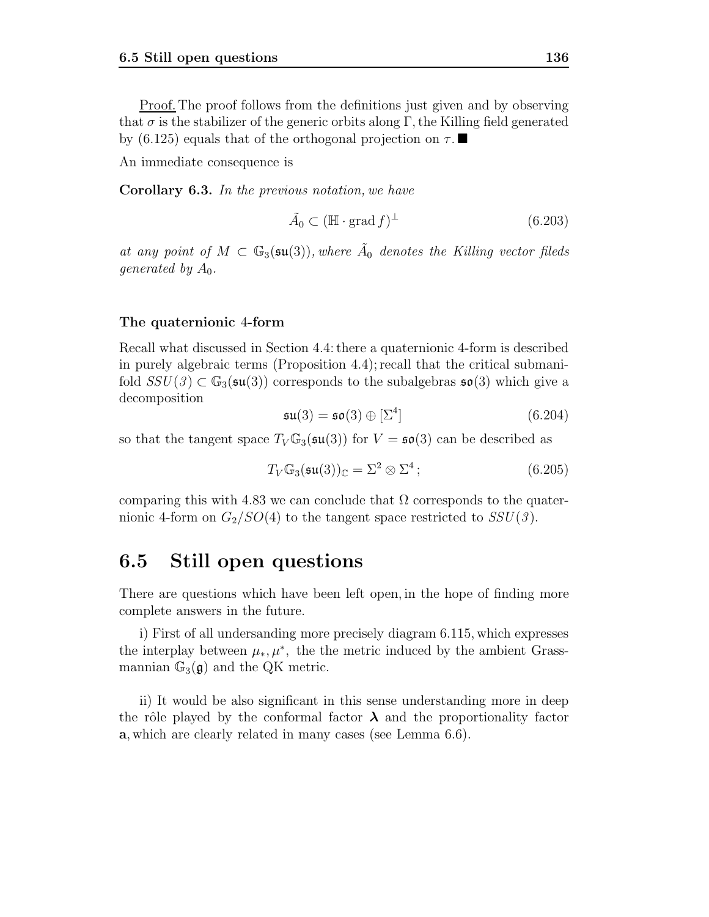Proof. The proof follows from the definitions just given and by observing that $\sigma$ is the stabilizer of the generic orbits along $\Gamma$, the Killing field generated by (6.125) equals that of the orthogonal projection on $\tau$. ■

An immediate consequence is

**Corollary 6.3.** *In the previous notation, we have*

$$\tilde{A}_0 \subset (\mathbb{H} \cdot \operatorname{grad} f)^{\perp} \tag{6.203}$$

*at any point of $M \subset \mathbb{G}_3(\mathfrak{su}(3))$, where $\tilde{A}_0$ denotes the Killing vector fileds generated by $A_0$.*

### The quaternionic 4-form

Recall what discussed in Section 4.4: there a quaternionic 4-form is described in purely algebraic terms (Proposition 4.4); recall that the critical submanifold $SSU(3) \subset \mathbb{G}_3(\mathfrak{su}(3))$ corresponds to the subalgebras $\mathfrak{so}(3)$ which give a decomposition

$$\mathfrak{su}(3) = \mathfrak{so}(3) \oplus [\Sigma^4] \tag{6.204}$$

so that the tangent space $T_V\mathbb{G}_3(\mathfrak{su}(3))$ for $V = \mathfrak{so}(3)$ can be described as

$$T_V\mathbb{G}_3(\mathfrak{su}(3))_{\mathbb{C}} = \Sigma^2 \otimes \Sigma^4\,; \tag{6.205}$$

comparing this with 4.83 we can conclude that $\Omega$ corresponds to the quaternionic 4-form on $G_2/SO(4)$ to the tangent space restricted to $SSU(3)$.

## 6.5 Still open questions

There are questions which have been left open, in the hope of finding more complete answers in the future.

i) First of all undersanding more precisely diagram 6.115, which expresses the interplay between $\mu_*, \mu^*$, the the metric induced by the ambient Grassmannian $\mathbb{G}_3(\mathfrak{g})$ and the QK metric.

ii) It would be also significant in this sense understanding more in deep the rôle played by the conformal factor $\boldsymbol{\lambda}$ and the proportionality factor $\mathbf{a}$, which are clearly related in many cases (see Lemma 6.6).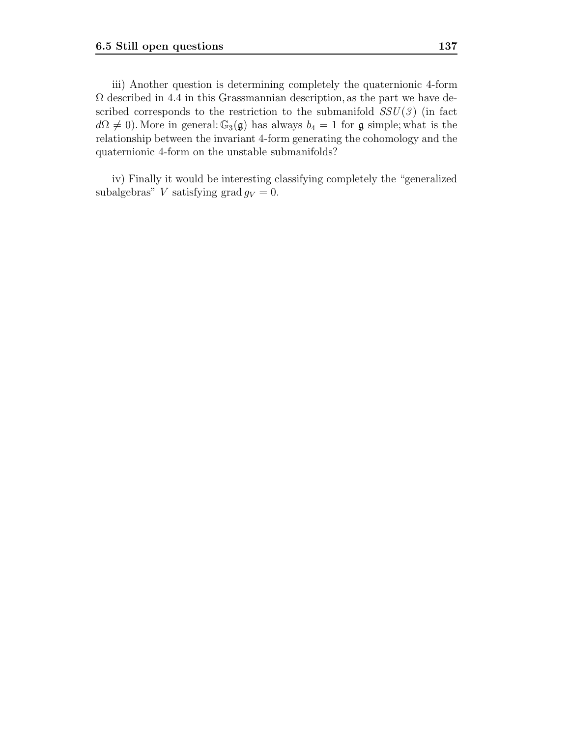iii) Another question is determining completely the quaternionic 4-form $\Omega$ described in 4.4 in this Grassmannian description, as the part we have described corresponds to the restriction to the submanifold $SSU(3)$ (in fact $d\Omega \neq 0$). More in general: $\mathbb{G}_3(\mathfrak{g})$ has always $b_4 = 1$ for $\mathfrak{g}$ simple; what is the relationship between the invariant 4-form generating the cohomology and the quaternionic 4-form on the unstable submanifolds?

iv) Finally it would be interesting classifying completely the "generalized subalgebras" $V$ satisfying $\operatorname{grad} g_V = 0$.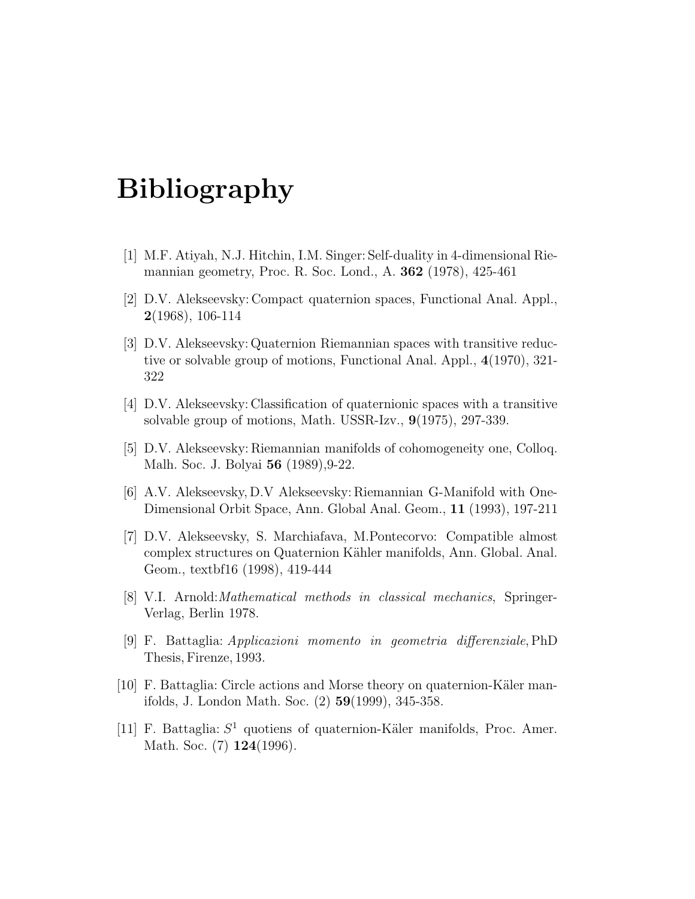# Bibliography

[1] M.F. Atiyah, N.J. Hitchin, I.M. Singer: Self-duality in 4-dimensional Riemannian geometry, Proc. R. Soc. Lond., A. **362** (1978), 425-461

[2] D.V. Alekseevsky: Compact quaternion spaces, Functional Anal. Appl., **2**(1968), 106-114

[3] D.V. Alekseevsky: Quaternion Riemannian spaces with transitive reductive or solvable group of motions, Functional Anal. Appl., **4**(1970), 321-322

[4] D.V. Alekseevsky: Classification of quaternionic spaces with a transitive solvable group of motions, Math. USSR-Izv., **9**(1975), 297-339.

[5] D.V. Alekseevsky: Riemannian manifolds of cohomogeneity one, Colloq. Malh. Soc. J. Bolyai **56** (1989),9-22.

[6] A.V. Alekseevsky, D.V Alekseevsky: Riemannian G-Manifold with One-Dimensional Orbit Space, Ann. Global Anal. Geom., **11** (1993), 197-211

[7] D.V. Alekseevsky, S. Marchiafava, M.Pontecorvo: Compatible almost complex structures on Quaternion Kähler manifolds, Ann. Global. Anal. Geom., textbf16 (1998), 419-444

[8] V.I. Arnold: *Mathematical methods in classical mechanics*, Springer-Verlag, Berlin 1978.

[9] F. Battaglia: *Applicazioni momento in geometria differenziale*, PhD Thesis, Firenze, 1993.

[10] F. Battaglia: Circle actions and Morse theory on quaternion-Käler manifolds, J. London Math. Soc. (2) **59**(1999), 345-358.

[11] F. Battaglia: $S^1$ quotiens of quaternion-Käler manifolds, Proc. Amer. Math. Soc. (7) **124**(1996).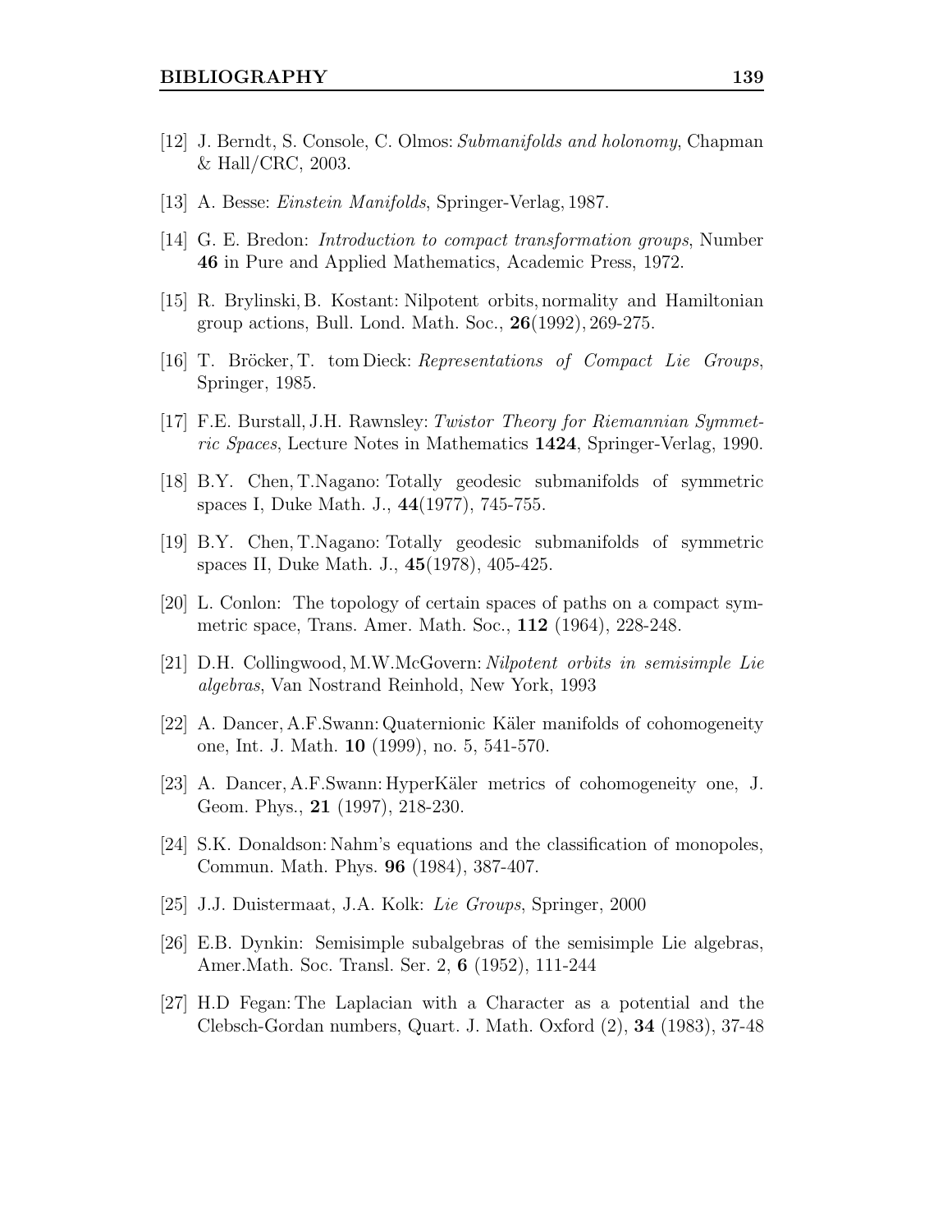[12] J. Berndt, S. Console, C. Olmos: *Submanifolds and holonomy*, Chapman & Hall/CRC, 2003.

[13] A. Besse: *Einstein Manifolds*, Springer-Verlag, 1987.

[14] G. E. Bredon: *Introduction to compact transformation groups*, Number **46** in Pure and Applied Mathematics, Academic Press, 1972.

[15] R. Brylinski, B. Kostant: Nilpotent orbits, normality and Hamiltonian group actions, Bull. Lond. Math. Soc., **26**(1992), 269-275.

[16] T. Bröcker, T. tom Dieck: *Representations of Compact Lie Groups*, Springer, 1985.

[17] F.E. Burstall, J.H. Rawnsley: *Twistor Theory for Riemannian Symmetric Spaces*, Lecture Notes in Mathematics **1424**, Springer-Verlag, 1990.

[18] B.Y. Chen, T.Nagano: Totally geodesic submanifolds of symmetric spaces I, Duke Math. J., **44**(1977), 745-755.

[19] B.Y. Chen, T.Nagano: Totally geodesic submanifolds of symmetric spaces II, Duke Math. J., **45**(1978), 405-425.

[20] L. Conlon: The topology of certain spaces of paths on a compact symmetric space, Trans. Amer. Math. Soc., **112** (1964), 228-248.

[21] D.H. Collingwood, M.W.McGovern: *Nilpotent orbits in semisimple Lie algebras*, Van Nostrand Reinhold, New York, 1993

[22] A. Dancer, A.F.Swann: Quaternionic Käler manifolds of cohomogeneity one, Int. J. Math. **10** (1999), no. 5, 541-570.

[23] A. Dancer, A.F.Swann: HyperKäler metrics of cohomogeneity one, J. Geom. Phys., **21** (1997), 218-230.

[24] S.K. Donaldson: Nahm's equations and the classification of monopoles, Commun. Math. Phys. **96** (1984), 387-407.

[25] J.J. Duistermaat, J.A. Kolk: *Lie Groups*, Springer, 2000

[26] E.B. Dynkin: Semisimple subalgebras of the semisimple Lie algebras, Amer.Math. Soc. Transl. Ser. 2, **6** (1952), 111-244

[27] H.D Fegan: The Laplacian with a Character as a potential and the Clebsch-Gordan numbers, Quart. J. Math. Oxford (2), **34** (1983), 37-48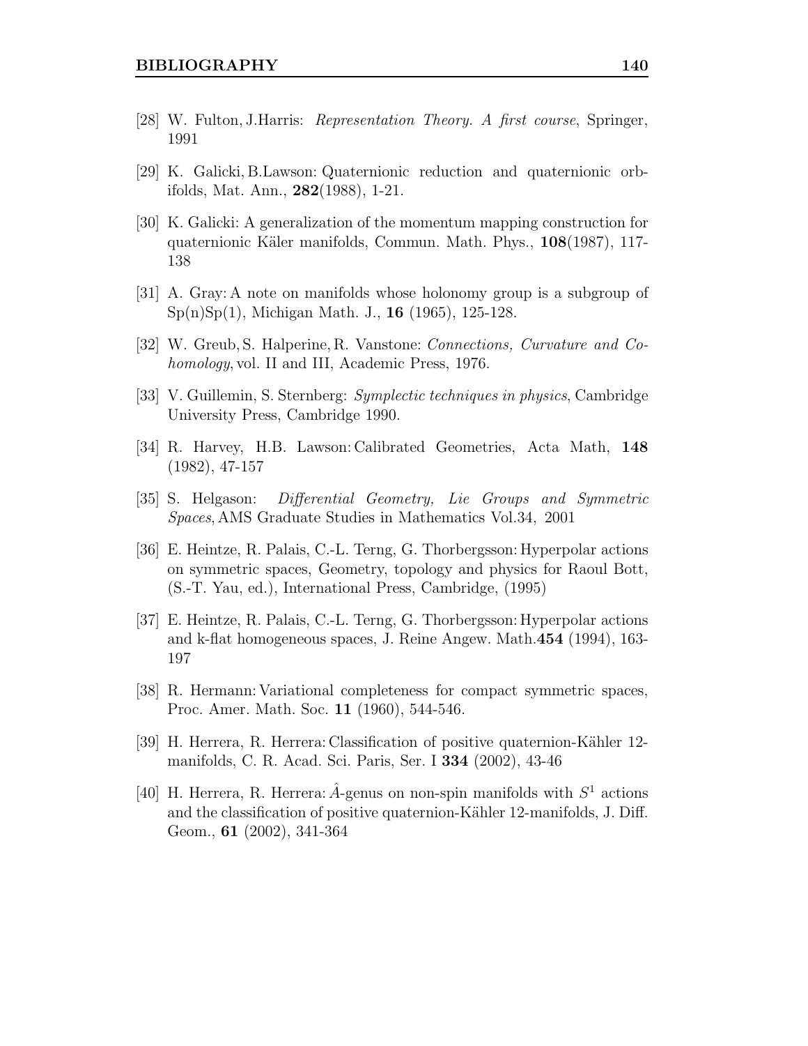[28] W. Fulton, J.Harris: *Representation Theory. A first course*, Springer, 1991

[29] K. Galicki, B.Lawson: Quaternionic reduction and quaternionic orbifolds, Mat. Ann., **282**(1988), 1-21.

[30] K. Galicki: A generalization of the momentum mapping construction for quaternionic Käler manifolds, Commun. Math. Phys., **108**(1987), 117-138

[31] A. Gray: A note on manifolds whose holonomy group is a subgroup of Sp(n)Sp(1), Michigan Math. J., **16** (1965), 125-128.

[32] W. Greub, S. Halperine, R. Vanstone: *Connections, Curvature and Cohomology*, vol. II and III, Academic Press, 1976.

[33] V. Guillemin, S. Sternberg: *Symplectic techniques in physics*, Cambridge University Press, Cambridge 1990.

[34] R. Harvey, H.B. Lawson: Calibrated Geometries, Acta Math, **148** (1982), 47-157

[35] S. Helgason: *Differential Geometry, Lie Groups and Symmetric Spaces*, AMS Graduate Studies in Mathematics Vol.34, 2001

[36] E. Heintze, R. Palais, C.-L. Terng, G. Thorbergsson: Hyperpolar actions on symmetric spaces, Geometry, topology and physics for Raoul Bott, (S.-T. Yau, ed.), International Press, Cambridge, (1995)

[37] E. Heintze, R. Palais, C.-L. Terng, G. Thorbergsson: Hyperpolar actions and k-flat homogeneous spaces, J. Reine Angew. Math.**454** (1994), 163-197

[38] R. Hermann: Variational completeness for compact symmetric spaces, Proc. Amer. Math. Soc. **11** (1960), 544-546.

[39] H. Herrera, R. Herrera: Classification of positive quaternion-Kähler 12-manifolds, C. R. Acad. Sci. Paris, Ser. I **334** (2002), 43-46

[40] H. Herrera, R. Herrera: $\hat{A}$-genus on non-spin manifolds with $S^1$ actions and the classification of positive quaternion-Kähler 12-manifolds, J. Diff. Geom., **61** (2002), 341-364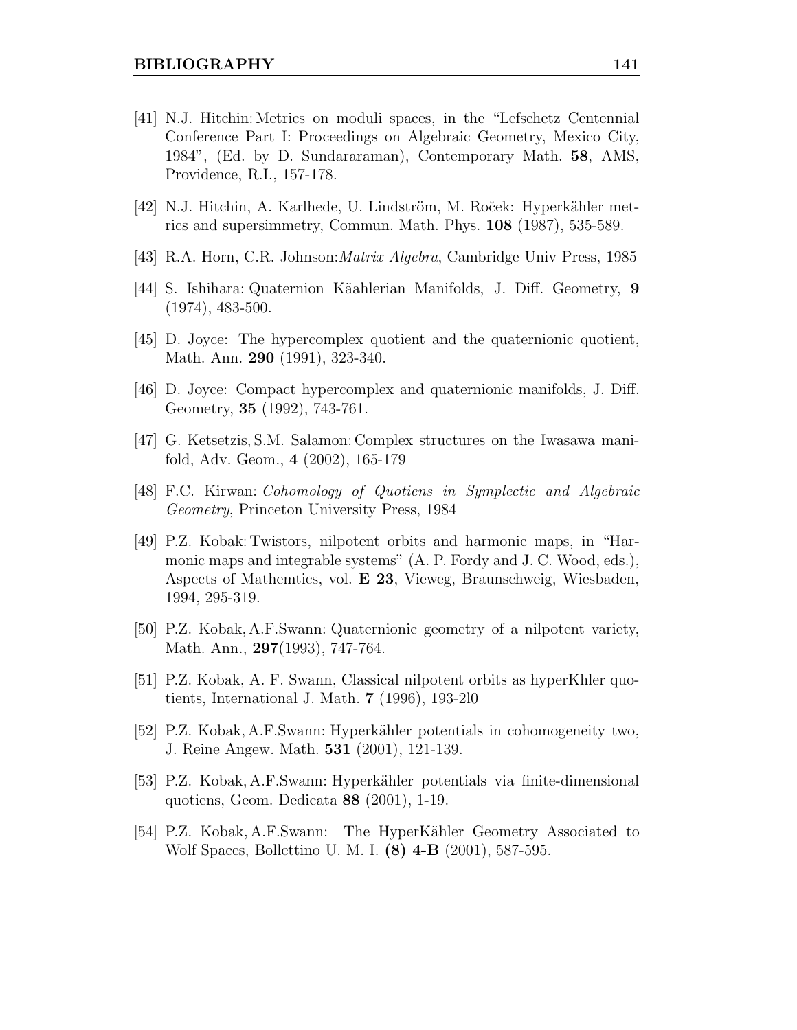[41] N.J. Hitchin: Metrics on moduli spaces, in the "Lefschetz Centennial Conference Part I: Proceedings on Algebraic Geometry, Mexico City, 1984", (Ed. by D. Sundararaman), Contemporary Math. **58**, AMS, Providence, R.I., 157-178.

[42] N.J. Hitchin, A. Karlhede, U. Lindström, M. Roček: Hyperkähler metrics and supersimmetry, Commun. Math. Phys. **108** (1987), 535-589.

[43] R.A. Horn, C.R. Johnson: *Matrix Algebra*, Cambridge Univ Press, 1985

[44] S. Ishihara: Quaternion Käahlerian Manifolds, J. Diff. Geometry, **9** (1974), 483-500.

[45] D. Joyce: The hypercomplex quotient and the quaternionic quotient, Math. Ann. **290** (1991), 323-340.

[46] D. Joyce: Compact hypercomplex and quaternionic manifolds, J. Diff. Geometry, **35** (1992), 743-761.

[47] G. Ketsetzis, S.M. Salamon: Complex structures on the Iwasawa manifold, Adv. Geom., **4** (2002), 165-179

[48] F.C. Kirwan: *Cohomology of Quotiens in Symplectic and Algebraic Geometry*, Princeton University Press, 1984

[49] P.Z. Kobak: Twistors, nilpotent orbits and harmonic maps, in "Harmonic maps and integrable systems" (A. P. Fordy and J. C. Wood, eds.), Aspects of Mathemtics, vol. **E 23**, Vieweg, Braunschweig, Wiesbaden, 1994, 295-319.

[50] P.Z. Kobak, A.F.Swann: Quaternionic geometry of a nilpotent variety, Math. Ann., **297**(1993), 747-764.

[51] P.Z. Kobak, A. F. Swann, Classical nilpotent orbits as hyperKhler quotients, International J. Math. **7** (1996), 193-2l0

[52] P.Z. Kobak, A.F.Swann: Hyperkähler potentials in cohomogeneity two, J. Reine Angew. Math. **531** (2001), 121-139.

[53] P.Z. Kobak, A.F.Swann: Hyperkähler potentials via finite-dimensional quotiens, Geom. Dedicata **88** (2001), 1-19.

[54] P.Z. Kobak, A.F.Swann: The HyperKähler Geometry Associated to Wolf Spaces, Bollettino U. M. I. **(8) 4-B** (2001), 587-595.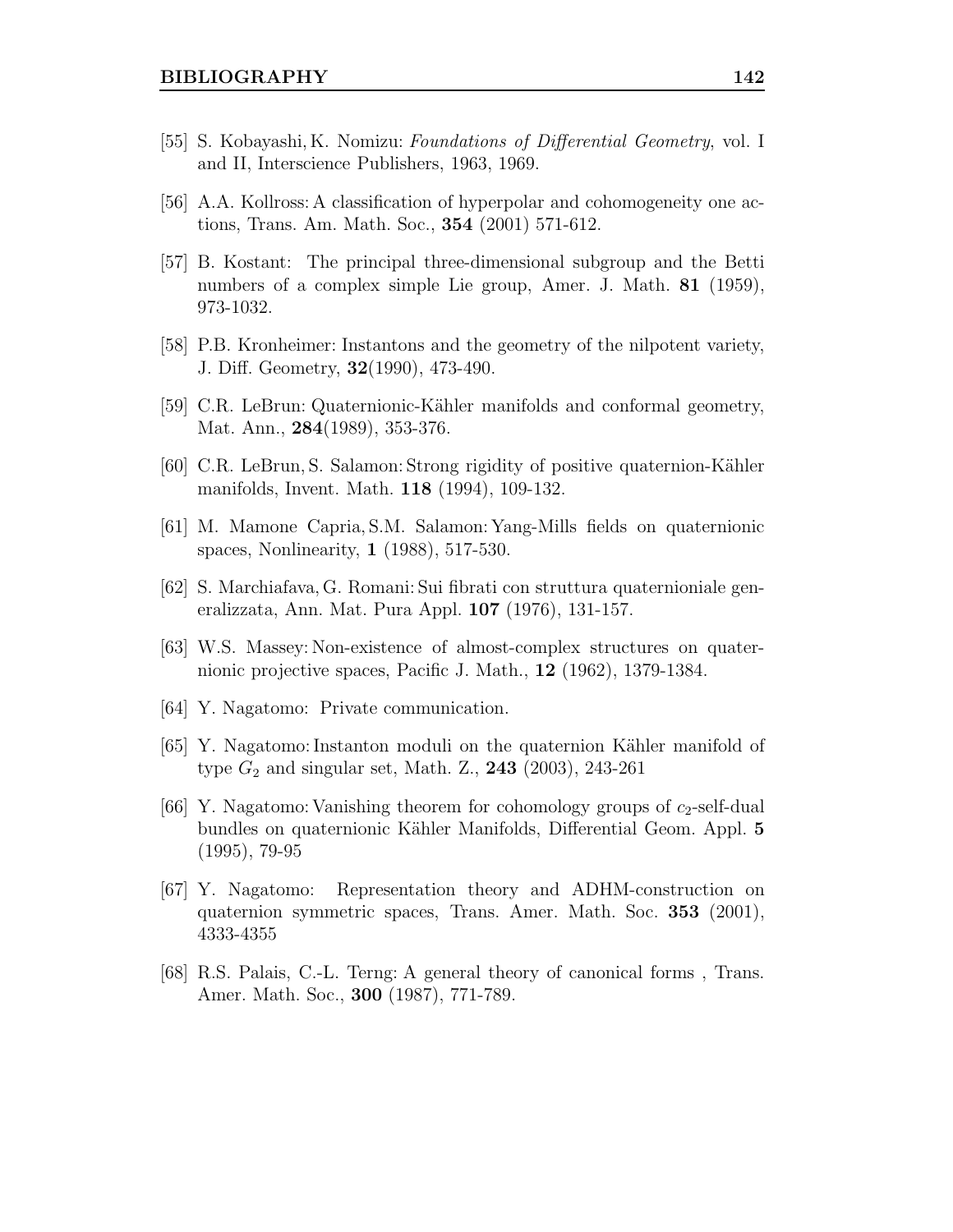[55] S. Kobayashi, K. Nomizu: *Foundations of Differential Geometry*, vol. I and II, Interscience Publishers, 1963, 1969.

[56] A.A. Kollross: A classification of hyperpolar and cohomogeneity one actions, Trans. Am. Math. Soc., **354** (2001) 571-612.

[57] B. Kostant: The principal three-dimensional subgroup and the Betti numbers of a complex simple Lie group, Amer. J. Math. **81** (1959), 973-1032.

[58] P.B. Kronheimer: Instantons and the geometry of the nilpotent variety, J. Diff. Geometry, **32**(1990), 473-490.

[59] C.R. LeBrun: Quaternionic-Kähler manifolds and conformal geometry, Mat. Ann., **284**(1989), 353-376.

[60] C.R. LeBrun, S. Salamon: Strong rigidity of positive quaternion-Kähler manifolds, Invent. Math. **118** (1994), 109-132.

[61] M. Mamone Capria, S.M. Salamon: Yang-Mills fields on quaternionic spaces, Nonlinearity, **1** (1988), 517-530.

[62] S. Marchiafava, G. Romani: Sui fibrati con struttura quaternioniale generalizzata, Ann. Mat. Pura Appl. **107** (1976), 131-157.

[63] W.S. Massey: Non-existence of almost-complex structures on quaternionic projective spaces, Pacific J. Math., **12** (1962), 1379-1384.

[64] Y. Nagatomo: Private communication.

[65] Y. Nagatomo: Instanton moduli on the quaternion Kähler manifold of type $G_2$ and singular set, Math. Z., **243** (2003), 243-261

[66] Y. Nagatomo: Vanishing theorem for cohomology groups of $c_2$-self-dual bundles on quaternionic Kähler Manifolds, Differential Geom. Appl. **5** (1995), 79-95

[67] Y. Nagatomo: Representation theory and ADHM-construction on quaternion symmetric spaces, Trans. Amer. Math. Soc. **353** (2001), 4333-4355

[68] R.S. Palais, C.-L. Terng: A general theory of canonical forms , Trans. Amer. Math. Soc., **300** (1987), 771-789.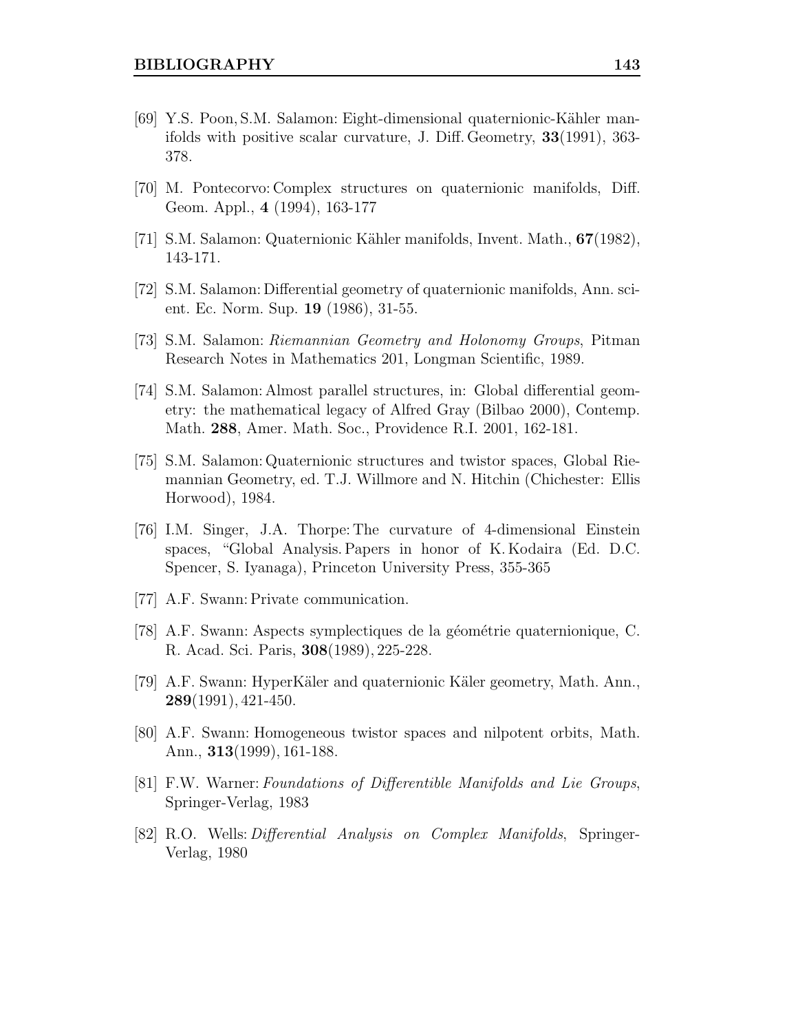[69] Y.S. Poon, S.M. Salamon: Eight-dimensional quaternionic-Kähler manifolds with positive scalar curvature, J. Diff. Geometry, **33**(1991), 363-378.

[70] M. Pontecorvo: Complex structures on quaternionic manifolds, Diff. Geom. Appl., **4** (1994), 163-177

[71] S.M. Salamon: Quaternionic Kähler manifolds, Invent. Math., **67**(1982), 143-171.

[72] S.M. Salamon: Differential geometry of quaternionic manifolds, Ann. scient. Ec. Norm. Sup. **19** (1986), 31-55.

[73] S.M. Salamon: *Riemannian Geometry and Holonomy Groups*, Pitman Research Notes in Mathematics 201, Longman Scientific, 1989.

[74] S.M. Salamon: Almost parallel structures, in: Global differential geometry: the mathematical legacy of Alfred Gray (Bilbao 2000), Contemp. Math. **288**, Amer. Math. Soc., Providence R.I. 2001, 162-181.

[75] S.M. Salamon: Quaternionic structures and twistor spaces, Global Riemannian Geometry, ed. T.J. Willmore and N. Hitchin (Chichester: Ellis Horwood), 1984.

[76] I.M. Singer, J.A. Thorpe: The curvature of 4-dimensional Einstein spaces, "Global Analysis. Papers in honor of K. Kodaira (Ed. D.C. Spencer, S. Iyanaga), Princeton University Press, 355-365

[77] A.F. Swann: Private communication.

[78] A.F. Swann: Aspects symplectiques de la géométrie quaternionique, C. R. Acad. Sci. Paris, **308**(1989), 225-228.

[79] A.F. Swann: HyperKäler and quaternionic Käler geometry, Math. Ann., **289**(1991), 421-450.

[80] A.F. Swann: Homogeneous twistor spaces and nilpotent orbits, Math. Ann., **313**(1999), 161-188.

[81] F.W. Warner: *Foundations of Differentible Manifolds and Lie Groups*, Springer-Verlag, 1983

[82] R.O. Wells: *Differential Analysis on Complex Manifolds*, Springer-Verlag, 1980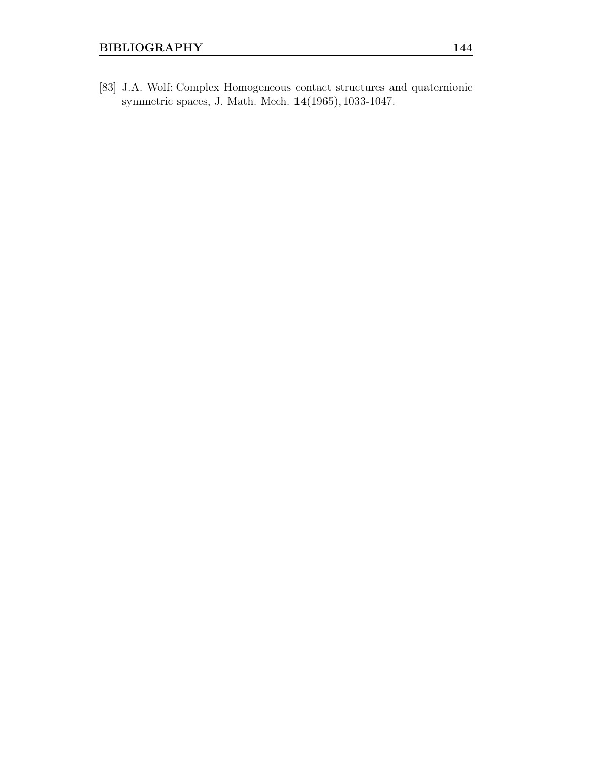[83] J.A. Wolf: Complex Homogeneous contact structures and quaternionic symmetric spaces, J. Math. Mech. **14**(1965), 1033-1047.